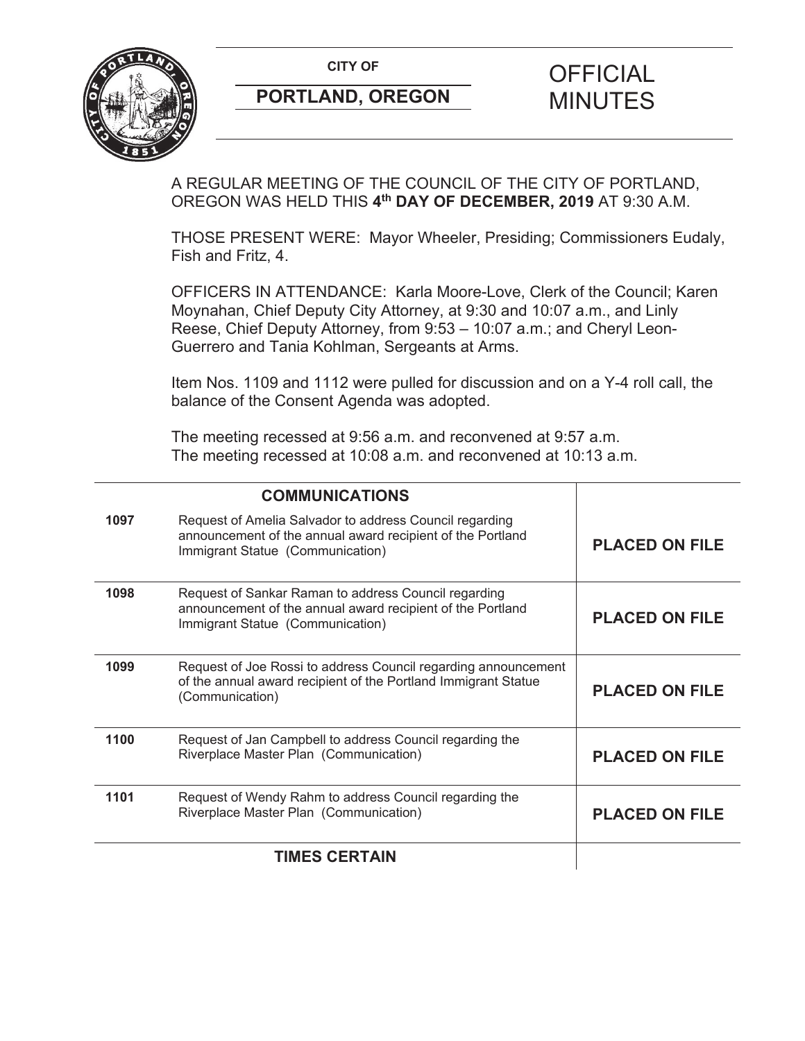**CITY OF**

**PORTLAND, OREGON**

# OFFICIAL MINUTES

A REGULAR MEETING OF THE COUNCIL OF THE CITY OF PORTLAND, OREGON WAS HELD THIS **4th DAY OF DECEMBER, 2019** AT 9:30 A.M.

THOSE PRESENT WERE: Mayor Wheeler, Presiding; Commissioners Eudaly, Fish and Fritz, 4.

OFFICERS IN ATTENDANCE: Karla Moore-Love, Clerk of the Council; Karen Moynahan, Chief Deputy City Attorney, at 9:30 and 10:07 a.m., and Linly Reese, Chief Deputy Attorney, from 9:53 – 10:07 a.m.; and Cheryl Leon-Guerrero and Tania Kohlman, Sergeants at Arms.

Item Nos. 1109 and 1112 were pulled for discussion and on a Y-4 roll call, the balance of the Consent Agenda was adopted.

The meeting recessed at 9:56 a.m. and reconvened at 9:57 a.m.
The meeting recessed at 10:08 a.m. and reconvened at 10:13 a.m.

| | **COMMUNICATIONS** | |
|---|---|---|
| **1097** | Request of Amelia Salvador to address Council regarding announcement of the annual award recipient of the Portland Immigrant Statue (Communication) | **PLACED ON FILE** |
| **1098** | Request of Sankar Raman to address Council regarding announcement of the annual award recipient of the Portland Immigrant Statue (Communication) | **PLACED ON FILE** |
| **1099** | Request of Joe Rossi to address Council regarding announcement of the annual award recipient of the Portland Immigrant Statue (Communication) | **PLACED ON FILE** |
| **1100** | Request of Jan Campbell to address Council regarding the Riverplace Master Plan (Communication) | **PLACED ON FILE** |
| **1101** | Request of Wendy Rahm to address Council regarding the Riverplace Master Plan (Communication) | **PLACED ON FILE** |
| | **TIMES CERTAIN** | |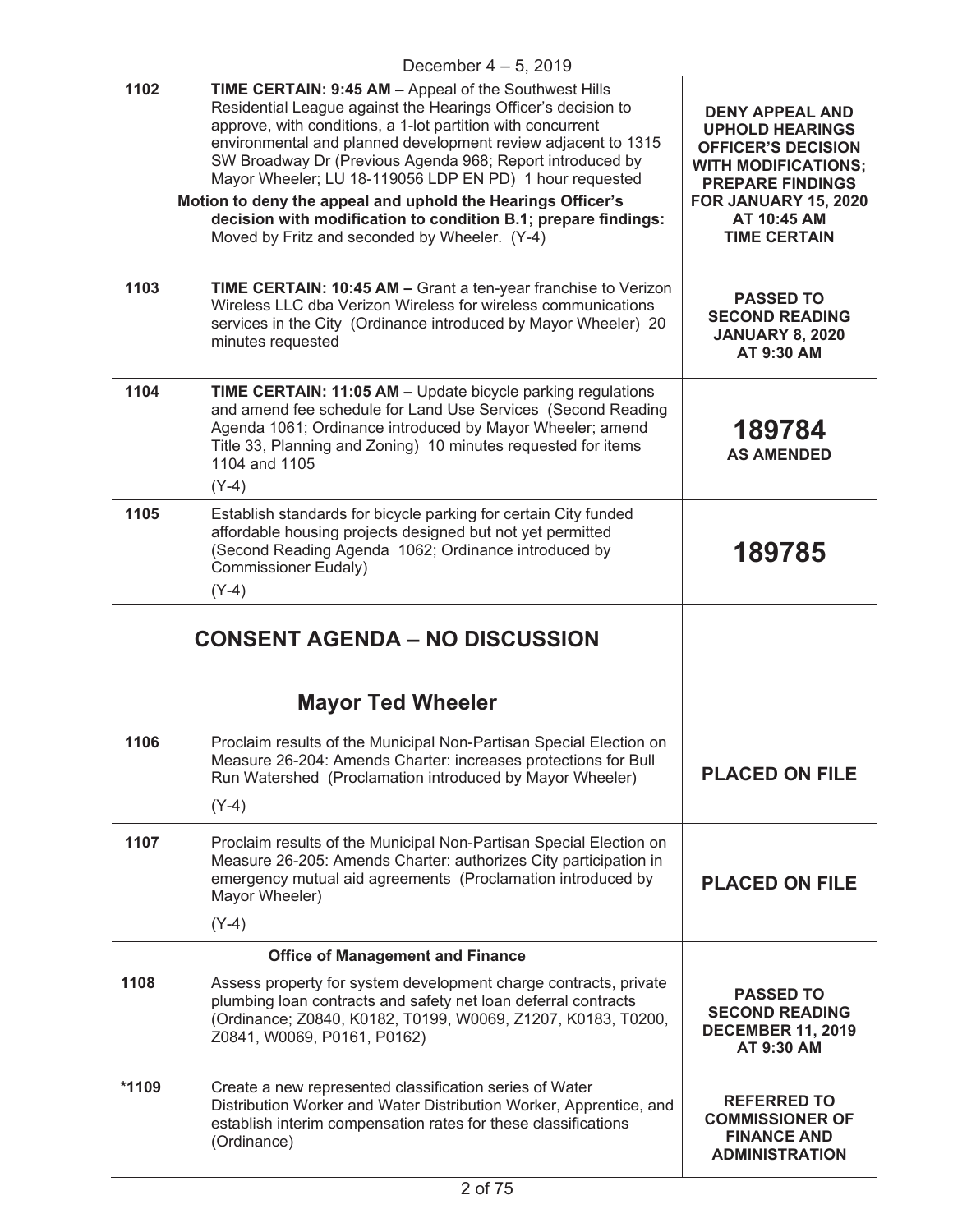December 4 – 5, 2019

| | | |
|---|---|---|
| 1102 | **TIME CERTAIN: 9:45 AM –** Appeal of the Southwest Hills Residential League against the Hearings Officer's decision to approve, with conditions, a 1-lot partition with concurrent environmental and planned development review adjacent to 1315 SW Broadway Dr (Previous Agenda 968; Report introduced by Mayor Wheeler; LU 18-119056 LDP EN PD) 1 hour requested<br>**Motion to deny the appeal and uphold the Hearings Officer's decision with modification to condition B.1; prepare findings:** Moved by Fritz and seconded by Wheeler. (Y-4) | **DENY APPEAL AND UPHOLD HEARINGS OFFICER'S DECISION WITH MODIFICATIONS; PREPARE FINDINGS FOR JANUARY 15, 2020 AT 10:45 AM TIME CERTAIN** |
| 1103 | **TIME CERTAIN: 10:45 AM –** Grant a ten-year franchise to Verizon Wireless LLC dba Verizon Wireless for wireless communications services in the City (Ordinance introduced by Mayor Wheeler) 20 minutes requested | **PASSED TO SECOND READING JANUARY 8, 2020 AT 9:30 AM** |
| 1104 | **TIME CERTAIN: 11:05 AM –** Update bicycle parking regulations and amend fee schedule for Land Use Services (Second Reading Agenda 1061; Ordinance introduced by Mayor Wheeler; amend Title 33, Planning and Zoning) 10 minutes requested for items 1104 and 1105<br>(Y-4) | **189784**<br>**AS AMENDED** |
| 1105 | Establish standards for bicycle parking for certain City funded affordable housing projects designed but not yet permitted (Second Reading Agenda 1062; Ordinance introduced by Commissioner Eudaly)<br>(Y-4) | **189785** |

## CONSENT AGENDA – NO DISCUSSION

### Mayor Ted Wheeler

| | | |
|---|---|---|
| 1106 | Proclaim results of the Municipal Non-Partisan Special Election on Measure 26-204: Amends Charter: increases protections for Bull Run Watershed (Proclamation introduced by Mayor Wheeler)<br>(Y-4) | **PLACED ON FILE** |
| 1107 | Proclaim results of the Municipal Non-Partisan Special Election on Measure 26-205: Amends Charter: authorizes City participation in emergency mutual aid agreements (Proclamation introduced by Mayor Wheeler)<br>(Y-4) | **PLACED ON FILE** |

#### Office of Management and Finance

| | | |
|---|---|---|
| 1108 | Assess property for system development charge contracts, private plumbing loan contracts and safety net loan deferral contracts (Ordinance; Z0840, K0182, T0199, W0069, Z1207, K0183, T0200, Z0841, W0069, P0161, P0162) | **PASSED TO SECOND READING DECEMBER 11, 2019 AT 9:30 AM** |
| *1109 | Create a new represented classification series of Water Distribution Worker and Water Distribution Worker, Apprentice, and establish interim compensation rates for these classifications (Ordinance) | **REFERRED TO COMMISSIONER OF FINANCE AND ADMINISTRATION** |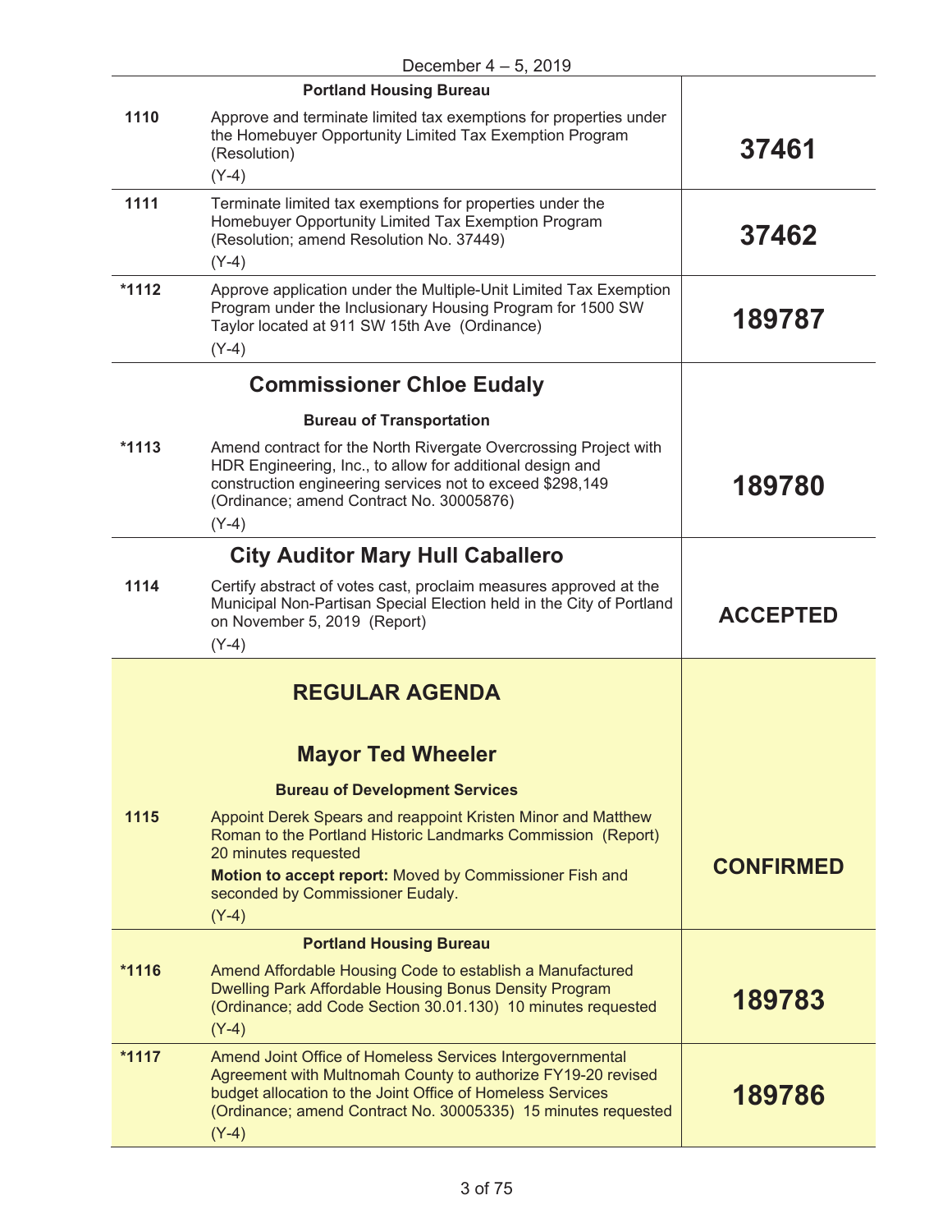December 4 – 5, 2019

| | | |
|---|---|---|
| | **Portland Housing Bureau** | |
| 1110 | Approve and terminate limited tax exemptions for properties under the Homebuyer Opportunity Limited Tax Exemption Program (Resolution)<br>(Y-4) | **37461** |
| 1111 | Terminate limited tax exemptions for properties under the Homebuyer Opportunity Limited Tax Exemption Program (Resolution; amend Resolution No. 37449)<br>(Y-4) | **37462** |
| *1112 | Approve application under the Multiple-Unit Limited Tax Exemption Program under the Inclusionary Housing Program for 1500 SW Taylor located at 911 SW 15th Ave (Ordinance)<br>(Y-4) | **189787** |
| | **Commissioner Chloe Eudaly** | |
| | **Bureau of Transportation** | |
| *1113 | Amend contract for the North Rivergate Overcrossing Project with HDR Engineering, Inc., to allow for additional design and construction engineering services not to exceed $298,149 (Ordinance; amend Contract No. 30005876)<br>(Y-4) | **189780** |
| | **City Auditor Mary Hull Caballero** | |
| 1114 | Certify abstract of votes cast, proclaim measures approved at the Municipal Non-Partisan Special Election held in the City of Portland on November 5, 2019 (Report)<br>(Y-4) | **ACCEPTED** |
| | **REGULAR AGENDA** | |
| | **Mayor Ted Wheeler** | |
| | **Bureau of Development Services** | |
| 1115 | Appoint Derek Spears and reappoint Kristen Minor and Matthew Roman to the Portland Historic Landmarks Commission (Report) 20 minutes requested<br>**Motion to accept report:** Moved by Commissioner Fish and seconded by Commissioner Eudaly.<br>(Y-4) | **CONFIRMED** |
| | **Portland Housing Bureau** | |
| *1116 | Amend Affordable Housing Code to establish a Manufactured Dwelling Park Affordable Housing Bonus Density Program (Ordinance; add Code Section 30.01.130) 10 minutes requested<br>(Y-4) | **189783** |
| *1117 | Amend Joint Office of Homeless Services Intergovernmental Agreement with Multnomah County to authorize FY19-20 revised budget allocation to the Joint Office of Homeless Services (Ordinance; amend Contract No. 30005335) 15 minutes requested<br>(Y-4) | **189786** |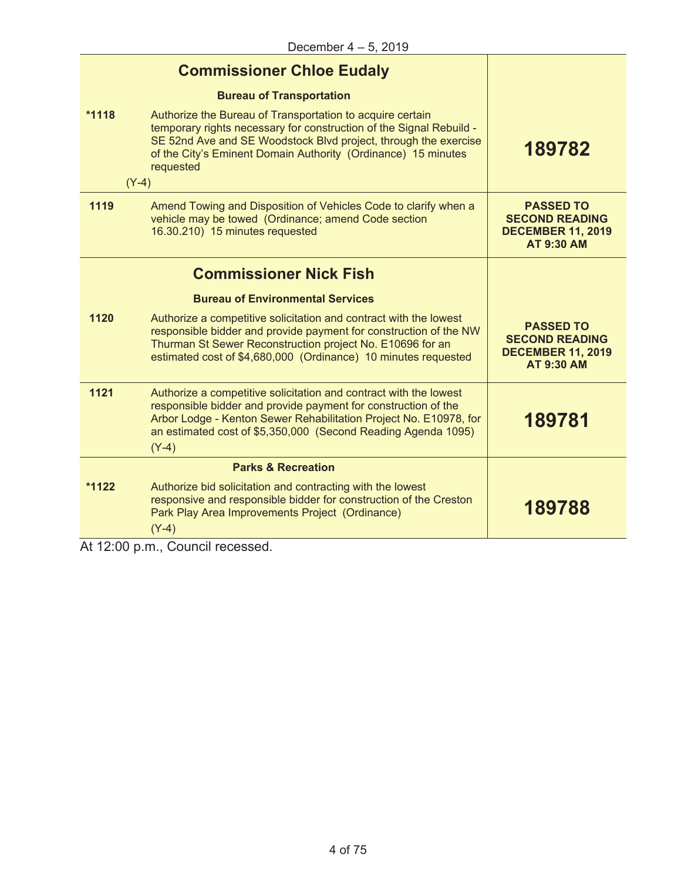December 4 – 5, 2019

| | | |
|---|---|---|
| | **Commissioner Chloe Eudaly** | |
| | **Bureau of Transportation** | |
| ***1118** | Authorize the Bureau of Transportation to acquire certain temporary rights necessary for construction of the Signal Rebuild - SE 52nd Ave and SE Woodstock Blvd project, through the exercise of the City's Eminent Domain Authority (Ordinance) 15 minutes requested<br>(Y-4) | **189782** |
| **1119** | Amend Towing and Disposition of Vehicles Code to clarify when a vehicle may be towed (Ordinance; amend Code section 16.30.210) 15 minutes requested | **PASSED TO SECOND READING DECEMBER 11, 2019 AT 9:30 AM** |
| | **Commissioner Nick Fish** | |
| | **Bureau of Environmental Services** | |
| **1120** | Authorize a competitive solicitation and contract with the lowest responsible bidder and provide payment for construction of the NW Thurman St Sewer Reconstruction project No. E10696 for an estimated cost of $4,680,000 (Ordinance) 10 minutes requested | **PASSED TO SECOND READING DECEMBER 11, 2019 AT 9:30 AM** |
| **1121** | Authorize a competitive solicitation and contract with the lowest responsible bidder and provide payment for construction of the Arbor Lodge - Kenton Sewer Rehabilitation Project No. E10978, for an estimated cost of $5,350,000 (Second Reading Agenda 1095)<br>(Y-4) | **189781** |
| | **Parks & Recreation** | |
| ***1122** | Authorize bid solicitation and contracting with the lowest responsive and responsible bidder for construction of the Creston Park Play Area Improvements Project (Ordinance)<br>(Y-4) | **189788** |

At 12:00 p.m., Council recessed.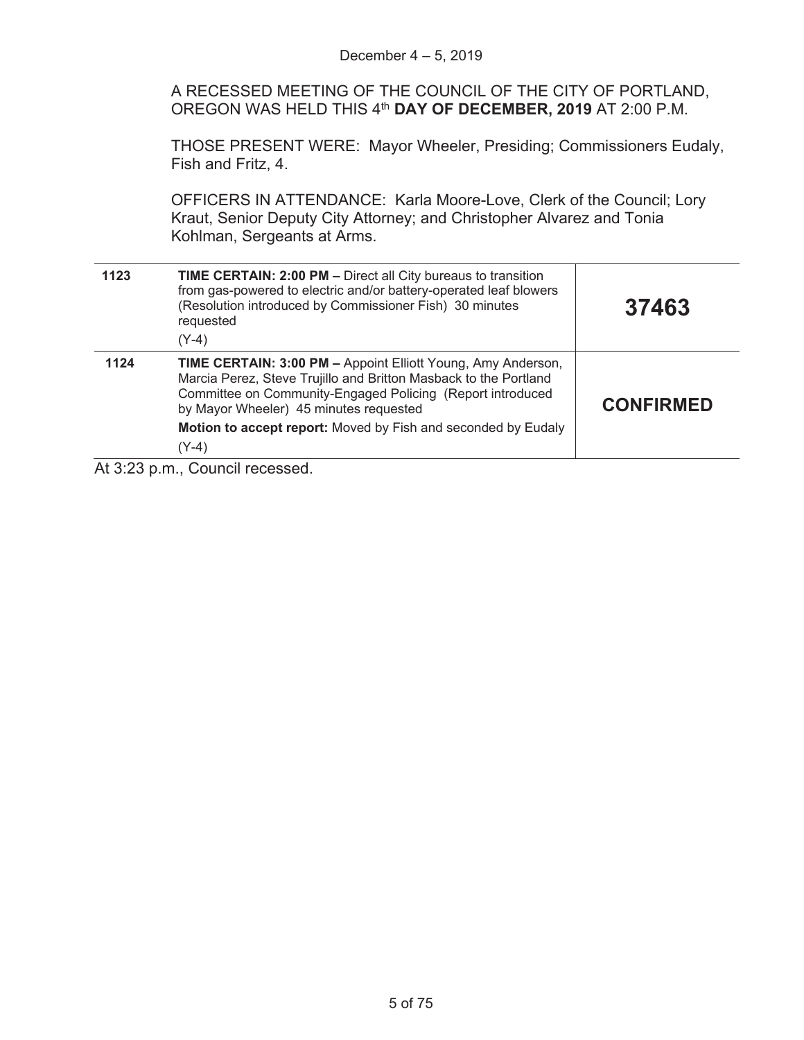December 4 – 5, 2019

A RECESSED MEETING OF THE COUNCIL OF THE CITY OF PORTLAND, OREGON WAS HELD THIS 4th **DAY OF DECEMBER, 2019** AT 2:00 P.M.

THOSE PRESENT WERE: Mayor Wheeler, Presiding; Commissioners Eudaly, Fish and Fritz, 4.

OFFICERS IN ATTENDANCE: Karla Moore-Love, Clerk of the Council; Lory Kraut, Senior Deputy City Attorney; and Christopher Alvarez and Tonia Kohlman, Sergeants at Arms.

| | | |
|---|---|---|
| **1123** | **TIME CERTAIN: 2:00 PM –** Direct all City bureaus to transition from gas-powered to electric and/or battery-operated leaf blowers (Resolution introduced by Commissioner Fish) 30 minutes requested<br>(Y-4) | **37463** |
| **1124** | **TIME CERTAIN: 3:00 PM –** Appoint Elliott Young, Amy Anderson, Marcia Perez, Steve Trujillo and Britton Masback to the Portland Committee on Community-Engaged Policing (Report introduced by Mayor Wheeler) 45 minutes requested<br>**Motion to accept report:** Moved by Fish and seconded by Eudaly<br>(Y-4) | **CONFIRMED** |

At 3:23 p.m., Council recessed.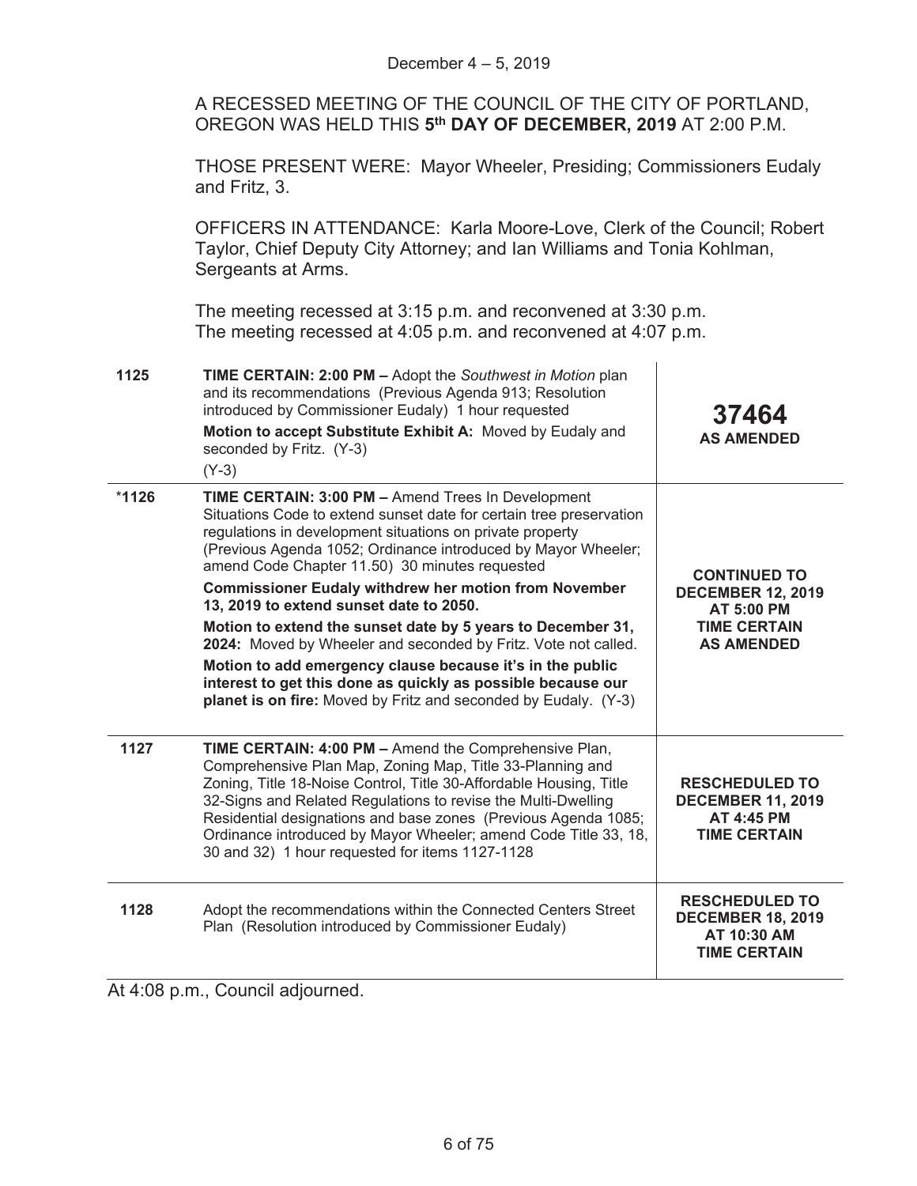December 4 – 5, 2019

A RECESSED MEETING OF THE COUNCIL OF THE CITY OF PORTLAND, OREGON WAS HELD THIS **5th DAY OF DECEMBER, 2019** AT 2:00 P.M.

THOSE PRESENT WERE: Mayor Wheeler, Presiding; Commissioners Eudaly and Fritz, 3.

OFFICERS IN ATTENDANCE: Karla Moore-Love, Clerk of the Council; Robert Taylor, Chief Deputy City Attorney; and Ian Williams and Tonia Kohlman, Sergeants at Arms.

The meeting recessed at 3:15 p.m. and reconvened at 3:30 p.m.
The meeting recessed at 4:05 p.m. and reconvened at 4:07 p.m.

| | | |
|---|---|---|
| 1125 | **TIME CERTAIN: 2:00 PM –** Adopt the *Southwest in Motion* plan and its recommendations (Previous Agenda 913; Resolution introduced by Commissioner Eudaly) 1 hour requested<br>**Motion to accept Substitute Exhibit A:** Moved by Eudaly and seconded by Fritz. (Y-3)<br>(Y-3) | **37464**<br>**AS AMENDED** |
| *1126 | **TIME CERTAIN: 3:00 PM –** Amend Trees In Development Situations Code to extend sunset date for certain tree preservation regulations in development situations on private property (Previous Agenda 1052; Ordinance introduced by Mayor Wheeler; amend Code Chapter 11.50) 30 minutes requested<br>**Commissioner Eudaly withdrew her motion from November 13, 2019 to extend sunset date to 2050.**<br>**Motion to extend the sunset date by 5 years to December 31, 2024:** Moved by Wheeler and seconded by Fritz. Vote not called.<br>**Motion to add emergency clause because it's in the public interest to get this done as quickly as possible because our planet is on fire:** Moved by Fritz and seconded by Eudaly. (Y-3) | **CONTINUED TO DECEMBER 12, 2019 AT 5:00 PM TIME CERTAIN AS AMENDED** |
| 1127 | **TIME CERTAIN: 4:00 PM –** Amend the Comprehensive Plan, Comprehensive Plan Map, Zoning Map, Title 33-Planning and Zoning, Title 18-Noise Control, Title 30-Affordable Housing, Title 32-Signs and Related Regulations to revise the Multi-Dwelling Residential designations and base zones (Previous Agenda 1085; Ordinance introduced by Mayor Wheeler; amend Code Title 33, 18, 30 and 32) 1 hour requested for items 1127-1128 | **RESCHEDULED TO DECEMBER 11, 2019 AT 4:45 PM TIME CERTAIN** |
| 1128 | Adopt the recommendations within the Connected Centers Street Plan (Resolution introduced by Commissioner Eudaly) | **RESCHEDULED TO DECEMBER 18, 2019 AT 10:30 AM TIME CERTAIN** |

At 4:08 p.m., Council adjourned.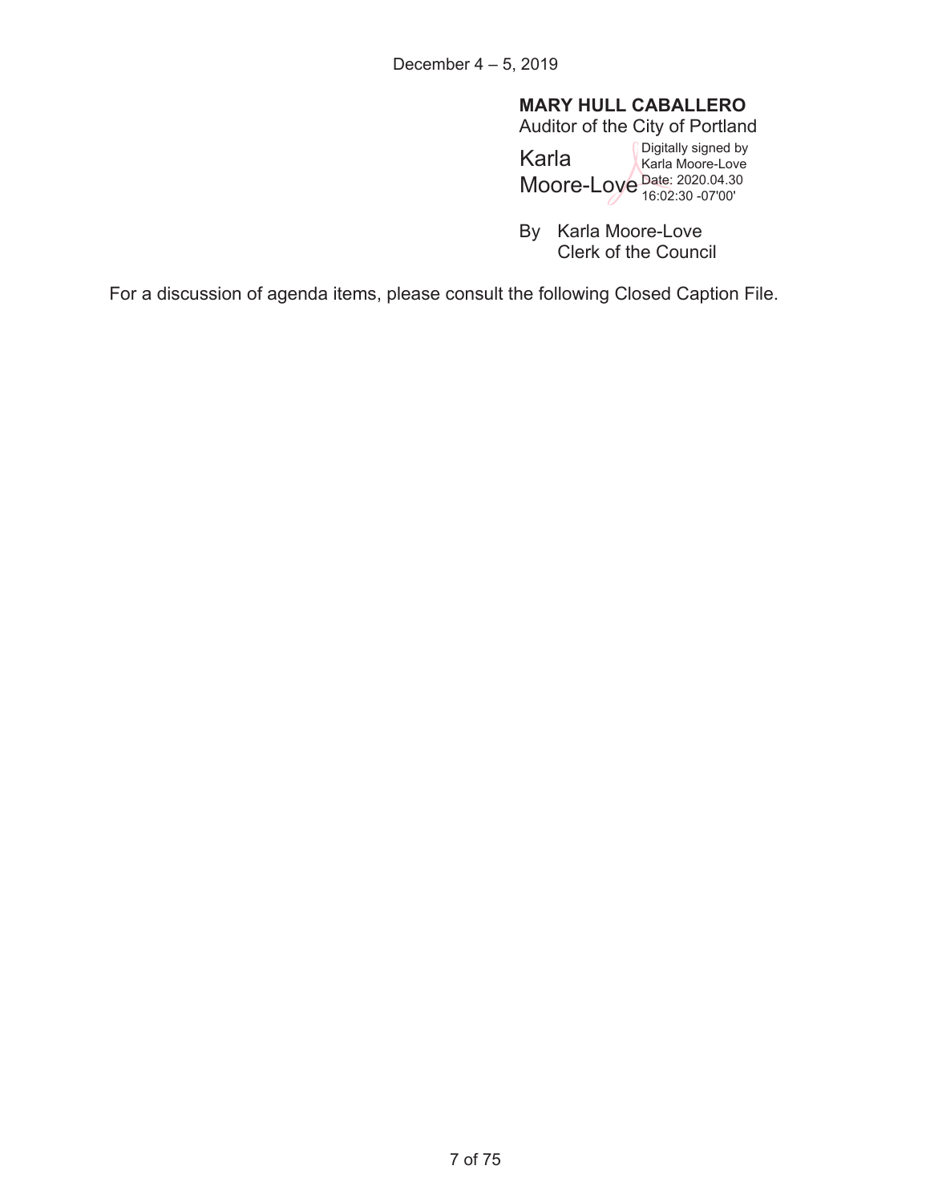December 4 – 5, 2019

**MARY HULL CABALLERO**
Auditor of the City of Portland

Karla Moore-Love

Digitally signed by Karla Moore-Love
Date: 2020.04.30 16:02:30 -07'00'

By Karla Moore-Love
Clerk of the Council

For a discussion of agenda items, please consult the following Closed Caption File.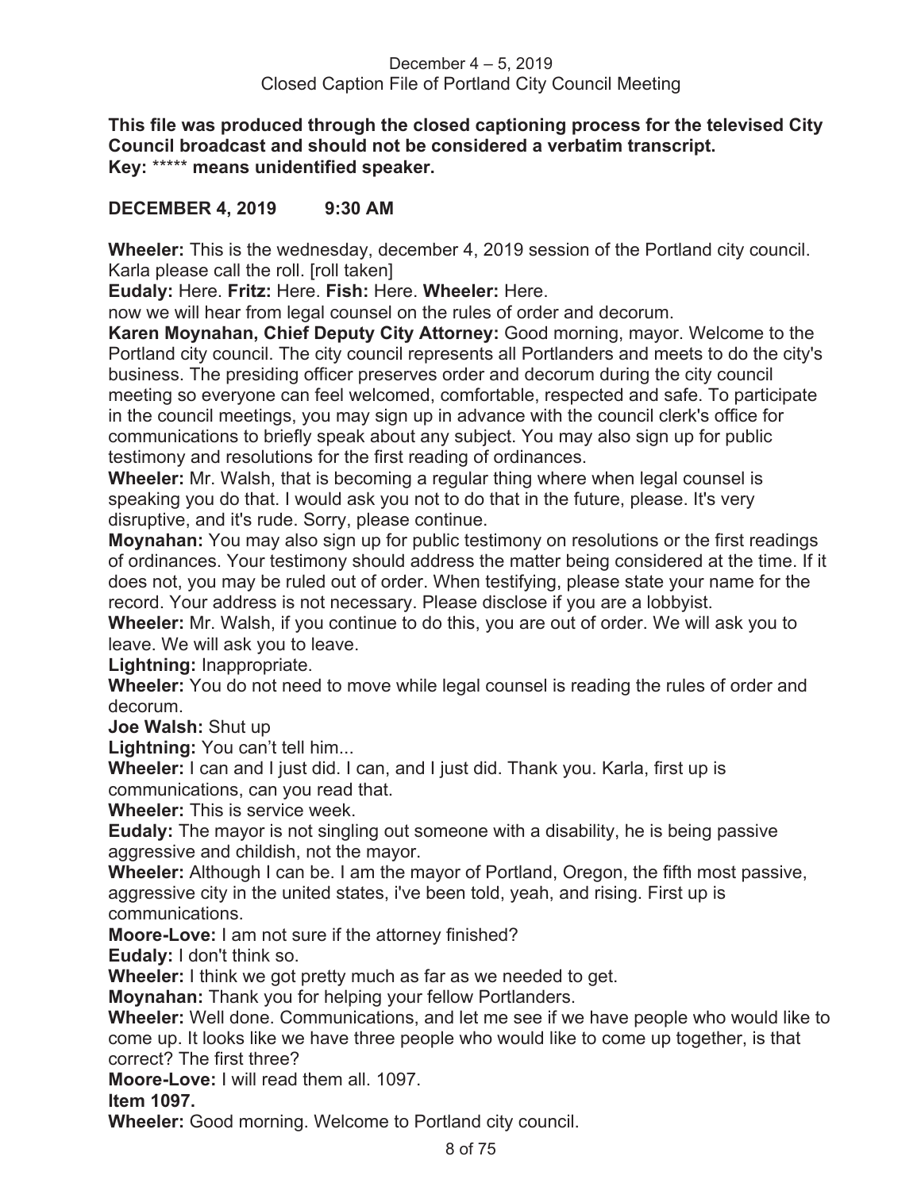December 4 – 5, 2019
Closed Caption File of Portland City Council Meeting

**This file was produced through the closed captioning process for the televised City Council broadcast and should not be considered a verbatim transcript.**
**Key:** ***** **means unidentified speaker.**

**DECEMBER 4, 2019 9:30 AM**

**Wheeler:** This is the wednesday, december 4, 2019 session of the Portland city council. Karla please call the roll. [roll taken]

**Eudaly:** Here. **Fritz:** Here. **Fish:** Here. **Wheeler:** Here.

now we will hear from legal counsel on the rules of order and decorum.

**Karen Moynahan, Chief Deputy City Attorney:** Good morning, mayor. Welcome to the Portland city council. The city council represents all Portlanders and meets to do the city's business. The presiding officer preserves order and decorum during the city council meeting so everyone can feel welcomed, comfortable, respected and safe. To participate in the council meetings, you may sign up in advance with the council clerk's office for communications to briefly speak about any subject. You may also sign up for public testimony and resolutions for the first reading of ordinances.

**Wheeler:** Mr. Walsh, that is becoming a regular thing where when legal counsel is speaking you do that. I would ask you not to do that in the future, please. It's very disruptive, and it's rude. Sorry, please continue.

**Moynahan:** You may also sign up for public testimony on resolutions or the first readings of ordinances. Your testimony should address the matter being considered at the time. If it does not, you may be ruled out of order. When testifying, please state your name for the record. Your address is not necessary. Please disclose if you are a lobbyist.

**Wheeler:** Mr. Walsh, if you continue to do this, you are out of order. We will ask you to leave. We will ask you to leave.

**Lightning:** Inappropriate.

**Wheeler:** You do not need to move while legal counsel is reading the rules of order and decorum.

**Joe Walsh:** Shut up

**Lightning:** You can't tell him...

**Wheeler:** I can and I just did. I can, and I just did. Thank you. Karla, first up is communications, can you read that.

**Wheeler:** This is service week.

**Eudaly:** The mayor is not singling out someone with a disability, he is being passive aggressive and childish, not the mayor.

**Wheeler:** Although I can be. I am the mayor of Portland, Oregon, the fifth most passive, aggressive city in the united states, i've been told, yeah, and rising. First up is communications.

**Moore-Love:** I am not sure if the attorney finished?

**Eudaly:** I don't think so.

**Wheeler:** I think we got pretty much as far as we needed to get.

**Moynahan:** Thank you for helping your fellow Portlanders.

**Wheeler:** Well done. Communications, and let me see if we have people who would like to come up. It looks like we have three people who would like to come up together, is that correct? The first three?

**Moore-Love:** I will read them all. 1097.

**Item 1097.**

**Wheeler:** Good morning. Welcome to Portland city council.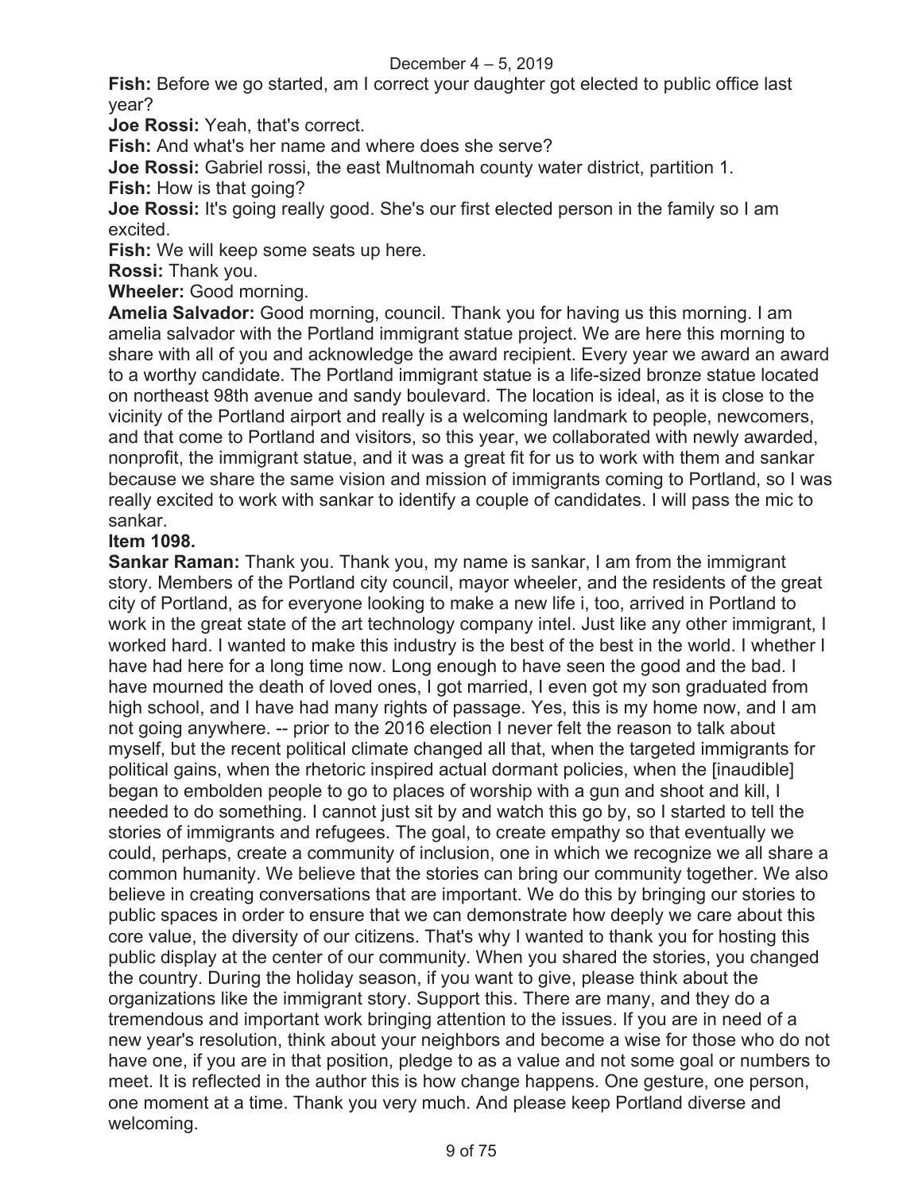**Fish:** Before we go started, am I correct your daughter got elected to public office last year?

**Joe Rossi:** Yeah, that's correct.

**Fish:** And what's her name and where does she serve?

**Joe Rossi:** Gabriel rossi, the east Multnomah county water district, partition 1.

**Fish:** How is that going?

**Joe Rossi:** It's going really good. She's our first elected person in the family so I am excited.

**Fish:** We will keep some seats up here.

**Rossi:** Thank you.

**Wheeler:** Good morning.

**Amelia Salvador:** Good morning, council. Thank you for having us this morning. I am amelia salvador with the Portland immigrant statue project. We are here this morning to share with all of you and acknowledge the award recipient. Every year we award an award to a worthy candidate. The Portland immigrant statue is a life-sized bronze statue located on northeast 98th avenue and sandy boulevard. The location is ideal, as it is close to the vicinity of the Portland airport and really is a welcoming landmark to people, newcomers, and that come to Portland and visitors, so this year, we collaborated with newly awarded, nonprofit, the immigrant statue, and it was a great fit for us to work with them and sankar because we share the same vision and mission of immigrants coming to Portland, so I was really excited to work with sankar to identify a couple of candidates. I will pass the mic to sankar.

**Item 1098.**

**Sankar Raman:** Thank you. Thank you, my name is sankar, I am from the immigrant story. Members of the Portland city council, mayor wheeler, and the residents of the great city of Portland, as for everyone looking to make a new life i, too, arrived in Portland to work in the great state of the art technology company intel. Just like any other immigrant, I worked hard. I wanted to make this industry is the best of the best in the world. I whether I have had here for a long time now. Long enough to have seen the good and the bad. I have mourned the death of loved ones, I got married, I even got my son graduated from high school, and I have had many rights of passage. Yes, this is my home now, and I am not going anywhere. -- prior to the 2016 election I never felt the reason to talk about myself, but the recent political climate changed all that, when the targeted immigrants for political gains, when the rhetoric inspired actual dormant policies, when the [inaudible] began to embolden people to go to places of worship with a gun and shoot and kill, I needed to do something. I cannot just sit by and watch this go by, so I started to tell the stories of immigrants and refugees. The goal, to create empathy so that eventually we could, perhaps, create a community of inclusion, one in which we recognize we all share a common humanity. We believe that the stories can bring our community together. We also believe in creating conversations that are important. We do this by bringing our stories to public spaces in order to ensure that we can demonstrate how deeply we care about this core value, the diversity of our citizens. That's why I wanted to thank you for hosting this public display at the center of our community. When you shared the stories, you changed the country. During the holiday season, if you want to give, please think about the organizations like the immigrant story. Support this. There are many, and they do a tremendous and important work bringing attention to the issues. If you are in need of a new year's resolution, think about your neighbors and become a wise for those who do not have one, if you are in that position, pledge to as a value and not some goal or numbers to meet. It is reflected in the author this is how change happens. One gesture, one person, one moment at a time. Thank you very much. And please keep Portland diverse and welcoming.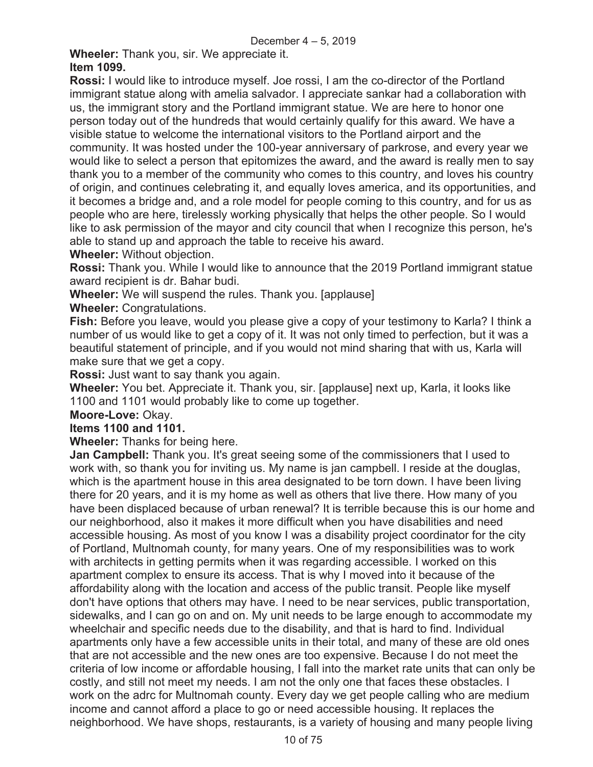**Wheeler:** Thank you, sir. We appreciate it.

**Item 1099.**

**Rossi:** I would like to introduce myself. Joe rossi, I am the co-director of the Portland immigrant statue along with amelia salvador. I appreciate sankar had a collaboration with us, the immigrant story and the Portland immigrant statue. We are here to honor one person today out of the hundreds that would certainly qualify for this award. We have a visible statue to welcome the international visitors to the Portland airport and the community. It was hosted under the 100-year anniversary of parkrose, and every year we would like to select a person that epitomizes the award, and the award is really men to say thank you to a member of the community who comes to this country, and loves his country of origin, and continues celebrating it, and equally loves america, and its opportunities, and it becomes a bridge and, and a role model for people coming to this country, and for us as people who are here, tirelessly working physically that helps the other people. So I would like to ask permission of the mayor and city council that when I recognize this person, he's able to stand up and approach the table to receive his award.

**Wheeler:** Without objection.

**Rossi:** Thank you. While I would like to announce that the 2019 Portland immigrant statue award recipient is dr. Bahar budi.

**Wheeler:** We will suspend the rules. Thank you. [applause]

**Wheeler:** Congratulations.

**Fish:** Before you leave, would you please give a copy of your testimony to Karla? I think a number of us would like to get a copy of it. It was not only timed to perfection, but it was a beautiful statement of principle, and if you would not mind sharing that with us, Karla will make sure that we get a copy.

**Rossi:** Just want to say thank you again.

**Wheeler:** You bet. Appreciate it. Thank you, sir. [applause] next up, Karla, it looks like 1100 and 1101 would probably like to come up together.

**Moore-Love:** Okay.

**Items 1100 and 1101.**

**Wheeler:** Thanks for being here.

**Jan Campbell:** Thank you. It's great seeing some of the commissioners that I used to work with, so thank you for inviting us. My name is jan campbell. I reside at the douglas, which is the apartment house in this area designated to be torn down. I have been living there for 20 years, and it is my home as well as others that live there. How many of you have been displaced because of urban renewal? It is terrible because this is our home and our neighborhood, also it makes it more difficult when you have disabilities and need accessible housing. As most of you know I was a disability project coordinator for the city of Portland, Multnomah county, for many years. One of my responsibilities was to work with architects in getting permits when it was regarding accessible. I worked on this apartment complex to ensure its access. That is why I moved into it because of the affordability along with the location and access of the public transit. People like myself don't have options that others may have. I need to be near services, public transportation, sidewalks, and I can go on and on. My unit needs to be large enough to accommodate my wheelchair and specific needs due to the disability, and that is hard to find. Individual apartments only have a few accessible units in their total, and many of these are old ones that are not accessible and the new ones are too expensive. Because I do not meet the criteria of low income or affordable housing, I fall into the market rate units that can only be costly, and still not meet my needs. I am not the only one that faces these obstacles. I work on the adrc for Multnomah county. Every day we get people calling who are medium income and cannot afford a place to go or need accessible housing. It replaces the neighborhood. We have shops, restaurants, is a variety of housing and many people living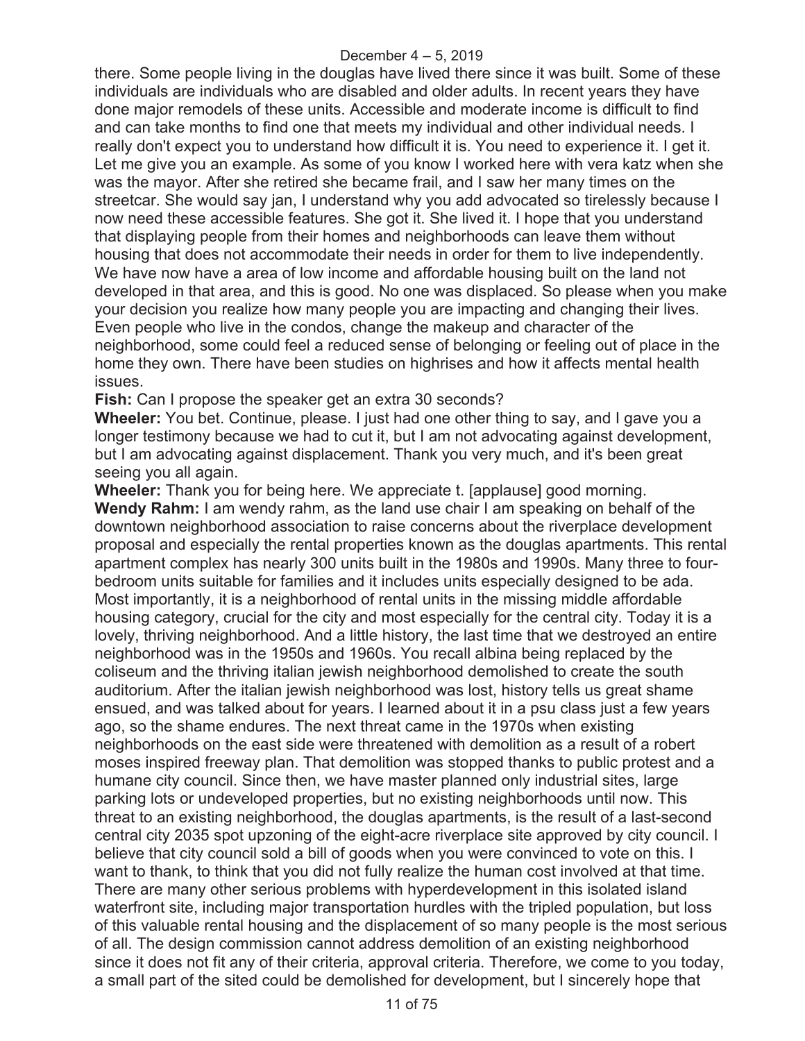there. Some people living in the douglas have lived there since it was built. Some of these individuals are individuals who are disabled and older adults. In recent years they have done major remodels of these units. Accessible and moderate income is difficult to find and can take months to find one that meets my individual and other individual needs. I really don't expect you to understand how difficult it is. You need to experience it. I get it. Let me give you an example. As some of you know I worked here with vera katz when she was the mayor. After she retired she became frail, and I saw her many times on the streetcar. She would say jan, I understand why you add advocated so tirelessly because I now need these accessible features. She got it. She lived it. I hope that you understand that displaying people from their homes and neighborhoods can leave them without housing that does not accommodate their needs in order for them to live independently. We have now have a area of low income and affordable housing built on the land not developed in that area, and this is good. No one was displaced. So please when you make your decision you realize how many people you are impacting and changing their lives. Even people who live in the condos, change the makeup and character of the neighborhood, some could feel a reduced sense of belonging or feeling out of place in the home they own. There have been studies on highrises and how it affects mental health issues.

**Fish:** Can I propose the speaker get an extra 30 seconds?

**Wheeler:** You bet. Continue, please. I just had one other thing to say, and I gave you a longer testimony because we had to cut it, but I am not advocating against development, but I am advocating against displacement. Thank you very much, and it's been great seeing you all again.

**Wheeler:** Thank you for being here. We appreciate t. [applause] good morning.

**Wendy Rahm:** I am wendy rahm, as the land use chair I am speaking on behalf of the downtown neighborhood association to raise concerns about the riverplace development proposal and especially the rental properties known as the douglas apartments. This rental apartment complex has nearly 300 units built in the 1980s and 1990s. Many three to four-bedroom units suitable for families and it includes units especially designed to be ada. Most importantly, it is a neighborhood of rental units in the missing middle affordable housing category, crucial for the city and most especially for the central city. Today it is a lovely, thriving neighborhood. And a little history, the last time that we destroyed an entire neighborhood was in the 1950s and 1960s. You recall albina being replaced by the coliseum and the thriving italian jewish neighborhood demolished to create the south auditorium. After the italian jewish neighborhood was lost, history tells us great shame ensued, and was talked about for years. I learned about it in a psu class just a few years ago, so the shame endures. The next threat came in the 1970s when existing neighborhoods on the east side were threatened with demolition as a result of a robert moses inspired freeway plan. That demolition was stopped thanks to public protest and a humane city council. Since then, we have master planned only industrial sites, large parking lots or undeveloped properties, but no existing neighborhoods until now. This threat to an existing neighborhood, the douglas apartments, is the result of a last-second central city 2035 spot upzoning of the eight-acre riverplace site approved by city council. I believe that city council sold a bill of goods when you were convinced to vote on this. I want to thank, to think that you did not fully realize the human cost involved at that time. There are many other serious problems with hyperdevelopment in this isolated island waterfront site, including major transportation hurdles with the tripled population, but loss of this valuable rental housing and the displacement of so many people is the most serious of all. The design commission cannot address demolition of an existing neighborhood since it does not fit any of their criteria, approval criteria. Therefore, we come to you today, a small part of the sited could be demolished for development, but I sincerely hope that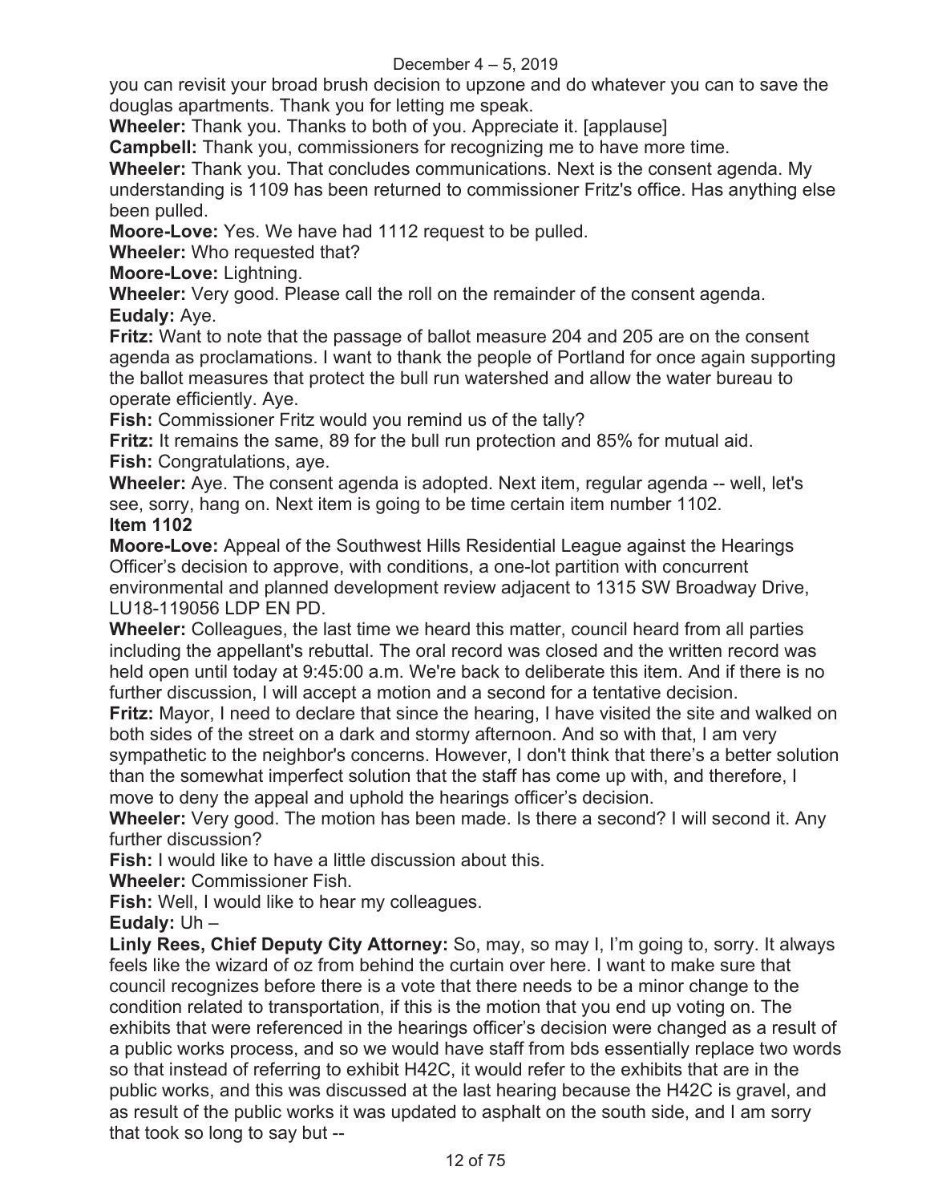you can revisit your broad brush decision to upzone and do whatever you can to save the douglas apartments. Thank you for letting me speak.

**Wheeler:** Thank you. Thanks to both of you. Appreciate it. [applause]

**Campbell:** Thank you, commissioners for recognizing me to have more time.

**Wheeler:** Thank you. That concludes communications. Next is the consent agenda. My understanding is 1109 has been returned to commissioner Fritz's office. Has anything else been pulled.

**Moore-Love:** Yes. We have had 1112 request to be pulled.

**Wheeler:** Who requested that?

**Moore-Love:** Lightning.

**Wheeler:** Very good. Please call the roll on the remainder of the consent agenda.

**Eudaly:** Aye.

**Fritz:** Want to note that the passage of ballot measure 204 and 205 are on the consent agenda as proclamations. I want to thank the people of Portland for once again supporting the ballot measures that protect the bull run watershed and allow the water bureau to operate efficiently. Aye.

**Fish:** Commissioner Fritz would you remind us of the tally?

**Fritz:** It remains the same, 89 for the bull run protection and 85% for mutual aid.

**Fish:** Congratulations, aye.

**Wheeler:** Aye. The consent agenda is adopted. Next item, regular agenda -- well, let's see, sorry, hang on. Next item is going to be time certain item number 1102.

**Item 1102**

**Moore-Love:** Appeal of the Southwest Hills Residential League against the Hearings Officer's decision to approve, with conditions, a one-lot partition with concurrent environmental and planned development review adjacent to 1315 SW Broadway Drive, LU18-119056 LDP EN PD.

**Wheeler:** Colleagues, the last time we heard this matter, council heard from all parties including the appellant's rebuttal. The oral record was closed and the written record was held open until today at 9:45:00 a.m. We're back to deliberate this item. And if there is no further discussion, I will accept a motion and a second for a tentative decision.

**Fritz:** Mayor, I need to declare that since the hearing, I have visited the site and walked on both sides of the street on a dark and stormy afternoon. And so with that, I am very sympathetic to the neighbor's concerns. However, I don't think that there's a better solution than the somewhat imperfect solution that the staff has come up with, and therefore, I move to deny the appeal and uphold the hearings officer's decision.

**Wheeler:** Very good. The motion has been made. Is there a second? I will second it. Any further discussion?

**Fish:** I would like to have a little discussion about this.

**Wheeler:** Commissioner Fish.

**Fish:** Well, I would like to hear my colleagues.

**Eudaly:** Uh –

**Linly Rees, Chief Deputy City Attorney:** So, may, so may I, I'm going to, sorry. It always feels like the wizard of oz from behind the curtain over here. I want to make sure that council recognizes before there is a vote that there needs to be a minor change to the condition related to transportation, if this is the motion that you end up voting on. The exhibits that were referenced in the hearings officer's decision were changed as a result of a public works process, and so we would have staff from bds essentially replace two words so that instead of referring to exhibit H42C, it would refer to the exhibits that are in the public works, and this was discussed at the last hearing because the H42C is gravel, and as result of the public works it was updated to asphalt on the south side, and I am sorry that took so long to say but --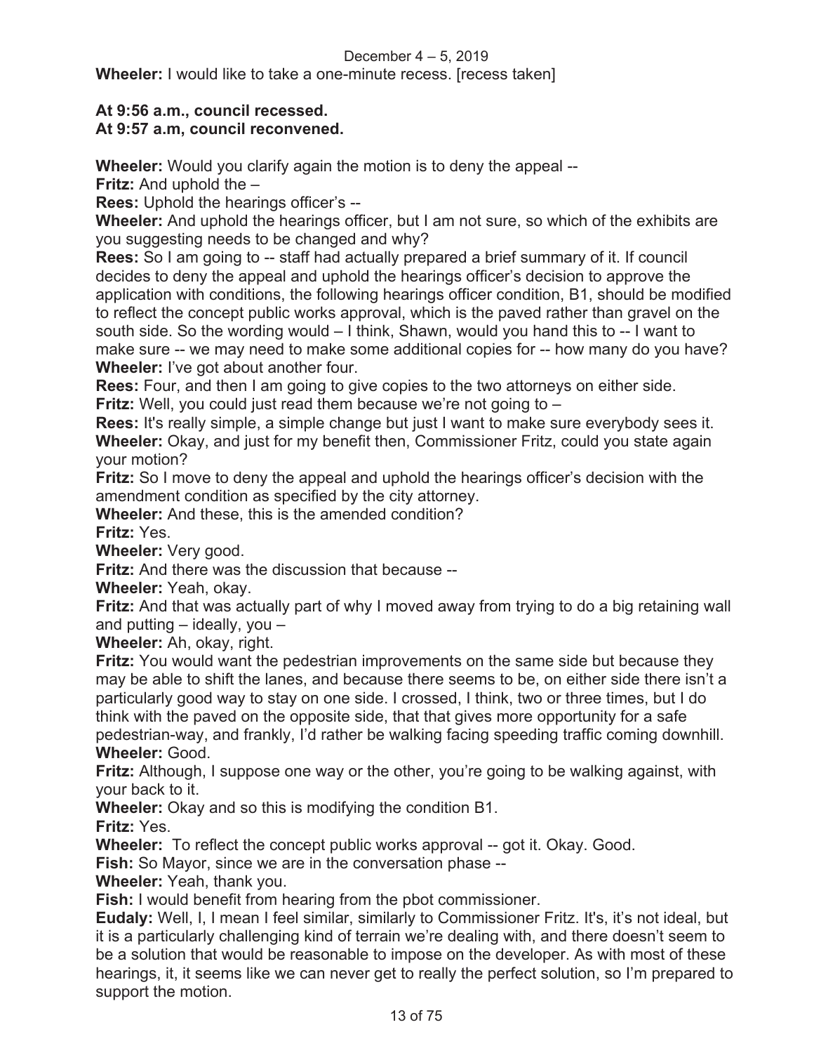**Wheeler:** I would like to take a one-minute recess. [recess taken]

**At 9:56 a.m., council recessed.**
**At 9:57 a.m, council reconvened.**

**Wheeler:** Would you clarify again the motion is to deny the appeal --

**Fritz:** And uphold the –

**Rees:** Uphold the hearings officer's --

**Wheeler:** And uphold the hearings officer, but I am not sure, so which of the exhibits are you suggesting needs to be changed and why?

**Rees:** So I am going to -- staff had actually prepared a brief summary of it. If council decides to deny the appeal and uphold the hearings officer's decision to approve the application with conditions, the following hearings officer condition, B1, should be modified to reflect the concept public works approval, which is the paved rather than gravel on the south side. So the wording would – I think, Shawn, would you hand this to -- I want to make sure -- we may need to make some additional copies for -- how many do you have?

**Wheeler:** I've got about another four.

**Rees:** Four, and then I am going to give copies to the two attorneys on either side.

**Fritz:** Well, you could just read them because we're not going to –

**Rees:** It's really simple, a simple change but just I want to make sure everybody sees it.

**Wheeler:** Okay, and just for my benefit then, Commissioner Fritz, could you state again your motion?

**Fritz:** So I move to deny the appeal and uphold the hearings officer's decision with the amendment condition as specified by the city attorney.

**Wheeler:** And these, this is the amended condition?

**Fritz:** Yes.

**Wheeler:** Very good.

**Fritz:** And there was the discussion that because --

**Wheeler:** Yeah, okay.

**Fritz:** And that was actually part of why I moved away from trying to do a big retaining wall and putting – ideally, you –

**Wheeler:** Ah, okay, right.

**Fritz:** You would want the pedestrian improvements on the same side but because they may be able to shift the lanes, and because there seems to be, on either side there isn't a particularly good way to stay on one side. I crossed, I think, two or three times, but I do think with the paved on the opposite side, that that gives more opportunity for a safe pedestrian-way, and frankly, I'd rather be walking facing speeding traffic coming downhill.

**Wheeler:** Good.

**Fritz:** Although, I suppose one way or the other, you're going to be walking against, with your back to it.

**Wheeler:** Okay and so this is modifying the condition B1.

**Fritz:** Yes.

**Wheeler:** To reflect the concept public works approval -- got it. Okay. Good.

**Fish:** So Mayor, since we are in the conversation phase --

**Wheeler:** Yeah, thank you.

**Fish:** I would benefit from hearing from the pbot commissioner.

**Eudaly:** Well, I, I mean I feel similar, similarly to Commissioner Fritz. It's, it's not ideal, but it is a particularly challenging kind of terrain we're dealing with, and there doesn't seem to be a solution that would be reasonable to impose on the developer. As with most of these hearings, it, it seems like we can never get to really the perfect solution, so I'm prepared to support the motion.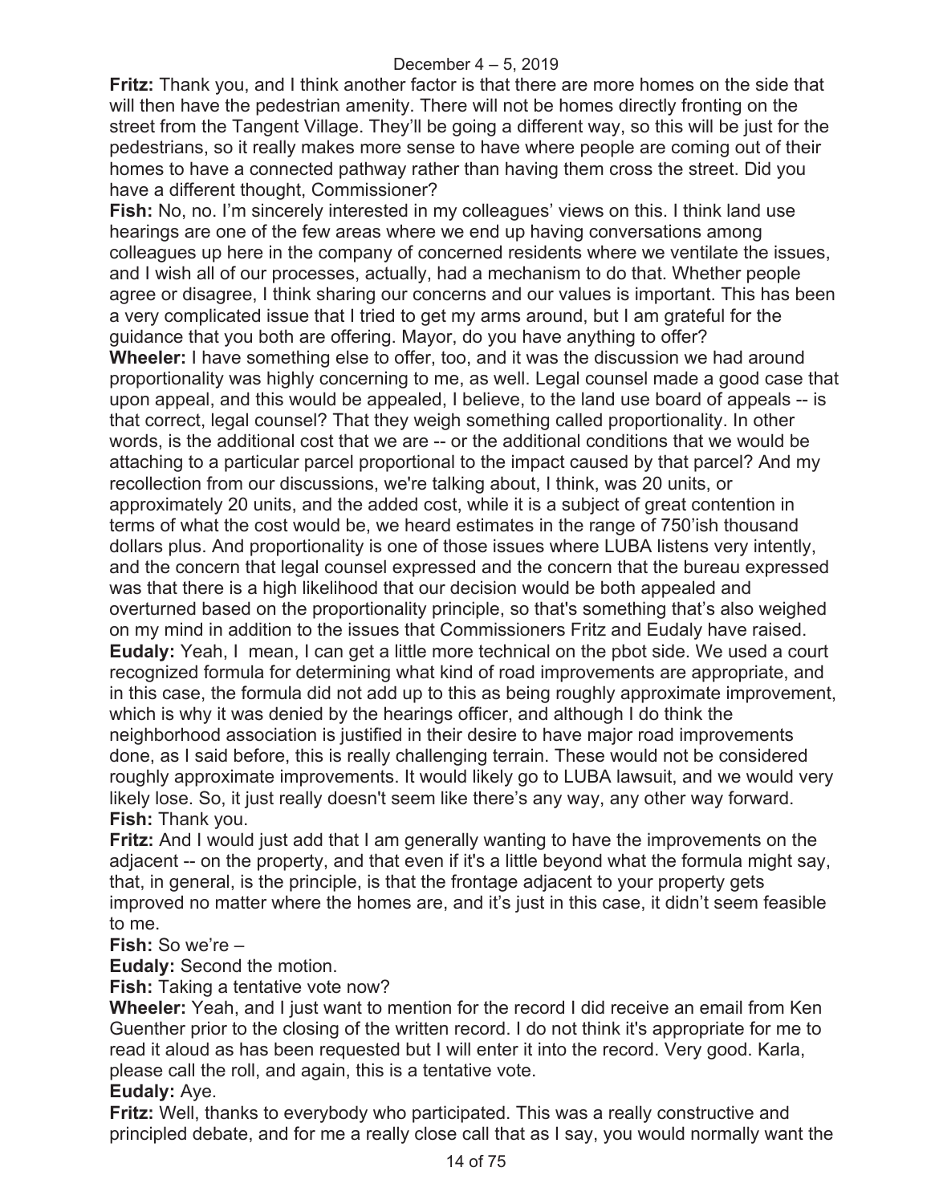**Fritz:** Thank you, and I think another factor is that there are more homes on the side that will then have the pedestrian amenity. There will not be homes directly fronting on the street from the Tangent Village. They'll be going a different way, so this will be just for the pedestrians, so it really makes more sense to have where people are coming out of their homes to have a connected pathway rather than having them cross the street. Did you have a different thought, Commissioner?

**Fish:** No, no. I'm sincerely interested in my colleagues' views on this. I think land use hearings are one of the few areas where we end up having conversations among colleagues up here in the company of concerned residents where we ventilate the issues, and I wish all of our processes, actually, had a mechanism to do that. Whether people agree or disagree, I think sharing our concerns and our values is important. This has been a very complicated issue that I tried to get my arms around, but I am grateful for the guidance that you both are offering. Mayor, do you have anything to offer?

**Wheeler:** I have something else to offer, too, and it was the discussion we had around proportionality was highly concerning to me, as well. Legal counsel made a good case that upon appeal, and this would be appealed, I believe, to the land use board of appeals -- is that correct, legal counsel? That they weigh something called proportionality. In other words, is the additional cost that we are -- or the additional conditions that we would be attaching to a particular parcel proportional to the impact caused by that parcel? And my recollection from our discussions, we're talking about, I think, was 20 units, or approximately 20 units, and the added cost, while it is a subject of great contention in terms of what the cost would be, we heard estimates in the range of 750'ish thousand dollars plus. And proportionality is one of those issues where LUBA listens very intently, and the concern that legal counsel expressed and the concern that the bureau expressed was that there is a high likelihood that our decision would be both appealed and overturned based on the proportionality principle, so that's something that's also weighed on my mind in addition to the issues that Commissioners Fritz and Eudaly have raised.

**Eudaly:** Yeah, I mean, I can get a little more technical on the pbot side. We used a court recognized formula for determining what kind of road improvements are appropriate, and in this case, the formula did not add up to this as being roughly approximate improvement, which is why it was denied by the hearings officer, and although I do think the neighborhood association is justified in their desire to have major road improvements done, as I said before, this is really challenging terrain. These would not be considered roughly approximate improvements. It would likely go to LUBA lawsuit, and we would very likely lose. So, it just really doesn't seem like there's any way, any other way forward.

**Fish:** Thank you.

**Fritz:** And I would just add that I am generally wanting to have the improvements on the adjacent -- on the property, and that even if it's a little beyond what the formula might say, that, in general, is the principle, is that the frontage adjacent to your property gets improved no matter where the homes are, and it's just in this case, it didn't seem feasible to me.

**Fish:** So we're –

**Eudaly:** Second the motion.

**Fish:** Taking a tentative vote now?

**Wheeler:** Yeah, and I just want to mention for the record I did receive an email from Ken Guenther prior to the closing of the written record. I do not think it's appropriate for me to read it aloud as has been requested but I will enter it into the record. Very good. Karla, please call the roll, and again, this is a tentative vote.

**Eudaly:** Aye.

**Fritz:** Well, thanks to everybody who participated. This was a really constructive and principled debate, and for me a really close call that as I say, you would normally want the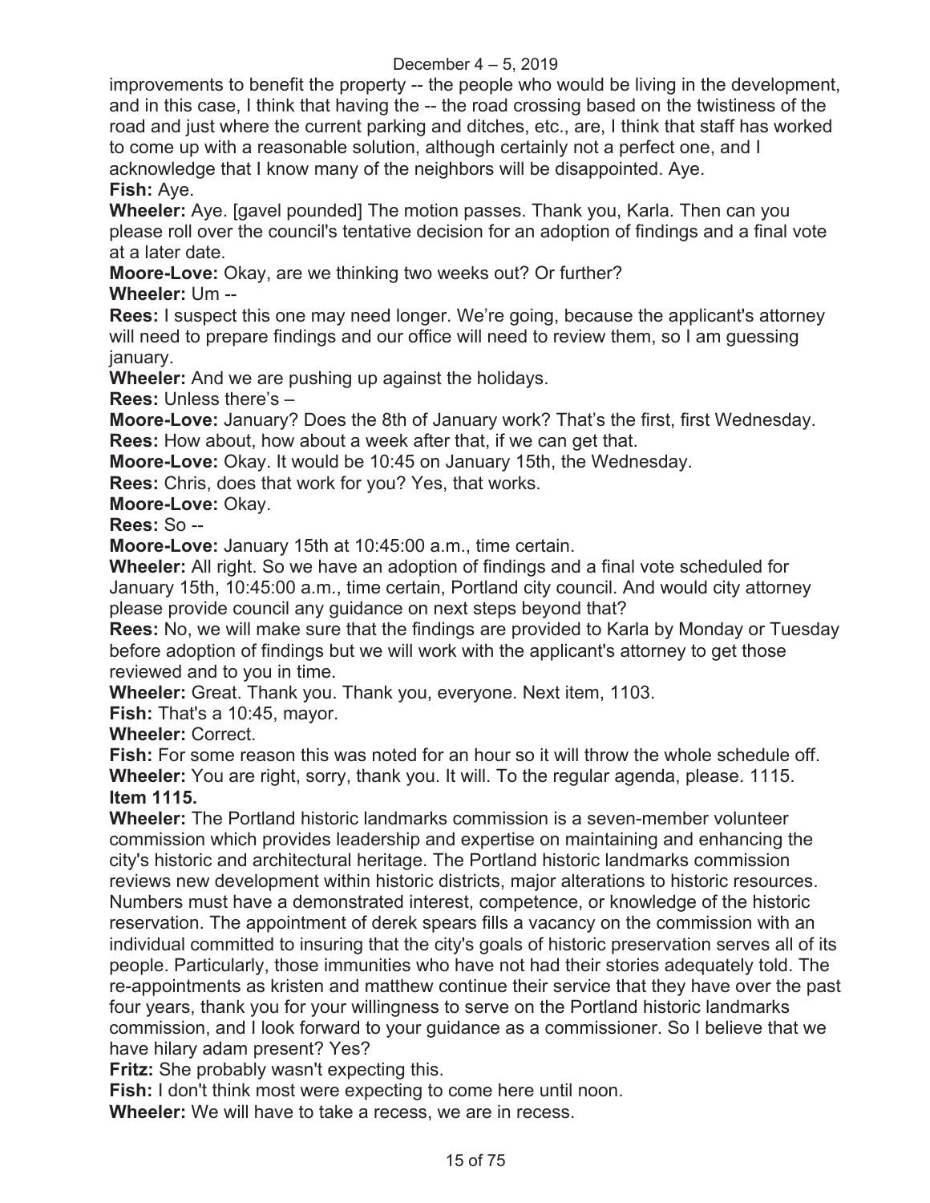improvements to benefit the property -- the people who would be living in the development, and in this case, I think that having the -- the road crossing based on the twistiness of the road and just where the current parking and ditches, etc., are, I think that staff has worked to come up with a reasonable solution, although certainly not a perfect one, and I acknowledge that I know many of the neighbors will be disappointed. Aye.

**Fish:** Aye.

**Wheeler:** Aye. [gavel pounded] The motion passes. Thank you, Karla. Then can you please roll over the council's tentative decision for an adoption of findings and a final vote at a later date.

**Moore-Love:** Okay, are we thinking two weeks out? Or further?

**Wheeler:** Um --

**Rees:** I suspect this one may need longer. We're going, because the applicant's attorney will need to prepare findings and our office will need to review them, so I am guessing january.

**Wheeler:** And we are pushing up against the holidays.

**Rees:** Unless there's –

**Moore-Love:** January? Does the 8th of January work? That's the first, first Wednesday.

**Rees:** How about, how about a week after that, if we can get that.

**Moore-Love:** Okay. It would be 10:45 on January 15th, the Wednesday.

**Rees:** Chris, does that work for you? Yes, that works.

**Moore-Love:** Okay.

**Rees:** So --

**Moore-Love:** January 15th at 10:45:00 a.m., time certain.

**Wheeler:** All right. So we have an adoption of findings and a final vote scheduled for January 15th, 10:45:00 a.m., time certain, Portland city council. And would city attorney please provide council any guidance on next steps beyond that?

**Rees:** No, we will make sure that the findings are provided to Karla by Monday or Tuesday before adoption of findings but we will work with the applicant's attorney to get those reviewed and to you in time.

**Wheeler:** Great. Thank you. Thank you, everyone. Next item, 1103.

**Fish:** That's a 10:45, mayor.

**Wheeler:** Correct.

**Fish:** For some reason this was noted for an hour so it will throw the whole schedule off.

**Wheeler:** You are right, sorry, thank you. It will. To the regular agenda, please. 1115.

**Item 1115.**

**Wheeler:** The Portland historic landmarks commission is a seven-member volunteer commission which provides leadership and expertise on maintaining and enhancing the city's historic and architectural heritage. The Portland historic landmarks commission reviews new development within historic districts, major alterations to historic resources. Numbers must have a demonstrated interest, competence, or knowledge of the historic reservation. The appointment of derek spears fills a vacancy on the commission with an individual committed to insuring that the city's goals of historic preservation serves all of its people. Particularly, those immunities who have not had their stories adequately told. The re-appointments as kristen and matthew continue their service that they have over the past four years, thank you for your willingness to serve on the Portland historic landmarks commission, and I look forward to your guidance as a commissioner. So I believe that we have hilary adam present? Yes?

**Fritz:** She probably wasn't expecting this.

**Fish:** I don't think most were expecting to come here until noon.

**Wheeler:** We will have to take a recess, we are in recess.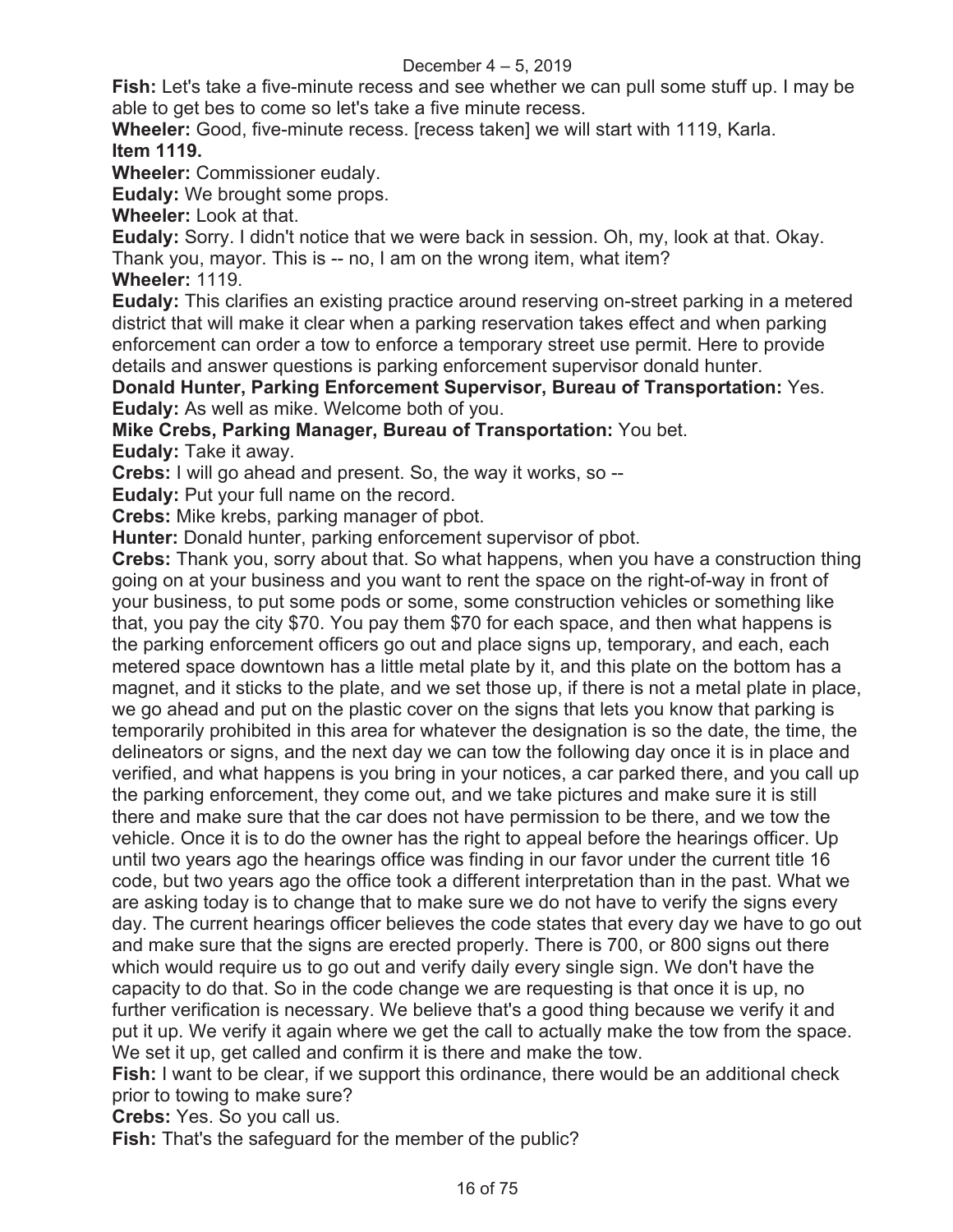**Fish:** Let's take a five-minute recess and see whether we can pull some stuff up. I may be able to get bes to come so let's take a five minute recess.

**Wheeler:** Good, five-minute recess. [recess taken] we will start with 1119, Karla.

**Item 1119.**

**Wheeler:** Commissioner eudaly.

**Eudaly:** We brought some props.

**Wheeler:** Look at that.

**Eudaly:** Sorry. I didn't notice that we were back in session. Oh, my, look at that. Okay. Thank you, mayor. This is -- no, I am on the wrong item, what item?

**Wheeler:** 1119.

**Eudaly:** This clarifies an existing practice around reserving on-street parking in a metered district that will make it clear when a parking reservation takes effect and when parking enforcement can order a tow to enforce a temporary street use permit. Here to provide details and answer questions is parking enforcement supervisor donald hunter.

**Donald Hunter, Parking Enforcement Supervisor, Bureau of Transportation:** Yes.

**Eudaly:** As well as mike. Welcome both of you.

**Mike Crebs, Parking Manager, Bureau of Transportation:** You bet.

**Eudaly:** Take it away.

**Crebs:** I will go ahead and present. So, the way it works, so --

**Eudaly:** Put your full name on the record.

**Crebs:** Mike krebs, parking manager of pbot.

**Hunter:** Donald hunter, parking enforcement supervisor of pbot.

**Crebs:** Thank you, sorry about that. So what happens, when you have a construction thing going on at your business and you want to rent the space on the right-of-way in front of your business, to put some pods or some, some construction vehicles or something like that, you pay the city $70. You pay them $70 for each space, and then what happens is the parking enforcement officers go out and place signs up, temporary, and each, each metered space downtown has a little metal plate by it, and this plate on the bottom has a magnet, and it sticks to the plate, and we set those up, if there is not a metal plate in place, we go ahead and put on the plastic cover on the signs that lets you know that parking is temporarily prohibited in this area for whatever the designation is so the date, the time, the delineators or signs, and the next day we can tow the following day once it is in place and verified, and what happens is you bring in your notices, a car parked there, and you call up the parking enforcement, they come out, and we take pictures and make sure it is still there and make sure that the car does not have permission to be there, and we tow the vehicle. Once it is to do the owner has the right to appeal before the hearings officer. Up until two years ago the hearings office was finding in our favor under the current title 16 code, but two years ago the office took a different interpretation than in the past. What we are asking today is to change that to make sure we do not have to verify the signs every day. The current hearings officer believes the code states that every day we have to go out and make sure that the signs are erected properly. There is 700, or 800 signs out there which would require us to go out and verify daily every single sign. We don't have the capacity to do that. So in the code change we are requesting is that once it is up, no further verification is necessary. We believe that's a good thing because we verify it and put it up. We verify it again where we get the call to actually make the tow from the space. We set it up, get called and confirm it is there and make the tow.

**Fish:** I want to be clear, if we support this ordinance, there would be an additional check prior to towing to make sure?

**Crebs:** Yes. So you call us.

**Fish:** That's the safeguard for the member of the public?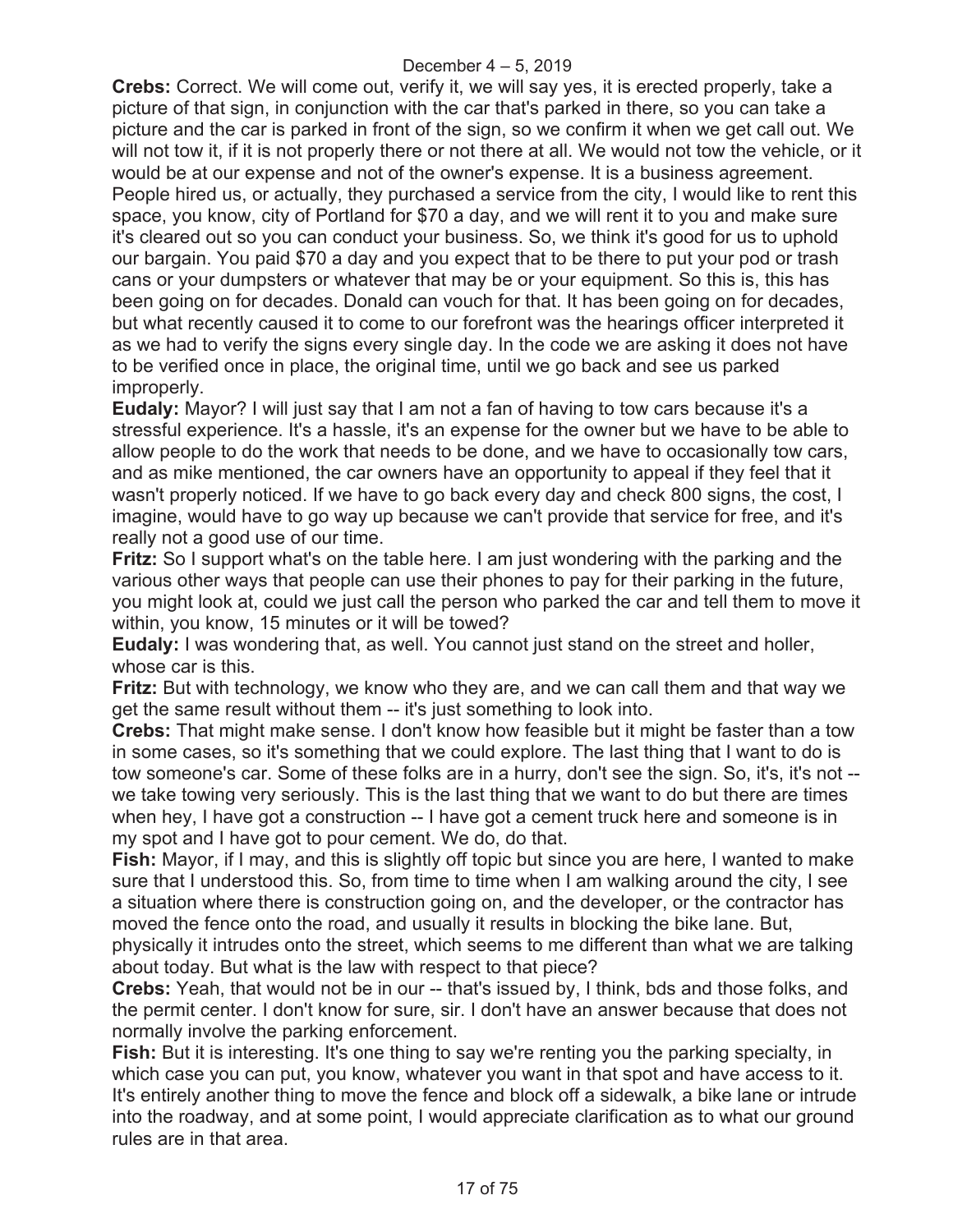**Crebs:** Correct. We will come out, verify it, we will say yes, it is erected properly, take a picture of that sign, in conjunction with the car that's parked in there, so you can take a picture and the car is parked in front of the sign, so we confirm it when we get call out. We will not tow it, if it is not properly there or not there at all. We would not tow the vehicle, or it would be at our expense and not of the owner's expense. It is a business agreement. People hired us, or actually, they purchased a service from the city, I would like to rent this space, you know, city of Portland for $70 a day, and we will rent it to you and make sure it's cleared out so you can conduct your business. So, we think it's good for us to uphold our bargain. You paid $70 a day and you expect that to be there to put your pod or trash cans or your dumpsters or whatever that may be or your equipment. So this is, this has been going on for decades. Donald can vouch for that. It has been going on for decades, but what recently caused it to come to our forefront was the hearings officer interpreted it as we had to verify the signs every single day. In the code we are asking it does not have to be verified once in place, the original time, until we go back and see us parked improperly.

**Eudaly:** Mayor? I will just say that I am not a fan of having to tow cars because it's a stressful experience. It's a hassle, it's an expense for the owner but we have to be able to allow people to do the work that needs to be done, and we have to occasionally tow cars, and as mike mentioned, the car owners have an opportunity to appeal if they feel that it wasn't properly noticed. If we have to go back every day and check 800 signs, the cost, I imagine, would have to go way up because we can't provide that service for free, and it's really not a good use of our time.

**Fritz:** So I support what's on the table here. I am just wondering with the parking and the various other ways that people can use their phones to pay for their parking in the future, you might look at, could we just call the person who parked the car and tell them to move it within, you know, 15 minutes or it will be towed?

**Eudaly:** I was wondering that, as well. You cannot just stand on the street and holler, whose car is this.

**Fritz:** But with technology, we know who they are, and we can call them and that way we get the same result without them -- it's just something to look into.

**Crebs:** That might make sense. I don't know how feasible but it might be faster than a tow in some cases, so it's something that we could explore. The last thing that I want to do is tow someone's car. Some of these folks are in a hurry, don't see the sign. So, it's, it's not -- we take towing very seriously. This is the last thing that we want to do but there are times when hey, I have got a construction -- I have got a cement truck here and someone is in my spot and I have got to pour cement. We do, do that.

**Fish:** Mayor, if I may, and this is slightly off topic but since you are here, I wanted to make sure that I understood this. So, from time to time when I am walking around the city, I see a situation where there is construction going on, and the developer, or the contractor has moved the fence onto the road, and usually it results in blocking the bike lane. But, physically it intrudes onto the street, which seems to me different than what we are talking about today. But what is the law with respect to that piece?

**Crebs:** Yeah, that would not be in our -- that's issued by, I think, bds and those folks, and the permit center. I don't know for sure, sir. I don't have an answer because that does not normally involve the parking enforcement.

**Fish:** But it is interesting. It's one thing to say we're renting you the parking specialty, in which case you can put, you know, whatever you want in that spot and have access to it. It's entirely another thing to move the fence and block off a sidewalk, a bike lane or intrude into the roadway, and at some point, I would appreciate clarification as to what our ground rules are in that area.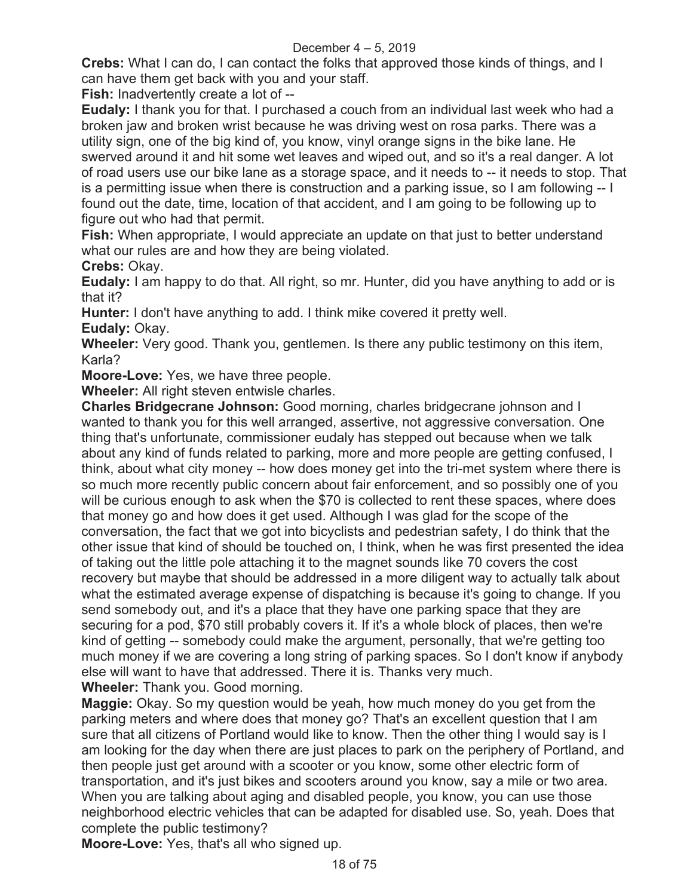**Crebs:** What I can do, I can contact the folks that approved those kinds of things, and I can have them get back with you and your staff.

**Fish:** Inadvertently create a lot of --

**Eudaly:** I thank you for that. I purchased a couch from an individual last week who had a broken jaw and broken wrist because he was driving west on rosa parks. There was a utility sign, one of the big kind of, you know, vinyl orange signs in the bike lane. He swerved around it and hit some wet leaves and wiped out, and so it's a real danger. A lot of road users use our bike lane as a storage space, and it needs to -- it needs to stop. That is a permitting issue when there is construction and a parking issue, so I am following -- I found out the date, time, location of that accident, and I am going to be following up to figure out who had that permit.

**Fish:** When appropriate, I would appreciate an update on that just to better understand what our rules are and how they are being violated.

**Crebs:** Okay.

**Eudaly:** I am happy to do that. All right, so mr. Hunter, did you have anything to add or is that it?

**Hunter:** I don't have anything to add. I think mike covered it pretty well.

**Eudaly:** Okay.

**Wheeler:** Very good. Thank you, gentlemen. Is there any public testimony on this item, Karla?

**Moore-Love:** Yes, we have three people.

**Wheeler:** All right steven entwisle charles.

**Charles Bridgecrane Johnson:** Good morning, charles bridgecrane johnson and I wanted to thank you for this well arranged, assertive, not aggressive conversation. One thing that's unfortunate, commissioner eudaly has stepped out because when we talk about any kind of funds related to parking, more and more people are getting confused, I think, about what city money -- how does money get into the tri-met system where there is so much more recently public concern about fair enforcement, and so possibly one of you will be curious enough to ask when the $70 is collected to rent these spaces, where does that money go and how does it get used. Although I was glad for the scope of the conversation, the fact that we got into bicyclists and pedestrian safety, I do think that the other issue that kind of should be touched on, I think, when he was first presented the idea of taking out the little pole attaching it to the magnet sounds like 70 covers the cost recovery but maybe that should be addressed in a more diligent way to actually talk about what the estimated average expense of dispatching is because it's going to change. If you send somebody out, and it's a place that they have one parking space that they are securing for a pod, $70 still probably covers it. If it's a whole block of places, then we're kind of getting -- somebody could make the argument, personally, that we're getting too much money if we are covering a long string of parking spaces. So I don't know if anybody else will want to have that addressed. There it is. Thanks very much.

**Wheeler:** Thank you. Good morning.

**Maggie:** Okay. So my question would be yeah, how much money do you get from the parking meters and where does that money go? That's an excellent question that I am sure that all citizens of Portland would like to know. Then the other thing I would say is I am looking for the day when there are just places to park on the periphery of Portland, and then people just get around with a scooter or you know, some other electric form of transportation, and it's just bikes and scooters around you know, say a mile or two area. When you are talking about aging and disabled people, you know, you can use those neighborhood electric vehicles that can be adapted for disabled use. So, yeah. Does that complete the public testimony?

**Moore-Love:** Yes, that's all who signed up.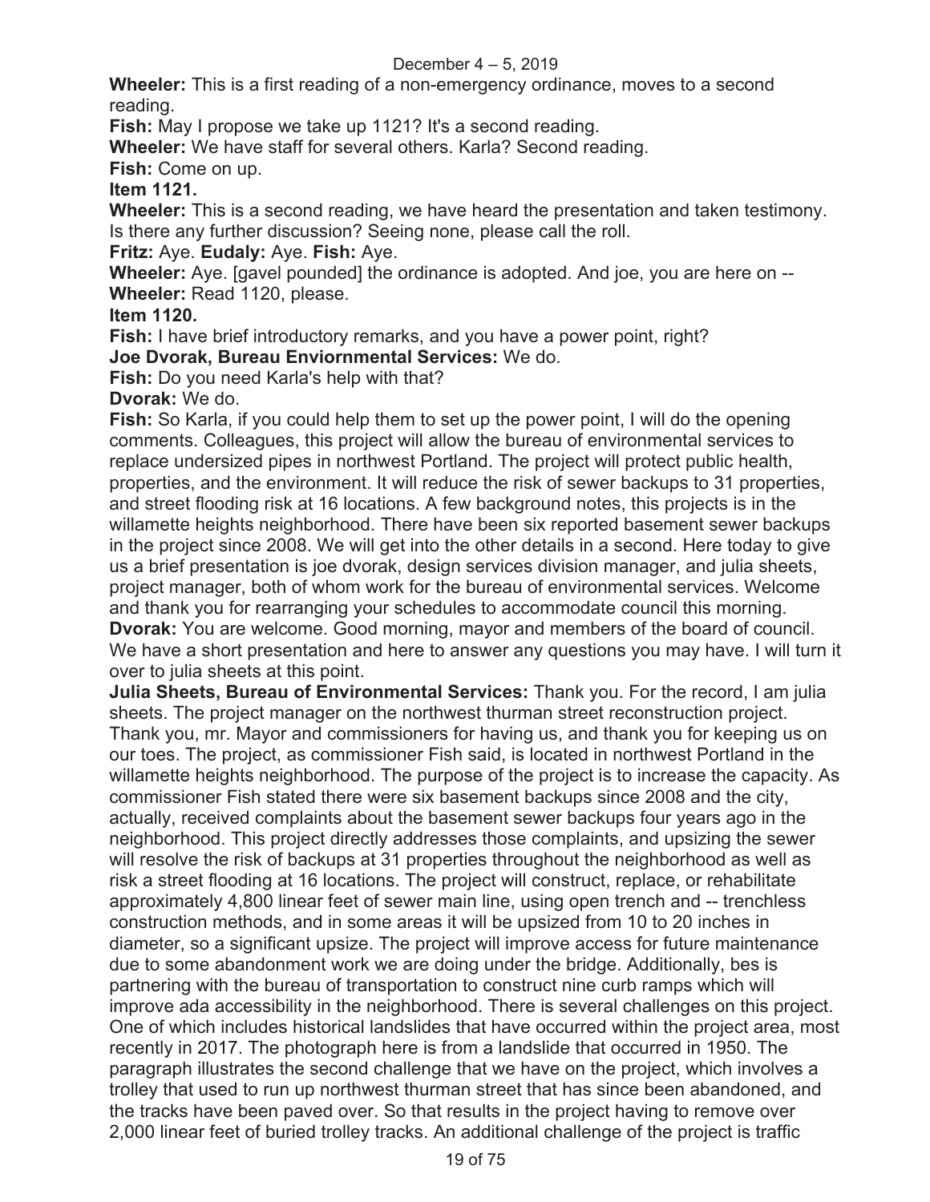**Wheeler:** This is a first reading of a non-emergency ordinance, moves to a second reading.

**Fish:** May I propose we take up 1121? It's a second reading.

**Wheeler:** We have staff for several others. Karla? Second reading.

**Fish:** Come on up.

**Item 1121.**

**Wheeler:** This is a second reading, we have heard the presentation and taken testimony. Is there any further discussion? Seeing none, please call the roll.

**Fritz:** Aye. **Eudaly:** Aye. **Fish:** Aye.

**Wheeler:** Aye. [gavel pounded] the ordinance is adopted. And joe, you are here on --

**Wheeler:** Read 1120, please.

**Item 1120.**

**Fish:** I have brief introductory remarks, and you have a power point, right?

**Joe Dvorak, Bureau Enviornmental Services:** We do.

**Fish:** Do you need Karla's help with that?

**Dvorak:** We do.

**Fish:** So Karla, if you could help them to set up the power point, I will do the opening comments. Colleagues, this project will allow the bureau of environmental services to replace undersized pipes in northwest Portland. The project will protect public health, properties, and the environment. It will reduce the risk of sewer backups to 31 properties, and street flooding risk at 16 locations. A few background notes, this projects is in the willamette heights neighborhood. There have been six reported basement sewer backups in the project since 2008. We will get into the other details in a second. Here today to give us a brief presentation is joe dvorak, design services division manager, and julia sheets, project manager, both of whom work for the bureau of environmental services. Welcome and thank you for rearranging your schedules to accommodate council this morning.

**Dvorak:** You are welcome. Good morning, mayor and members of the board of council. We have a short presentation and here to answer any questions you may have. I will turn it over to julia sheets at this point.

**Julia Sheets, Bureau of Environmental Services:** Thank you. For the record, I am julia sheets. The project manager on the northwest thurman street reconstruction project. Thank you, mr. Mayor and commissioners for having us, and thank you for keeping us on our toes. The project, as commissioner Fish said, is located in northwest Portland in the willamette heights neighborhood. The purpose of the project is to increase the capacity. As commissioner Fish stated there were six basement backups since 2008 and the city, actually, received complaints about the basement sewer backups four years ago in the neighborhood. This project directly addresses those complaints, and upsizing the sewer will resolve the risk of backups at 31 properties throughout the neighborhood as well as risk a street flooding at 16 locations. The project will construct, replace, or rehabilitate approximately 4,800 linear feet of sewer main line, using open trench and -- trenchless construction methods, and in some areas it will be upsized from 10 to 20 inches in diameter, so a significant upsize. The project will improve access for future maintenance due to some abandonment work we are doing under the bridge. Additionally, bes is partnering with the bureau of transportation to construct nine curb ramps which will improve ada accessibility in the neighborhood. There is several challenges on this project. One of which includes historical landslides that have occurred within the project area, most recently in 2017. The photograph here is from a landslide that occurred in 1950. The paragraph illustrates the second challenge that we have on the project, which involves a trolley that used to run up northwest thurman street that has since been abandoned, and the tracks have been paved over. So that results in the project having to remove over 2,000 linear feet of buried trolley tracks. An additional challenge of the project is traffic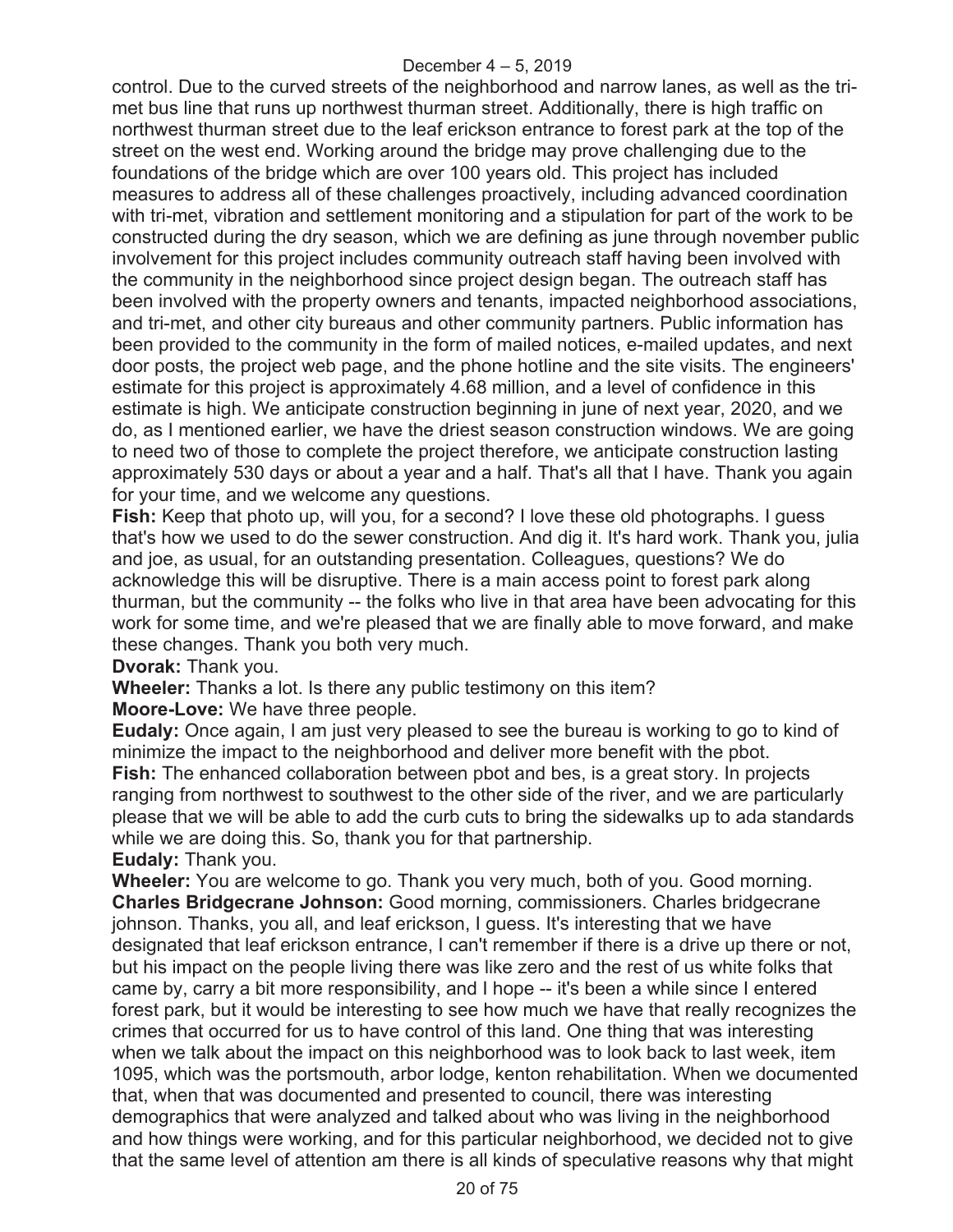control. Due to the curved streets of the neighborhood and narrow lanes, as well as the tri-met bus line that runs up northwest thurman street. Additionally, there is high traffic on northwest thurman street due to the leaf erickson entrance to forest park at the top of the street on the west end. Working around the bridge may prove challenging due to the foundations of the bridge which are over 100 years old. This project has included measures to address all of these challenges proactively, including advanced coordination with tri-met, vibration and settlement monitoring and a stipulation for part of the work to be constructed during the dry season, which we are defining as june through november public involvement for this project includes community outreach staff having been involved with the community in the neighborhood since project design began. The outreach staff has been involved with the property owners and tenants, impacted neighborhood associations, and tri-met, and other city bureaus and other community partners. Public information has been provided to the community in the form of mailed notices, e-mailed updates, and next door posts, the project web page, and the phone hotline and the site visits. The engineers' estimate for this project is approximately 4.68 million, and a level of confidence in this estimate is high. We anticipate construction beginning in june of next year, 2020, and we do, as I mentioned earlier, we have the driest season construction windows. We are going to need two of those to complete the project therefore, we anticipate construction lasting approximately 530 days or about a year and a half. That's all that I have. Thank you again for your time, and we welcome any questions.

**Fish:** Keep that photo up, will you, for a second? I love these old photographs. I guess that's how we used to do the sewer construction. And dig it. It's hard work. Thank you, julia and joe, as usual, for an outstanding presentation. Colleagues, questions? We do acknowledge this will be disruptive. There is a main access point to forest park along thurman, but the community -- the folks who live in that area have been advocating for this work for some time, and we're pleased that we are finally able to move forward, and make these changes. Thank you both very much.

**Dvorak:** Thank you.

**Wheeler:** Thanks a lot. Is there any public testimony on this item?

**Moore-Love:** We have three people.

**Eudaly:** Once again, I am just very pleased to see the bureau is working to go to kind of minimize the impact to the neighborhood and deliver more benefit with the pbot.

**Fish:** The enhanced collaboration between pbot and bes, is a great story. In projects ranging from northwest to southwest to the other side of the river, and we are particularly please that we will be able to add the curb cuts to bring the sidewalks up to ada standards while we are doing this. So, thank you for that partnership.

**Eudaly:** Thank you.

**Wheeler:** You are welcome to go. Thank you very much, both of you. Good morning.

**Charles Bridgecrane Johnson:** Good morning, commissioners. Charles bridgecrane johnson. Thanks, you all, and leaf erickson, I guess. It's interesting that we have designated that leaf erickson entrance, I can't remember if there is a drive up there or not, but his impact on the people living there was like zero and the rest of us white folks that came by, carry a bit more responsibility, and I hope -- it's been a while since I entered forest park, but it would be interesting to see how much we have that really recognizes the crimes that occurred for us to have control of this land. One thing that was interesting when we talk about the impact on this neighborhood was to look back to last week, item 1095, which was the portsmouth, arbor lodge, kenton rehabilitation. When we documented that, when that was documented and presented to council, there was interesting demographics that were analyzed and talked about who was living in the neighborhood and how things were working, and for this particular neighborhood, we decided not to give that the same level of attention am there is all kinds of speculative reasons why that might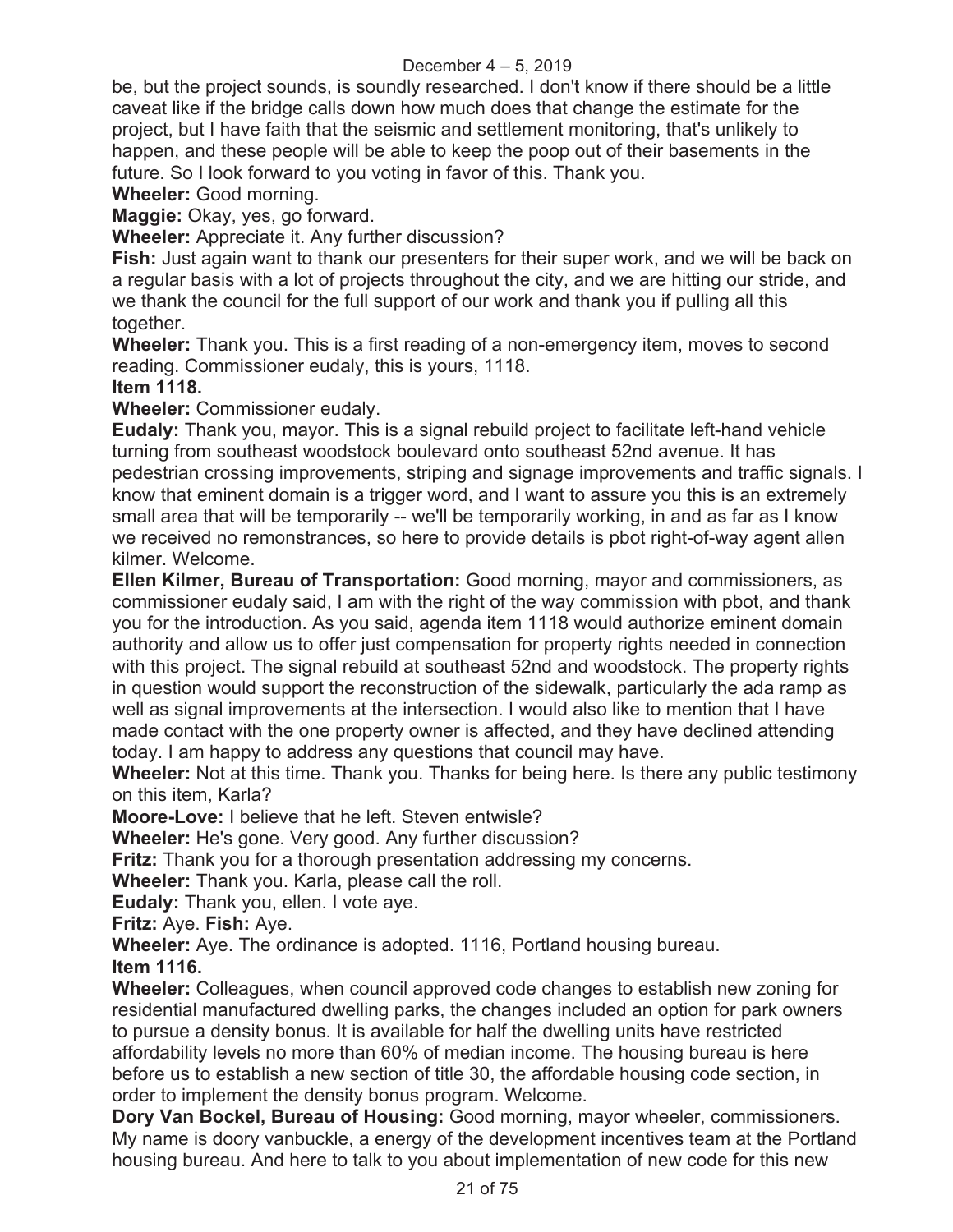be, but the project sounds, is soundly researched. I don't know if there should be a little caveat like if the bridge calls down how much does that change the estimate for the project, but I have faith that the seismic and settlement monitoring, that's unlikely to happen, and these people will be able to keep the poop out of their basements in the future. So I look forward to you voting in favor of this. Thank you.

**Wheeler:** Good morning.

**Maggie:** Okay, yes, go forward.

**Wheeler:** Appreciate it. Any further discussion?

**Fish:** Just again want to thank our presenters for their super work, and we will be back on a regular basis with a lot of projects throughout the city, and we are hitting our stride, and we thank the council for the full support of our work and thank you if pulling all this together.

**Wheeler:** Thank you. This is a first reading of a non-emergency item, moves to second reading. Commissioner eudaly, this is yours, 1118.

**Item 1118.**

**Wheeler:** Commissioner eudaly.

**Eudaly:** Thank you, mayor. This is a signal rebuild project to facilitate left-hand vehicle turning from southeast woodstock boulevard onto southeast 52nd avenue. It has pedestrian crossing improvements, striping and signage improvements and traffic signals. I know that eminent domain is a trigger word, and I want to assure you this is an extremely small area that will be temporarily -- we'll be temporarily working, in and as far as I know we received no remonstrances, so here to provide details is pbot right-of-way agent allen kilmer. Welcome.

**Ellen Kilmer, Bureau of Transportation:** Good morning, mayor and commissioners, as commissioner eudaly said, I am with the right of the way commission with pbot, and thank you for the introduction. As you said, agenda item 1118 would authorize eminent domain authority and allow us to offer just compensation for property rights needed in connection with this project. The signal rebuild at southeast 52nd and woodstock. The property rights in question would support the reconstruction of the sidewalk, particularly the ada ramp as well as signal improvements at the intersection. I would also like to mention that I have made contact with the one property owner is affected, and they have declined attending today. I am happy to address any questions that council may have.

**Wheeler:** Not at this time. Thank you. Thanks for being here. Is there any public testimony on this item, Karla?

**Moore-Love:** I believe that he left. Steven entwisle?

**Wheeler:** He's gone. Very good. Any further discussion?

**Fritz:** Thank you for a thorough presentation addressing my concerns.

**Wheeler:** Thank you. Karla, please call the roll.

**Eudaly:** Thank you, ellen. I vote aye.

**Fritz:** Aye. **Fish:** Aye.

**Wheeler:** Aye. The ordinance is adopted. 1116, Portland housing bureau.

**Item 1116.**

**Wheeler:** Colleagues, when council approved code changes to establish new zoning for residential manufactured dwelling parks, the changes included an option for park owners to pursue a density bonus. It is available for half the dwelling units have restricted affordability levels no more than 60% of median income. The housing bureau is here before us to establish a new section of title 30, the affordable housing code section, in order to implement the density bonus program. Welcome.

**Dory Van Bockel, Bureau of Housing:** Good morning, mayor wheeler, commissioners. My name is doory vanbuckle, a energy of the development incentives team at the Portland housing bureau. And here to talk to you about implementation of new code for this new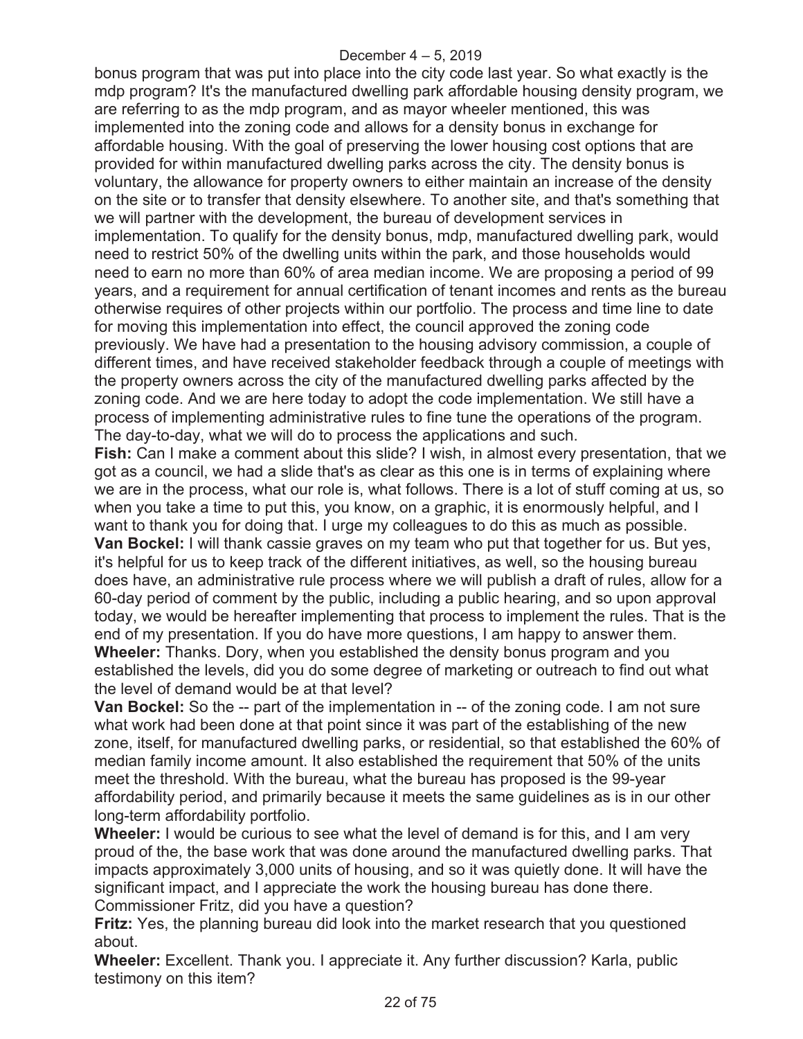bonus program that was put into place into the city code last year. So what exactly is the mdp program? It's the manufactured dwelling park affordable housing density program, we are referring to as the mdp program, and as mayor wheeler mentioned, this was implemented into the zoning code and allows for a density bonus in exchange for affordable housing. With the goal of preserving the lower housing cost options that are provided for within manufactured dwelling parks across the city. The density bonus is voluntary, the allowance for property owners to either maintain an increase of the density on the site or to transfer that density elsewhere. To another site, and that's something that we will partner with the development, the bureau of development services in implementation. To qualify for the density bonus, mdp, manufactured dwelling park, would need to restrict 50% of the dwelling units within the park, and those households would need to earn no more than 60% of area median income. We are proposing a period of 99 years, and a requirement for annual certification of tenant incomes and rents as the bureau otherwise requires of other projects within our portfolio. The process and time line to date for moving this implementation into effect, the council approved the zoning code previously. We have had a presentation to the housing advisory commission, a couple of different times, and have received stakeholder feedback through a couple of meetings with the property owners across the city of the manufactured dwelling parks affected by the zoning code. And we are here today to adopt the code implementation. We still have a process of implementing administrative rules to fine tune the operations of the program. The day-to-day, what we will do to process the applications and such.

**Fish:** Can I make a comment about this slide? I wish, in almost every presentation, that we got as a council, we had a slide that's as clear as this one is in terms of explaining where we are in the process, what our role is, what follows. There is a lot of stuff coming at us, so when you take a time to put this, you know, on a graphic, it is enormously helpful, and I want to thank you for doing that. I urge my colleagues to do this as much as possible.

**Van Bockel:** I will thank cassie graves on my team who put that together for us. But yes, it's helpful for us to keep track of the different initiatives, as well, so the housing bureau does have, an administrative rule process where we will publish a draft of rules, allow for a 60-day period of comment by the public, including a public hearing, and so upon approval today, we would be hereafter implementing that process to implement the rules. That is the end of my presentation. If you do have more questions, I am happy to answer them.

**Wheeler:** Thanks. Dory, when you established the density bonus program and you established the levels, did you do some degree of marketing or outreach to find out what the level of demand would be at that level?

**Van Bockel:** So the -- part of the implementation in -- of the zoning code. I am not sure what work had been done at that point since it was part of the establishing of the new zone, itself, for manufactured dwelling parks, or residential, so that established the 60% of median family income amount. It also established the requirement that 50% of the units meet the threshold. With the bureau, what the bureau has proposed is the 99-year affordability period, and primarily because it meets the same guidelines as is in our other long-term affordability portfolio.

**Wheeler:** I would be curious to see what the level of demand is for this, and I am very proud of the, the base work that was done around the manufactured dwelling parks. That impacts approximately 3,000 units of housing, and so it was quietly done. It will have the significant impact, and I appreciate the work the housing bureau has done there. Commissioner Fritz, did you have a question?

**Fritz:** Yes, the planning bureau did look into the market research that you questioned about.

**Wheeler:** Excellent. Thank you. I appreciate it. Any further discussion? Karla, public testimony on this item?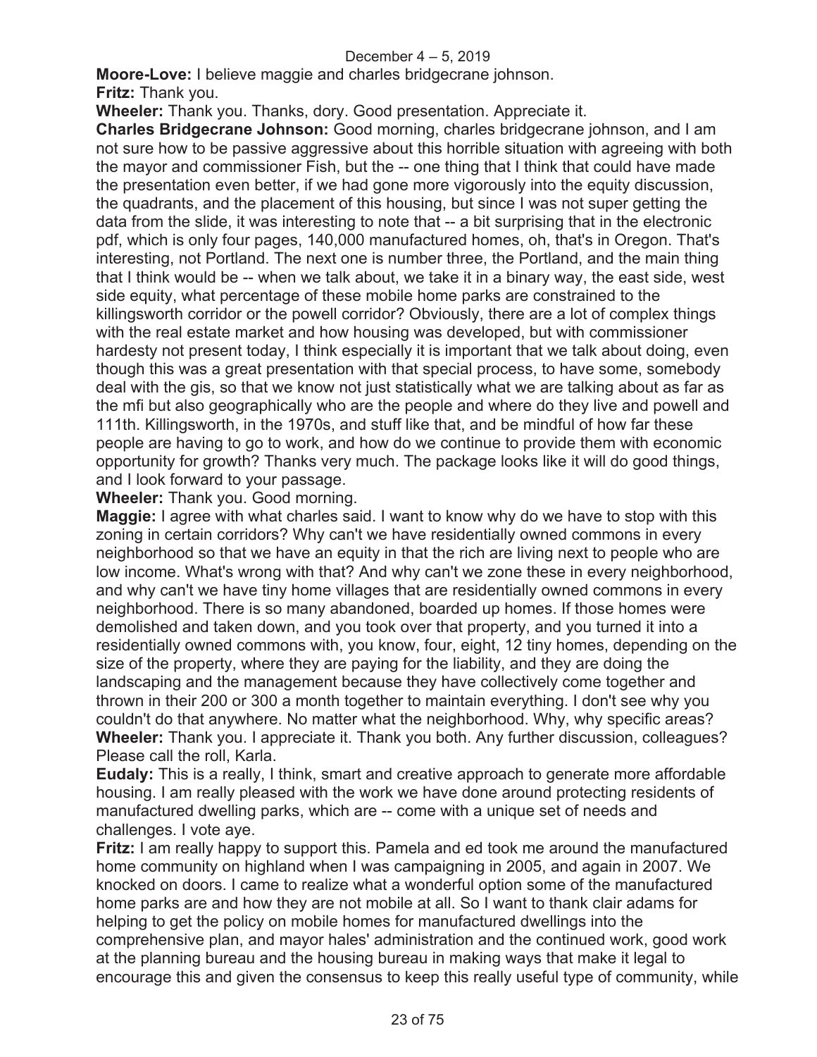**Moore-Love:** I believe maggie and charles bridgecrane johnson.

**Fritz:** Thank you.

**Wheeler:** Thank you. Thanks, dory. Good presentation. Appreciate it.

**Charles Bridgecrane Johnson:** Good morning, charles bridgecrane johnson, and I am not sure how to be passive aggressive about this horrible situation with agreeing with both the mayor and commissioner Fish, but the -- one thing that I think that could have made the presentation even better, if we had gone more vigorously into the equity discussion, the quadrants, and the placement of this housing, but since I was not super getting the data from the slide, it was interesting to note that -- a bit surprising that in the electronic pdf, which is only four pages, 140,000 manufactured homes, oh, that's in Oregon. That's interesting, not Portland. The next one is number three, the Portland, and the main thing that I think would be -- when we talk about, we take it in a binary way, the east side, west side equity, what percentage of these mobile home parks are constrained to the killingsworth corridor or the powell corridor? Obviously, there are a lot of complex things with the real estate market and how housing was developed, but with commissioner hardesty not present today, I think especially it is important that we talk about doing, even though this was a great presentation with that special process, to have some, somebody deal with the gis, so that we know not just statistically what we are talking about as far as the mfi but also geographically who are the people and where do they live and powell and 111th. Killingsworth, in the 1970s, and stuff like that, and be mindful of how far these people are having to go to work, and how do we continue to provide them with economic opportunity for growth? Thanks very much. The package looks like it will do good things, and I look forward to your passage.

**Wheeler:** Thank you. Good morning.

**Maggie:** I agree with what charles said. I want to know why do we have to stop with this zoning in certain corridors? Why can't we have residentially owned commons in every neighborhood so that we have an equity in that the rich are living next to people who are low income. What's wrong with that? And why can't we zone these in every neighborhood, and why can't we have tiny home villages that are residentially owned commons in every neighborhood. There is so many abandoned, boarded up homes. If those homes were demolished and taken down, and you took over that property, and you turned it into a residentially owned commons with, you know, four, eight, 12 tiny homes, depending on the size of the property, where they are paying for the liability, and they are doing the landscaping and the management because they have collectively come together and thrown in their 200 or 300 a month together to maintain everything. I don't see why you couldn't do that anywhere. No matter what the neighborhood. Why, why specific areas?

**Wheeler:** Thank you. I appreciate it. Thank you both. Any further discussion, colleagues? Please call the roll, Karla.

**Eudaly:** This is a really, I think, smart and creative approach to generate more affordable housing. I am really pleased with the work we have done around protecting residents of manufactured dwelling parks, which are -- come with a unique set of needs and challenges. I vote aye.

**Fritz:** I am really happy to support this. Pamela and ed took me around the manufactured home community on highland when I was campaigning in 2005, and again in 2007. We knocked on doors. I came to realize what a wonderful option some of the manufactured home parks are and how they are not mobile at all. So I want to thank clair adams for helping to get the policy on mobile homes for manufactured dwellings into the comprehensive plan, and mayor hales' administration and the continued work, good work at the planning bureau and the housing bureau in making ways that make it legal to encourage this and given the consensus to keep this really useful type of community, while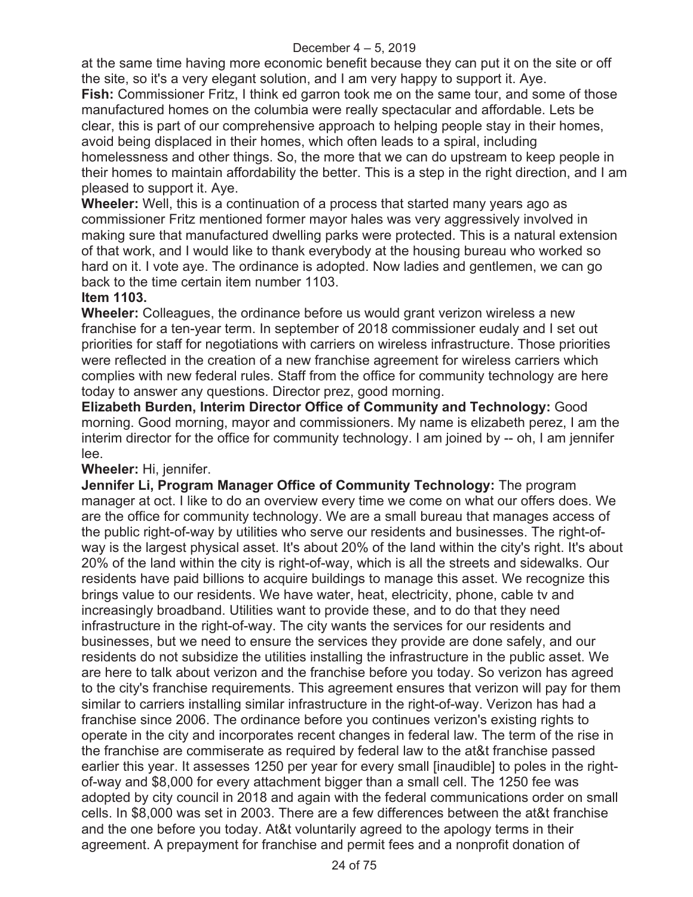at the same time having more economic benefit because they can put it on the site or off the site, so it's a very elegant solution, and I am very happy to support it. Aye.

**Fish:** Commissioner Fritz, I think ed garron took me on the same tour, and some of those manufactured homes on the columbia were really spectacular and affordable. Lets be clear, this is part of our comprehensive approach to helping people stay in their homes, avoid being displaced in their homes, which often leads to a spiral, including homelessness and other things. So, the more that we can do upstream to keep people in their homes to maintain affordability the better. This is a step in the right direction, and I am pleased to support it. Aye.

**Wheeler:** Well, this is a continuation of a process that started many years ago as commissioner Fritz mentioned former mayor hales was very aggressively involved in making sure that manufactured dwelling parks were protected. This is a natural extension of that work, and I would like to thank everybody at the housing bureau who worked so hard on it. I vote aye. The ordinance is adopted. Now ladies and gentlemen, we can go back to the time certain item number 1103.

**Item 1103.**

**Wheeler:** Colleagues, the ordinance before us would grant verizon wireless a new franchise for a ten-year term. In september of 2018 commissioner eudaly and I set out priorities for staff for negotiations with carriers on wireless infrastructure. Those priorities were reflected in the creation of a new franchise agreement for wireless carriers which complies with new federal rules. Staff from the office for community technology are here today to answer any questions. Director prez, good morning.

**Elizabeth Burden, Interim Director Office of Community and Technology:** Good morning. Good morning, mayor and commissioners. My name is elizabeth perez, I am the interim director for the office for community technology. I am joined by -- oh, I am jennifer lee.

**Wheeler:** Hi, jennifer.

**Jennifer Li, Program Manager Office of Community Technology:** The program manager at oct. I like to do an overview every time we come on what our offers does. We are the office for community technology. We are a small bureau that manages access of the public right-of-way by utilities who serve our residents and businesses. The right-of-way is the largest physical asset. It's about 20% of the land within the city's right. It's about 20% of the land within the city is right-of-way, which is all the streets and sidewalks. Our residents have paid billions to acquire buildings to manage this asset. We recognize this brings value to our residents. We have water, heat, electricity, phone, cable tv and increasingly broadband. Utilities want to provide these, and to do that they need infrastructure in the right-of-way. The city wants the services for our residents and businesses, but we need to ensure the services they provide are done safely, and our residents do not subsidize the utilities installing the infrastructure in the public asset. We are here to talk about verizon and the franchise before you today. So verizon has agreed to the city's franchise requirements. This agreement ensures that verizon will pay for them similar to carriers installing similar infrastructure in the right-of-way. Verizon has had a franchise since 2006. The ordinance before you continues verizon's existing rights to operate in the city and incorporates recent changes in federal law. The term of the rise in the franchise are commiserate as required by federal law to the at&t franchise passed earlier this year. It assesses 1250 per year for every small [inaudible] to poles in the right-of-way and $8,000 for every attachment bigger than a small cell. The 1250 fee was adopted by city council in 2018 and again with the federal communications order on small cells. In $8,000 was set in 2003. There are a few differences between the at&t franchise and the one before you today. At&t voluntarily agreed to the apology terms in their agreement. A prepayment for franchise and permit fees and a nonprofit donation of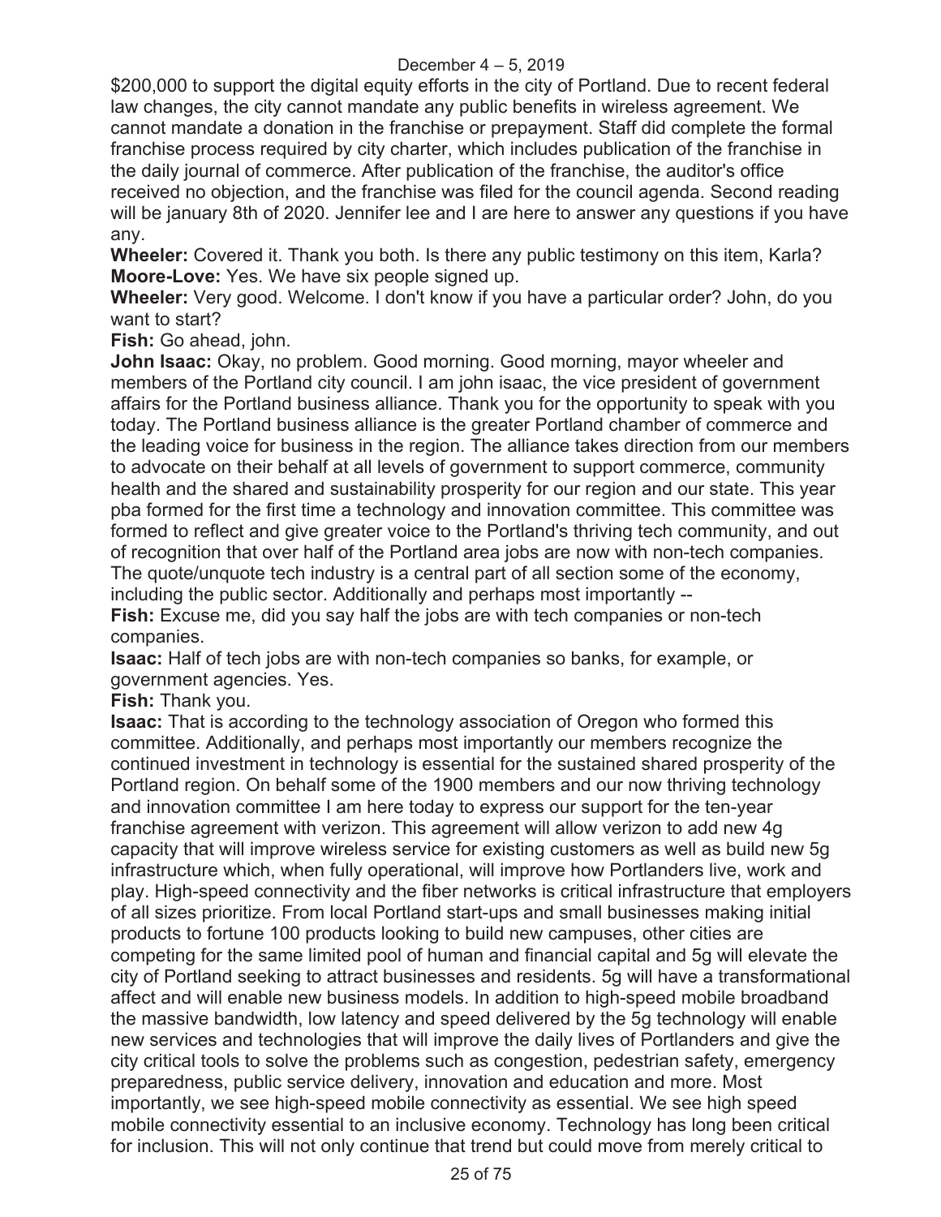$200,000 to support the digital equity efforts in the city of Portland. Due to recent federal law changes, the city cannot mandate any public benefits in wireless agreement. We cannot mandate a donation in the franchise or prepayment. Staff did complete the formal franchise process required by city charter, which includes publication of the franchise in the daily journal of commerce. After publication of the franchise, the auditor's office received no objection, and the franchise was filed for the council agenda. Second reading will be january 8th of 2020. Jennifer lee and I are here to answer any questions if you have any.

**Wheeler:** Covered it. Thank you both. Is there any public testimony on this item, Karla?

**Moore-Love:** Yes. We have six people signed up.

**Wheeler:** Very good. Welcome. I don't know if you have a particular order? John, do you want to start?

**Fish:** Go ahead, john.

**John Isaac:** Okay, no problem. Good morning. Good morning, mayor wheeler and members of the Portland city council. I am john isaac, the vice president of government affairs for the Portland business alliance. Thank you for the opportunity to speak with you today. The Portland business alliance is the greater Portland chamber of commerce and the leading voice for business in the region. The alliance takes direction from our members to advocate on their behalf at all levels of government to support commerce, community health and the shared and sustainability prosperity for our region and our state. This year pba formed for the first time a technology and innovation committee. This committee was formed to reflect and give greater voice to the Portland's thriving tech community, and out of recognition that over half of the Portland area jobs are now with non-tech companies. The quote/unquote tech industry is a central part of all section some of the economy, including the public sector. Additionally and perhaps most importantly --

**Fish:** Excuse me, did you say half the jobs are with tech companies or non-tech companies.

**Isaac:** Half of tech jobs are with non-tech companies so banks, for example, or government agencies. Yes.

**Fish:** Thank you.

**Isaac:** That is according to the technology association of Oregon who formed this committee. Additionally, and perhaps most importantly our members recognize the continued investment in technology is essential for the sustained shared prosperity of the Portland region. On behalf some of the 1900 members and our now thriving technology and innovation committee I am here today to express our support for the ten-year franchise agreement with verizon. This agreement will allow verizon to add new 4g capacity that will improve wireless service for existing customers as well as build new 5g infrastructure which, when fully operational, will improve how Portlanders live, work and play. High-speed connectivity and the fiber networks is critical infrastructure that employers of all sizes prioritize. From local Portland start-ups and small businesses making initial products to fortune 100 products looking to build new campuses, other cities are competing for the same limited pool of human and financial capital and 5g will elevate the city of Portland seeking to attract businesses and residents. 5g will have a transformational affect and will enable new business models. In addition to high-speed mobile broadband the massive bandwidth, low latency and speed delivered by the 5g technology will enable new services and technologies that will improve the daily lives of Portlanders and give the city critical tools to solve the problems such as congestion, pedestrian safety, emergency preparedness, public service delivery, innovation and education and more. Most importantly, we see high-speed mobile connectivity as essential. We see high speed mobile connectivity essential to an inclusive economy. Technology has long been critical for inclusion. This will not only continue that trend but could move from merely critical to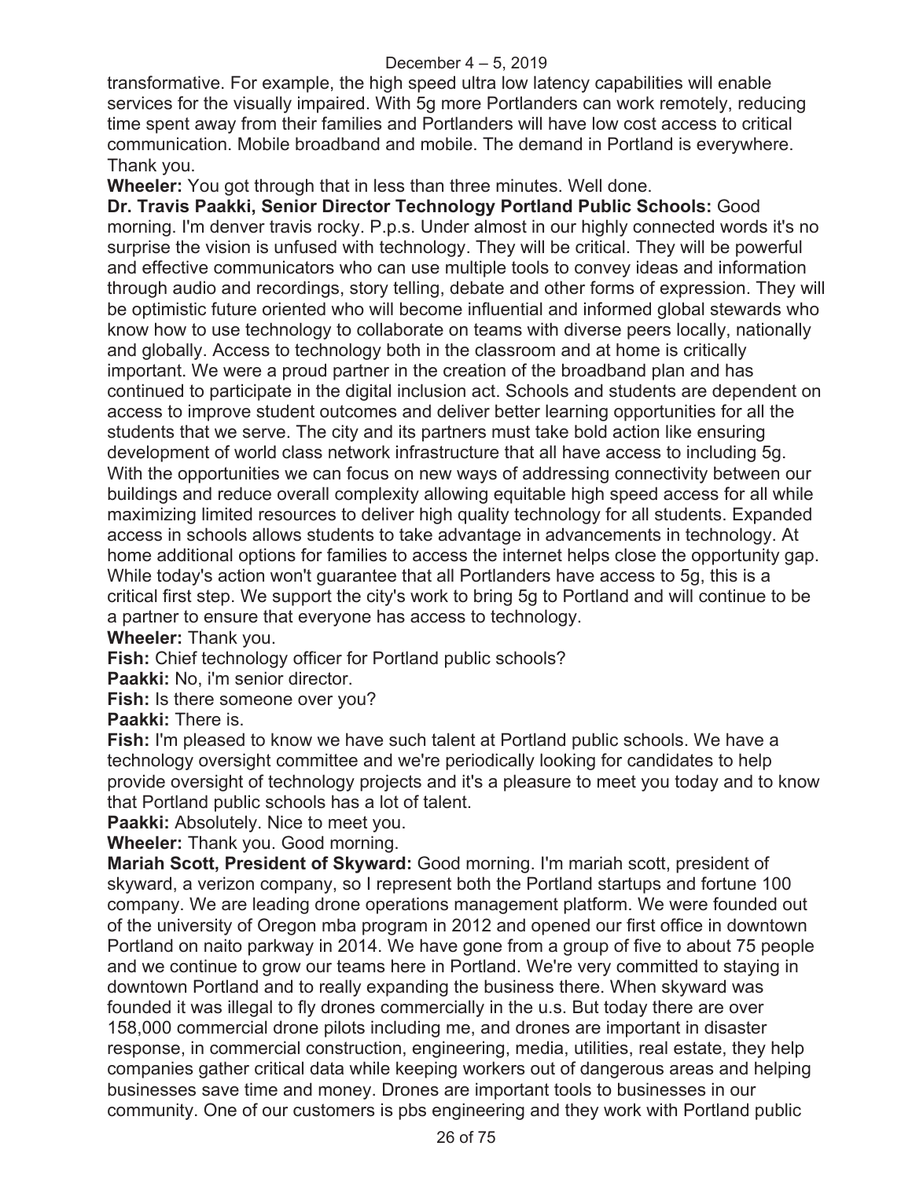transformative. For example, the high speed ultra low latency capabilities will enable services for the visually impaired. With 5g more Portlanders can work remotely, reducing time spent away from their families and Portlanders will have low cost access to critical communication. Mobile broadband and mobile. The demand in Portland is everywhere. Thank you.

**Wheeler:** You got through that in less than three minutes. Well done.

**Dr. Travis Paakki, Senior Director Technology Portland Public Schools:** Good morning. I'm denver travis rocky. P.p.s. Under almost in our highly connected words it's no surprise the vision is unfused with technology. They will be critical. They will be powerful and effective communicators who can use multiple tools to convey ideas and information through audio and recordings, story telling, debate and other forms of expression. They will be optimistic future oriented who will become influential and informed global stewards who know how to use technology to collaborate on teams with diverse peers locally, nationally and globally. Access to technology both in the classroom and at home is critically important. We were a proud partner in the creation of the broadband plan and has continued to participate in the digital inclusion act. Schools and students are dependent on access to improve student outcomes and deliver better learning opportunities for all the students that we serve. The city and its partners must take bold action like ensuring development of world class network infrastructure that all have access to including 5g. With the opportunities we can focus on new ways of addressing connectivity between our buildings and reduce overall complexity allowing equitable high speed access for all while maximizing limited resources to deliver high quality technology for all students. Expanded access in schools allows students to take advantage in advancements in technology. At home additional options for families to access the internet helps close the opportunity gap. While today's action won't guarantee that all Portlanders have access to 5g, this is a critical first step. We support the city's work to bring 5g to Portland and will continue to be a partner to ensure that everyone has access to technology.

**Wheeler:** Thank you.

**Fish:** Chief technology officer for Portland public schools?

**Paakki:** No, i'm senior director.

**Fish:** Is there someone over you?

**Paakki:** There is.

**Fish:** I'm pleased to know we have such talent at Portland public schools. We have a technology oversight committee and we're periodically looking for candidates to help provide oversight of technology projects and it's a pleasure to meet you today and to know that Portland public schools has a lot of talent.

**Paakki:** Absolutely. Nice to meet you.

**Wheeler:** Thank you. Good morning.

**Mariah Scott, President of Skyward:** Good morning. I'm mariah scott, president of skyward, a verizon company, so I represent both the Portland startups and fortune 100 company. We are leading drone operations management platform. We were founded out of the university of Oregon mba program in 2012 and opened our first office in downtown Portland on naito parkway in 2014. We have gone from a group of five to about 75 people and we continue to grow our teams here in Portland. We're very committed to staying in downtown Portland and to really expanding the business there. When skyward was founded it was illegal to fly drones commercially in the u.s. But today there are over 158,000 commercial drone pilots including me, and drones are important in disaster response, in commercial construction, engineering, media, utilities, real estate, they help companies gather critical data while keeping workers out of dangerous areas and helping businesses save time and money. Drones are important tools to businesses in our community. One of our customers is pbs engineering and they work with Portland public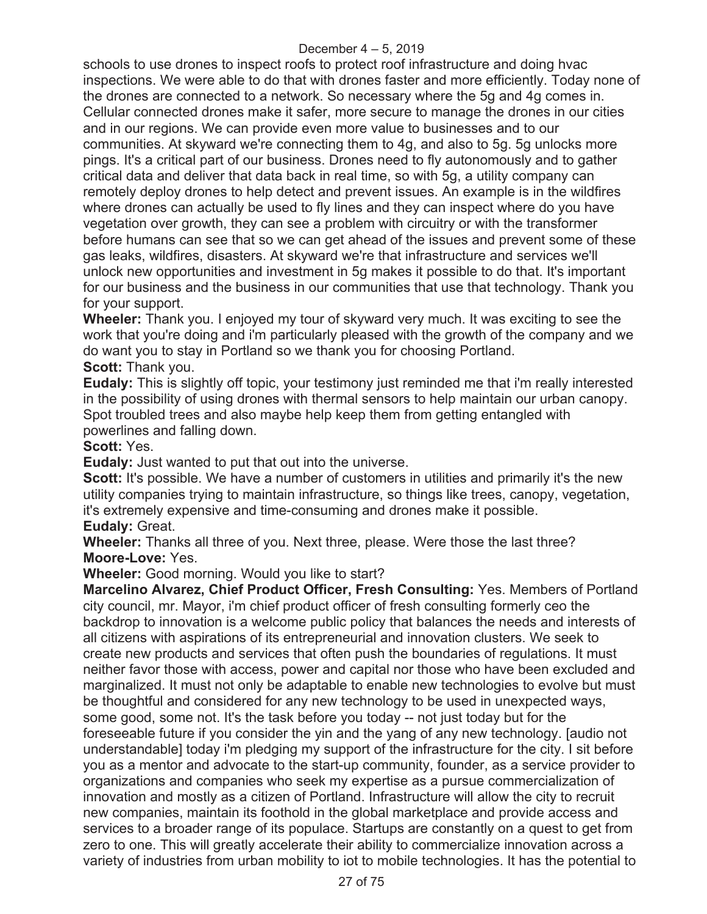schools to use drones to inspect roofs to protect roof infrastructure and doing hvac inspections. We were able to do that with drones faster and more efficiently. Today none of the drones are connected to a network. So necessary where the 5g and 4g comes in. Cellular connected drones make it safer, more secure to manage the drones in our cities and in our regions. We can provide even more value to businesses and to our communities. At skyward we're connecting them to 4g, and also to 5g. 5g unlocks more pings. It's a critical part of our business. Drones need to fly autonomously and to gather critical data and deliver that data back in real time, so with 5g, a utility company can remotely deploy drones to help detect and prevent issues. An example is in the wildfires where drones can actually be used to fly lines and they can inspect where do you have vegetation over growth, they can see a problem with circuitry or with the transformer before humans can see that so we can get ahead of the issues and prevent some of these gas leaks, wildfires, disasters. At skyward we're that infrastructure and services we'll unlock new opportunities and investment in 5g makes it possible to do that. It's important for our business and the business in our communities that use that technology. Thank you for your support.

**Wheeler:** Thank you. I enjoyed my tour of skyward very much. It was exciting to see the work that you're doing and i'm particularly pleased with the growth of the company and we do want you to stay in Portland so we thank you for choosing Portland.

**Scott:** Thank you.

**Eudaly:** This is slightly off topic, your testimony just reminded me that i'm really interested in the possibility of using drones with thermal sensors to help maintain our urban canopy. Spot troubled trees and also maybe help keep them from getting entangled with powerlines and falling down.

**Scott:** Yes.

**Eudaly:** Just wanted to put that out into the universe.

**Scott:** It's possible. We have a number of customers in utilities and primarily it's the new utility companies trying to maintain infrastructure, so things like trees, canopy, vegetation, it's extremely expensive and time-consuming and drones make it possible.

**Eudaly:** Great.

**Wheeler:** Thanks all three of you. Next three, please. Were those the last three?

**Moore-Love:** Yes.

**Wheeler:** Good morning. Would you like to start?

**Marcelino Alvarez, Chief Product Officer, Fresh Consulting:** Yes. Members of Portland city council, mr. Mayor, i'm chief product officer of fresh consulting formerly ceo the backdrop to innovation is a welcome public policy that balances the needs and interests of all citizens with aspirations of its entrepreneurial and innovation clusters. We seek to create new products and services that often push the boundaries of regulations. It must neither favor those with access, power and capital nor those who have been excluded and marginalized. It must not only be adaptable to enable new technologies to evolve but must be thoughtful and considered for any new technology to be used in unexpected ways, some good, some not. It's the task before you today -- not just today but for the foreseeable future if you consider the yin and the yang of any new technology. [audio not understandable] today i'm pledging my support of the infrastructure for the city. I sit before you as a mentor and advocate to the start-up community, founder, as a service provider to organizations and companies who seek my expertise as a pursue commercialization of innovation and mostly as a citizen of Portland. Infrastructure will allow the city to recruit new companies, maintain its foothold in the global marketplace and provide access and services to a broader range of its populace. Startups are constantly on a quest to get from zero to one. This will greatly accelerate their ability to commercialize innovation across a variety of industries from urban mobility to iot to mobile technologies. It has the potential to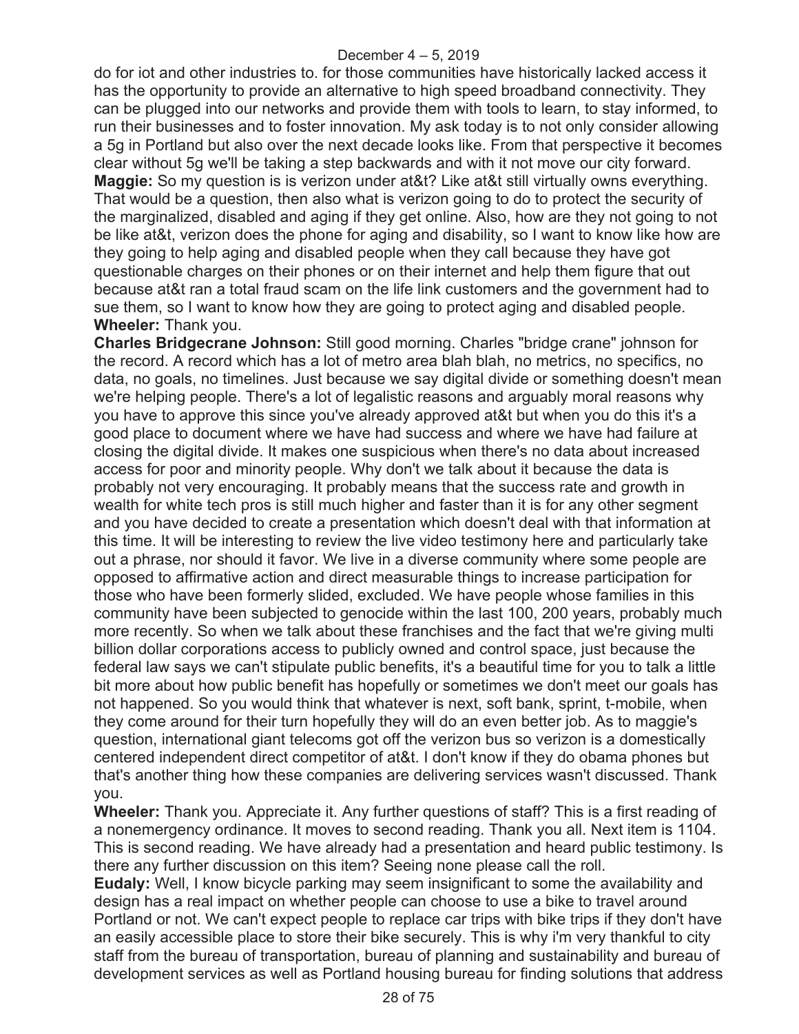do for iot and other industries to. for those communities have historically lacked access it has the opportunity to provide an alternative to high speed broadband connectivity. They can be plugged into our networks and provide them with tools to learn, to stay informed, to run their businesses and to foster innovation. My ask today is to not only consider allowing a 5g in Portland but also over the next decade looks like. From that perspective it becomes clear without 5g we'll be taking a step backwards and with it not move our city forward.

**Maggie:** So my question is is verizon under at&t? Like at&t still virtually owns everything. That would be a question, then also what is verizon going to do to protect the security of the marginalized, disabled and aging if they get online. Also, how are they not going to not be like at&t, verizon does the phone for aging and disability, so I want to know like how are they going to help aging and disabled people when they call because they have got questionable charges on their phones or on their internet and help them figure that out because at&t ran a total fraud scam on the life link customers and the government had to sue them, so I want to know how they are going to protect aging and disabled people.

**Wheeler:** Thank you.

**Charles Bridgecrane Johnson:** Still good morning. Charles "bridge crane" johnson for the record. A record which has a lot of metro area blah blah, no metrics, no specifics, no data, no goals, no timelines. Just because we say digital divide or something doesn't mean we're helping people. There's a lot of legalistic reasons and arguably moral reasons why you have to approve this since you've already approved at&t but when you do this it's a good place to document where we have had success and where we have had failure at closing the digital divide. It makes one suspicious when there's no data about increased access for poor and minority people. Why don't we talk about it because the data is probably not very encouraging. It probably means that the success rate and growth in wealth for white tech pros is still much higher and faster than it is for any other segment and you have decided to create a presentation which doesn't deal with that information at this time. It will be interesting to review the live video testimony here and particularly take out a phrase, nor should it favor. We live in a diverse community where some people are opposed to affirmative action and direct measurable things to increase participation for those who have been formerly slided, excluded. We have people whose families in this community have been subjected to genocide within the last 100, 200 years, probably much more recently. So when we talk about these franchises and the fact that we're giving multi billion dollar corporations access to publicly owned and control space, just because the federal law says we can't stipulate public benefits, it's a beautiful time for you to talk a little bit more about how public benefit has hopefully or sometimes we don't meet our goals has not happened. So you would think that whatever is next, soft bank, sprint, t-mobile, when they come around for their turn hopefully they will do an even better job. As to maggie's question, international giant telecoms got off the verizon bus so verizon is a domestically centered independent direct competitor of at&t. I don't know if they do obama phones but that's another thing how these companies are delivering services wasn't discussed. Thank you.

**Wheeler:** Thank you. Appreciate it. Any further questions of staff? This is a first reading of a nonemergency ordinance. It moves to second reading. Thank you all. Next item is 1104. This is second reading. We have already had a presentation and heard public testimony. Is there any further discussion on this item? Seeing none please call the roll.

**Eudaly:** Well, I know bicycle parking may seem insignificant to some the availability and design has a real impact on whether people can choose to use a bike to travel around Portland or not. We can't expect people to replace car trips with bike trips if they don't have an easily accessible place to store their bike securely. This is why i'm very thankful to city staff from the bureau of transportation, bureau of planning and sustainability and bureau of development services as well as Portland housing bureau for finding solutions that address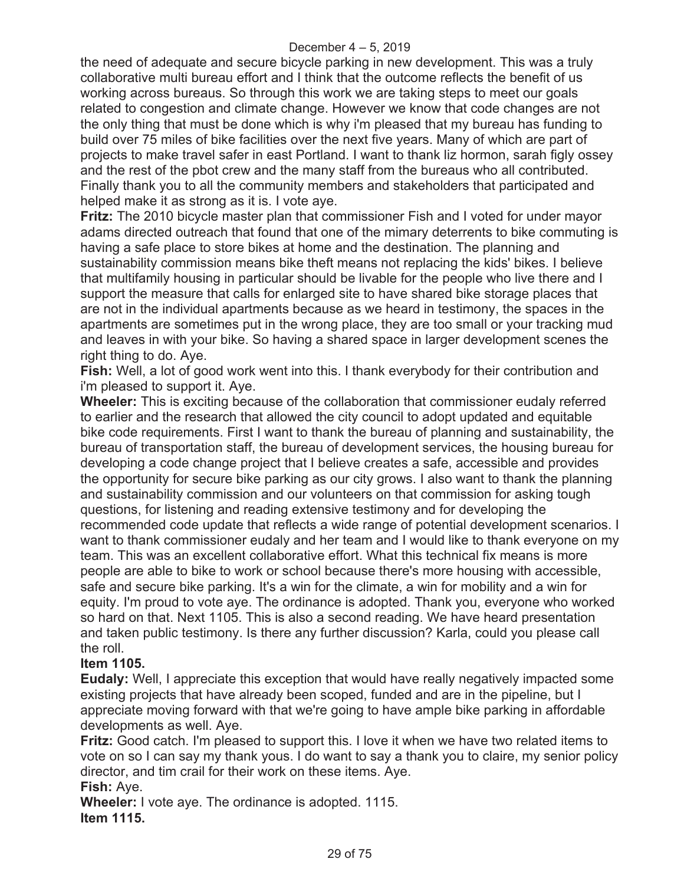the need of adequate and secure bicycle parking in new development. This was a truly collaborative multi bureau effort and I think that the outcome reflects the benefit of us working across bureaus. So through this work we are taking steps to meet our goals related to congestion and climate change. However we know that code changes are not the only thing that must be done which is why i'm pleased that my bureau has funding to build over 75 miles of bike facilities over the next five years. Many of which are part of projects to make travel safer in east Portland. I want to thank liz hormon, sarah figly ossey and the rest of the pbot crew and the many staff from the bureaus who all contributed. Finally thank you to all the community members and stakeholders that participated and helped make it as strong as it is. I vote aye.

**Fritz:** The 2010 bicycle master plan that commissioner Fish and I voted for under mayor adams directed outreach that found that one of the mimary deterrents to bike commuting is having a safe place to store bikes at home and the destination. The planning and sustainability commission means bike theft means not replacing the kids' bikes. I believe that multifamily housing in particular should be livable for the people who live there and I support the measure that calls for enlarged site to have shared bike storage places that are not in the individual apartments because as we heard in testimony, the spaces in the apartments are sometimes put in the wrong place, they are too small or your tracking mud and leaves in with your bike. So having a shared space in larger development scenes the right thing to do. Aye.

**Fish:** Well, a lot of good work went into this. I thank everybody for their contribution and i'm pleased to support it. Aye.

**Wheeler:** This is exciting because of the collaboration that commissioner eudaly referred to earlier and the research that allowed the city council to adopt updated and equitable bike code requirements. First I want to thank the bureau of planning and sustainability, the bureau of transportation staff, the bureau of development services, the housing bureau for developing a code change project that I believe creates a safe, accessible and provides the opportunity for secure bike parking as our city grows. I also want to thank the planning and sustainability commission and our volunteers on that commission for asking tough questions, for listening and reading extensive testimony and for developing the recommended code update that reflects a wide range of potential development scenarios. I want to thank commissioner eudaly and her team and I would like to thank everyone on my team. This was an excellent collaborative effort. What this technical fix means is more people are able to bike to work or school because there's more housing with accessible, safe and secure bike parking. It's a win for the climate, a win for mobility and a win for equity. I'm proud to vote aye. The ordinance is adopted. Thank you, everyone who worked so hard on that. Next 1105. This is also a second reading. We have heard presentation and taken public testimony. Is there any further discussion? Karla, could you please call the roll.

**Item 1105.**

**Eudaly:** Well, I appreciate this exception that would have really negatively impacted some existing projects that have already been scoped, funded and are in the pipeline, but I appreciate moving forward with that we're going to have ample bike parking in affordable developments as well. Aye.

**Fritz:** Good catch. I'm pleased to support this. I love it when we have two related items to vote on so I can say my thank yous. I do want to say a thank you to claire, my senior policy director, and tim crail for their work on these items. Aye.

**Fish:** Aye.

**Wheeler:** I vote aye. The ordinance is adopted. 1115.

**Item 1115.**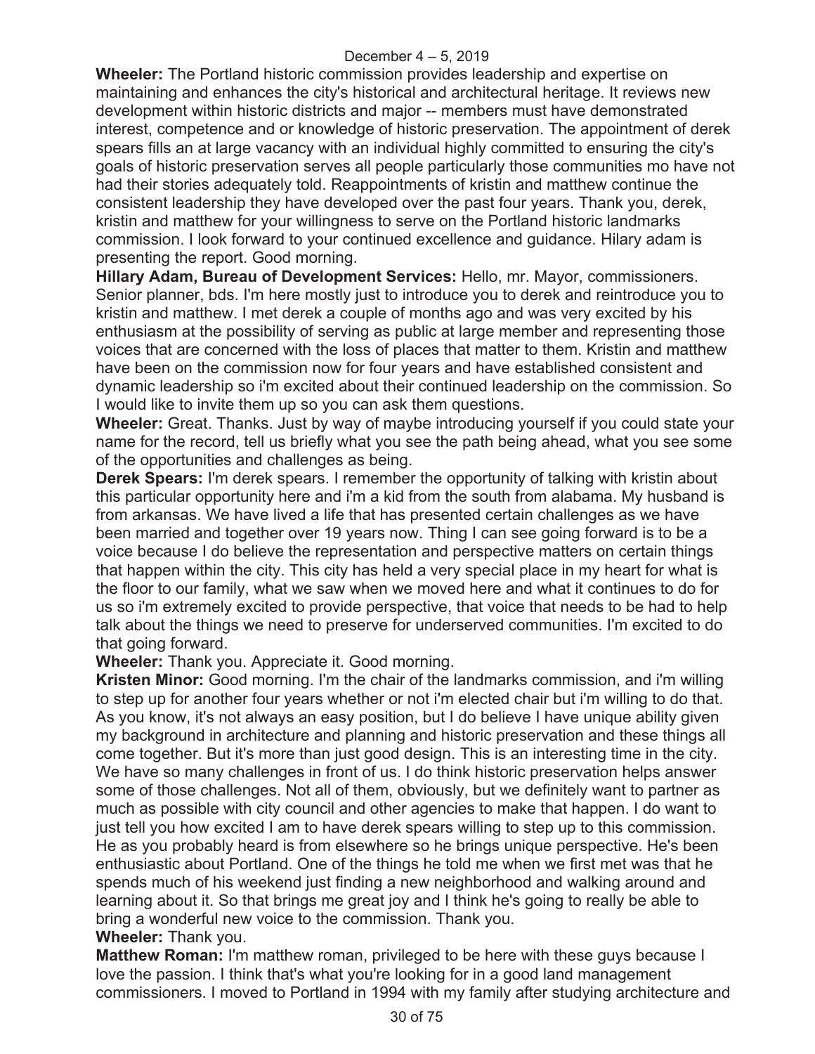**Wheeler:** The Portland historic commission provides leadership and expertise on maintaining and enhances the city's historical and architectural heritage. It reviews new development within historic districts and major -- members must have demonstrated interest, competence and or knowledge of historic preservation. The appointment of derek spears fills an at large vacancy with an individual highly committed to ensuring the city's goals of historic preservation serves all people particularly those communities mo have not had their stories adequately told. Reappointments of kristin and matthew continue the consistent leadership they have developed over the past four years. Thank you, derek, kristin and matthew for your willingness to serve on the Portland historic landmarks commission. I look forward to your continued excellence and guidance. Hilary adam is presenting the report. Good morning.

**Hillary Adam, Bureau of Development Services:** Hello, mr. Mayor, commissioners. Senior planner, bds. I'm here mostly just to introduce you to derek and reintroduce you to kristin and matthew. I met derek a couple of months ago and was very excited by his enthusiasm at the possibility of serving as public at large member and representing those voices that are concerned with the loss of places that matter to them. Kristin and matthew have been on the commission now for four years and have established consistent and dynamic leadership so i'm excited about their continued leadership on the commission. So I would like to invite them up so you can ask them questions.

**Wheeler:** Great. Thanks. Just by way of maybe introducing yourself if you could state your name for the record, tell us briefly what you see the path being ahead, what you see some of the opportunities and challenges as being.

**Derek Spears:** I'm derek spears. I remember the opportunity of talking with kristin about this particular opportunity here and i'm a kid from the south from alabama. My husband is from arkansas. We have lived a life that has presented certain challenges as we have been married and together over 19 years now. Thing I can see going forward is to be a voice because I do believe the representation and perspective matters on certain things that happen within the city. This city has held a very special place in my heart for what is the floor to our family, what we saw when we moved here and what it continues to do for us so i'm extremely excited to provide perspective, that voice that needs to be had to help talk about the things we need to preserve for underserved communities. I'm excited to do that going forward.

**Wheeler:** Thank you. Appreciate it. Good morning.

**Kristen Minor:** Good morning. I'm the chair of the landmarks commission, and i'm willing to step up for another four years whether or not i'm elected chair but i'm willing to do that. As you know, it's not always an easy position, but I do believe I have unique ability given my background in architecture and planning and historic preservation and these things all come together. But it's more than just good design. This is an interesting time in the city. We have so many challenges in front of us. I do think historic preservation helps answer some of those challenges. Not all of them, obviously, but we definitely want to partner as much as possible with city council and other agencies to make that happen. I do want to just tell you how excited I am to have derek spears willing to step up to this commission. He as you probably heard is from elsewhere so he brings unique perspective. He's been enthusiastic about Portland. One of the things he told me when we first met was that he spends much of his weekend just finding a new neighborhood and walking around and learning about it. So that brings me great joy and I think he's going to really be able to bring a wonderful new voice to the commission. Thank you.

**Wheeler:** Thank you.

**Matthew Roman:** I'm matthew roman, privileged to be here with these guys because I love the passion. I think that's what you're looking for in a good land management commissioners. I moved to Portland in 1994 with my family after studying architecture and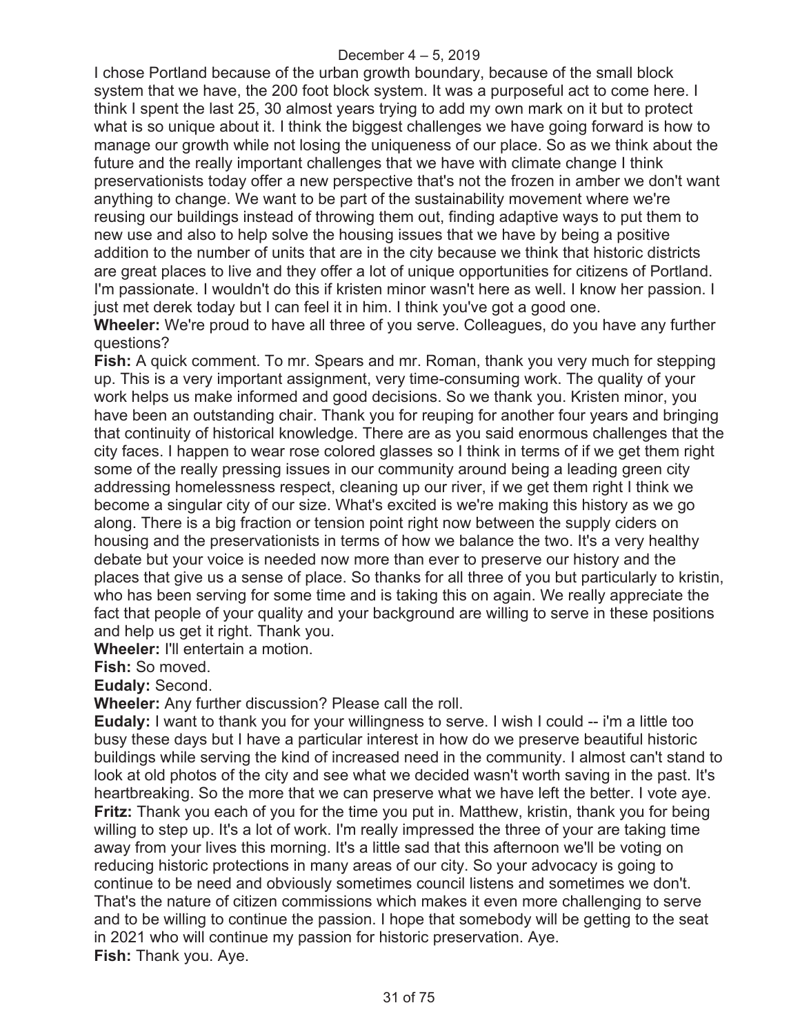I chose Portland because of the urban growth boundary, because of the small block system that we have, the 200 foot block system. It was a purposeful act to come here. I think I spent the last 25, 30 almost years trying to add my own mark on it but to protect what is so unique about it. I think the biggest challenges we have going forward is how to manage our growth while not losing the uniqueness of our place. So as we think about the future and the really important challenges that we have with climate change I think preservationists today offer a new perspective that's not the frozen in amber we don't want anything to change. We want to be part of the sustainability movement where we're reusing our buildings instead of throwing them out, finding adaptive ways to put them to new use and also to help solve the housing issues that we have by being a positive addition to the number of units that are in the city because we think that historic districts are great places to live and they offer a lot of unique opportunities for citizens of Portland. I'm passionate. I wouldn't do this if kristen minor wasn't here as well. I know her passion. I just met derek today but I can feel it in him. I think you've got a good one.

**Wheeler:** We're proud to have all three of you serve. Colleagues, do you have any further questions?

**Fish:** A quick comment. To mr. Spears and mr. Roman, thank you very much for stepping up. This is a very important assignment, very time-consuming work. The quality of your work helps us make informed and good decisions. So we thank you. Kristen minor, you have been an outstanding chair. Thank you for reuping for another four years and bringing that continuity of historical knowledge. There are as you said enormous challenges that the city faces. I happen to wear rose colored glasses so I think in terms of if we get them right some of the really pressing issues in our community around being a leading green city addressing homelessness respect, cleaning up our river, if we get them right I think we become a singular city of our size. What's excited is we're making this history as we go along. There is a big fraction or tension point right now between the supply ciders on housing and the preservationists in terms of how we balance the two. It's a very healthy debate but your voice is needed now more than ever to preserve our history and the places that give us a sense of place. So thanks for all three of you but particularly to kristin, who has been serving for some time and is taking this on again. We really appreciate the fact that people of your quality and your background are willing to serve in these positions and help us get it right. Thank you.

**Wheeler:** I'll entertain a motion.

**Fish:** So moved.

**Eudaly:** Second.

**Wheeler:** Any further discussion? Please call the roll.

**Eudaly:** I want to thank you for your willingness to serve. I wish I could -- i'm a little too busy these days but I have a particular interest in how do we preserve beautiful historic buildings while serving the kind of increased need in the community. I almost can't stand to look at old photos of the city and see what we decided wasn't worth saving in the past. It's heartbreaking. So the more that we can preserve what we have left the better. I vote aye.

**Fritz:** Thank you each of you for the time you put in. Matthew, kristin, thank you for being willing to step up. It's a lot of work. I'm really impressed the three of your are taking time away from your lives this morning. It's a little sad that this afternoon we'll be voting on reducing historic protections in many areas of our city. So your advocacy is going to continue to be need and obviously sometimes council listens and sometimes we don't. That's the nature of citizen commissions which makes it even more challenging to serve and to be willing to continue the passion. I hope that somebody will be getting to the seat in 2021 who will continue my passion for historic preservation. Aye.

**Fish:** Thank you. Aye.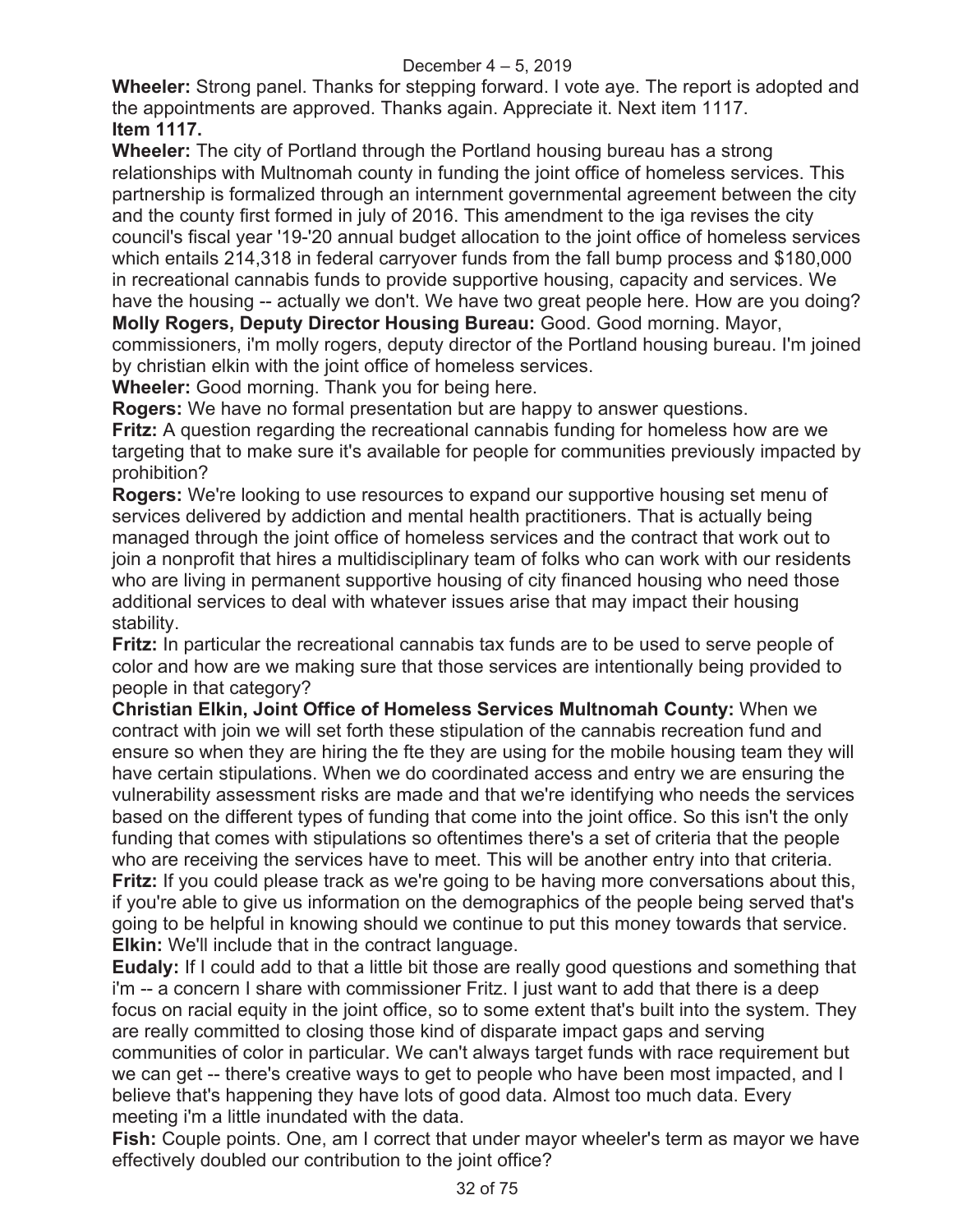**Wheeler:** Strong panel. Thanks for stepping forward. I vote aye. The report is adopted and the appointments are approved. Thanks again. Appreciate it. Next item 1117.

**Item 1117.**

**Wheeler:** The city of Portland through the Portland housing bureau has a strong relationships with Multnomah county in funding the joint office of homeless services. This partnership is formalized through an internment governmental agreement between the city and the county first formed in july of 2016. This amendment to the iga revises the city council's fiscal year '19-'20 annual budget allocation to the joint office of homeless services which entails 214,318 in federal carryover funds from the fall bump process and $180,000 in recreational cannabis funds to provide supportive housing, capacity and services. We have the housing -- actually we don't. We have two great people here. How are you doing?

**Molly Rogers, Deputy Director Housing Bureau:** Good. Good morning. Mayor, commissioners, i'm molly rogers, deputy director of the Portland housing bureau. I'm joined by christian elkin with the joint office of homeless services.

**Wheeler:** Good morning. Thank you for being here.

**Rogers:** We have no formal presentation but are happy to answer questions.

**Fritz:** A question regarding the recreational cannabis funding for homeless how are we targeting that to make sure it's available for people for communities previously impacted by prohibition?

**Rogers:** We're looking to use resources to expand our supportive housing set menu of services delivered by addiction and mental health practitioners. That is actually being managed through the joint office of homeless services and the contract that work out to join a nonprofit that hires a multidisciplinary team of folks who can work with our residents who are living in permanent supportive housing of city financed housing who need those additional services to deal with whatever issues arise that may impact their housing stability.

**Fritz:** In particular the recreational cannabis tax funds are to be used to serve people of color and how are we making sure that those services are intentionally being provided to people in that category?

**Christian Elkin, Joint Office of Homeless Services Multnomah County:** When we contract with join we will set forth these stipulation of the cannabis recreation fund and ensure so when they are hiring the fte they are using for the mobile housing team they will have certain stipulations. When we do coordinated access and entry we are ensuring the vulnerability assessment risks are made and that we're identifying who needs the services based on the different types of funding that come into the joint office. So this isn't the only funding that comes with stipulations so oftentimes there's a set of criteria that the people who are receiving the services have to meet. This will be another entry into that criteria.

**Fritz:** If you could please track as we're going to be having more conversations about this, if you're able to give us information on the demographics of the people being served that's going to be helpful in knowing should we continue to put this money towards that service.

**Elkin:** We'll include that in the contract language.

**Eudaly:** If I could add to that a little bit those are really good questions and something that i'm -- a concern I share with commissioner Fritz. I just want to add that there is a deep focus on racial equity in the joint office, so to some extent that's built into the system. They are really committed to closing those kind of disparate impact gaps and serving communities of color in particular. We can't always target funds with race requirement but we can get -- there's creative ways to get to people who have been most impacted, and I believe that's happening they have lots of good data. Almost too much data. Every meeting i'm a little inundated with the data.

**Fish:** Couple points. One, am I correct that under mayor wheeler's term as mayor we have effectively doubled our contribution to the joint office?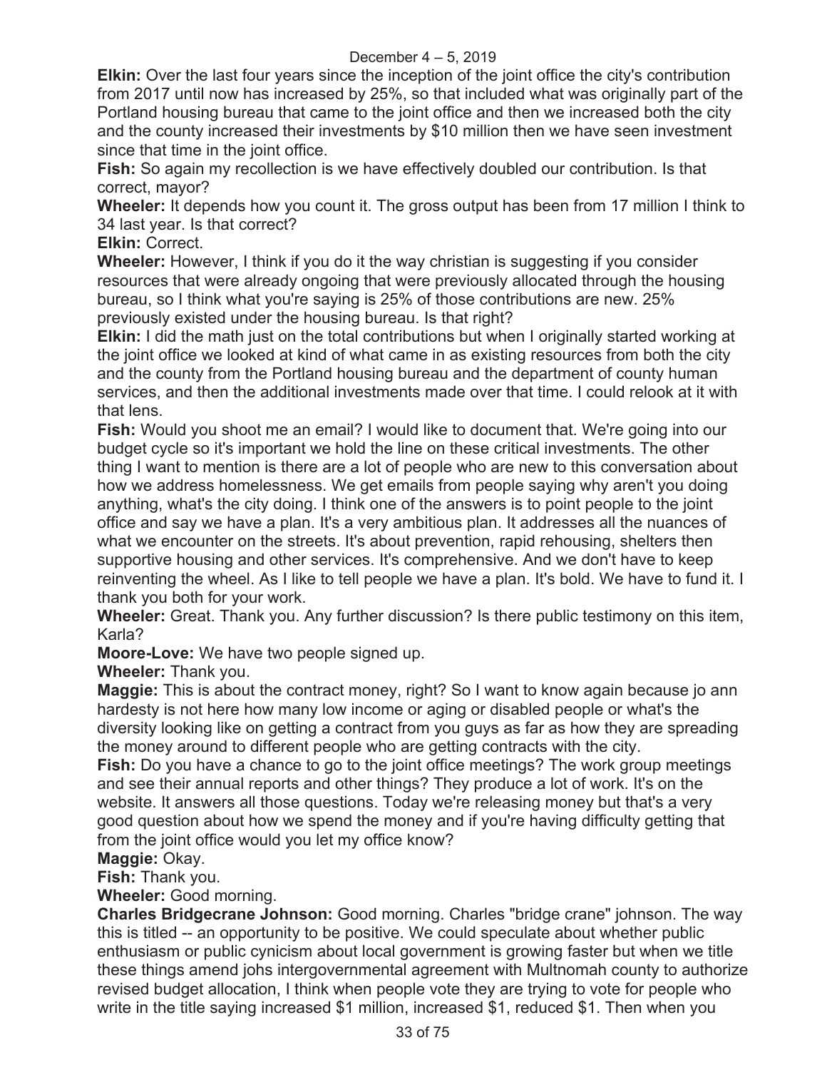**Elkin:** Over the last four years since the inception of the joint office the city's contribution from 2017 until now has increased by 25%, so that included what was originally part of the Portland housing bureau that came to the joint office and then we increased both the city and the county increased their investments by $10 million then we have seen investment since that time in the joint office.

**Fish:** So again my recollection is we have effectively doubled our contribution. Is that correct, mayor?

**Wheeler:** It depends how you count it. The gross output has been from 17 million I think to 34 last year. Is that correct?

**Elkin:** Correct.

**Wheeler:** However, I think if you do it the way christian is suggesting if you consider resources that were already ongoing that were previously allocated through the housing bureau, so I think what you're saying is 25% of those contributions are new. 25% previously existed under the housing bureau. Is that right?

**Elkin:** I did the math just on the total contributions but when I originally started working at the joint office we looked at kind of what came in as existing resources from both the city and the county from the Portland housing bureau and the department of county human services, and then the additional investments made over that time. I could relook at it with that lens.

**Fish:** Would you shoot me an email? I would like to document that. We're going into our budget cycle so it's important we hold the line on these critical investments. The other thing I want to mention is there are a lot of people who are new to this conversation about how we address homelessness. We get emails from people saying why aren't you doing anything, what's the city doing. I think one of the answers is to point people to the joint office and say we have a plan. It's a very ambitious plan. It addresses all the nuances of what we encounter on the streets. It's about prevention, rapid rehousing, shelters then supportive housing and other services. It's comprehensive. And we don't have to keep reinventing the wheel. As I like to tell people we have a plan. It's bold. We have to fund it. I thank you both for your work.

**Wheeler:** Great. Thank you. Any further discussion? Is there public testimony on this item, Karla?

**Moore-Love:** We have two people signed up.

**Wheeler:** Thank you.

**Maggie:** This is about the contract money, right? So I want to know again because jo ann hardesty is not here how many low income or aging or disabled people or what's the diversity looking like on getting a contract from you guys as far as how they are spreading the money around to different people who are getting contracts with the city.

**Fish:** Do you have a chance to go to the joint office meetings? The work group meetings and see their annual reports and other things? They produce a lot of work. It's on the website. It answers all those questions. Today we're releasing money but that's a very good question about how we spend the money and if you're having difficulty getting that from the joint office would you let my office know?

**Maggie:** Okay.

**Fish:** Thank you.

**Wheeler:** Good morning.

**Charles Bridgecrane Johnson:** Good morning. Charles "bridge crane" johnson. The way this is titled -- an opportunity to be positive. We could speculate about whether public enthusiasm or public cynicism about local government is growing faster but when we title these things amend johs intergovernmental agreement with Multnomah county to authorize revised budget allocation, I think when people vote they are trying to vote for people who write in the title saying increased $1 million, increased $1, reduced $1. Then when you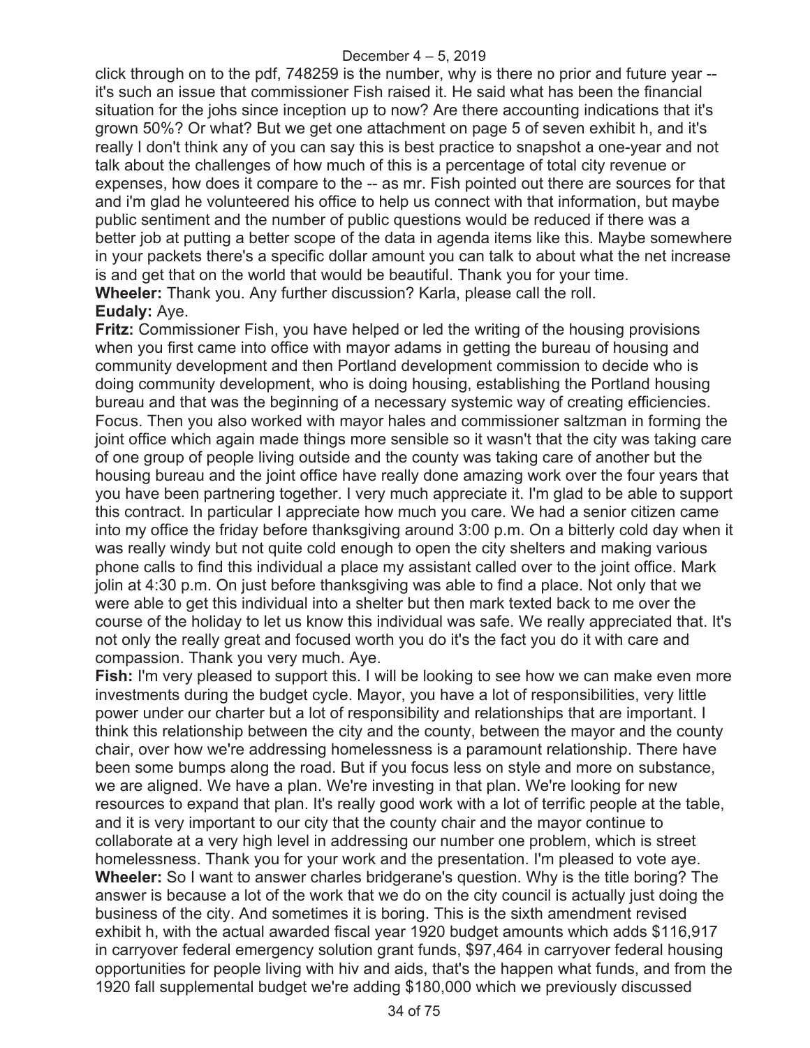click through on to the pdf, 748259 is the number, why is there no prior and future year -- it's such an issue that commissioner Fish raised it. He said what has been the financial situation for the johs since inception up to now? Are there accounting indications that it's grown 50%? Or what? But we get one attachment on page 5 of seven exhibit h, and it's really I don't think any of you can say this is best practice to snapshot a one-year and not talk about the challenges of how much of this is a percentage of total city revenue or expenses, how does it compare to the -- as mr. Fish pointed out there are sources for that and i'm glad he volunteered his office to help us connect with that information, but maybe public sentiment and the number of public questions would be reduced if there was a better job at putting a better scope of the data in agenda items like this. Maybe somewhere in your packets there's a specific dollar amount you can talk to about what the net increase is and get that on the world that would be beautiful. Thank you for your time.

**Wheeler:** Thank you. Any further discussion? Karla, please call the roll.

**Eudaly:** Aye.

**Fritz:** Commissioner Fish, you have helped or led the writing of the housing provisions when you first came into office with mayor adams in getting the bureau of housing and community development and then Portland development commission to decide who is doing community development, who is doing housing, establishing the Portland housing bureau and that was the beginning of a necessary systemic way of creating efficiencies. Focus. Then you also worked with mayor hales and commissioner saltzman in forming the joint office which again made things more sensible so it wasn't that the city was taking care of one group of people living outside and the county was taking care of another but the housing bureau and the joint office have really done amazing work over the four years that you have been partnering together. I very much appreciate it. I'm glad to be able to support this contract. In particular I appreciate how much you care. We had a senior citizen came into my office the friday before thanksgiving around 3:00 p.m. On a bitterly cold day when it was really windy but not quite cold enough to open the city shelters and making various phone calls to find this individual a place my assistant called over to the joint office. Mark jolin at 4:30 p.m. On just before thanksgiving was able to find a place. Not only that we were able to get this individual into a shelter but then mark texted back to me over the course of the holiday to let us know this individual was safe. We really appreciated that. It's not only the really great and focused worth you do it's the fact you do it with care and compassion. Thank you very much. Aye.

**Fish:** I'm very pleased to support this. I will be looking to see how we can make even more investments during the budget cycle. Mayor, you have a lot of responsibilities, very little power under our charter but a lot of responsibility and relationships that are important. I think this relationship between the city and the county, between the mayor and the county chair, over how we're addressing homelessness is a paramount relationship. There have been some bumps along the road. But if you focus less on style and more on substance, we are aligned. We have a plan. We're investing in that plan. We're looking for new resources to expand that plan. It's really good work with a lot of terrific people at the table, and it is very important to our city that the county chair and the mayor continue to collaborate at a very high level in addressing our number one problem, which is street homelessness. Thank you for your work and the presentation. I'm pleased to vote aye.

**Wheeler:** So I want to answer charles bridgerane's question. Why is the title boring? The answer is because a lot of the work that we do on the city council is actually just doing the business of the city. And sometimes it is boring. This is the sixth amendment revised exhibit h, with the actual awarded fiscal year 1920 budget amounts which adds $116,917 in carryover federal emergency solution grant funds, $97,464 in carryover federal housing opportunities for people living with hiv and aids, that's the happen what funds, and from the 1920 fall supplemental budget we're adding $180,000 which we previously discussed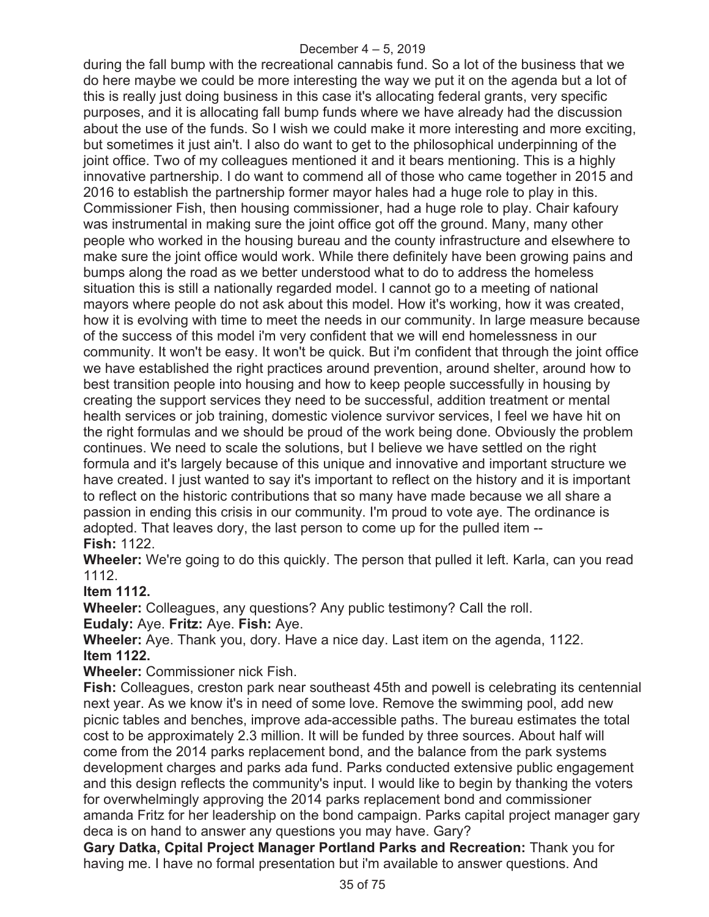during the fall bump with the recreational cannabis fund. So a lot of the business that we do here maybe we could be more interesting the way we put it on the agenda but a lot of this is really just doing business in this case it's allocating federal grants, very specific purposes, and it is allocating fall bump funds where we have already had the discussion about the use of the funds. So I wish we could make it more interesting and more exciting, but sometimes it just ain't. I also do want to get to the philosophical underpinning of the joint office. Two of my colleagues mentioned it and it bears mentioning. This is a highly innovative partnership. I do want to commend all of those who came together in 2015 and 2016 to establish the partnership former mayor hales had a huge role to play in this. Commissioner Fish, then housing commissioner, had a huge role to play. Chair kafoury was instrumental in making sure the joint office got off the ground. Many, many other people who worked in the housing bureau and the county infrastructure and elsewhere to make sure the joint office would work. While there definitely have been growing pains and bumps along the road as we better understood what to do to address the homeless situation this is still a nationally regarded model. I cannot go to a meeting of national mayors where people do not ask about this model. How it's working, how it was created, how it is evolving with time to meet the needs in our community. In large measure because of the success of this model i'm very confident that we will end homelessness in our community. It won't be easy. It won't be quick. But i'm confident that through the joint office we have established the right practices around prevention, around shelter, around how to best transition people into housing and how to keep people successfully in housing by creating the support services they need to be successful, addition treatment or mental health services or job training, domestic violence survivor services, I feel we have hit on the right formulas and we should be proud of the work being done. Obviously the problem continues. We need to scale the solutions, but I believe we have settled on the right formula and it's largely because of this unique and innovative and important structure we have created. I just wanted to say it's important to reflect on the history and it is important to reflect on the historic contributions that so many have made because we all share a passion in ending this crisis in our community. I'm proud to vote aye. The ordinance is adopted. That leaves dory, the last person to come up for the pulled item --

**Fish:** 1122.

**Wheeler:** We're going to do this quickly. The person that pulled it left. Karla, can you read 1112.

**Item 1112.**

**Wheeler:** Colleagues, any questions? Any public testimony? Call the roll.

**Eudaly:** Aye. **Fritz:** Aye. **Fish:** Aye.

**Wheeler:** Aye. Thank you, dory. Have a nice day. Last item on the agenda, 1122.

**Item 1122.**

**Wheeler:** Commissioner nick Fish.

**Fish:** Colleagues, creston park near southeast 45th and powell is celebrating its centennial next year. As we know it's in need of some love. Remove the swimming pool, add new picnic tables and benches, improve ada-accessible paths. The bureau estimates the total cost to be approximately 2.3 million. It will be funded by three sources. About half will come from the 2014 parks replacement bond, and the balance from the park systems development charges and parks ada fund. Parks conducted extensive public engagement and this design reflects the community's input. I would like to begin by thanking the voters for overwhelmingly approving the 2014 parks replacement bond and commissioner amanda Fritz for her leadership on the bond campaign. Parks capital project manager gary deca is on hand to answer any questions you may have. Gary?

**Gary Datka, Cpital Project Manager Portland Parks and Recreation:** Thank you for having me. I have no formal presentation but i'm available to answer questions. And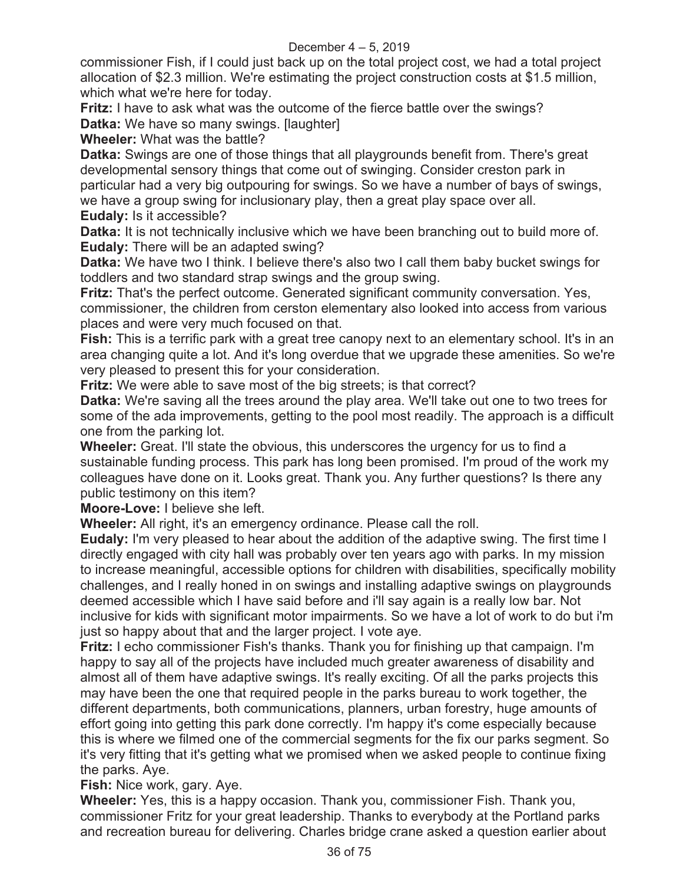commissioner Fish, if I could just back up on the total project cost, we had a total project allocation of $2.3 million. We're estimating the project construction costs at $1.5 million, which what we're here for today.

**Fritz:** I have to ask what was the outcome of the fierce battle over the swings?

**Datka:** We have so many swings. [laughter]

**Wheeler:** What was the battle?

**Datka:** Swings are one of those things that all playgrounds benefit from. There's great developmental sensory things that come out of swinging. Consider creston park in particular had a very big outpouring for swings. So we have a number of bays of swings, we have a group swing for inclusionary play, then a great play space over all.

**Eudaly:** Is it accessible?

**Datka:** It is not technically inclusive which we have been branching out to build more of.

**Eudaly:** There will be an adapted swing?

**Datka:** We have two I think. I believe there's also two I call them baby bucket swings for toddlers and two standard strap swings and the group swing.

**Fritz:** That's the perfect outcome. Generated significant community conversation. Yes, commissioner, the children from cerston elementary also looked into access from various places and were very much focused on that.

**Fish:** This is a terrific park with a great tree canopy next to an elementary school. It's in an area changing quite a lot. And it's long overdue that we upgrade these amenities. So we're very pleased to present this for your consideration.

**Fritz:** We were able to save most of the big streets; is that correct?

**Datka:** We're saving all the trees around the play area. We'll take out one to two trees for some of the ada improvements, getting to the pool most readily. The approach is a difficult one from the parking lot.

**Wheeler:** Great. I'll state the obvious, this underscores the urgency for us to find a sustainable funding process. This park has long been promised. I'm proud of the work my colleagues have done on it. Looks great. Thank you. Any further questions? Is there any public testimony on this item?

**Moore-Love:** I believe she left.

**Wheeler:** All right, it's an emergency ordinance. Please call the roll.

**Eudaly:** I'm very pleased to hear about the addition of the adaptive swing. The first time I directly engaged with city hall was probably over ten years ago with parks. In my mission to increase meaningful, accessible options for children with disabilities, specifically mobility challenges, and I really honed in on swings and installing adaptive swings on playgrounds deemed accessible which I have said before and i'll say again is a really low bar. Not inclusive for kids with significant motor impairments. So we have a lot of work to do but i'm just so happy about that and the larger project. I vote aye.

**Fritz:** I echo commissioner Fish's thanks. Thank you for finishing up that campaign. I'm happy to say all of the projects have included much greater awareness of disability and almost all of them have adaptive swings. It's really exciting. Of all the parks projects this may have been the one that required people in the parks bureau to work together, the different departments, both communications, planners, urban forestry, huge amounts of effort going into getting this park done correctly. I'm happy it's come especially because this is where we filmed one of the commercial segments for the fix our parks segment. So it's very fitting that it's getting what we promised when we asked people to continue fixing the parks. Aye.

**Fish:** Nice work, gary. Aye.

**Wheeler:** Yes, this is a happy occasion. Thank you, commissioner Fish. Thank you, commissioner Fritz for your great leadership. Thanks to everybody at the Portland parks and recreation bureau for delivering. Charles bridge crane asked a question earlier about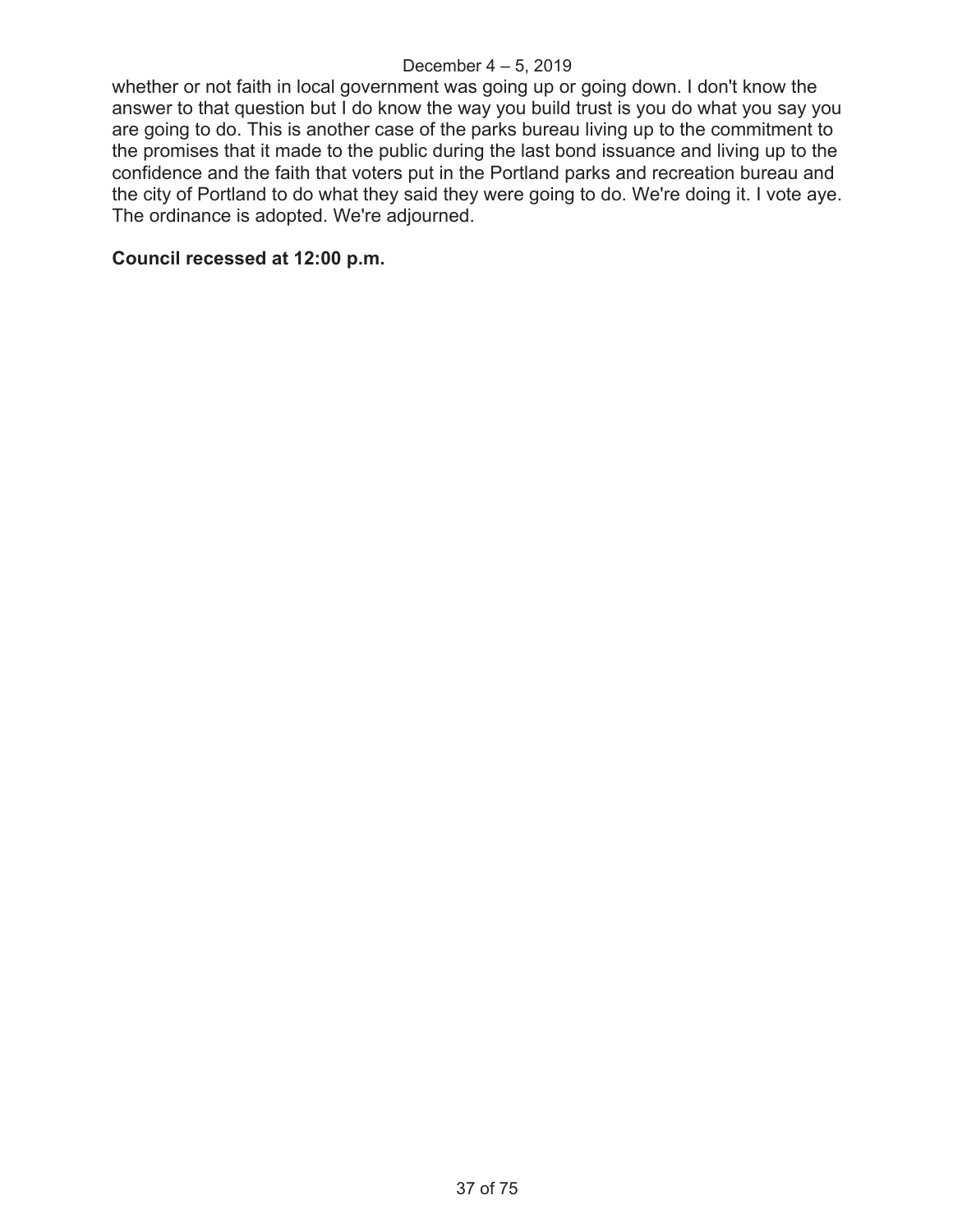whether or not faith in local government was going up or going down. I don't know the answer to that question but I do know the way you build trust is you do what you say you are going to do. This is another case of the parks bureau living up to the commitment to the promises that it made to the public during the last bond issuance and living up to the confidence and the faith that voters put in the Portland parks and recreation bureau and the city of Portland to do what they said they were going to do. We're doing it. I vote aye. The ordinance is adopted. We're adjourned.

**Council recessed at 12:00 p.m.**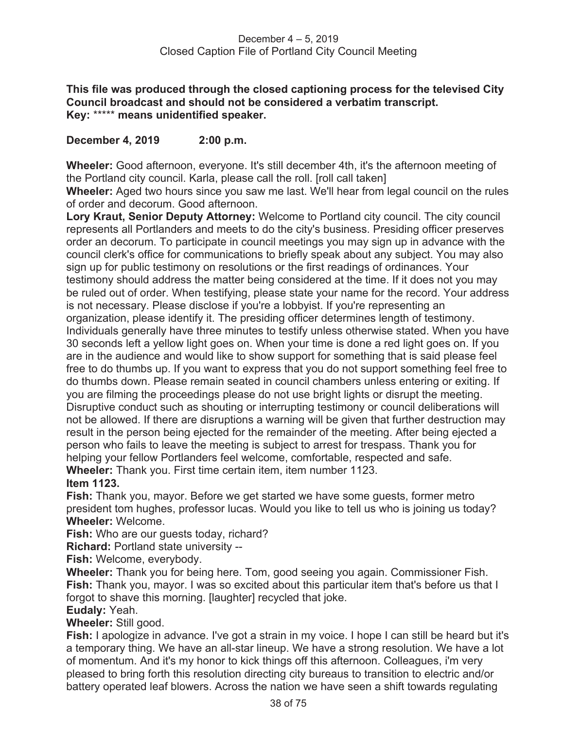**This file was produced through the closed captioning process for the televised City Council broadcast and should not be considered a verbatim transcript.**
**Key: \*\*\*\*\* means unidentified speaker.**

**December 4, 2019 2:00 p.m.**

**Wheeler:** Good afternoon, everyone. It's still december 4th, it's the afternoon meeting of the Portland city council. Karla, please call the roll. [roll call taken]

**Wheeler:** Aged two hours since you saw me last. We'll hear from legal council on the rules of order and decorum. Good afternoon.

**Lory Kraut, Senior Deputy Attorney:** Welcome to Portland city council. The city council represents all Portlanders and meets to do the city's business. Presiding officer preserves order an decorum. To participate in council meetings you may sign up in advance with the council clerk's office for communications to briefly speak about any subject. You may also sign up for public testimony on resolutions or the first readings of ordinances. Your testimony should address the matter being considered at the time. If it does not you may be ruled out of order. When testifying, please state your name for the record. Your address is not necessary. Please disclose if you're a lobbyist. If you're representing an organization, please identify it. The presiding officer determines length of testimony. Individuals generally have three minutes to testify unless otherwise stated. When you have 30 seconds left a yellow light goes on. When your time is done a red light goes on. If you are in the audience and would like to show support for something that is said please feel free to do thumbs up. If you want to express that you do not support something feel free to do thumbs down. Please remain seated in council chambers unless entering or exiting. If you are filming the proceedings please do not use bright lights or disrupt the meeting. Disruptive conduct such as shouting or interrupting testimony or council deliberations will not be allowed. If there are disruptions a warning will be given that further destruction may result in the person being ejected for the remainder of the meeting. After being ejected a person who fails to leave the meeting is subject to arrest for trespass. Thank you for helping your fellow Portlanders feel welcome, comfortable, respected and safe.

**Wheeler:** Thank you. First time certain item, item number 1123.

**Item 1123.**

**Fish:** Thank you, mayor. Before we get started we have some guests, former metro president tom hughes, professor lucas. Would you like to tell us who is joining us today?

**Wheeler:** Welcome.

**Fish:** Who are our guests today, richard?

**Richard:** Portland state university --

**Fish:** Welcome, everybody.

**Wheeler:** Thank you for being here. Tom, good seeing you again. Commissioner Fish.

**Fish:** Thank you, mayor. I was so excited about this particular item that's before us that I forgot to shave this morning. [laughter] recycled that joke.

**Eudaly:** Yeah.

**Wheeler:** Still good.

**Fish:** I apologize in advance. I've got a strain in my voice. I hope I can still be heard but it's a temporary thing. We have an all-star lineup. We have a strong resolution. We have a lot of momentum. And it's my honor to kick things off this afternoon. Colleagues, i'm very pleased to bring forth this resolution directing city bureaus to transition to electric and/or battery operated leaf blowers. Across the nation we have seen a shift towards regulating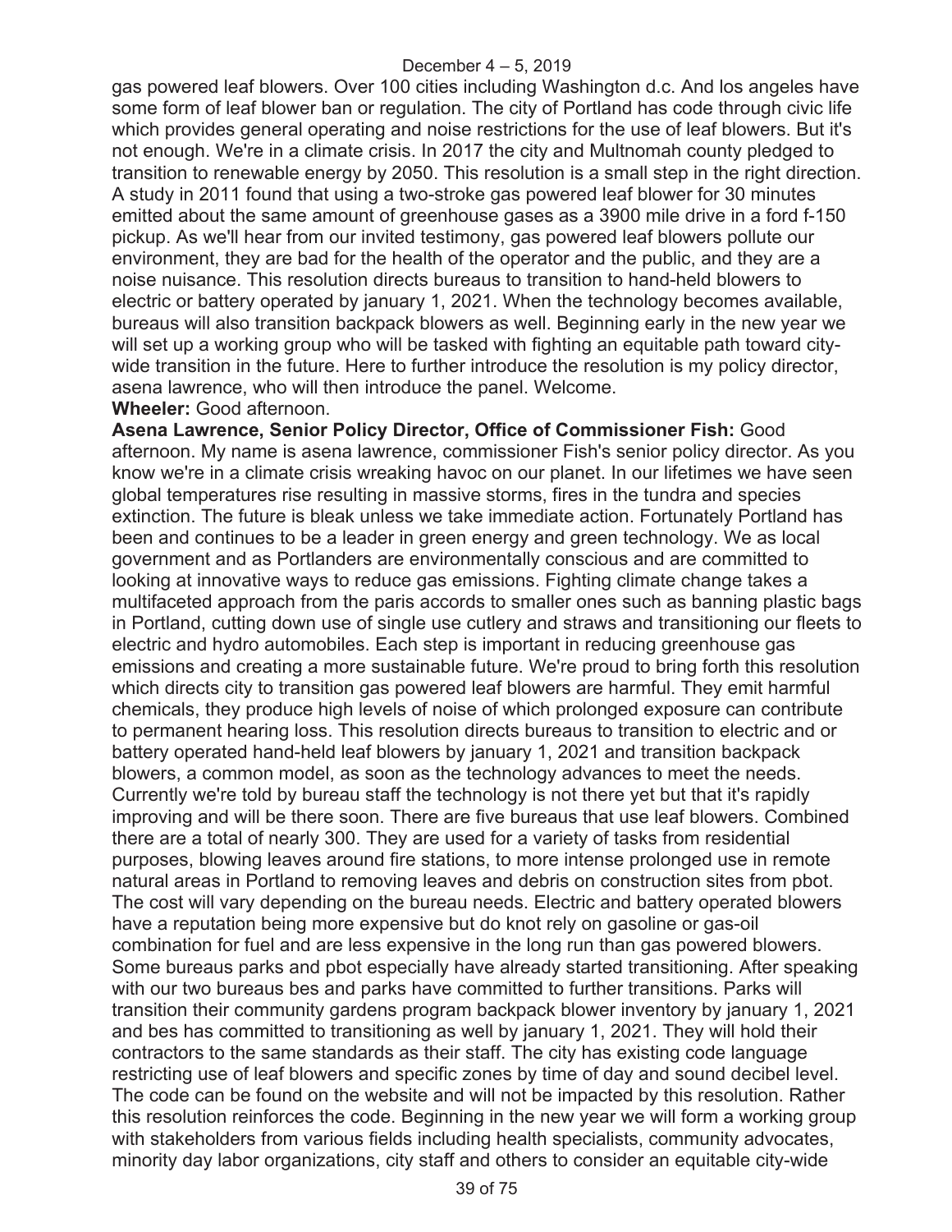gas powered leaf blowers. Over 100 cities including Washington d.c. And los angeles have some form of leaf blower ban or regulation. The city of Portland has code through civic life which provides general operating and noise restrictions for the use of leaf blowers. But it's not enough. We're in a climate crisis. In 2017 the city and Multnomah county pledged to transition to renewable energy by 2050. This resolution is a small step in the right direction. A study in 2011 found that using a two-stroke gas powered leaf blower for 30 minutes emitted about the same amount of greenhouse gases as a 3900 mile drive in a ford f-150 pickup. As we'll hear from our invited testimony, gas powered leaf blowers pollute our environment, they are bad for the health of the operator and the public, and they are a noise nuisance. This resolution directs bureaus to transition to hand-held blowers to electric or battery operated by january 1, 2021. When the technology becomes available, bureaus will also transition backpack blowers as well. Beginning early in the new year we will set up a working group who will be tasked with fighting an equitable path toward city-wide transition in the future. Here to further introduce the resolution is my policy director, asena lawrence, who will then introduce the panel. Welcome.

**Wheeler:** Good afternoon.

**Asena Lawrence, Senior Policy Director, Office of Commissioner Fish:** Good afternoon. My name is asena lawrence, commissioner Fish's senior policy director. As you know we're in a climate crisis wreaking havoc on our planet. In our lifetimes we have seen global temperatures rise resulting in massive storms, fires in the tundra and species extinction. The future is bleak unless we take immediate action. Fortunately Portland has been and continues to be a leader in green energy and green technology. We as local government and as Portlanders are environmentally conscious and are committed to looking at innovative ways to reduce gas emissions. Fighting climate change takes a multifaceted approach from the paris accords to smaller ones such as banning plastic bags in Portland, cutting down use of single use cutlery and straws and transitioning our fleets to electric and hydro automobiles. Each step is important in reducing greenhouse gas emissions and creating a more sustainable future. We're proud to bring forth this resolution which directs city to transition gas powered leaf blowers are harmful. They emit harmful chemicals, they produce high levels of noise of which prolonged exposure can contribute to permanent hearing loss. This resolution directs bureaus to transition to electric and or battery operated hand-held leaf blowers by january 1, 2021 and transition backpack blowers, a common model, as soon as the technology advances to meet the needs. Currently we're told by bureau staff the technology is not there yet but that it's rapidly improving and will be there soon. There are five bureaus that use leaf blowers. Combined there are a total of nearly 300. They are used for a variety of tasks from residential purposes, blowing leaves around fire stations, to more intense prolonged use in remote natural areas in Portland to removing leaves and debris on construction sites from pbot. The cost will vary depending on the bureau needs. Electric and battery operated blowers have a reputation being more expensive but do knot rely on gasoline or gas-oil combination for fuel and are less expensive in the long run than gas powered blowers. Some bureaus parks and pbot especially have already started transitioning. After speaking with our two bureaus bes and parks have committed to further transitions. Parks will transition their community gardens program backpack blower inventory by january 1, 2021 and bes has committed to transitioning as well by january 1, 2021. They will hold their contractors to the same standards as their staff. The city has existing code language restricting use of leaf blowers and specific zones by time of day and sound decibel level. The code can be found on the website and will not be impacted by this resolution. Rather this resolution reinforces the code. Beginning in the new year we will form a working group with stakeholders from various fields including health specialists, community advocates, minority day labor organizations, city staff and others to consider an equitable city-wide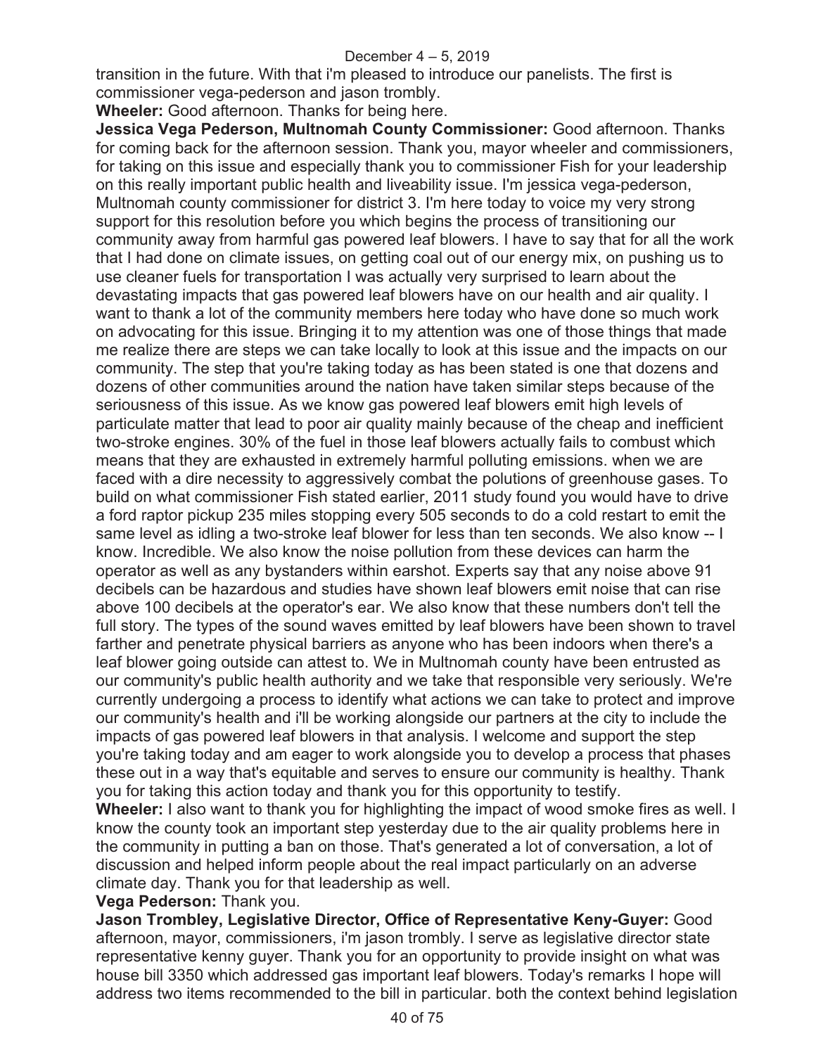transition in the future. With that i'm pleased to introduce our panelists. The first is commissioner vega-pederson and jason trombly.

**Wheeler:** Good afternoon. Thanks for being here.

**Jessica Vega Pederson, Multnomah County Commissioner:** Good afternoon. Thanks for coming back for the afternoon session. Thank you, mayor wheeler and commissioners, for taking on this issue and especially thank you to commissioner Fish for your leadership on this really important public health and liveability issue. I'm jessica vega-pederson, Multnomah county commissioner for district 3. I'm here today to voice my very strong support for this resolution before you which begins the process of transitioning our community away from harmful gas powered leaf blowers. I have to say that for all the work that I had done on climate issues, on getting coal out of our energy mix, on pushing us to use cleaner fuels for transportation I was actually very surprised to learn about the devastating impacts that gas powered leaf blowers have on our health and air quality. I want to thank a lot of the community members here today who have done so much work on advocating for this issue. Bringing it to my attention was one of those things that made me realize there are steps we can take locally to look at this issue and the impacts on our community. The step that you're taking today as has been stated is one that dozens and dozens of other communities around the nation have taken similar steps because of the seriousness of this issue. As we know gas powered leaf blowers emit high levels of particulate matter that lead to poor air quality mainly because of the cheap and inefficient two-stroke engines. 30% of the fuel in those leaf blowers actually fails to combust which means that they are exhausted in extremely harmful polluting emissions. when we are faced with a dire necessity to aggressively combat the polutions of greenhouse gases. To build on what commissioner Fish stated earlier, 2011 study found you would have to drive a ford raptor pickup 235 miles stopping every 505 seconds to do a cold restart to emit the same level as idling a two-stroke leaf blower for less than ten seconds. We also know -- I know. Incredible. We also know the noise pollution from these devices can harm the operator as well as any bystanders within earshot. Experts say that any noise above 91 decibels can be hazardous and studies have shown leaf blowers emit noise that can rise above 100 decibels at the operator's ear. We also know that these numbers don't tell the full story. The types of the sound waves emitted by leaf blowers have been shown to travel farther and penetrate physical barriers as anyone who has been indoors when there's a leaf blower going outside can attest to. We in Multnomah county have been entrusted as our community's public health authority and we take that responsible very seriously. We're currently undergoing a process to identify what actions we can take to protect and improve our community's health and i'll be working alongside our partners at the city to include the impacts of gas powered leaf blowers in that analysis. I welcome and support the step you're taking today and am eager to work alongside you to develop a process that phases these out in a way that's equitable and serves to ensure our community is healthy. Thank you for taking this action today and thank you for this opportunity to testify.

**Wheeler:** I also want to thank you for highlighting the impact of wood smoke fires as well. I know the county took an important step yesterday due to the air quality problems here in the community in putting a ban on those. That's generated a lot of conversation, a lot of discussion and helped inform people about the real impact particularly on an adverse climate day. Thank you for that leadership as well.

**Vega Pederson:** Thank you.

**Jason Trombley, Legislative Director, Office of Representative Keny-Guyer:** Good afternoon, mayor, commissioners, i'm jason trombly. I serve as legislative director state representative kenny guyer. Thank you for an opportunity to provide insight on what was house bill 3350 which addressed gas important leaf blowers. Today's remarks I hope will address two items recommended to the bill in particular. both the context behind legislation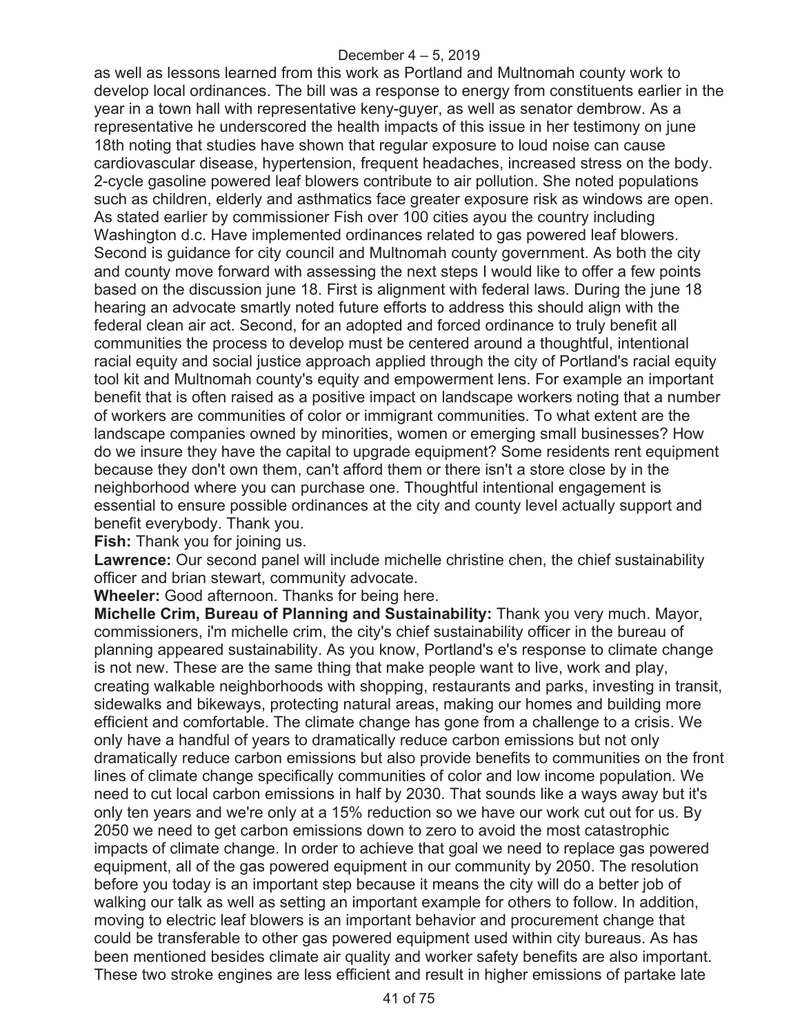as well as lessons learned from this work as Portland and Multnomah county work to develop local ordinances. The bill was a response to energy from constituents earlier in the year in a town hall with representative keny-guyer, as well as senator dembrow. As a representative he underscored the health impacts of this issue in her testimony on june 18th noting that studies have shown that regular exposure to loud noise can cause cardiovascular disease, hypertension, frequent headaches, increased stress on the body. 2-cycle gasoline powered leaf blowers contribute to air pollution. She noted populations such as children, elderly and asthmatics face greater exposure risk as windows are open. As stated earlier by commissioner Fish over 100 cities ayou the country including Washington d.c. Have implemented ordinances related to gas powered leaf blowers. Second is guidance for city council and Multnomah county government. As both the city and county move forward with assessing the next steps I would like to offer a few points based on the discussion june 18. First is alignment with federal laws. During the june 18 hearing an advocate smartly noted future efforts to address this should align with the federal clean air act. Second, for an adopted and forced ordinance to truly benefit all communities the process to develop must be centered around a thoughtful, intentional racial equity and social justice approach applied through the city of Portland's racial equity tool kit and Multnomah county's equity and empowerment lens. For example an important benefit that is often raised as a positive impact on landscape workers noting that a number of workers are communities of color or immigrant communities. To what extent are the landscape companies owned by minorities, women or emerging small businesses? How do we insure they have the capital to upgrade equipment? Some residents rent equipment because they don't own them, can't afford them or there isn't a store close by in the neighborhood where you can purchase one. Thoughtful intentional engagement is essential to ensure possible ordinances at the city and county level actually support and benefit everybody. Thank you.

**Fish:** Thank you for joining us.

**Lawrence:** Our second panel will include michelle christine chen, the chief sustainability officer and brian stewart, community advocate.

**Wheeler:** Good afternoon. Thanks for being here.

**Michelle Crim, Bureau of Planning and Sustainability:** Thank you very much. Mayor, commissioners, i'm michelle crim, the city's chief sustainability officer in the bureau of planning appeared sustainability. As you know, Portland's e's response to climate change is not new. These are the same thing that make people want to live, work and play, creating walkable neighborhoods with shopping, restaurants and parks, investing in transit, sidewalks and bikeways, protecting natural areas, making our homes and building more efficient and comfortable. The climate change has gone from a challenge to a crisis. We only have a handful of years to dramatically reduce carbon emissions but not only dramatically reduce carbon emissions but also provide benefits to communities on the front lines of climate change specifically communities of color and low income population. We need to cut local carbon emissions in half by 2030. That sounds like a ways away but it's only ten years and we're only at a 15% reduction so we have our work cut out for us. By 2050 we need to get carbon emissions down to zero to avoid the most catastrophic impacts of climate change. In order to achieve that goal we need to replace gas powered equipment, all of the gas powered equipment in our community by 2050. The resolution before you today is an important step because it means the city will do a better job of walking our talk as well as setting an important example for others to follow. In addition, moving to electric leaf blowers is an important behavior and procurement change that could be transferable to other gas powered equipment used within city bureaus. As has been mentioned besides climate air quality and worker safety benefits are also important. These two stroke engines are less efficient and result in higher emissions of partake late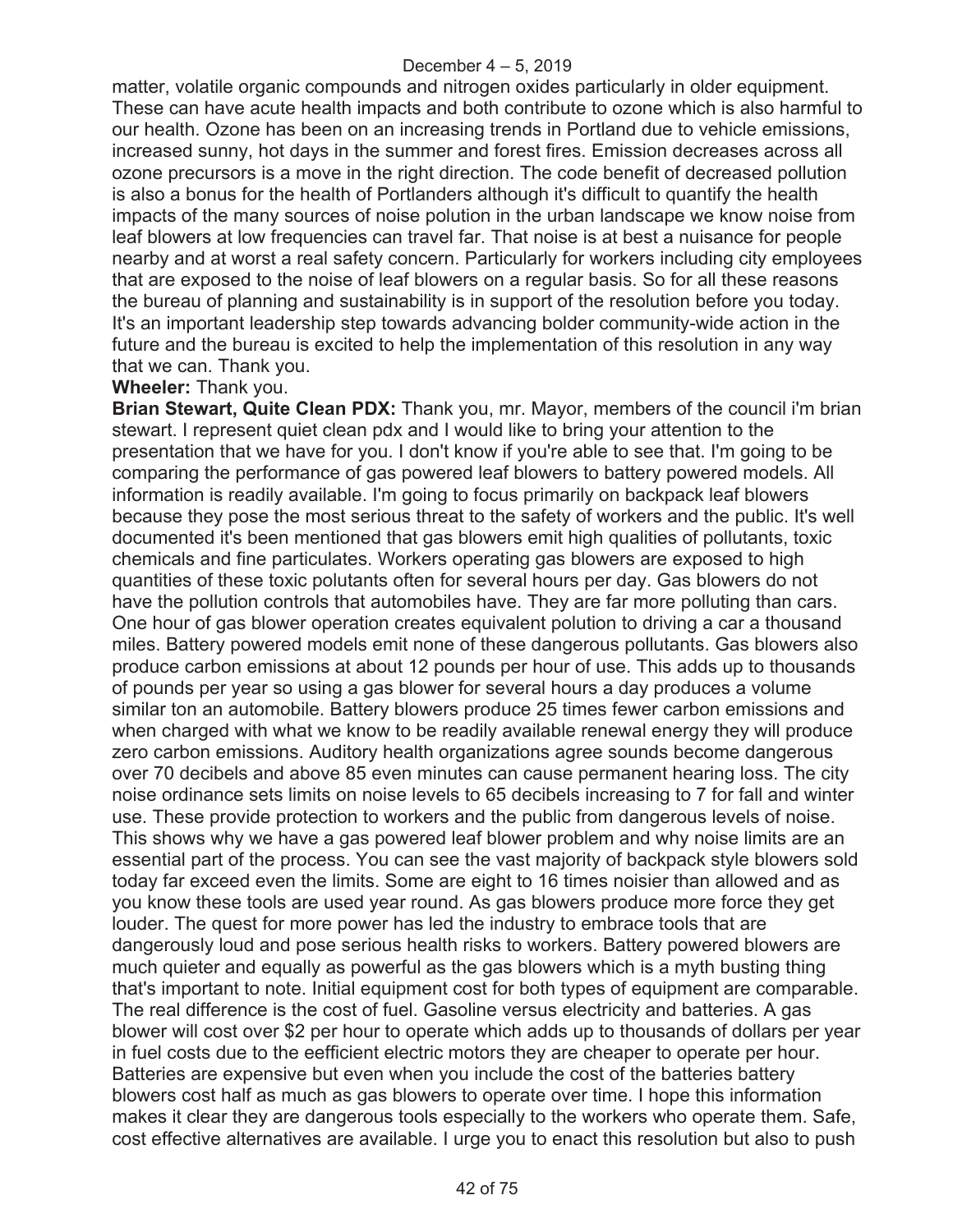matter, volatile organic compounds and nitrogen oxides particularly in older equipment. These can have acute health impacts and both contribute to ozone which is also harmful to our health. Ozone has been on an increasing trends in Portland due to vehicle emissions, increased sunny, hot days in the summer and forest fires. Emission decreases across all ozone precursors is a move in the right direction. The code benefit of decreased pollution is also a bonus for the health of Portlanders although it's difficult to quantify the health impacts of the many sources of noise polution in the urban landscape we know noise from leaf blowers at low frequencies can travel far. That noise is at best a nuisance for people nearby and at worst a real safety concern. Particularly for workers including city employees that are exposed to the noise of leaf blowers on a regular basis. So for all these reasons the bureau of planning and sustainability is in support of the resolution before you today. It's an important leadership step towards advancing bolder community-wide action in the future and the bureau is excited to help the implementation of this resolution in any way that we can. Thank you.

**Wheeler:** Thank you.

**Brian Stewart, Quite Clean PDX:** Thank you, mr. Mayor, members of the council i'm brian stewart. I represent quiet clean pdx and I would like to bring your attention to the presentation that we have for you. I don't know if you're able to see that. I'm going to be comparing the performance of gas powered leaf blowers to battery powered models. All information is readily available. I'm going to focus primarily on backpack leaf blowers because they pose the most serious threat to the safety of workers and the public. It's well documented it's been mentioned that gas blowers emit high qualities of pollutants, toxic chemicals and fine particulates. Workers operating gas blowers are exposed to high quantities of these toxic polutants often for several hours per day. Gas blowers do not have the pollution controls that automobiles have. They are far more polluting than cars. One hour of gas blower operation creates equivalent polution to driving a car a thousand miles. Battery powered models emit none of these dangerous pollutants. Gas blowers also produce carbon emissions at about 12 pounds per hour of use. This adds up to thousands of pounds per year so using a gas blower for several hours a day produces a volume similar ton an automobile. Battery blowers produce 25 times fewer carbon emissions and when charged with what we know to be readily available renewal energy they will produce zero carbon emissions. Auditory health organizations agree sounds become dangerous over 70 decibels and above 85 even minutes can cause permanent hearing loss. The city noise ordinance sets limits on noise levels to 65 decibels increasing to 7 for fall and winter use. These provide protection to workers and the public from dangerous levels of noise. This shows why we have a gas powered leaf blower problem and why noise limits are an essential part of the process. You can see the vast majority of backpack style blowers sold today far exceed even the limits. Some are eight to 16 times noisier than allowed and as you know these tools are used year round. As gas blowers produce more force they get louder. The quest for more power has led the industry to embrace tools that are dangerously loud and pose serious health risks to workers. Battery powered blowers are much quieter and equally as powerful as the gas blowers which is a myth busting thing that's important to note. Initial equipment cost for both types of equipment are comparable. The real difference is the cost of fuel. Gasoline versus electricity and batteries. A gas blower will cost over $2 per hour to operate which adds up to thousands of dollars per year in fuel costs due to the eefficient electric motors they are cheaper to operate per hour. Batteries are expensive but even when you include the cost of the batteries battery blowers cost half as much as gas blowers to operate over time. I hope this information makes it clear they are dangerous tools especially to the workers who operate them. Safe, cost effective alternatives are available. I urge you to enact this resolution but also to push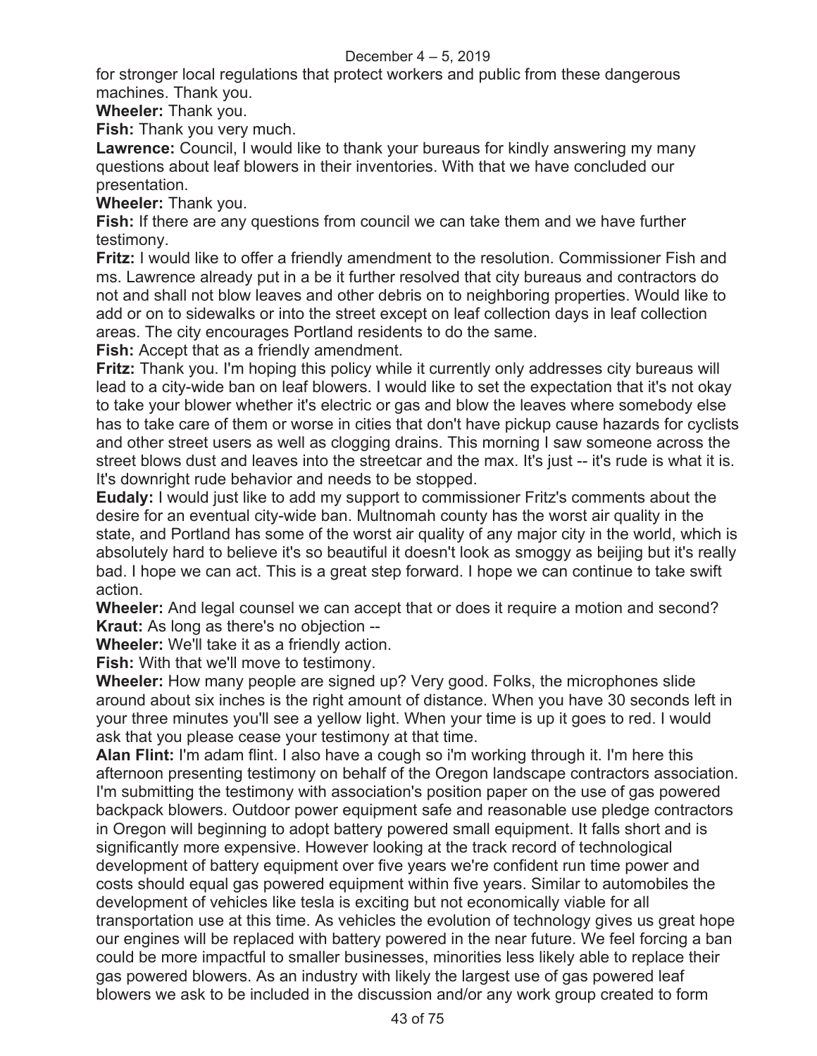for stronger local regulations that protect workers and public from these dangerous machines. Thank you.

**Wheeler:** Thank you.

**Fish:** Thank you very much.

**Lawrence:** Council, I would like to thank your bureaus for kindly answering my many questions about leaf blowers in their inventories. With that we have concluded our presentation.

**Wheeler:** Thank you.

**Fish:** If there are any questions from council we can take them and we have further testimony.

**Fritz:** I would like to offer a friendly amendment to the resolution. Commissioner Fish and ms. Lawrence already put in a be it further resolved that city bureaus and contractors do not and shall not blow leaves and other debris on to neighboring properties. Would like to add or on to sidewalks or into the street except on leaf collection days in leaf collection areas. The city encourages Portland residents to do the same.

**Fish:** Accept that as a friendly amendment.

**Fritz:** Thank you. I'm hoping this policy while it currently only addresses city bureaus will lead to a city-wide ban on leaf blowers. I would like to set the expectation that it's not okay to take your blower whether it's electric or gas and blow the leaves where somebody else has to take care of them or worse in cities that don't have pickup cause hazards for cyclists and other street users as well as clogging drains. This morning I saw someone across the street blows dust and leaves into the streetcar and the max. It's just -- it's rude is what it is. It's downright rude behavior and needs to be stopped.

**Eudaly:** I would just like to add my support to commissioner Fritz's comments about the desire for an eventual city-wide ban. Multnomah county has the worst air quality in the state, and Portland has some of the worst air quality of any major city in the world, which is absolutely hard to believe it's so beautiful it doesn't look as smoggy as beijing but it's really bad. I hope we can act. This is a great step forward. I hope we can continue to take swift action.

**Wheeler:** And legal counsel we can accept that or does it require a motion and second?

**Kraut:** As long as there's no objection --

**Wheeler:** We'll take it as a friendly action.

**Fish:** With that we'll move to testimony.

**Wheeler:** How many people are signed up? Very good. Folks, the microphones slide around about six inches is the right amount of distance. When you have 30 seconds left in your three minutes you'll see a yellow light. When your time is up it goes to red. I would ask that you please cease your testimony at that time.

**Alan Flint:** I'm adam flint. I also have a cough so i'm working through it. I'm here this afternoon presenting testimony on behalf of the Oregon landscape contractors association. I'm submitting the testimony with association's position paper on the use of gas powered backpack blowers. Outdoor power equipment safe and reasonable use pledge contractors in Oregon will beginning to adopt battery powered small equipment. It falls short and is significantly more expensive. However looking at the track record of technological development of battery equipment over five years we're confident run time power and costs should equal gas powered equipment within five years. Similar to automobiles the development of vehicles like tesla is exciting but not economically viable for all transportation use at this time. As vehicles the evolution of technology gives us great hope our engines will be replaced with battery powered in the near future. We feel forcing a ban could be more impactful to smaller businesses, minorities less likely able to replace their gas powered blowers. As an industry with likely the largest use of gas powered leaf blowers we ask to be included in the discussion and/or any work group created to form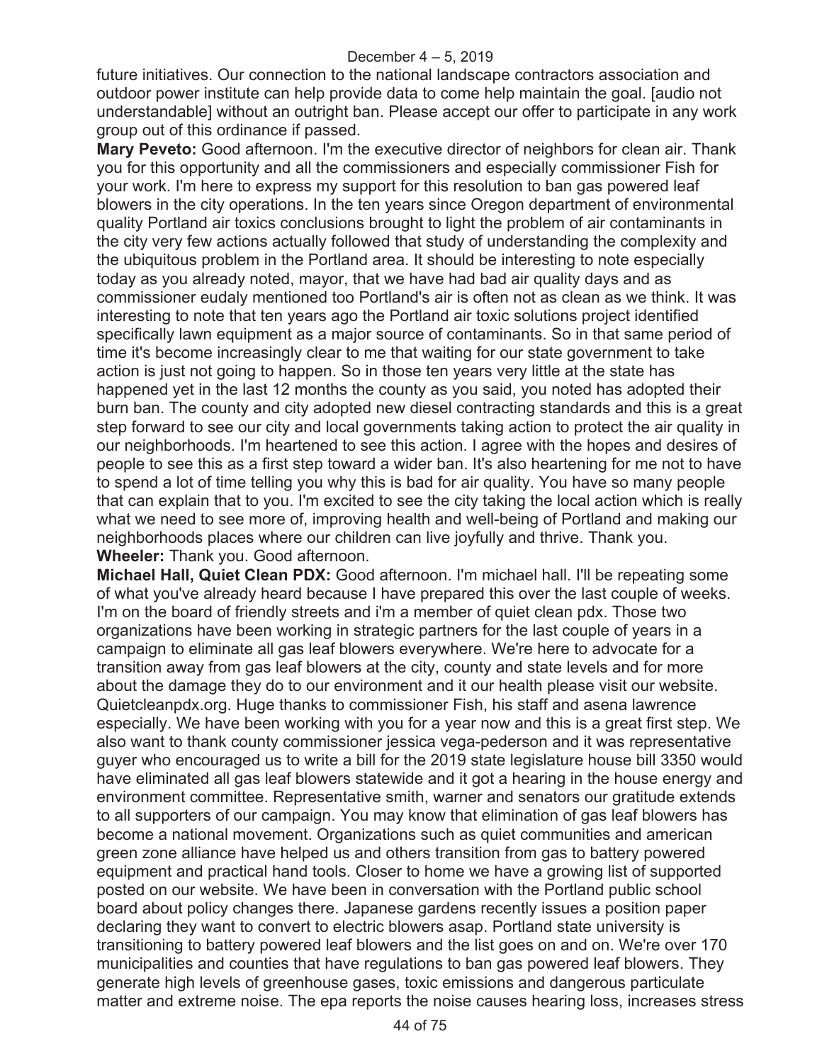future initiatives. Our connection to the national landscape contractors association and outdoor power institute can help provide data to come help maintain the goal. [audio not understandable] without an outright ban. Please accept our offer to participate in any work group out of this ordinance if passed.

**Mary Peveto:** Good afternoon. I'm the executive director of neighbors for clean air. Thank you for this opportunity and all the commissioners and especially commissioner Fish for your work. I'm here to express my support for this resolution to ban gas powered leaf blowers in the city operations. In the ten years since Oregon department of environmental quality Portland air toxics conclusions brought to light the problem of air contaminants in the city very few actions actually followed that study of understanding the complexity and the ubiquitous problem in the Portland area. It should be interesting to note especially today as you already noted, mayor, that we have had bad air quality days and as commissioner eudaly mentioned too Portland's air is often not as clean as we think. It was interesting to note that ten years ago the Portland air toxic solutions project identified specifically lawn equipment as a major source of contaminants. So in that same period of time it's become increasingly clear to me that waiting for our state government to take action is just not going to happen. So in those ten years very little at the state has happened yet in the last 12 months the county as you said, you noted has adopted their burn ban. The county and city adopted new diesel contracting standards and this is a great step forward to see our city and local governments taking action to protect the air quality in our neighborhoods. I'm heartened to see this action. I agree with the hopes and desires of people to see this as a first step toward a wider ban. It's also heartening for me not to have to spend a lot of time telling you why this is bad for air quality. You have so many people that can explain that to you. I'm excited to see the city taking the local action which is really what we need to see more of, improving health and well-being of Portland and making our neighborhoods places where our children can live joyfully and thrive. Thank you.

**Wheeler:** Thank you. Good afternoon.

**Michael Hall, Quiet Clean PDX:** Good afternoon. I'm michael hall. I'll be repeating some of what you've already heard because I have prepared this over the last couple of weeks. I'm on the board of friendly streets and i'm a member of quiet clean pdx. Those two organizations have been working in strategic partners for the last couple of years in a campaign to eliminate all gas leaf blowers everywhere. We're here to advocate for a transition away from gas leaf blowers at the city, county and state levels and for more about the damage they do to our environment and it our health please visit our website. Quietcleanpdx.org. Huge thanks to commissioner Fish, his staff and asena lawrence especially. We have been working with you for a year now and this is a great first step. We also want to thank county commissioner jessica vega-pederson and it was representative guyer who encouraged us to write a bill for the 2019 state legislature house bill 3350 would have eliminated all gas leaf blowers statewide and it got a hearing in the house energy and environment committee. Representative smith, warner and senators our gratitude extends to all supporters of our campaign. You may know that elimination of gas leaf blowers has become a national movement. Organizations such as quiet communities and american green zone alliance have helped us and others transition from gas to battery powered equipment and practical hand tools. Closer to home we have a growing list of supported posted on our website. We have been in conversation with the Portland public school board about policy changes there. Japanese gardens recently issues a position paper declaring they want to convert to electric blowers asap. Portland state university is transitioning to battery powered leaf blowers and the list goes on and on. We're over 170 municipalities and counties that have regulations to ban gas powered leaf blowers. They generate high levels of greenhouse gases, toxic emissions and dangerous particulate matter and extreme noise. The epa reports the noise causes hearing loss, increases stress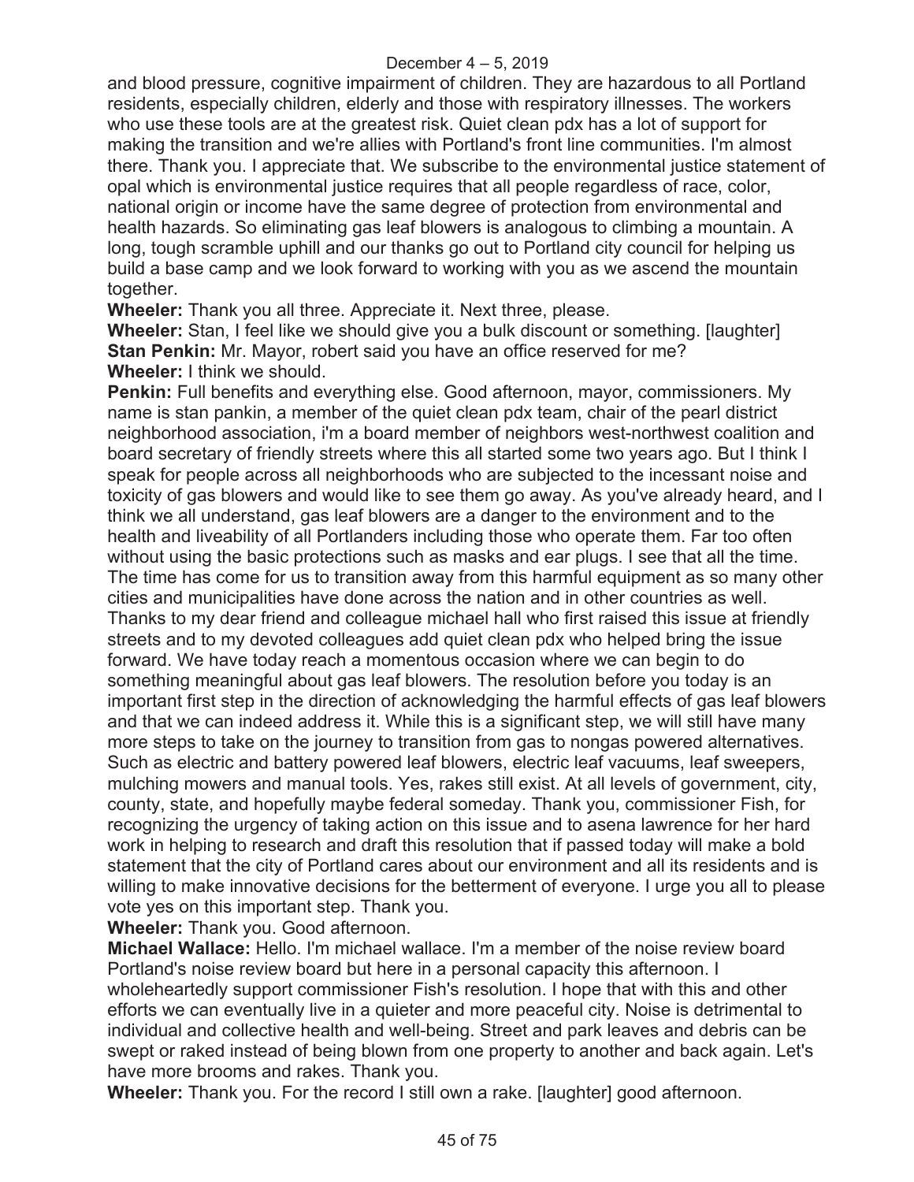and blood pressure, cognitive impairment of children. They are hazardous to all Portland residents, especially children, elderly and those with respiratory illnesses. The workers who use these tools are at the greatest risk. Quiet clean pdx has a lot of support for making the transition and we're allies with Portland's front line communities. I'm almost there. Thank you. I appreciate that. We subscribe to the environmental justice statement of opal which is environmental justice requires that all people regardless of race, color, national origin or income have the same degree of protection from environmental and health hazards. So eliminating gas leaf blowers is analogous to climbing a mountain. A long, tough scramble uphill and our thanks go out to Portland city council for helping us build a base camp and we look forward to working with you as we ascend the mountain together.

**Wheeler:** Thank you all three. Appreciate it. Next three, please.

**Wheeler:** Stan, I feel like we should give you a bulk discount or something. [laughter]

**Stan Penkin:** Mr. Mayor, robert said you have an office reserved for me?

**Wheeler:** I think we should.

**Penkin:** Full benefits and everything else. Good afternoon, mayor, commissioners. My name is stan pankin, a member of the quiet clean pdx team, chair of the pearl district neighborhood association, i'm a board member of neighbors west-northwest coalition and board secretary of friendly streets where this all started some two years ago. But I think I speak for people across all neighborhoods who are subjected to the incessant noise and toxicity of gas blowers and would like to see them go away. As you've already heard, and I think we all understand, gas leaf blowers are a danger to the environment and to the health and liveability of all Portlanders including those who operate them. Far too often without using the basic protections such as masks and ear plugs. I see that all the time. The time has come for us to transition away from this harmful equipment as so many other cities and municipalities have done across the nation and in other countries as well. Thanks to my dear friend and colleague michael hall who first raised this issue at friendly streets and to my devoted colleagues add quiet clean pdx who helped bring the issue forward. We have today reach a momentous occasion where we can begin to do something meaningful about gas leaf blowers. The resolution before you today is an important first step in the direction of acknowledging the harmful effects of gas leaf blowers and that we can indeed address it. While this is a significant step, we will still have many more steps to take on the journey to transition from gas to nongas powered alternatives. Such as electric and battery powered leaf blowers, electric leaf vacuums, leaf sweepers, mulching mowers and manual tools. Yes, rakes still exist. At all levels of government, city, county, state, and hopefully maybe federal someday. Thank you, commissioner Fish, for recognizing the urgency of taking action on this issue and to asena lawrence for her hard work in helping to research and draft this resolution that if passed today will make a bold statement that the city of Portland cares about our environment and all its residents and is willing to make innovative decisions for the betterment of everyone. I urge you all to please vote yes on this important step. Thank you.

**Wheeler:** Thank you. Good afternoon.

**Michael Wallace:** Hello. I'm michael wallace. I'm a member of the noise review board Portland's noise review board but here in a personal capacity this afternoon. I wholeheartedly support commissioner Fish's resolution. I hope that with this and other efforts we can eventually live in a quieter and more peaceful city. Noise is detrimental to individual and collective health and well-being. Street and park leaves and debris can be swept or raked instead of being blown from one property to another and back again. Let's have more brooms and rakes. Thank you.

**Wheeler:** Thank you. For the record I still own a rake. [laughter] good afternoon.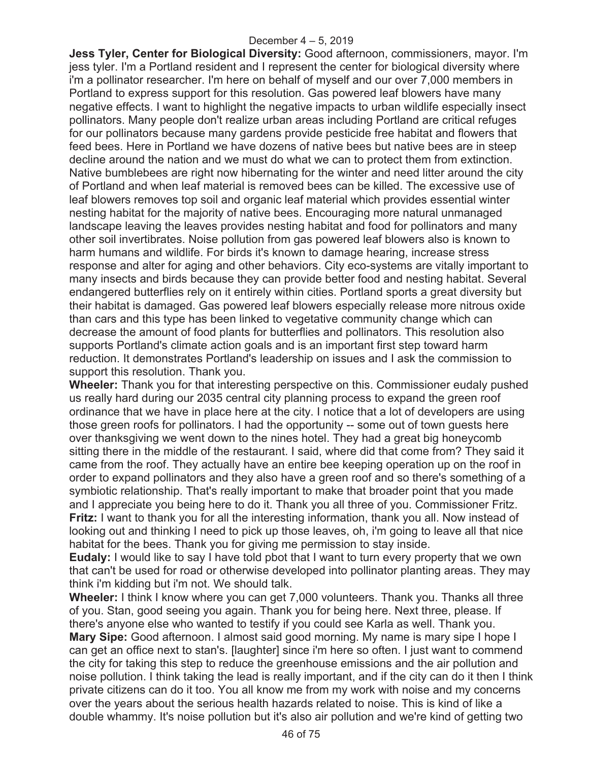**Jess Tyler, Center for Biological Diversity:** Good afternoon, commissioners, mayor. I'm jess tyler. I'm a Portland resident and I represent the center for biological diversity where i'm a pollinator researcher. I'm here on behalf of myself and our over 7,000 members in Portland to express support for this resolution. Gas powered leaf blowers have many negative effects. I want to highlight the negative impacts to urban wildlife especially insect pollinators. Many people don't realize urban areas including Portland are critical refuges for our pollinators because many gardens provide pesticide free habitat and flowers that feed bees. Here in Portland we have dozens of native bees but native bees are in steep decline around the nation and we must do what we can to protect them from extinction. Native bumblebees are right now hibernating for the winter and need litter around the city of Portland and when leaf material is removed bees can be killed. The excessive use of leaf blowers removes top soil and organic leaf material which provides essential winter nesting habitat for the majority of native bees. Encouraging more natural unmanaged landscape leaving the leaves provides nesting habitat and food for pollinators and many other soil invertibrates. Noise pollution from gas powered leaf blowers also is known to harm humans and wildlife. For birds it's known to damage hearing, increase stress response and alter for aging and other behaviors. City eco-systems are vitally important to many insects and birds because they can provide better food and nesting habitat. Several endangered butterflies rely on it entirely within cities. Portland sports a great diversity but their habitat is damaged. Gas powered leaf blowers especially release more nitrous oxide than cars and this type has been linked to vegetative community change which can decrease the amount of food plants for butterflies and pollinators. This resolution also supports Portland's climate action goals and is an important first step toward harm reduction. It demonstrates Portland's leadership on issues and I ask the commission to support this resolution. Thank you.

**Wheeler:** Thank you for that interesting perspective on this. Commissioner eudaly pushed us really hard during our 2035 central city planning process to expand the green roof ordinance that we have in place here at the city. I notice that a lot of developers are using those green roofs for pollinators. I had the opportunity -- some out of town guests here over thanksgiving we went down to the nines hotel. They had a great big honeycomb sitting there in the middle of the restaurant. I said, where did that come from? They said it came from the roof. They actually have an entire bee keeping operation up on the roof in order to expand pollinators and they also have a green roof and so there's something of a symbiotic relationship. That's really important to make that broader point that you made and I appreciate you being here to do it. Thank you all three of you. Commissioner Fritz.

**Fritz:** I want to thank you for all the interesting information, thank you all. Now instead of looking out and thinking I need to pick up those leaves, oh, i'm going to leave all that nice habitat for the bees. Thank you for giving me permission to stay inside.

**Eudaly:** I would like to say I have told pbot that I want to turn every property that we own that can't be used for road or otherwise developed into pollinator planting areas. They may think i'm kidding but i'm not. We should talk.

**Wheeler:** I think I know where you can get 7,000 volunteers. Thank you. Thanks all three of you. Stan, good seeing you again. Thank you for being here. Next three, please. If there's anyone else who wanted to testify if you could see Karla as well. Thank you.

**Mary Sipe:** Good afternoon. I almost said good morning. My name is mary sipe I hope I can get an office next to stan's. [laughter] since i'm here so often. I just want to commend the city for taking this step to reduce the greenhouse emissions and the air pollution and noise pollution. I think taking the lead is really important, and if the city can do it then I think private citizens can do it too. You all know me from my work with noise and my concerns over the years about the serious health hazards related to noise. This is kind of like a double whammy. It's noise pollution but it's also air pollution and we're kind of getting two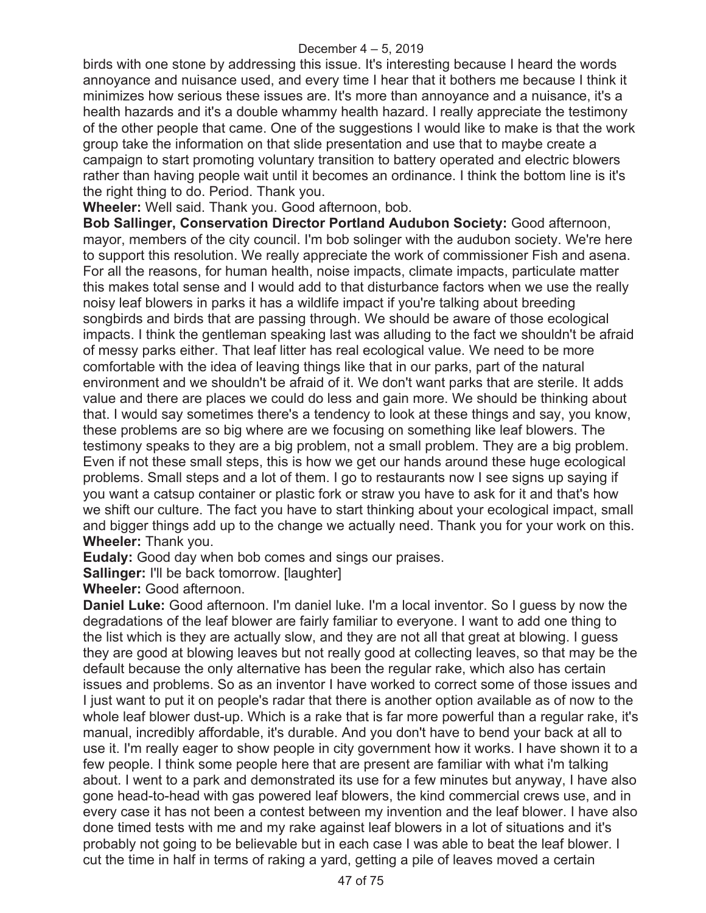birds with one stone by addressing this issue. It's interesting because I heard the words annoyance and nuisance used, and every time I hear that it bothers me because I think it minimizes how serious these issues are. It's more than annoyance and a nuisance, it's a health hazards and it's a double whammy health hazard. I really appreciate the testimony of the other people that came. One of the suggestions I would like to make is that the work group take the information on that slide presentation and use that to maybe create a campaign to start promoting voluntary transition to battery operated and electric blowers rather than having people wait until it becomes an ordinance. I think the bottom line is it's the right thing to do. Period. Thank you.

**Wheeler:** Well said. Thank you. Good afternoon, bob.

**Bob Sallinger, Conservation Director Portland Audubon Society:** Good afternoon, mayor, members of the city council. I'm bob solinger with the audubon society. We're here to support this resolution. We really appreciate the work of commissioner Fish and asena. For all the reasons, for human health, noise impacts, climate impacts, particulate matter this makes total sense and I would add to that disturbance factors when we use the really noisy leaf blowers in parks it has a wildlife impact if you're talking about breeding songbirds and birds that are passing through. We should be aware of those ecological impacts. I think the gentleman speaking last was alluding to the fact we shouldn't be afraid of messy parks either. That leaf litter has real ecological value. We need to be more comfortable with the idea of leaving things like that in our parks, part of the natural environment and we shouldn't be afraid of it. We don't want parks that are sterile. It adds value and there are places we could do less and gain more. We should be thinking about that. I would say sometimes there's a tendency to look at these things and say, you know, these problems are so big where are we focusing on something like leaf blowers. The testimony speaks to they are a big problem, not a small problem. They are a big problem. Even if not these small steps, this is how we get our hands around these huge ecological problems. Small steps and a lot of them. I go to restaurants now I see signs up saying if you want a catsup container or plastic fork or straw you have to ask for it and that's how we shift our culture. The fact you have to start thinking about your ecological impact, small and bigger things add up to the change we actually need. Thank you for your work on this.

**Wheeler:** Thank you.

**Eudaly:** Good day when bob comes and sings our praises.

**Sallinger:** I'll be back tomorrow. [laughter]

**Wheeler:** Good afternoon.

**Daniel Luke:** Good afternoon. I'm daniel luke. I'm a local inventor. So I guess by now the degradations of the leaf blower are fairly familiar to everyone. I want to add one thing to the list which is they are actually slow, and they are not all that great at blowing. I guess they are good at blowing leaves but not really good at collecting leaves, so that may be the default because the only alternative has been the regular rake, which also has certain issues and problems. So as an inventor I have worked to correct some of those issues and I just want to put it on people's radar that there is another option available as of now to the whole leaf blower dust-up. Which is a rake that is far more powerful than a regular rake, it's manual, incredibly affordable, it's durable. And you don't have to bend your back at all to use it. I'm really eager to show people in city government how it works. I have shown it to a few people. I think some people here that are present are familiar with what i'm talking about. I went to a park and demonstrated its use for a few minutes but anyway, I have also gone head-to-head with gas powered leaf blowers, the kind commercial crews use, and in every case it has not been a contest between my invention and the leaf blower. I have also done timed tests with me and my rake against leaf blowers in a lot of situations and it's probably not going to be believable but in each case I was able to beat the leaf blower. I cut the time in half in terms of raking a yard, getting a pile of leaves moved a certain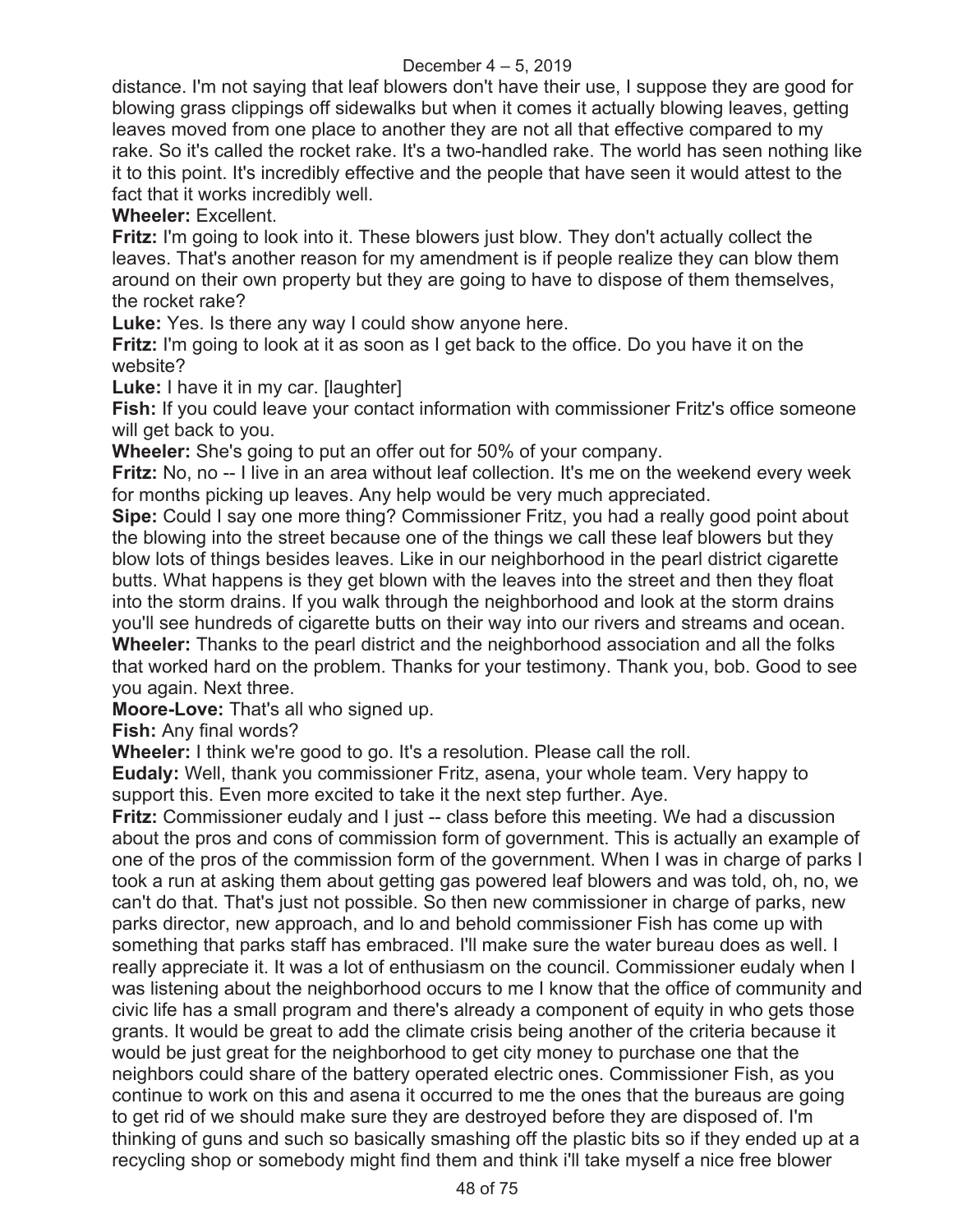distance. I'm not saying that leaf blowers don't have their use, I suppose they are good for blowing grass clippings off sidewalks but when it comes it actually blowing leaves, getting leaves moved from one place to another they are not all that effective compared to my rake. So it's called the rocket rake. It's a two-handled rake. The world has seen nothing like it to this point. It's incredibly effective and the people that have seen it would attest to the fact that it works incredibly well.

**Wheeler:** Excellent.

**Fritz:** I'm going to look into it. These blowers just blow. They don't actually collect the leaves. That's another reason for my amendment is if people realize they can blow them around on their own property but they are going to have to dispose of them themselves, the rocket rake?

**Luke:** Yes. Is there any way I could show anyone here.

**Fritz:** I'm going to look at it as soon as I get back to the office. Do you have it on the website?

**Luke:** I have it in my car. [laughter]

**Fish:** If you could leave your contact information with commissioner Fritz's office someone will get back to you.

**Wheeler:** She's going to put an offer out for 50% of your company.

**Fritz:** No, no -- I live in an area without leaf collection. It's me on the weekend every week for months picking up leaves. Any help would be very much appreciated.

**Sipe:** Could I say one more thing? Commissioner Fritz, you had a really good point about the blowing into the street because one of the things we call these leaf blowers but they blow lots of things besides leaves. Like in our neighborhood in the pearl district cigarette butts. What happens is they get blown with the leaves into the street and then they float into the storm drains. If you walk through the neighborhood and look at the storm drains you'll see hundreds of cigarette butts on their way into our rivers and streams and ocean.

**Wheeler:** Thanks to the pearl district and the neighborhood association and all the folks that worked hard on the problem. Thanks for your testimony. Thank you, bob. Good to see you again. Next three.

**Moore-Love:** That's all who signed up.

**Fish:** Any final words?

**Wheeler:** I think we're good to go. It's a resolution. Please call the roll.

**Eudaly:** Well, thank you commissioner Fritz, asena, your whole team. Very happy to support this. Even more excited to take it the next step further. Aye.

**Fritz:** Commissioner eudaly and I just -- class before this meeting. We had a discussion about the pros and cons of commission form of government. This is actually an example of one of the pros of the commission form of the government. When I was in charge of parks I took a run at asking them about getting gas powered leaf blowers and was told, oh, no, we can't do that. That's just not possible. So then new commissioner in charge of parks, new parks director, new approach, and lo and behold commissioner Fish has come up with something that parks staff has embraced. I'll make sure the water bureau does as well. I really appreciate it. It was a lot of enthusiasm on the council. Commissioner eudaly when I was listening about the neighborhood occurs to me I know that the office of community and civic life has a small program and there's already a component of equity in who gets those grants. It would be great to add the climate crisis being another of the criteria because it would be just great for the neighborhood to get city money to purchase one that the neighbors could share of the battery operated electric ones. Commissioner Fish, as you continue to work on this and asena it occurred to me the ones that the bureaus are going to get rid of we should make sure they are destroyed before they are disposed of. I'm thinking of guns and such so basically smashing off the plastic bits so if they ended up at a recycling shop or somebody might find them and think i'll take myself a nice free blower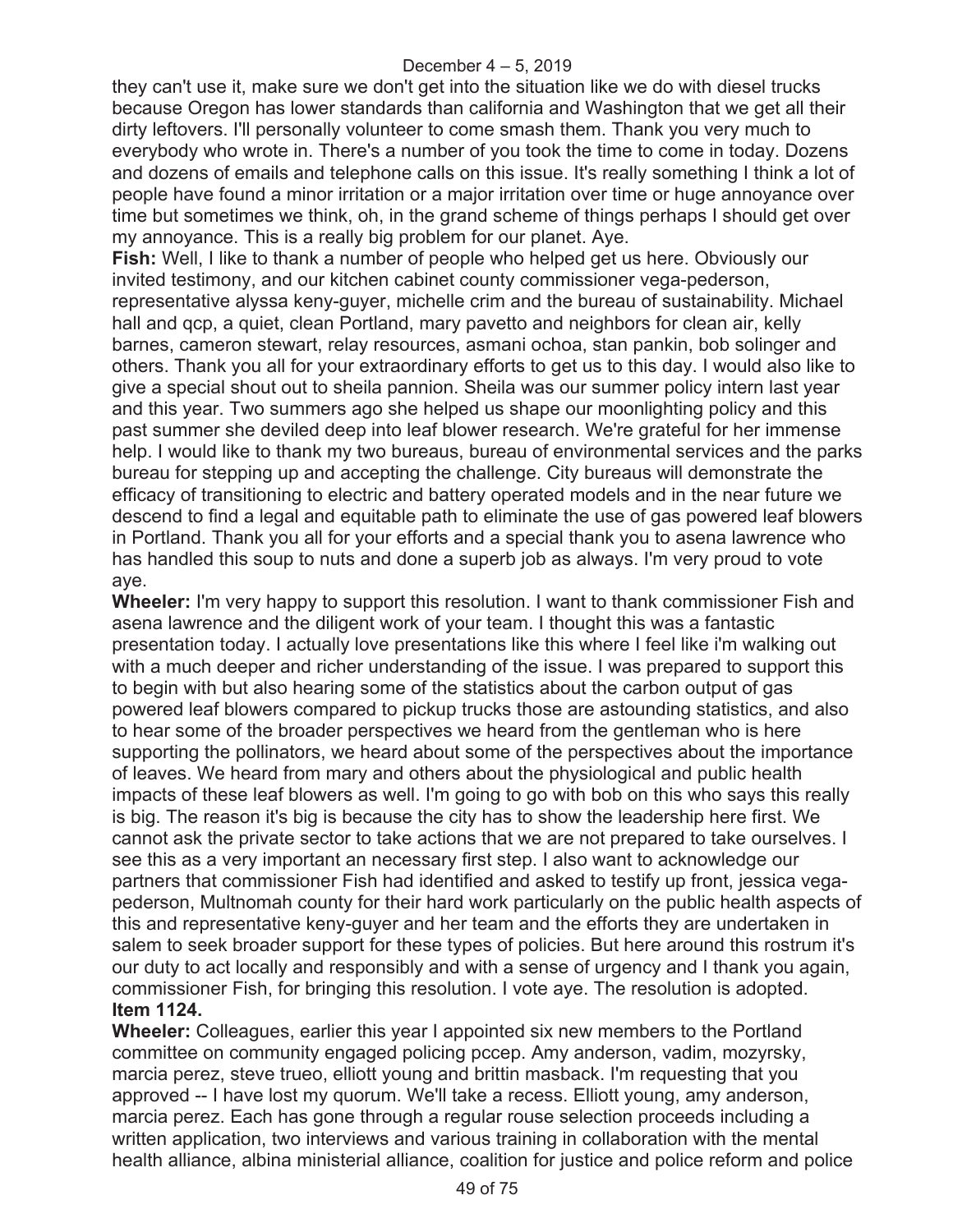they can't use it, make sure we don't get into the situation like we do with diesel trucks because Oregon has lower standards than california and Washington that we get all their dirty leftovers. I'll personally volunteer to come smash them. Thank you very much to everybody who wrote in. There's a number of you took the time to come in today. Dozens and dozens of emails and telephone calls on this issue. It's really something I think a lot of people have found a minor irritation or a major irritation over time or huge annoyance over time but sometimes we think, oh, in the grand scheme of things perhaps I should get over my annoyance. This is a really big problem for our planet. Aye.

**Fish:** Well, I like to thank a number of people who helped get us here. Obviously our invited testimony, and our kitchen cabinet county commissioner vega-pederson, representative alyssa keny-guyer, michelle crim and the bureau of sustainability. Michael hall and qcp, a quiet, clean Portland, mary pavetto and neighbors for clean air, kelly barnes, cameron stewart, relay resources, asmani ochoa, stan pankin, bob solinger and others. Thank you all for your extraordinary efforts to get us to this day. I would also like to give a special shout out to sheila pannion. Sheila was our summer policy intern last year and this year. Two summers ago she helped us shape our moonlighting policy and this past summer she deviled deep into leaf blower research. We're grateful for her immense help. I would like to thank my two bureaus, bureau of environmental services and the parks bureau for stepping up and accepting the challenge. City bureaus will demonstrate the efficacy of transitioning to electric and battery operated models and in the near future we descend to find a legal and equitable path to eliminate the use of gas powered leaf blowers in Portland. Thank you all for your efforts and a special thank you to asena lawrence who has handled this soup to nuts and done a superb job as always. I'm very proud to vote aye.

**Wheeler:** I'm very happy to support this resolution. I want to thank commissioner Fish and asena lawrence and the diligent work of your team. I thought this was a fantastic presentation today. I actually love presentations like this where I feel like i'm walking out with a much deeper and richer understanding of the issue. I was prepared to support this to begin with but also hearing some of the statistics about the carbon output of gas powered leaf blowers compared to pickup trucks those are astounding statistics, and also to hear some of the broader perspectives we heard from the gentleman who is here supporting the pollinators, we heard about some of the perspectives about the importance of leaves. We heard from mary and others about the physiological and public health impacts of these leaf blowers as well. I'm going to go with bob on this who says this really is big. The reason it's big is because the city has to show the leadership here first. We cannot ask the private sector to take actions that we are not prepared to take ourselves. I see this as a very important an necessary first step. I also want to acknowledge our partners that commissioner Fish had identified and asked to testify up front, jessica vega-pederson, Multnomah county for their hard work particularly on the public health aspects of this and representative keny-guyer and her team and the efforts they are undertaken in salem to seek broader support for these types of policies. But here around this rostrum it's our duty to act locally and responsibly and with a sense of urgency and I thank you again, commissioner Fish, for bringing this resolution. I vote aye. The resolution is adopted.

**Item 1124.**

**Wheeler:** Colleagues, earlier this year I appointed six new members to the Portland committee on community engaged policing pccep. Amy anderson, vadim, mozyrsky, marcia perez, steve trueo, elliott young and brittin masback. I'm requesting that you approved -- I have lost my quorum. We'll take a recess. Elliott young, amy anderson, marcia perez. Each has gone through a regular rouse selection proceeds including a written application, two interviews and various training in collaboration with the mental health alliance, albina ministerial alliance, coalition for justice and police reform and police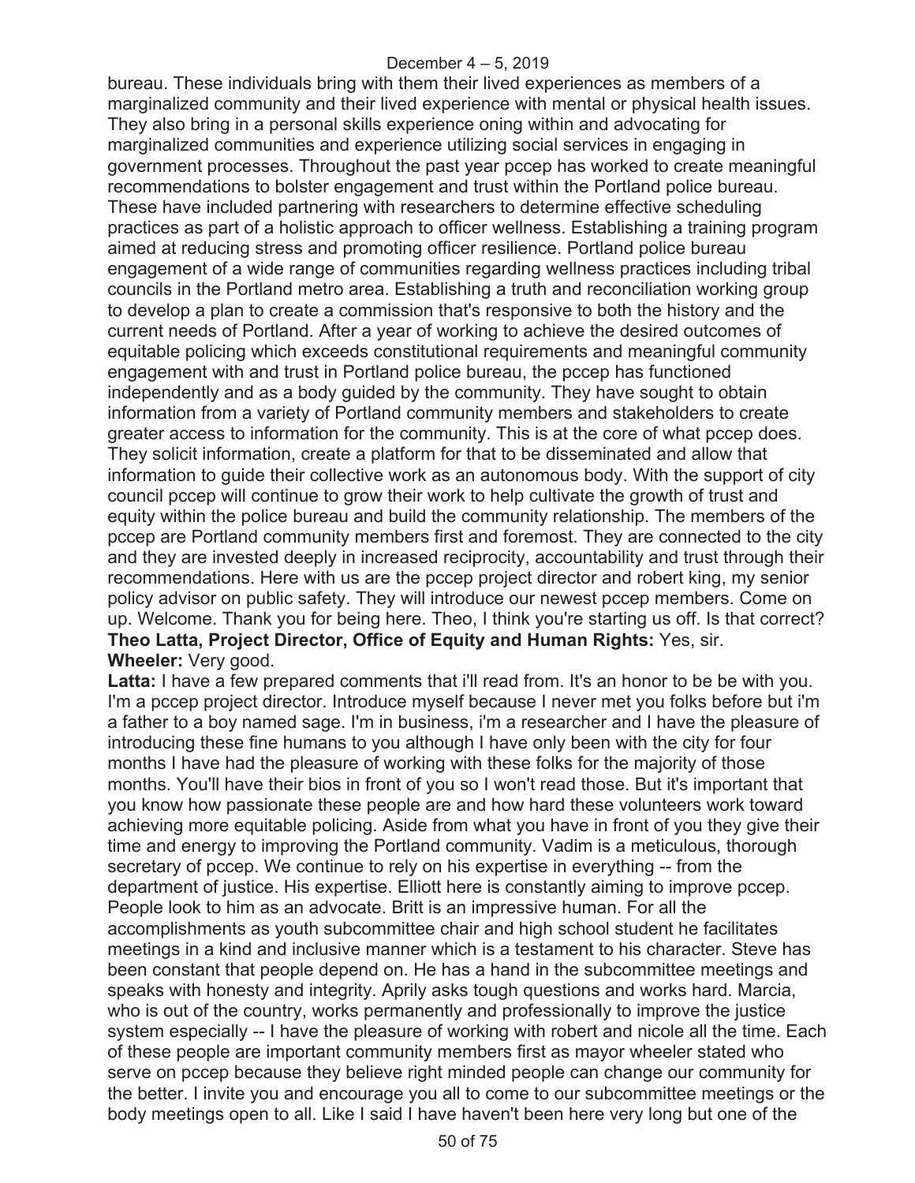bureau. These individuals bring with them their lived experiences as members of a marginalized community and their lived experience with mental or physical health issues. They also bring in a personal skills experience oning within and advocating for marginalized communities and experience utilizing social services in engaging in government processes. Throughout the past year pccep has worked to create meaningful recommendations to bolster engagement and trust within the Portland police bureau. These have included partnering with researchers to determine effective scheduling practices as part of a holistic approach to officer wellness. Establishing a training program aimed at reducing stress and promoting officer resilience. Portland police bureau engagement of a wide range of communities regarding wellness practices including tribal councils in the Portland metro area. Establishing a truth and reconciliation working group to develop a plan to create a commission that's responsive to both the history and the current needs of Portland. After a year of working to achieve the desired outcomes of equitable policing which exceeds constitutional requirements and meaningful community engagement with and trust in Portland police bureau, the pccep has functioned independently and as a body guided by the community. They have sought to obtain information from a variety of Portland community members and stakeholders to create greater access to information for the community. This is at the core of what pccep does. They solicit information, create a platform for that to be disseminated and allow that information to guide their collective work as an autonomous body. With the support of city council pccep will continue to grow their work to help cultivate the growth of trust and equity within the police bureau and build the community relationship. The members of the pccep are Portland community members first and foremost. They are connected to the city and they are invested deeply in increased reciprocity, accountability and trust through their recommendations. Here with us are the pccep project director and robert king, my senior policy advisor on public safety. They will introduce our newest pccep members. Come on up. Welcome. Thank you for being here. Theo, I think you're starting us off. Is that correct?
**Theo Latta, Project Director, Office of Equity and Human Rights:** Yes, sir.
**Wheeler:** Very good.
**Latta:** I have a few prepared comments that i'll read from. It's an honor to be be with you. I'm a pccep project director. Introduce myself because I never met you folks before but i'm a father to a boy named sage. I'm in business, i'm a researcher and I have the pleasure of introducing these fine humans to you although I have only been with the city for four months I have had the pleasure of working with these folks for the majority of those months. You'll have their bios in front of you so I won't read those. But it's important that you know how passionate these people are and how hard these volunteers work toward achieving more equitable policing. Aside from what you have in front of you they give their time and energy to improving the Portland community. Vadim is a meticulous, thorough secretary of pccep. We continue to rely on his expertise in everything -- from the department of justice. His expertise. Elliott here is constantly aiming to improve pccep. People look to him as an advocate. Britt is an impressive human. For all the accomplishments as youth subcommittee chair and high school student he facilitates meetings in a kind and inclusive manner which is a testament to his character. Steve has been constant that people depend on. He has a hand in the subcommittee meetings and speaks with honesty and integrity. Aprily asks tough questions and works hard. Marcia, who is out of the country, works permanently and professionally to improve the justice system especially -- I have the pleasure of working with robert and nicole all the time. Each of these people are important community members first as mayor wheeler stated who serve on pccep because they believe right minded people can change our community for the better. I invite you and encourage you all to come to our subcommittee meetings or the body meetings open to all. Like I said I have haven't been here very long but one of the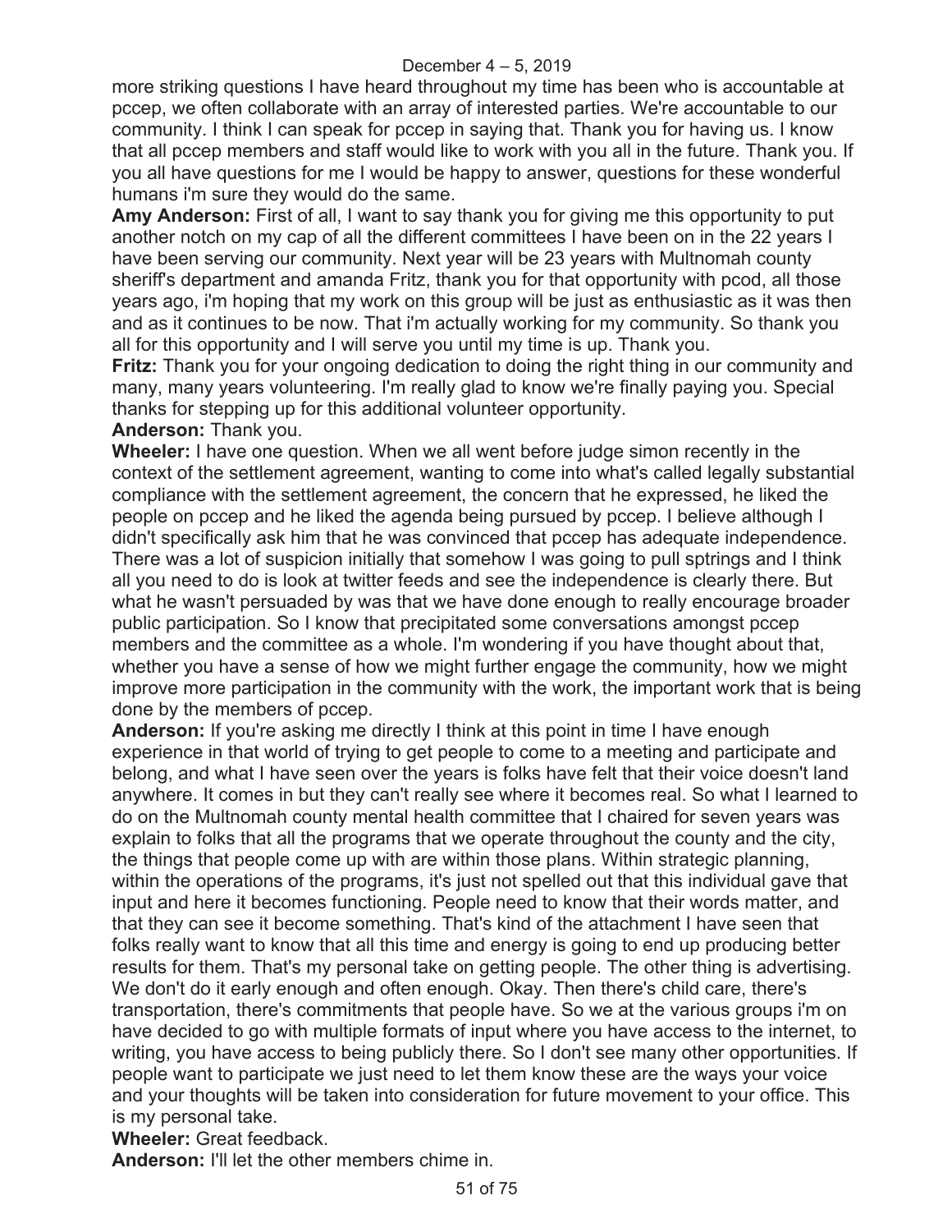more striking questions I have heard throughout my time has been who is accountable at pccep, we often collaborate with an array of interested parties. We're accountable to our community. I think I can speak for pccep in saying that. Thank you for having us. I know that all pccep members and staff would like to work with you all in the future. Thank you. If you all have questions for me I would be happy to answer, questions for these wonderful humans i'm sure they would do the same.

**Amy Anderson:** First of all, I want to say thank you for giving me this opportunity to put another notch on my cap of all the different committees I have been on in the 22 years I have been serving our community. Next year will be 23 years with Multnomah county sheriff's department and amanda Fritz, thank you for that opportunity with pcod, all those years ago, i'm hoping that my work on this group will be just as enthusiastic as it was then and as it continues to be now. That i'm actually working for my community. So thank you all for this opportunity and I will serve you until my time is up. Thank you.

**Fritz:** Thank you for your ongoing dedication to doing the right thing in our community and many, many years volunteering. I'm really glad to know we're finally paying you. Special thanks for stepping up for this additional volunteer opportunity.

**Anderson:** Thank you.

**Wheeler:** I have one question. When we all went before judge simon recently in the context of the settlement agreement, wanting to come into what's called legally substantial compliance with the settlement agreement, the concern that he expressed, he liked the people on pccep and he liked the agenda being pursued by pccep. I believe although I didn't specifically ask him that he was convinced that pccep has adequate independence. There was a lot of suspicion initially that somehow I was going to pull sptrings and I think all you need to do is look at twitter feeds and see the independence is clearly there. But what he wasn't persuaded by was that we have done enough to really encourage broader public participation. So I know that precipitated some conversations amongst pccep members and the committee as a whole. I'm wondering if you have thought about that, whether you have a sense of how we might further engage the community, how we might improve more participation in the community with the work, the important work that is being done by the members of pccep.

**Anderson:** If you're asking me directly I think at this point in time I have enough experience in that world of trying to get people to come to a meeting and participate and belong, and what I have seen over the years is folks have felt that their voice doesn't land anywhere. It comes in but they can't really see where it becomes real. So what I learned to do on the Multnomah county mental health committee that I chaired for seven years was explain to folks that all the programs that we operate throughout the county and the city, the things that people come up with are within those plans. Within strategic planning, within the operations of the programs, it's just not spelled out that this individual gave that input and here it becomes functioning. People need to know that their words matter, and that they can see it become something. That's kind of the attachment I have seen that folks really want to know that all this time and energy is going to end up producing better results for them. That's my personal take on getting people. The other thing is advertising. We don't do it early enough and often enough. Okay. Then there's child care, there's transportation, there's commitments that people have. So we at the various groups i'm on have decided to go with multiple formats of input where you have access to the internet, to writing, you have access to being publicly there. So I don't see many other opportunities. If people want to participate we just need to let them know these are the ways your voice and your thoughts will be taken into consideration for future movement to your office. This is my personal take.

**Wheeler:** Great feedback.

**Anderson:** I'll let the other members chime in.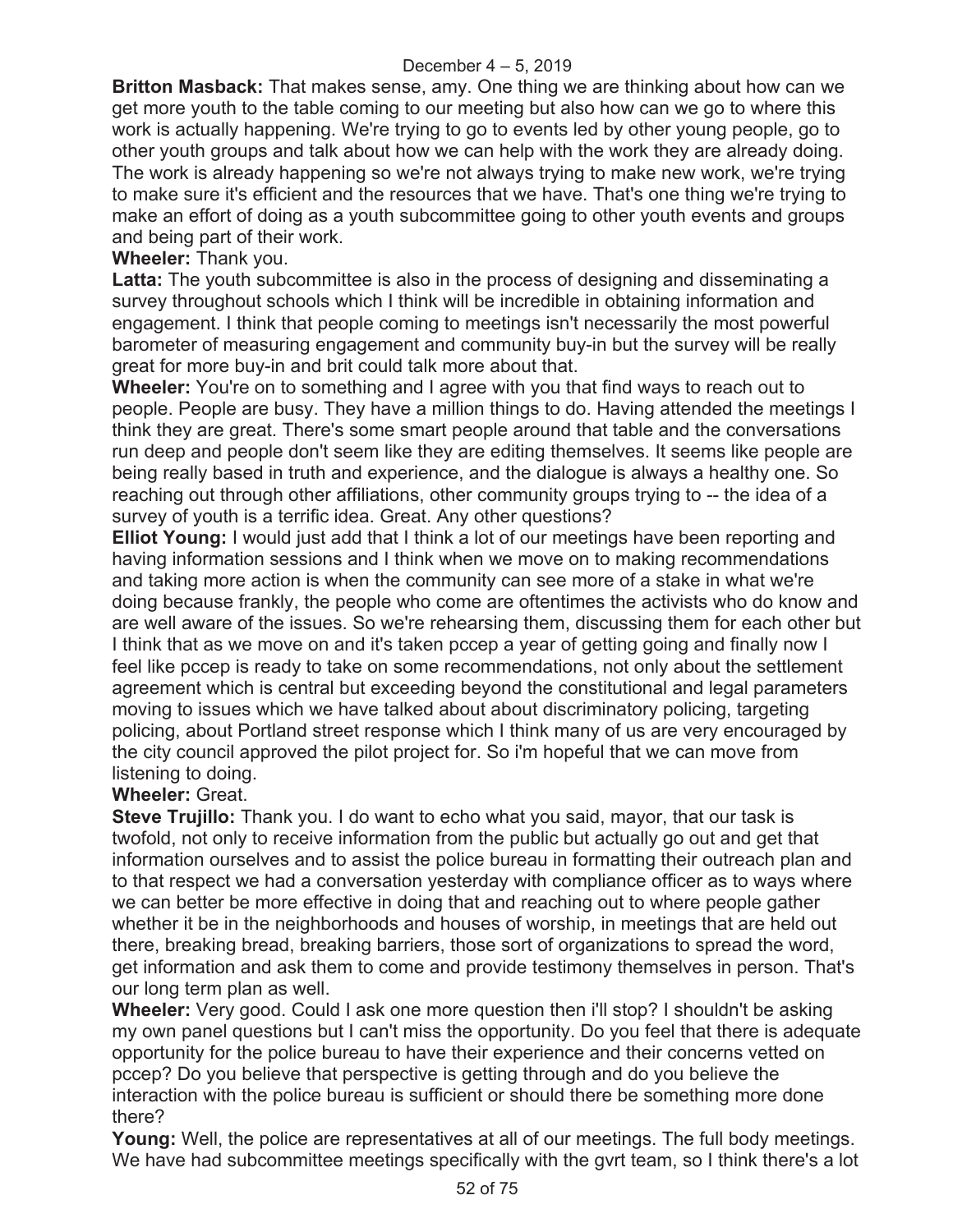**Britton Masback:** That makes sense, amy. One thing we are thinking about how can we get more youth to the table coming to our meeting but also how can we go to where this work is actually happening. We're trying to go to events led by other young people, go to other youth groups and talk about how we can help with the work they are already doing. The work is already happening so we're not always trying to make new work, we're trying to make sure it's efficient and the resources that we have. That's one thing we're trying to make an effort of doing as a youth subcommittee going to other youth events and groups and being part of their work.

**Wheeler:** Thank you.

**Latta:** The youth subcommittee is also in the process of designing and disseminating a survey throughout schools which I think will be incredible in obtaining information and engagement. I think that people coming to meetings isn't necessarily the most powerful barometer of measuring engagement and community buy-in but the survey will be really great for more buy-in and brit could talk more about that.

**Wheeler:** You're on to something and I agree with you that find ways to reach out to people. People are busy. They have a million things to do. Having attended the meetings I think they are great. There's some smart people around that table and the conversations run deep and people don't seem like they are editing themselves. It seems like people are being really based in truth and experience, and the dialogue is always a healthy one. So reaching out through other affiliations, other community groups trying to -- the idea of a survey of youth is a terrific idea. Great. Any other questions?

**Elliot Young:** I would just add that I think a lot of our meetings have been reporting and having information sessions and I think when we move on to making recommendations and taking more action is when the community can see more of a stake in what we're doing because frankly, the people who come are oftentimes the activists who do know and are well aware of the issues. So we're rehearsing them, discussing them for each other but I think that as we move on and it's taken pccep a year of getting going and finally now I feel like pccep is ready to take on some recommendations, not only about the settlement agreement which is central but exceeding beyond the constitutional and legal parameters moving to issues which we have talked about about discriminatory policing, targeting policing, about Portland street response which I think many of us are very encouraged by the city council approved the pilot project for. So i'm hopeful that we can move from listening to doing.

**Wheeler:** Great.

**Steve Trujillo:** Thank you. I do want to echo what you said, mayor, that our task is twofold, not only to receive information from the public but actually go out and get that information ourselves and to assist the police bureau in formatting their outreach plan and to that respect we had a conversation yesterday with compliance officer as to ways where we can better be more effective in doing that and reaching out to where people gather whether it be in the neighborhoods and houses of worship, in meetings that are held out there, breaking bread, breaking barriers, those sort of organizations to spread the word, get information and ask them to come and provide testimony themselves in person. That's our long term plan as well.

**Wheeler:** Very good. Could I ask one more question then i'll stop? I shouldn't be asking my own panel questions but I can't miss the opportunity. Do you feel that there is adequate opportunity for the police bureau to have their experience and their concerns vetted on pccep? Do you believe that perspective is getting through and do you believe the interaction with the police bureau is sufficient or should there be something more done there?

**Young:** Well, the police are representatives at all of our meetings. The full body meetings. We have had subcommittee meetings specifically with the gvrt team, so I think there's a lot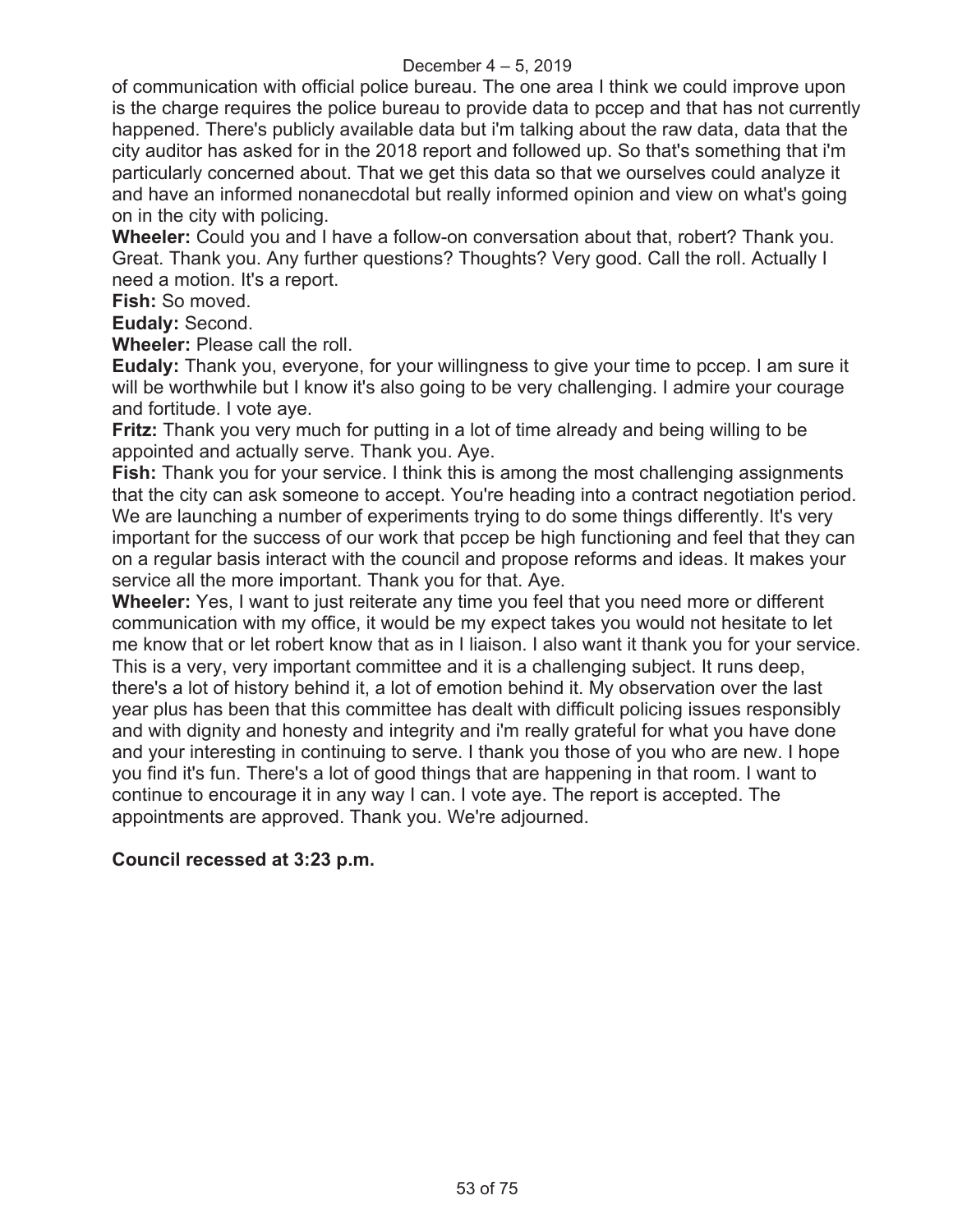of communication with official police bureau. The one area I think we could improve upon is the charge requires the police bureau to provide data to pccep and that has not currently happened. There's publicly available data but i'm talking about the raw data, data that the city auditor has asked for in the 2018 report and followed up. So that's something that i'm particularly concerned about. That we get this data so that we ourselves could analyze it and have an informed nonanecdotal but really informed opinion and view on what's going on in the city with policing.

**Wheeler:** Could you and I have a follow-on conversation about that, robert? Thank you. Great. Thank you. Any further questions? Thoughts? Very good. Call the roll. Actually I need a motion. It's a report.

**Fish:** So moved.

**Eudaly:** Second.

**Wheeler:** Please call the roll.

**Eudaly:** Thank you, everyone, for your willingness to give your time to pccep. I am sure it will be worthwhile but I know it's also going to be very challenging. I admire your courage and fortitude. I vote aye.

**Fritz:** Thank you very much for putting in a lot of time already and being willing to be appointed and actually serve. Thank you. Aye.

**Fish:** Thank you for your service. I think this is among the most challenging assignments that the city can ask someone to accept. You're heading into a contract negotiation period. We are launching a number of experiments trying to do some things differently. It's very important for the success of our work that pccep be high functioning and feel that they can on a regular basis interact with the council and propose reforms and ideas. It makes your service all the more important. Thank you for that. Aye.

**Wheeler:** Yes, I want to just reiterate any time you feel that you need more or different communication with my office, it would be my expect takes you would not hesitate to let me know that or let robert know that as in I liaison. I also want it thank you for your service. This is a very, very important committee and it is a challenging subject. It runs deep, there's a lot of history behind it, a lot of emotion behind it. My observation over the last year plus has been that this committee has dealt with difficult policing issues responsibly and with dignity and honesty and integrity and i'm really grateful for what you have done and your interesting in continuing to serve. I thank you those of you who are new. I hope you find it's fun. There's a lot of good things that are happening in that room. I want to continue to encourage it in any way I can. I vote aye. The report is accepted. The appointments are approved. Thank you. We're adjourned.

**Council recessed at 3:23 p.m.**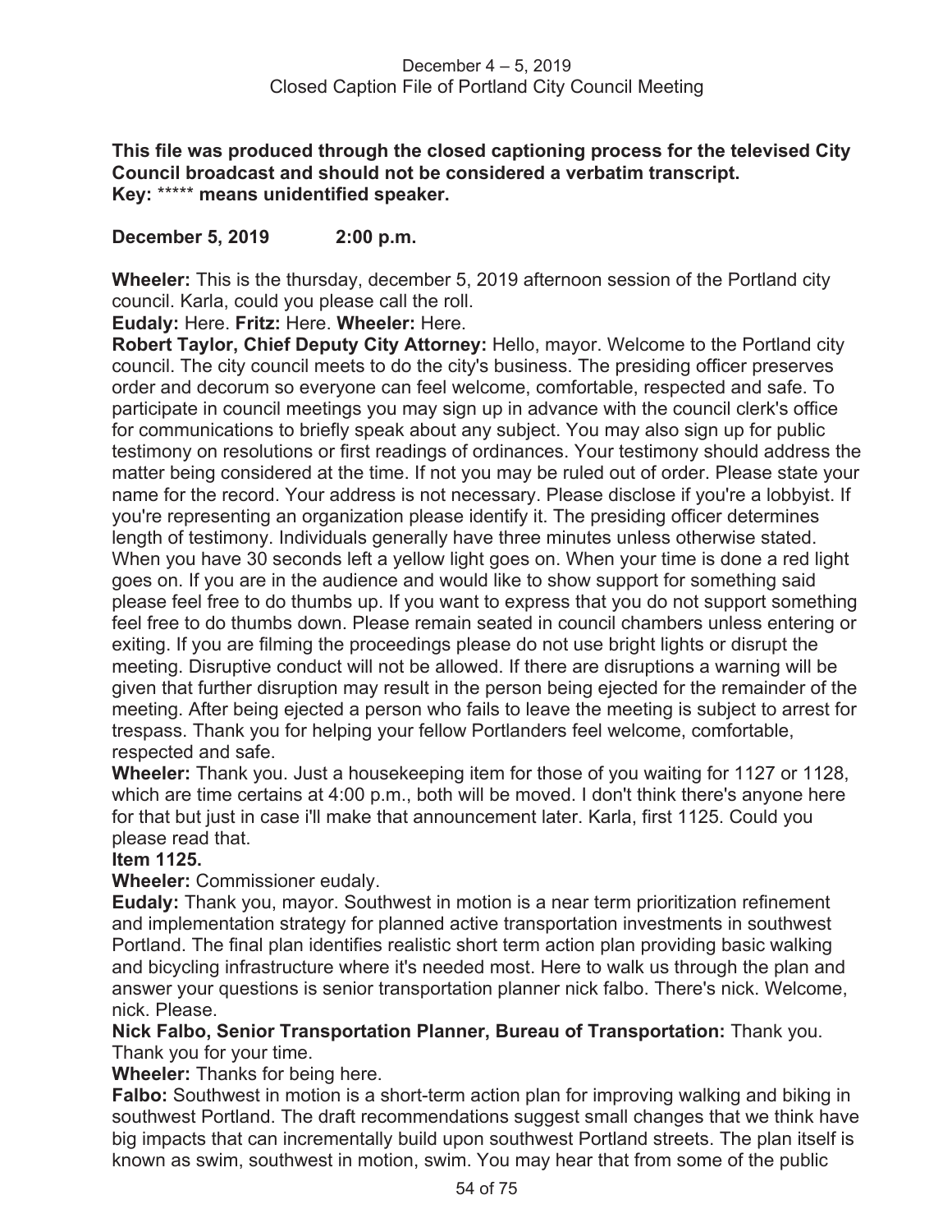**This file was produced through the closed captioning process for the televised City Council broadcast and should not be considered a verbatim transcript.**
**Key:** ***** **means unidentified speaker.**

**December 5, 2019 2:00 p.m.**

**Wheeler:** This is the thursday, december 5, 2019 afternoon session of the Portland city council. Karla, could you please call the roll.

**Eudaly:** Here. **Fritz:** Here. **Wheeler:** Here.

**Robert Taylor, Chief Deputy City Attorney:** Hello, mayor. Welcome to the Portland city council. The city council meets to do the city's business. The presiding officer preserves order and decorum so everyone can feel welcome, comfortable, respected and safe. To participate in council meetings you may sign up in advance with the council clerk's office for communications to briefly speak about any subject. You may also sign up for public testimony on resolutions or first readings of ordinances. Your testimony should address the matter being considered at the time. If not you may be ruled out of order. Please state your name for the record. Your address is not necessary. Please disclose if you're a lobbyist. If you're representing an organization please identify it. The presiding officer determines length of testimony. Individuals generally have three minutes unless otherwise stated. When you have 30 seconds left a yellow light goes on. When your time is done a red light goes on. If you are in the audience and would like to show support for something said please feel free to do thumbs up. If you want to express that you do not support something feel free to do thumbs down. Please remain seated in council chambers unless entering or exiting. If you are filming the proceedings please do not use bright lights or disrupt the meeting. Disruptive conduct will not be allowed. If there are disruptions a warning will be given that further disruption may result in the person being ejected for the remainder of the meeting. After being ejected a person who fails to leave the meeting is subject to arrest for trespass. Thank you for helping your fellow Portlanders feel welcome, comfortable, respected and safe.

**Wheeler:** Thank you. Just a housekeeping item for those of you waiting for 1127 or 1128, which are time certains at 4:00 p.m., both will be moved. I don't think there's anyone here for that but just in case i'll make that announcement later. Karla, first 1125. Could you please read that.

**Item 1125.**

**Wheeler:** Commissioner eudaly.

**Eudaly:** Thank you, mayor. Southwest in motion is a near term prioritization refinement and implementation strategy for planned active transportation investments in southwest Portland. The final plan identifies realistic short term action plan providing basic walking and bicycling infrastructure where it's needed most. Here to walk us through the plan and answer your questions is senior transportation planner nick falbo. There's nick. Welcome, nick. Please.

**Nick Falbo, Senior Transportation Planner, Bureau of Transportation:** Thank you. Thank you for your time.

**Wheeler:** Thanks for being here.

**Falbo:** Southwest in motion is a short-term action plan for improving walking and biking in southwest Portland. The draft recommendations suggest small changes that we think have big impacts that can incrementally build upon southwest Portland streets. The plan itself is known as swim, southwest in motion, swim. You may hear that from some of the public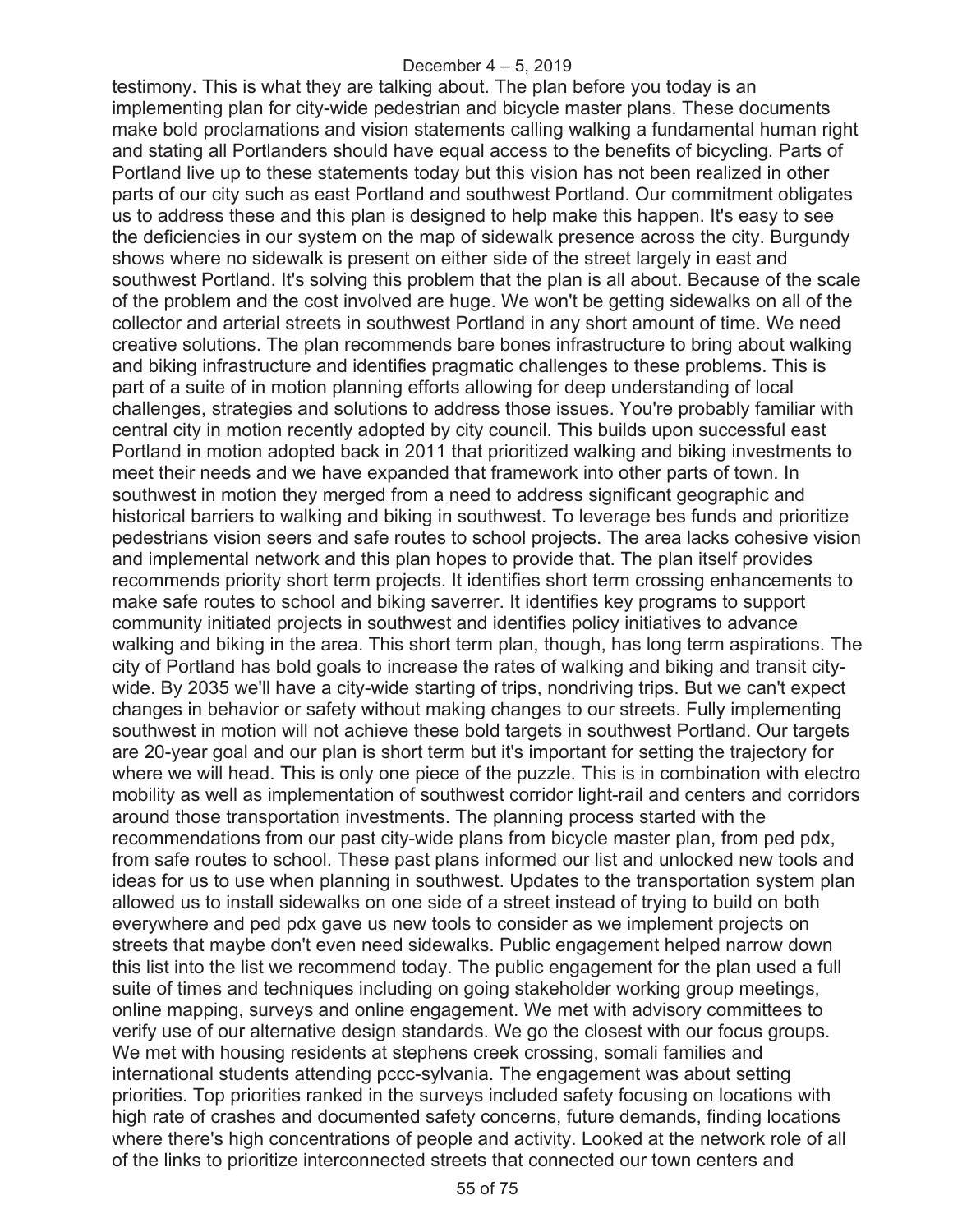testimony. This is what they are talking about. The plan before you today is an implementing plan for city-wide pedestrian and bicycle master plans. These documents make bold proclamations and vision statements calling walking a fundamental human right and stating all Portlanders should have equal access to the benefits of bicycling. Parts of Portland live up to these statements today but this vision has not been realized in other parts of our city such as east Portland and southwest Portland. Our commitment obligates us to address these and this plan is designed to help make this happen. It's easy to see the deficiencies in our system on the map of sidewalk presence across the city. Burgundy shows where no sidewalk is present on either side of the street largely in east and southwest Portland. It's solving this problem that the plan is all about. Because of the scale of the problem and the cost involved are huge. We won't be getting sidewalks on all of the collector and arterial streets in southwest Portland in any short amount of time. We need creative solutions. The plan recommends bare bones infrastructure to bring about walking and biking infrastructure and identifies pragmatic challenges to these problems. This is part of a suite of in motion planning efforts allowing for deep understanding of local challenges, strategies and solutions to address those issues. You're probably familiar with central city in motion recently adopted by city council. This builds upon successful east Portland in motion adopted back in 2011 that prioritized walking and biking investments to meet their needs and we have expanded that framework into other parts of town. In southwest in motion they merged from a need to address significant geographic and historical barriers to walking and biking in southwest. To leverage bes funds and prioritize pedestrians vision seers and safe routes to school projects. The area lacks cohesive vision and implemental network and this plan hopes to provide that. The plan itself provides recommends priority short term projects. It identifies short term crossing enhancements to make safe routes to school and biking saverrer. It identifies key programs to support community initiated projects in southwest and identifies policy initiatives to advance walking and biking in the area. This short term plan, though, has long term aspirations. The city of Portland has bold goals to increase the rates of walking and biking and transit city-wide. By 2035 we'll have a city-wide starting of trips, nondriving trips. But we can't expect changes in behavior or safety without making changes to our streets. Fully implementing southwest in motion will not achieve these bold targets in southwest Portland. Our targets are 20-year goal and our plan is short term but it's important for setting the trajectory for where we will head. This is only one piece of the puzzle. This is in combination with electro mobility as well as implementation of southwest corridor light-rail and centers and corridors around those transportation investments. The planning process started with the recommendations from our past city-wide plans from bicycle master plan, from ped pdx, from safe routes to school. These past plans informed our list and unlocked new tools and ideas for us to use when planning in southwest. Updates to the transportation system plan allowed us to install sidewalks on one side of a street instead of trying to build on both everywhere and ped pdx gave us new tools to consider as we implement projects on streets that maybe don't even need sidewalks. Public engagement helped narrow down this list into the list we recommend today. The public engagement for the plan used a full suite of times and techniques including on going stakeholder working group meetings, online mapping, surveys and online engagement. We met with advisory committees to verify use of our alternative design standards. We go the closest with our focus groups. We met with housing residents at stephens creek crossing, somali families and international students attending pccc-sylvania. The engagement was about setting priorities. Top priorities ranked in the surveys included safety focusing on locations with high rate of crashes and documented safety concerns, future demands, finding locations where there's high concentrations of people and activity. Looked at the network role of all of the links to prioritize interconnected streets that connected our town centers and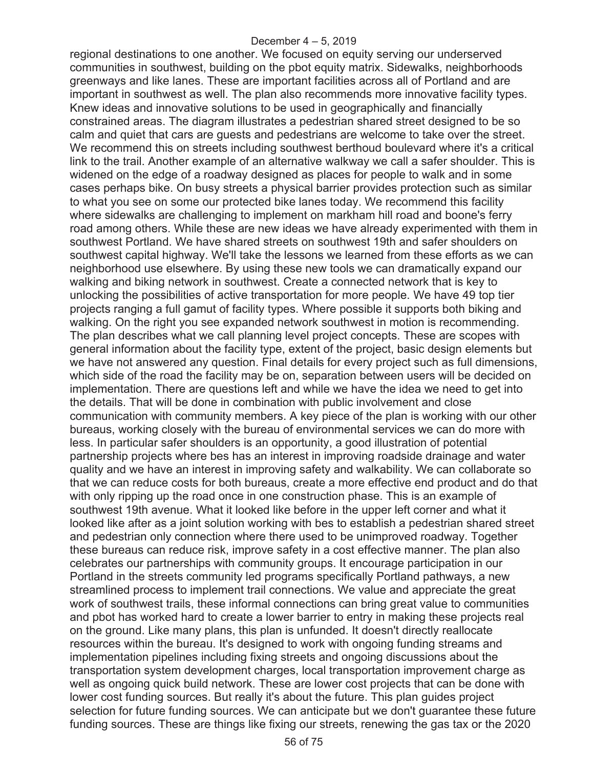regional destinations to one another. We focused on equity serving our underserved communities in southwest, building on the pbot equity matrix. Sidewalks, neighborhoods greenways and like lanes. These are important facilities across all of Portland and are important in southwest as well. The plan also recommends more innovative facility types. Knew ideas and innovative solutions to be used in geographically and financially constrained areas. The diagram illustrates a pedestrian shared street designed to be so calm and quiet that cars are guests and pedestrians are welcome to take over the street. We recommend this on streets including southwest berthoud boulevard where it's a critical link to the trail. Another example of an alternative walkway we call a safer shoulder. This is widened on the edge of a roadway designed as places for people to walk and in some cases perhaps bike. On busy streets a physical barrier provides protection such as similar to what you see on some our protected bike lanes today. We recommend this facility where sidewalks are challenging to implement on markham hill road and boone's ferry road among others. While these are new ideas we have already experimented with them in southwest Portland. We have shared streets on southwest 19th and safer shoulders on southwest capital highway. We'll take the lessons we learned from these efforts as we can neighborhood use elsewhere. By using these new tools we can dramatically expand our walking and biking network in southwest. Create a connected network that is key to unlocking the possibilities of active transportation for more people. We have 49 top tier projects ranging a full gamut of facility types. Where possible it supports both biking and walking. On the right you see expanded network southwest in motion is recommending. The plan describes what we call planning level project concepts. These are scopes with general information about the facility type, extent of the project, basic design elements but we have not answered any question. Final details for every project such as full dimensions, which side of the road the facility may be on, separation between users will be decided on implementation. There are questions left and while we have the idea we need to get into the details. That will be done in combination with public involvement and close communication with community members. A key piece of the plan is working with our other bureaus, working closely with the bureau of environmental services we can do more with less. In particular safer shoulders is an opportunity, a good illustration of potential partnership projects where bes has an interest in improving roadside drainage and water quality and we have an interest in improving safety and walkability. We can collaborate so that we can reduce costs for both bureaus, create a more effective end product and do that with only ripping up the road once in one construction phase. This is an example of southwest 19th avenue. What it looked like before in the upper left corner and what it looked like after as a joint solution working with bes to establish a pedestrian shared street and pedestrian only connection where there used to be unimproved roadway. Together these bureaus can reduce risk, improve safety in a cost effective manner. The plan also celebrates our partnerships with community groups. It encourage participation in our Portland in the streets community led programs specifically Portland pathways, a new streamlined process to implement trail connections. We value and appreciate the great work of southwest trails, these informal connections can bring great value to communities and pbot has worked hard to create a lower barrier to entry in making these projects real on the ground. Like many plans, this plan is unfunded. It doesn't directly reallocate resources within the bureau. It's designed to work with ongoing funding streams and implementation pipelines including fixing streets and ongoing discussions about the transportation system development charges, local transportation improvement charge as well as ongoing quick build network. These are lower cost projects that can be done with lower cost funding sources. But really it's about the future. This plan guides project selection for future funding sources. We can anticipate but we don't guarantee these future funding sources. These are things like fixing our streets, renewing the gas tax or the 2020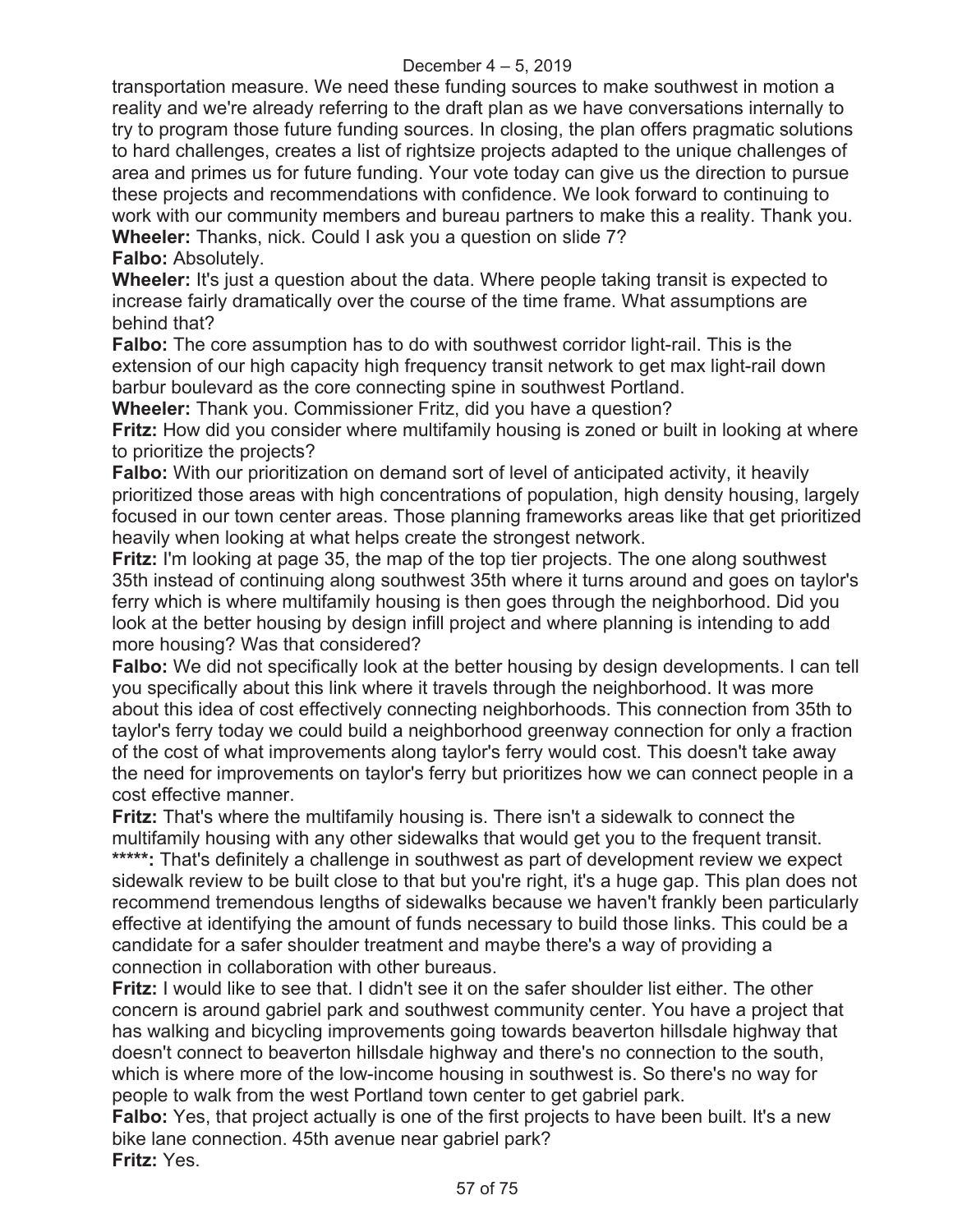transportation measure. We need these funding sources to make southwest in motion a reality and we're already referring to the draft plan as we have conversations internally to try to program those future funding sources. In closing, the plan offers pragmatic solutions to hard challenges, creates a list of rightsize projects adapted to the unique challenges of area and primes us for future funding. Your vote today can give us the direction to pursue these projects and recommendations with confidence. We look forward to continuing to work with our community members and bureau partners to make this a reality. Thank you.

**Wheeler:** Thanks, nick. Could I ask you a question on slide 7?

**Falbo:** Absolutely.

**Wheeler:** It's just a question about the data. Where people taking transit is expected to increase fairly dramatically over the course of the time frame. What assumptions are behind that?

**Falbo:** The core assumption has to do with southwest corridor light-rail. This is the extension of our high capacity high frequency transit network to get max light-rail down barbur boulevard as the core connecting spine in southwest Portland.

**Wheeler:** Thank you. Commissioner Fritz, did you have a question?

**Fritz:** How did you consider where multifamily housing is zoned or built in looking at where to prioritize the projects?

**Falbo:** With our prioritization on demand sort of level of anticipated activity, it heavily prioritized those areas with high concentrations of population, high density housing, largely focused in our town center areas. Those planning frameworks areas like that get prioritized heavily when looking at what helps create the strongest network.

**Fritz:** I'm looking at page 35, the map of the top tier projects. The one along southwest 35th instead of continuing along southwest 35th where it turns around and goes on taylor's ferry which is where multifamily housing is then goes through the neighborhood. Did you look at the better housing by design infill project and where planning is intending to add more housing? Was that considered?

**Falbo:** We did not specifically look at the better housing by design developments. I can tell you specifically about this link where it travels through the neighborhood. It was more about this idea of cost effectively connecting neighborhoods. This connection from 35th to taylor's ferry today we could build a neighborhood greenway connection for only a fraction of the cost of what improvements along taylor's ferry would cost. This doesn't take away the need for improvements on taylor's ferry but prioritizes how we can connect people in a cost effective manner.

**Fritz:** That's where the multifamily housing is. There isn't a sidewalk to connect the multifamily housing with any other sidewalks that would get you to the frequent transit.

**\*\*\*\*\*:** That's definitely a challenge in southwest as part of development review we expect sidewalk review to be built close to that but you're right, it's a huge gap. This plan does not recommend tremendous lengths of sidewalks because we haven't frankly been particularly effective at identifying the amount of funds necessary to build those links. This could be a candidate for a safer shoulder treatment and maybe there's a way of providing a connection in collaboration with other bureaus.

**Fritz:** I would like to see that. I didn't see it on the safer shoulder list either. The other concern is around gabriel park and southwest community center. You have a project that has walking and bicycling improvements going towards beaverton hillsdale highway that doesn't connect to beaverton hillsdale highway and there's no connection to the south, which is where more of the low-income housing in southwest is. So there's no way for people to walk from the west Portland town center to get gabriel park.

**Falbo:** Yes, that project actually is one of the first projects to have been built. It's a new bike lane connection. 45th avenue near gabriel park?

**Fritz:** Yes.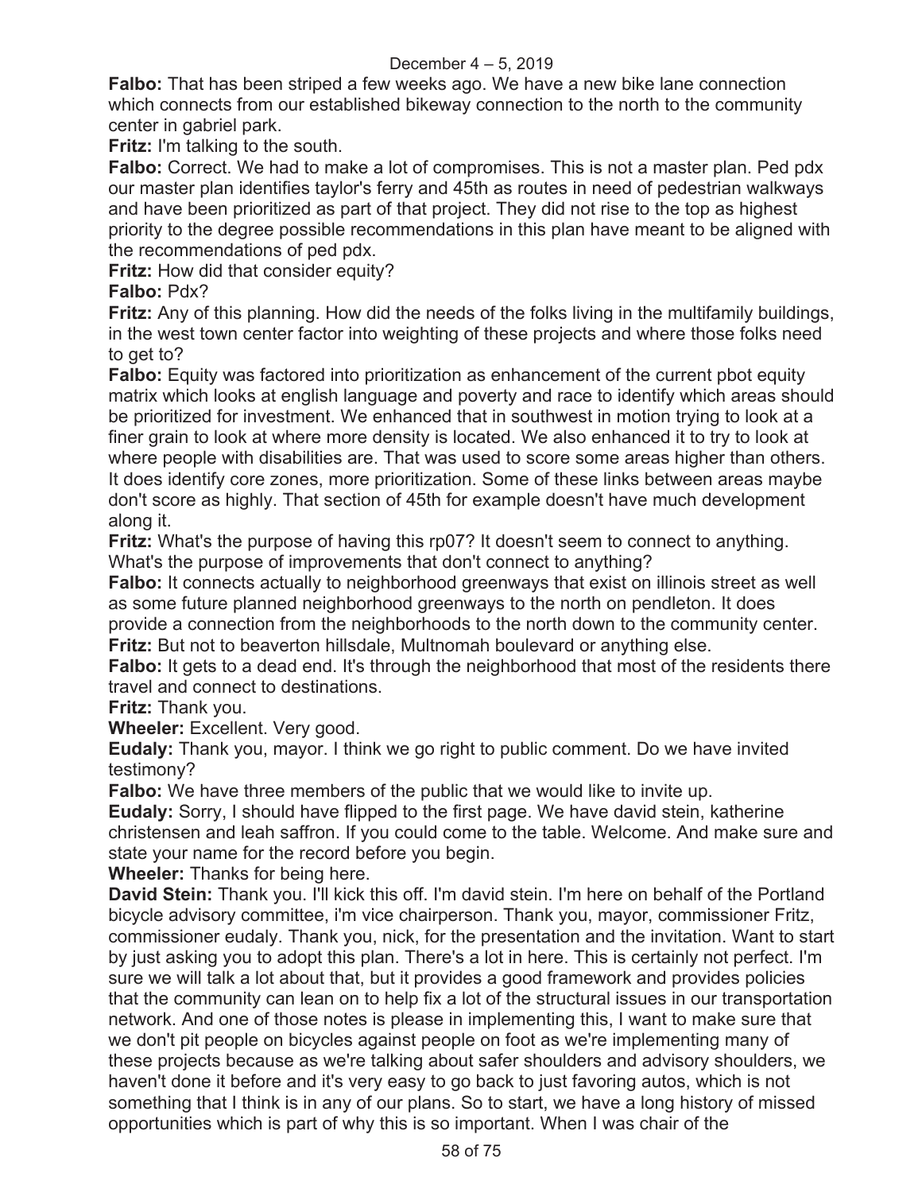**Falbo:** That has been striped a few weeks ago. We have a new bike lane connection which connects from our established bikeway connection to the north to the community center in gabriel park.

**Fritz:** I'm talking to the south.

**Falbo:** Correct. We had to make a lot of compromises. This is not a master plan. Ped pdx our master plan identifies taylor's ferry and 45th as routes in need of pedestrian walkways and have been prioritized as part of that project. They did not rise to the top as highest priority to the degree possible recommendations in this plan have meant to be aligned with the recommendations of ped pdx.

**Fritz:** How did that consider equity?

**Falbo:** Pdx?

**Fritz:** Any of this planning. How did the needs of the folks living in the multifamily buildings, in the west town center factor into weighting of these projects and where those folks need to get to?

**Falbo:** Equity was factored into prioritization as enhancement of the current pbot equity matrix which looks at english language and poverty and race to identify which areas should be prioritized for investment. We enhanced that in southwest in motion trying to look at a finer grain to look at where more density is located. We also enhanced it to try to look at where people with disabilities are. That was used to score some areas higher than others. It does identify core zones, more prioritization. Some of these links between areas maybe don't score as highly. That section of 45th for example doesn't have much development along it.

**Fritz:** What's the purpose of having this rp07? It doesn't seem to connect to anything. What's the purpose of improvements that don't connect to anything?

**Falbo:** It connects actually to neighborhood greenways that exist on illinois street as well as some future planned neighborhood greenways to the north on pendleton. It does provide a connection from the neighborhoods to the north down to the community center.

**Fritz:** But not to beaverton hillsdale, Multnomah boulevard or anything else.

**Falbo:** It gets to a dead end. It's through the neighborhood that most of the residents there travel and connect to destinations.

**Fritz:** Thank you.

**Wheeler:** Excellent. Very good.

**Eudaly:** Thank you, mayor. I think we go right to public comment. Do we have invited testimony?

**Falbo:** We have three members of the public that we would like to invite up.

**Eudaly:** Sorry, I should have flipped to the first page. We have david stein, katherine christensen and leah saffron. If you could come to the table. Welcome. And make sure and state your name for the record before you begin.

**Wheeler:** Thanks for being here.

**David Stein:** Thank you. I'll kick this off. I'm david stein. I'm here on behalf of the Portland bicycle advisory committee, i'm vice chairperson. Thank you, mayor, commissioner Fritz, commissioner eudaly. Thank you, nick, for the presentation and the invitation. Want to start by just asking you to adopt this plan. There's a lot in here. This is certainly not perfect. I'm sure we will talk a lot about that, but it provides a good framework and provides policies that the community can lean on to help fix a lot of the structural issues in our transportation network. And one of those notes is please in implementing this, I want to make sure that we don't pit people on bicycles against people on foot as we're implementing many of these projects because as we're talking about safer shoulders and advisory shoulders, we haven't done it before and it's very easy to go back to just favoring autos, which is not something that I think is in any of our plans. So to start, we have a long history of missed opportunities which is part of why this is so important. When I was chair of the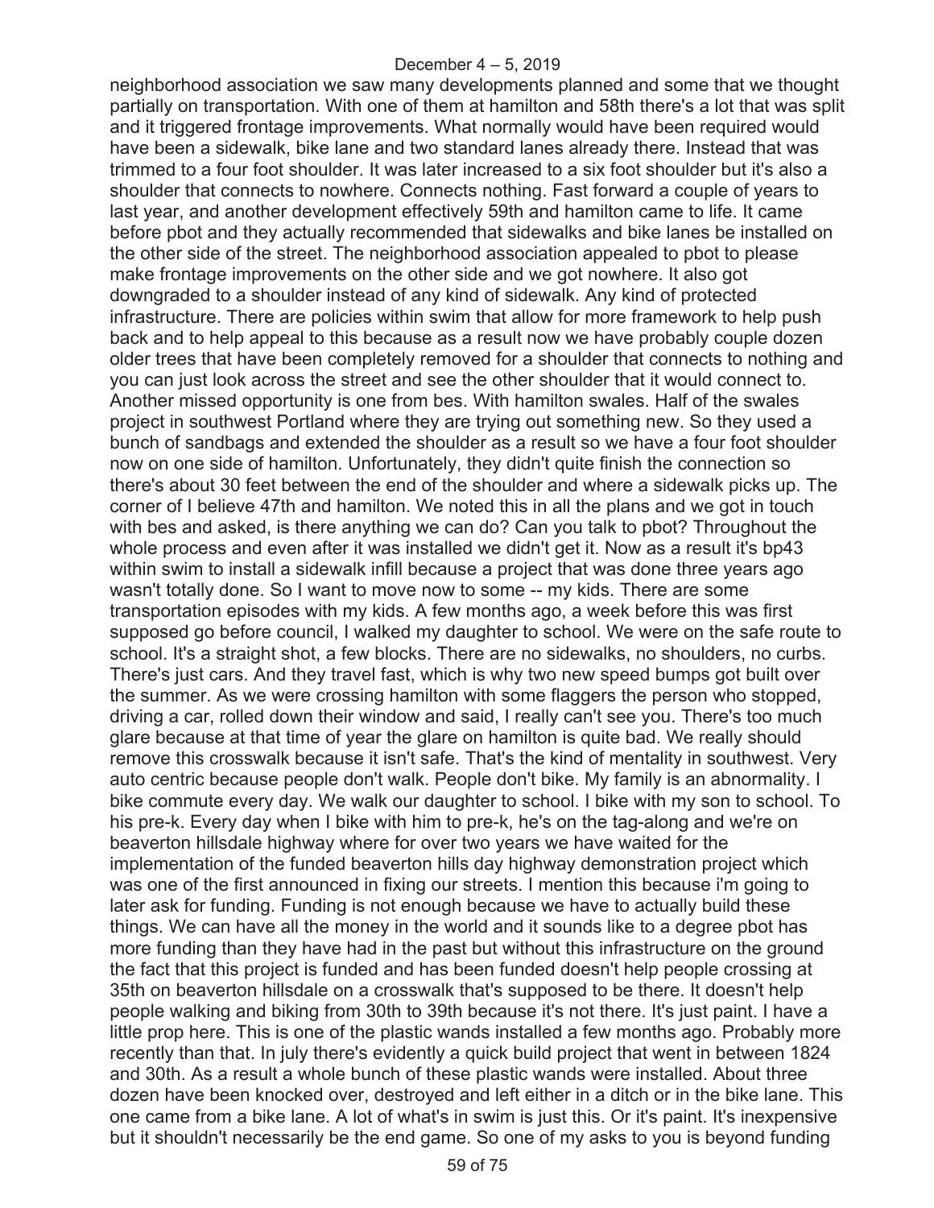neighborhood association we saw many developments planned and some that we thought partially on transportation. With one of them at hamilton and 58th there's a lot that was split and it triggered frontage improvements. What normally would have been required would have been a sidewalk, bike lane and two standard lanes already there. Instead that was trimmed to a four foot shoulder. It was later increased to a six foot shoulder but it's also a shoulder that connects to nowhere. Connects nothing. Fast forward a couple of years to last year, and another development effectively 59th and hamilton came to life. It came before pbot and they actually recommended that sidewalks and bike lanes be installed on the other side of the street. The neighborhood association appealed to pbot to please make frontage improvements on the other side and we got nowhere. It also got downgraded to a shoulder instead of any kind of sidewalk. Any kind of protected infrastructure. There are policies within swim that allow for more framework to help push back and to help appeal to this because as a result now we have probably couple dozen older trees that have been completely removed for a shoulder that connects to nothing and you can just look across the street and see the other shoulder that it would connect to. Another missed opportunity is one from bes. With hamilton swales. Half of the swales project in southwest Portland where they are trying out something new. So they used a bunch of sandbags and extended the shoulder as a result so we have a four foot shoulder now on one side of hamilton. Unfortunately, they didn't quite finish the connection so there's about 30 feet between the end of the shoulder and where a sidewalk picks up. The corner of I believe 47th and hamilton. We noted this in all the plans and we got in touch with bes and asked, is there anything we can do? Can you talk to pbot? Throughout the whole process and even after it was installed we didn't get it. Now as a result it's bp43 within swim to install a sidewalk infill because a project that was done three years ago wasn't totally done. So I want to move now to some -- my kids. There are some transportation episodes with my kids. A few months ago, a week before this was first supposed go before council, I walked my daughter to school. We were on the safe route to school. It's a straight shot, a few blocks. There are no sidewalks, no shoulders, no curbs. There's just cars. And they travel fast, which is why two new speed bumps got built over the summer. As we were crossing hamilton with some flaggers the person who stopped, driving a car, rolled down their window and said, I really can't see you. There's too much glare because at that time of year the glare on hamilton is quite bad. We really should remove this crosswalk because it isn't safe. That's the kind of mentality in southwest. Very auto centric because people don't walk. People don't bike. My family is an abnormality. I bike commute every day. We walk our daughter to school. I bike with my son to school. To his pre-k. Every day when I bike with him to pre-k, he's on the tag-along and we're on beaverton hillsdale highway where for over two years we have waited for the implementation of the funded beaverton hills day highway demonstration project which was one of the first announced in fixing our streets. I mention this because i'm going to later ask for funding. Funding is not enough because we have to actually build these things. We can have all the money in the world and it sounds like to a degree pbot has more funding than they have had in the past but without this infrastructure on the ground the fact that this project is funded and has been funded doesn't help people crossing at 35th on beaverton hillsdale on a crosswalk that's supposed to be there. It doesn't help people walking and biking from 30th to 39th because it's not there. It's just paint. I have a little prop here. This is one of the plastic wands installed a few months ago. Probably more recently than that. In july there's evidently a quick build project that went in between 1824 and 30th. As a result a whole bunch of these plastic wands were installed. About three dozen have been knocked over, destroyed and left either in a ditch or in the bike lane. This one came from a bike lane. A lot of what's in swim is just this. Or it's paint. It's inexpensive but it shouldn't necessarily be the end game. So one of my asks to you is beyond funding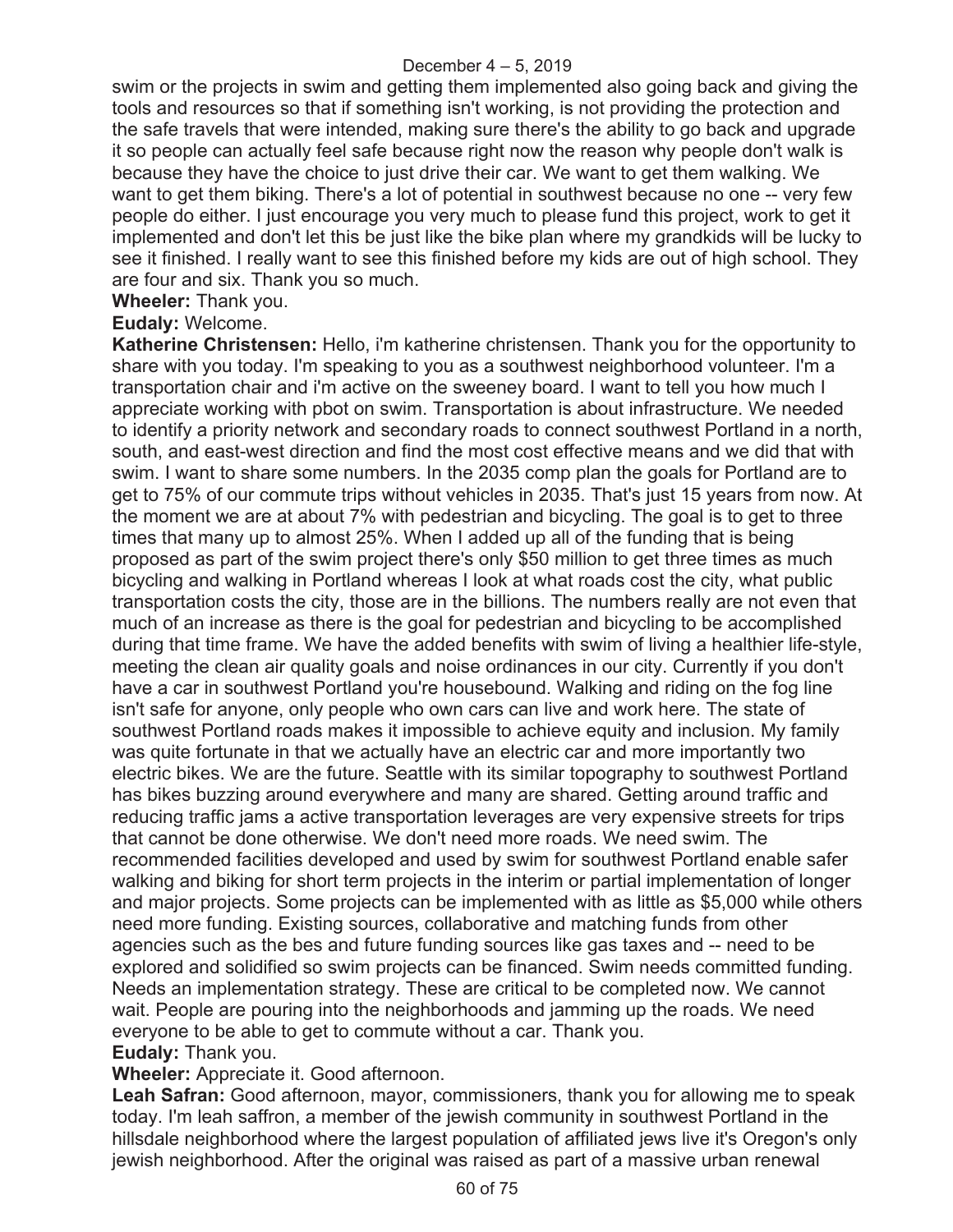swim or the projects in swim and getting them implemented also going back and giving the tools and resources so that if something isn't working, is not providing the protection and the safe travels that were intended, making sure there's the ability to go back and upgrade it so people can actually feel safe because right now the reason why people don't walk is because they have the choice to just drive their car. We want to get them walking. We want to get them biking. There's a lot of potential in southwest because no one -- very few people do either. I just encourage you very much to please fund this project, work to get it implemented and don't let this be just like the bike plan where my grandkids will be lucky to see it finished. I really want to see this finished before my kids are out of high school. They are four and six. Thank you so much.

**Wheeler:** Thank you.

**Eudaly:** Welcome.

**Katherine Christensen:** Hello, i'm katherine christensen. Thank you for the opportunity to share with you today. I'm speaking to you as a southwest neighborhood volunteer. I'm a transportation chair and i'm active on the sweeney board. I want to tell you how much I appreciate working with pbot on swim. Transportation is about infrastructure. We needed to identify a priority network and secondary roads to connect southwest Portland in a north, south, and east-west direction and find the most cost effective means and we did that with swim. I want to share some numbers. In the 2035 comp plan the goals for Portland are to get to 75% of our commute trips without vehicles in 2035. That's just 15 years from now. At the moment we are at about 7% with pedestrian and bicycling. The goal is to get to three times that many up to almost 25%. When I added up all of the funding that is being proposed as part of the swim project there's only $50 million to get three times as much bicycling and walking in Portland whereas I look at what roads cost the city, what public transportation costs the city, those are in the billions. The numbers really are not even that much of an increase as there is the goal for pedestrian and bicycling to be accomplished during that time frame. We have the added benefits with swim of living a healthier life-style, meeting the clean air quality goals and noise ordinances in our city. Currently if you don't have a car in southwest Portland you're housebound. Walking and riding on the fog line isn't safe for anyone, only people who own cars can live and work here. The state of southwest Portland roads makes it impossible to achieve equity and inclusion. My family was quite fortunate in that we actually have an electric car and more importantly two electric bikes. We are the future. Seattle with its similar topography to southwest Portland has bikes buzzing around everywhere and many are shared. Getting around traffic and reducing traffic jams a active transportation leverages are very expensive streets for trips that cannot be done otherwise. We don't need more roads. We need swim. The recommended facilities developed and used by swim for southwest Portland enable safer walking and biking for short term projects in the interim or partial implementation of longer and major projects. Some projects can be implemented with as little as $5,000 while others need more funding. Existing sources, collaborative and matching funds from other agencies such as the bes and future funding sources like gas taxes and -- need to be explored and solidified so swim projects can be financed. Swim needs committed funding. Needs an implementation strategy. These are critical to be completed now. We cannot wait. People are pouring into the neighborhoods and jamming up the roads. We need everyone to be able to get to commute without a car. Thank you.

**Eudaly:** Thank you.

**Wheeler:** Appreciate it. Good afternoon.

**Leah Safran:** Good afternoon, mayor, commissioners, thank you for allowing me to speak today. I'm leah saffron, a member of the jewish community in southwest Portland in the hillsdale neighborhood where the largest population of affiliated jews live it's Oregon's only jewish neighborhood. After the original was raised as part of a massive urban renewal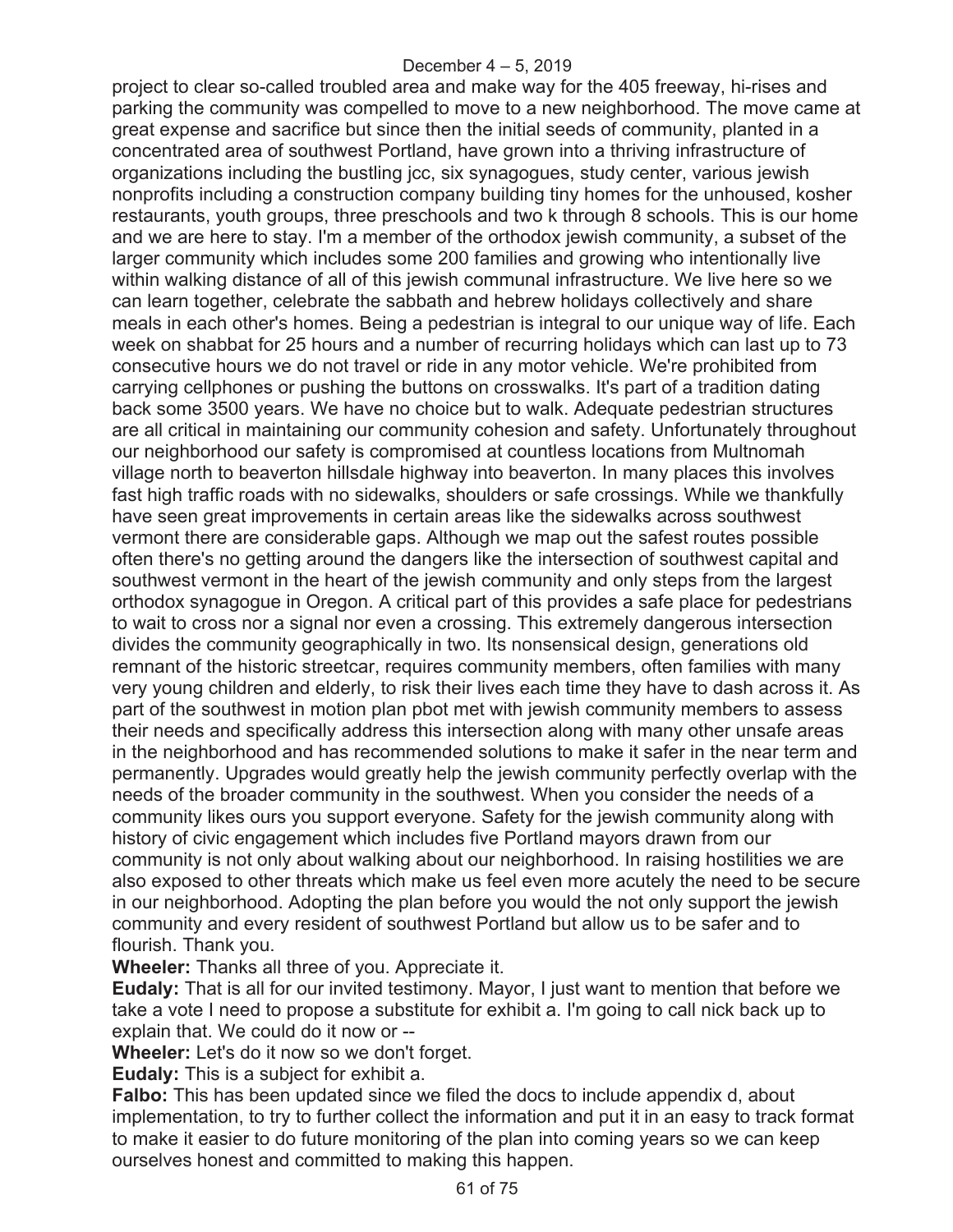project to clear so-called troubled area and make way for the 405 freeway, hi-rises and parking the community was compelled to move to a new neighborhood. The move came at great expense and sacrifice but since then the initial seeds of community, planted in a concentrated area of southwest Portland, have grown into a thriving infrastructure of organizations including the bustling jcc, six synagogues, study center, various jewish nonprofits including a construction company building tiny homes for the unhoused, kosher restaurants, youth groups, three preschools and two k through 8 schools. This is our home and we are here to stay. I'm a member of the orthodox jewish community, a subset of the larger community which includes some 200 families and growing who intentionally live within walking distance of all of this jewish communal infrastructure. We live here so we can learn together, celebrate the sabbath and hebrew holidays collectively and share meals in each other's homes. Being a pedestrian is integral to our unique way of life. Each week on shabbat for 25 hours and a number of recurring holidays which can last up to 73 consecutive hours we do not travel or ride in any motor vehicle. We're prohibited from carrying cellphones or pushing the buttons on crosswalks. It's part of a tradition dating back some 3500 years. We have no choice but to walk. Adequate pedestrian structures are all critical in maintaining our community cohesion and safety. Unfortunately throughout our neighborhood our safety is compromised at countless locations from Multnomah village north to beaverton hillsdale highway into beaverton. In many places this involves fast high traffic roads with no sidewalks, shoulders or safe crossings. While we thankfully have seen great improvements in certain areas like the sidewalks across southwest vermont there are considerable gaps. Although we map out the safest routes possible often there's no getting around the dangers like the intersection of southwest capital and southwest vermont in the heart of the jewish community and only steps from the largest orthodox synagogue in Oregon. A critical part of this provides a safe place for pedestrians to wait to cross nor a signal nor even a crossing. This extremely dangerous intersection divides the community geographically in two. Its nonsensical design, generations old remnant of the historic streetcar, requires community members, often families with many very young children and elderly, to risk their lives each time they have to dash across it. As part of the southwest in motion plan pbot met with jewish community members to assess their needs and specifically address this intersection along with many other unsafe areas in the neighborhood and has recommended solutions to make it safer in the near term and permanently. Upgrades would greatly help the jewish community perfectly overlap with the needs of the broader community in the southwest. When you consider the needs of a community likes ours you support everyone. Safety for the jewish community along with history of civic engagement which includes five Portland mayors drawn from our community is not only about walking about our neighborhood. In raising hostilities we are also exposed to other threats which make us feel even more acutely the need to be secure in our neighborhood. Adopting the plan before you would the not only support the jewish community and every resident of southwest Portland but allow us to be safer and to flourish. Thank you.

**Wheeler:** Thanks all three of you. Appreciate it.

**Eudaly:** That is all for our invited testimony. Mayor, I just want to mention that before we take a vote I need to propose a substitute for exhibit a. I'm going to call nick back up to explain that. We could do it now or --

**Wheeler:** Let's do it now so we don't forget.

**Eudaly:** This is a subject for exhibit a.

**Falbo:** This has been updated since we filed the docs to include appendix d, about implementation, to try to further collect the information and put it in an easy to track format to make it easier to do future monitoring of the plan into coming years so we can keep ourselves honest and committed to making this happen.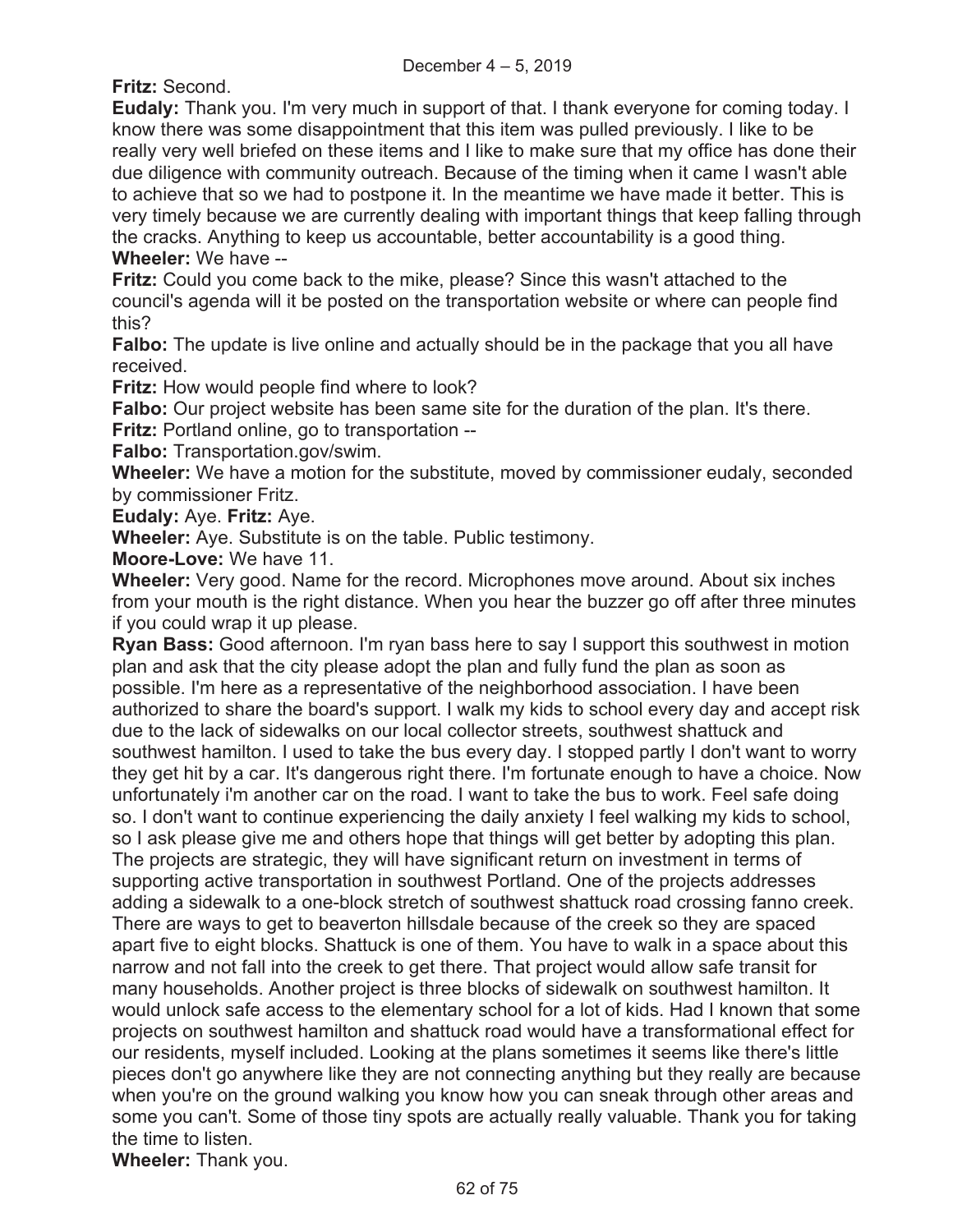**Fritz:** Second.

**Eudaly:** Thank you. I'm very much in support of that. I thank everyone for coming today. I know there was some disappointment that this item was pulled previously. I like to be really very well briefed on these items and I like to make sure that my office has done their due diligence with community outreach. Because of the timing when it came I wasn't able to achieve that so we had to postpone it. In the meantime we have made it better. This is very timely because we are currently dealing with important things that keep falling through the cracks. Anything to keep us accountable, better accountability is a good thing.

**Wheeler:** We have --

**Fritz:** Could you come back to the mike, please? Since this wasn't attached to the council's agenda will it be posted on the transportation website or where can people find this?

**Falbo:** The update is live online and actually should be in the package that you all have received.

**Fritz:** How would people find where to look?

**Falbo:** Our project website has been same site for the duration of the plan. It's there.

**Fritz:** Portland online, go to transportation --

**Falbo:** Transportation.gov/swim.

**Wheeler:** We have a motion for the substitute, moved by commissioner eudaly, seconded by commissioner Fritz.

**Eudaly:** Aye. **Fritz:** Aye.

**Wheeler:** Aye. Substitute is on the table. Public testimony.

**Moore-Love:** We have 11.

**Wheeler:** Very good. Name for the record. Microphones move around. About six inches from your mouth is the right distance. When you hear the buzzer go off after three minutes if you could wrap it up please.

**Ryan Bass:** Good afternoon. I'm ryan bass here to say I support this southwest in motion plan and ask that the city please adopt the plan and fully fund the plan as soon as possible. I'm here as a representative of the neighborhood association. I have been authorized to share the board's support. I walk my kids to school every day and accept risk due to the lack of sidewalks on our local collector streets, southwest shattuck and southwest hamilton. I used to take the bus every day. I stopped partly I don't want to worry they get hit by a car. It's dangerous right there. I'm fortunate enough to have a choice. Now unfortunately i'm another car on the road. I want to take the bus to work. Feel safe doing so. I don't want to continue experiencing the daily anxiety I feel walking my kids to school, so I ask please give me and others hope that things will get better by adopting this plan. The projects are strategic, they will have significant return on investment in terms of supporting active transportation in southwest Portland. One of the projects addresses adding a sidewalk to a one-block stretch of southwest shattuck road crossing fanno creek. There are ways to get to beaverton hillsdale because of the creek so they are spaced apart five to eight blocks. Shattuck is one of them. You have to walk in a space about this narrow and not fall into the creek to get there. That project would allow safe transit for many households. Another project is three blocks of sidewalk on southwest hamilton. It would unlock safe access to the elementary school for a lot of kids. Had I known that some projects on southwest hamilton and shattuck road would have a transformational effect for our residents, myself included. Looking at the plans sometimes it seems like there's little pieces don't go anywhere like they are not connecting anything but they really are because when you're on the ground walking you know how you can sneak through other areas and some you can't. Some of those tiny spots are actually really valuable. Thank you for taking the time to listen.

**Wheeler:** Thank you.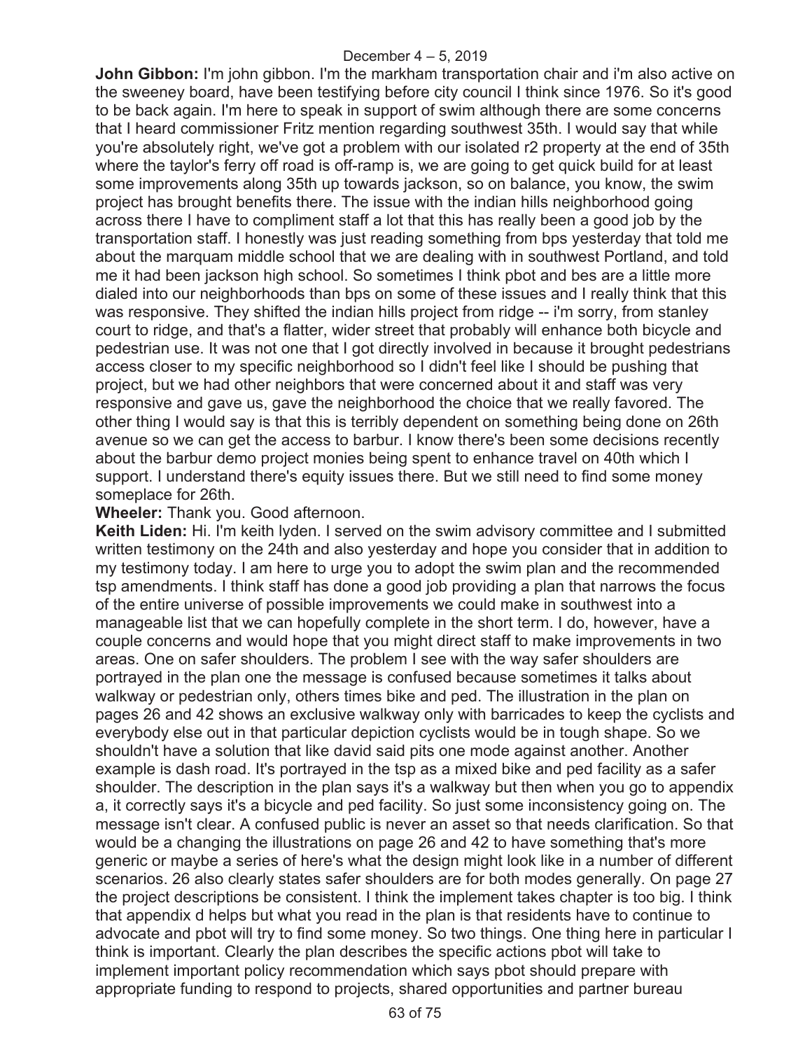**John Gibbon:** I'm john gibbon. I'm the markham transportation chair and i'm also active on the sweeney board, have been testifying before city council I think since 1976. So it's good to be back again. I'm here to speak in support of swim although there are some concerns that I heard commissioner Fritz mention regarding southwest 35th. I would say that while you're absolutely right, we've got a problem with our isolated r2 property at the end of 35th where the taylor's ferry off road is off-ramp is, we are going to get quick build for at least some improvements along 35th up towards jackson, so on balance, you know, the swim project has brought benefits there. The issue with the indian hills neighborhood going across there I have to compliment staff a lot that this has really been a good job by the transportation staff. I honestly was just reading something from bps yesterday that told me about the marquam middle school that we are dealing with in southwest Portland, and told me it had been jackson high school. So sometimes I think pbot and bes are a little more dialed into our neighborhoods than bps on some of these issues and I really think that this was responsive. They shifted the indian hills project from ridge -- i'm sorry, from stanley court to ridge, and that's a flatter, wider street that probably will enhance both bicycle and pedestrian use. It was not one that I got directly involved in because it brought pedestrians access closer to my specific neighborhood so I didn't feel like I should be pushing that project, but we had other neighbors that were concerned about it and staff was very responsive and gave us, gave the neighborhood the choice that we really favored. The other thing I would say is that this is terribly dependent on something being done on 26th avenue so we can get the access to barbur. I know there's been some decisions recently about the barbur demo project monies being spent to enhance travel on 40th which I support. I understand there's equity issues there. But we still need to find some money someplace for 26th.

**Wheeler:** Thank you. Good afternoon.

**Keith Liden:** Hi. I'm keith lyden. I served on the swim advisory committee and I submitted written testimony on the 24th and also yesterday and hope you consider that in addition to my testimony today. I am here to urge you to adopt the swim plan and the recommended tsp amendments. I think staff has done a good job providing a plan that narrows the focus of the entire universe of possible improvements we could make in southwest into a manageable list that we can hopefully complete in the short term. I do, however, have a couple concerns and would hope that you might direct staff to make improvements in two areas. One on safer shoulders. The problem I see with the way safer shoulders are portrayed in the plan one the message is confused because sometimes it talks about walkway or pedestrian only, others times bike and ped. The illustration in the plan on pages 26 and 42 shows an exclusive walkway only with barricades to keep the cyclists and everybody else out in that particular depiction cyclists would be in tough shape. So we shouldn't have a solution that like david said pits one mode against another. Another example is dash road. It's portrayed in the tsp as a mixed bike and ped facility as a safer shoulder. The description in the plan says it's a walkway but then when you go to appendix a, it correctly says it's a bicycle and ped facility. So just some inconsistency going on. The message isn't clear. A confused public is never an asset so that needs clarification. So that would be a changing the illustrations on page 26 and 42 to have something that's more generic or maybe a series of here's what the design might look like in a number of different scenarios. 26 also clearly states safer shoulders are for both modes generally. On page 27 the project descriptions be consistent. I think the implement takes chapter is too big. I think that appendix d helps but what you read in the plan is that residents have to continue to advocate and pbot will try to find some money. So two things. One thing here in particular I think is important. Clearly the plan describes the specific actions pbot will take to implement important policy recommendation which says pbot should prepare with appropriate funding to respond to projects, shared opportunities and partner bureau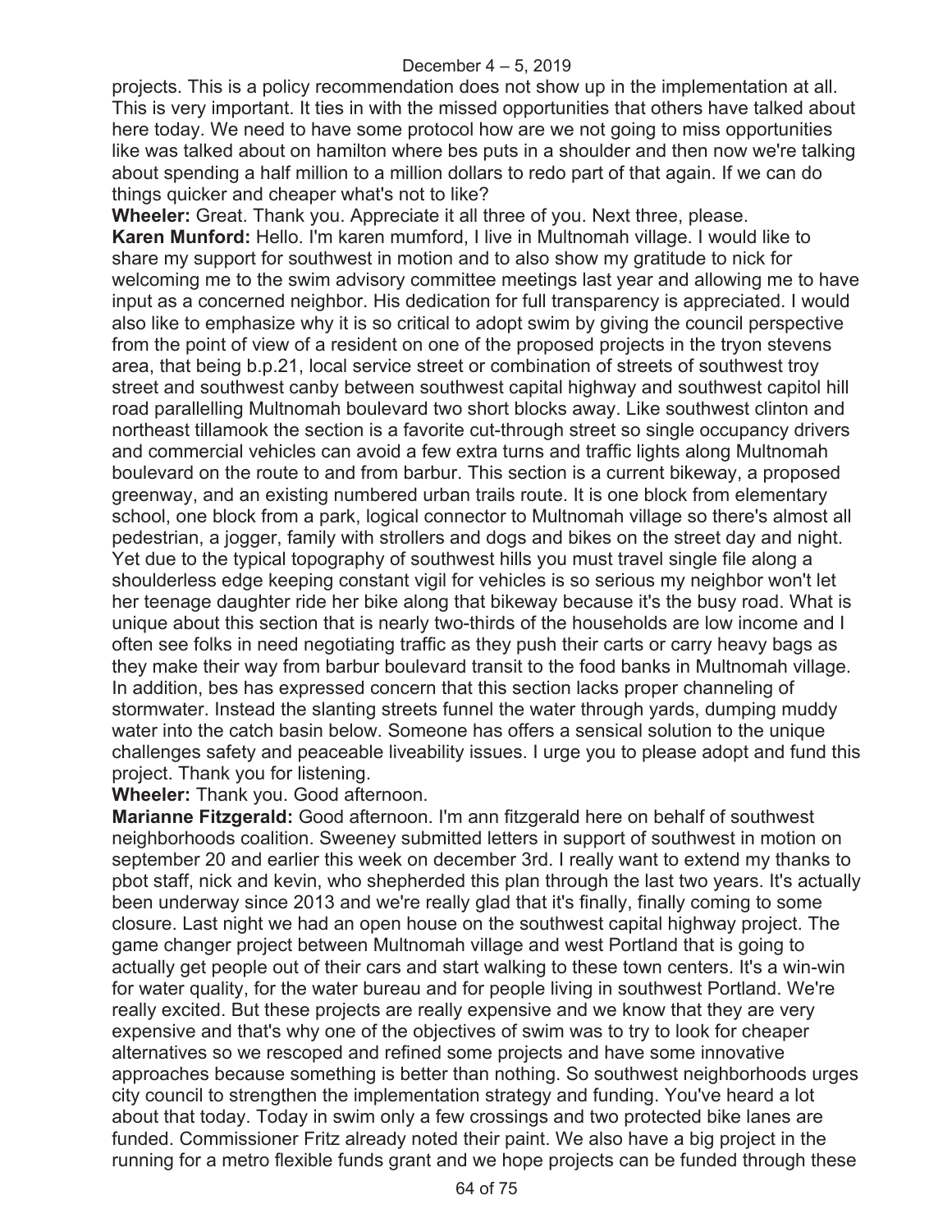projects. This is a policy recommendation does not show up in the implementation at all. This is very important. It ties in with the missed opportunities that others have talked about here today. We need to have some protocol how are we not going to miss opportunities like was talked about on hamilton where bes puts in a shoulder and then now we're talking about spending a half million to a million dollars to redo part of that again. If we can do things quicker and cheaper what's not to like?

**Wheeler:** Great. Thank you. Appreciate it all three of you. Next three, please.

**Karen Munford:** Hello. I'm karen mumford, I live in Multnomah village. I would like to share my support for southwest in motion and to also show my gratitude to nick for welcoming me to the swim advisory committee meetings last year and allowing me to have input as a concerned neighbor. His dedication for full transparency is appreciated. I would also like to emphasize why it is so critical to adopt swim by giving the council perspective from the point of view of a resident on one of the proposed projects in the tryon stevens area, that being b.p.21, local service street or combination of streets of southwest troy street and southwest canby between southwest capital highway and southwest capitol hill road parallelling Multnomah boulevard two short blocks away. Like southwest clinton and northeast tillamook the section is a favorite cut-through street so single occupancy drivers and commercial vehicles can avoid a few extra turns and traffic lights along Multnomah boulevard on the route to and from barbur. This section is a current bikeway, a proposed greenway, and an existing numbered urban trails route. It is one block from elementary school, one block from a park, logical connector to Multnomah village so there's almost all pedestrian, a jogger, family with strollers and dogs and bikes on the street day and night. Yet due to the typical topography of southwest hills you must travel single file along a shoulderless edge keeping constant vigil for vehicles is so serious my neighbor won't let her teenage daughter ride her bike along that bikeway because it's the busy road. What is unique about this section that is nearly two-thirds of the households are low income and I often see folks in need negotiating traffic as they push their carts or carry heavy bags as they make their way from barbur boulevard transit to the food banks in Multnomah village. In addition, bes has expressed concern that this section lacks proper channeling of stormwater. Instead the slanting streets funnel the water through yards, dumping muddy water into the catch basin below. Someone has offers a sensical solution to the unique challenges safety and peaceable liveability issues. I urge you to please adopt and fund this project. Thank you for listening.

**Wheeler:** Thank you. Good afternoon.

**Marianne Fitzgerald:** Good afternoon. I'm ann fitzgerald here on behalf of southwest neighborhoods coalition. Sweeney submitted letters in support of southwest in motion on september 20 and earlier this week on december 3rd. I really want to extend my thanks to pbot staff, nick and kevin, who shepherded this plan through the last two years. It's actually been underway since 2013 and we're really glad that it's finally, finally coming to some closure. Last night we had an open house on the southwest capital highway project. The game changer project between Multnomah village and west Portland that is going to actually get people out of their cars and start walking to these town centers. It's a win-win for water quality, for the water bureau and for people living in southwest Portland. We're really excited. But these projects are really expensive and we know that they are very expensive and that's why one of the objectives of swim was to try to look for cheaper alternatives so we rescoped and refined some projects and have some innovative approaches because something is better than nothing. So southwest neighborhoods urges city council to strengthen the implementation strategy and funding. You've heard a lot about that today. Today in swim only a few crossings and two protected bike lanes are funded. Commissioner Fritz already noted their paint. We also have a big project in the running for a metro flexible funds grant and we hope projects can be funded through these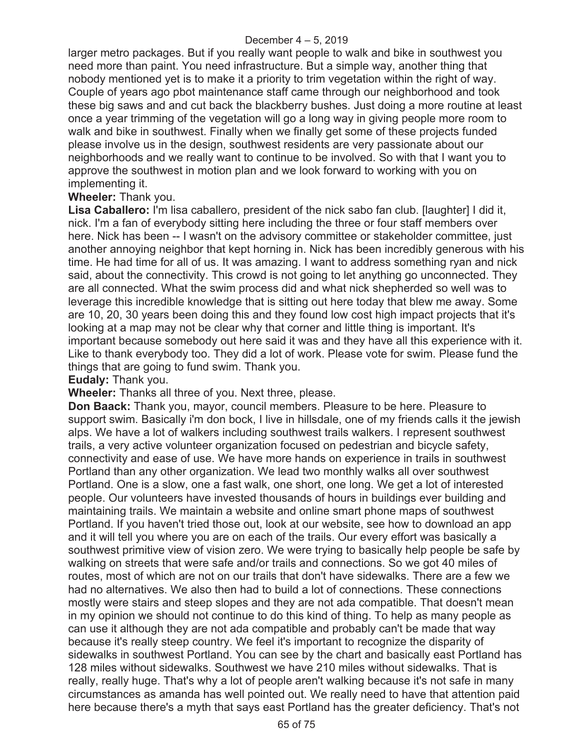larger metro packages. But if you really want people to walk and bike in southwest you need more than paint. You need infrastructure. But a simple way, another thing that nobody mentioned yet is to make it a priority to trim vegetation within the right of way. Couple of years ago pbot maintenance staff came through our neighborhood and took these big saws and and cut back the blackberry bushes. Just doing a more routine at least once a year trimming of the vegetation will go a long way in giving people more room to walk and bike in southwest. Finally when we finally get some of these projects funded please involve us in the design, southwest residents are very passionate about our neighborhoods and we really want to continue to be involved. So with that I want you to approve the southwest in motion plan and we look forward to working with you on implementing it.

**Wheeler:** Thank you.

**Lisa Caballero:** I'm lisa caballero, president of the nick sabo fan club. [laughter] I did it, nick. I'm a fan of everybody sitting here including the three or four staff members over here. Nick has been -- I wasn't on the advisory committee or stakeholder committee, just another annoying neighbor that kept horning in. Nick has been incredibly generous with his time. He had time for all of us. It was amazing. I want to address something ryan and nick said, about the connectivity. This crowd is not going to let anything go unconnected. They are all connected. What the swim process did and what nick shepherded so well was to leverage this incredible knowledge that is sitting out here today that blew me away. Some are 10, 20, 30 years been doing this and they found low cost high impact projects that it's looking at a map may not be clear why that corner and little thing is important. It's important because somebody out here said it was and they have all this experience with it. Like to thank everybody too. They did a lot of work. Please vote for swim. Please fund the things that are going to fund swim. Thank you.

**Eudaly:** Thank you.

**Wheeler:** Thanks all three of you. Next three, please.

**Don Baack:** Thank you, mayor, council members. Pleasure to be here. Pleasure to support swim. Basically i'm don bock, I live in hillsdale, one of my friends calls it the jewish alps. We have a lot of walkers including southwest trails walkers. I represent southwest trails, a very active volunteer organization focused on pedestrian and bicycle safety, connectivity and ease of use. We have more hands on experience in trails in southwest Portland than any other organization. We lead two monthly walks all over southwest Portland. One is a slow, one a fast walk, one short, one long. We get a lot of interested people. Our volunteers have invested thousands of hours in buildings ever building and maintaining trails. We maintain a website and online smart phone maps of southwest Portland. If you haven't tried those out, look at our website, see how to download an app and it will tell you where you are on each of the trails. Our every effort was basically a southwest primitive view of vision zero. We were trying to basically help people be safe by walking on streets that were safe and/or trails and connections. So we got 40 miles of routes, most of which are not on our trails that don't have sidewalks. There are a few we had no alternatives. We also then had to build a lot of connections. These connections mostly were stairs and steep slopes and they are not ada compatible. That doesn't mean in my opinion we should not continue to do this kind of thing. To help as many people as can use it although they are not ada compatible and probably can't be made that way because it's really steep country. We feel it's important to recognize the disparity of sidewalks in southwest Portland. You can see by the chart and basically east Portland has 128 miles without sidewalks. Southwest we have 210 miles without sidewalks. That is really, really huge. That's why a lot of people aren't walking because it's not safe in many circumstances as amanda has well pointed out. We really need to have that attention paid here because there's a myth that says east Portland has the greater deficiency. That's not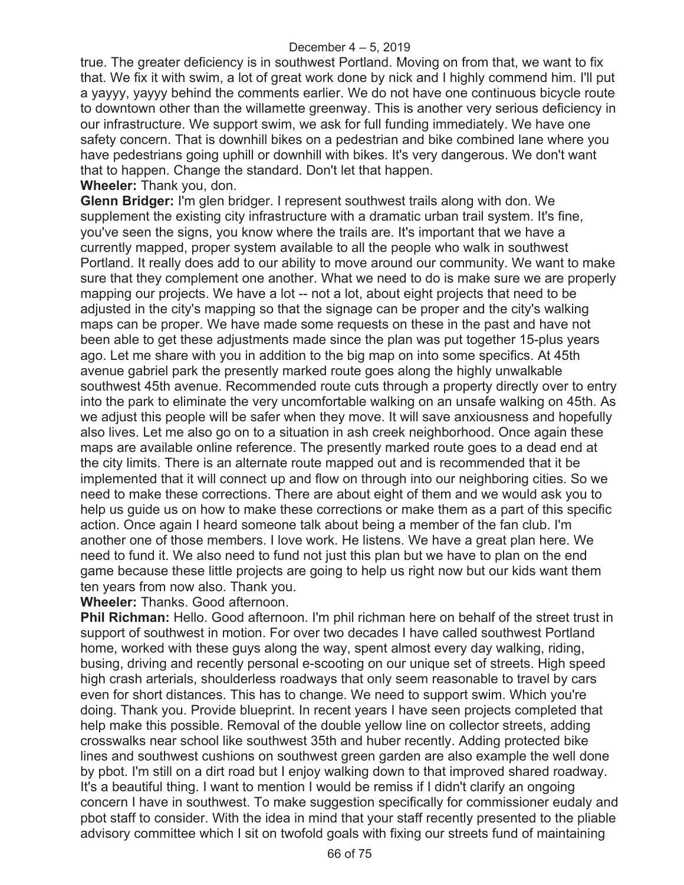true. The greater deficiency is in southwest Portland. Moving on from that, we want to fix that. We fix it with swim, a lot of great work done by nick and I highly commend him. I'll put a yayyy, yayyy behind the comments earlier. We do not have one continuous bicycle route to downtown other than the willamette greenway. This is another very serious deficiency in our infrastructure. We support swim, we ask for full funding immediately. We have one safety concern. That is downhill bikes on a pedestrian and bike combined lane where you have pedestrians going uphill or downhill with bikes. It's very dangerous. We don't want that to happen. Change the standard. Don't let that happen.

**Wheeler:** Thank you, don.

**Glenn Bridger:** I'm glen bridger. I represent southwest trails along with don. We supplement the existing city infrastructure with a dramatic urban trail system. It's fine, you've seen the signs, you know where the trails are. It's important that we have a currently mapped, proper system available to all the people who walk in southwest Portland. It really does add to our ability to move around our community. We want to make sure that they complement one another. What we need to do is make sure we are properly mapping our projects. We have a lot -- not a lot, about eight projects that need to be adjusted in the city's mapping so that the signage can be proper and the city's walking maps can be proper. We have made some requests on these in the past and have not been able to get these adjustments made since the plan was put together 15-plus years ago. Let me share with you in addition to the big map on into some specifics. At 45th avenue gabriel park the presently marked route goes along the highly unwalkable southwest 45th avenue. Recommended route cuts through a property directly over to entry into the park to eliminate the very uncomfortable walking on an unsafe walking on 45th. As we adjust this people will be safer when they move. It will save anxiousness and hopefully also lives. Let me also go on to a situation in ash creek neighborhood. Once again these maps are available online reference. The presently marked route goes to a dead end at the city limits. There is an alternate route mapped out and is recommended that it be implemented that it will connect up and flow on through into our neighboring cities. So we need to make these corrections. There are about eight of them and we would ask you to help us guide us on how to make these corrections or make them as a part of this specific action. Once again I heard someone talk about being a member of the fan club. I'm another one of those members. I love work. He listens. We have a great plan here. We need to fund it. We also need to fund not just this plan but we have to plan on the end game because these little projects are going to help us right now but our kids want them ten years from now also. Thank you.

**Wheeler:** Thanks. Good afternoon.

**Phil Richman:** Hello. Good afternoon. I'm phil richman here on behalf of the street trust in support of southwest in motion. For over two decades I have called southwest Portland home, worked with these guys along the way, spent almost every day walking, riding, busing, driving and recently personal e-scooting on our unique set of streets. High speed high crash arterials, shoulderless roadways that only seem reasonable to travel by cars even for short distances. This has to change. We need to support swim. Which you're doing. Thank you. Provide blueprint. In recent years I have seen projects completed that help make this possible. Removal of the double yellow line on collector streets, adding crosswalks near school like southwest 35th and huber recently. Adding protected bike lines and southwest cushions on southwest green garden are also example the well done by pbot. I'm still on a dirt road but I enjoy walking down to that improved shared roadway. It's a beautiful thing. I want to mention I would be remiss if I didn't clarify an ongoing concern I have in southwest. To make suggestion specifically for commissioner eudaly and pbot staff to consider. With the idea in mind that your staff recently presented to the pliable advisory committee which I sit on twofold goals with fixing our streets fund of maintaining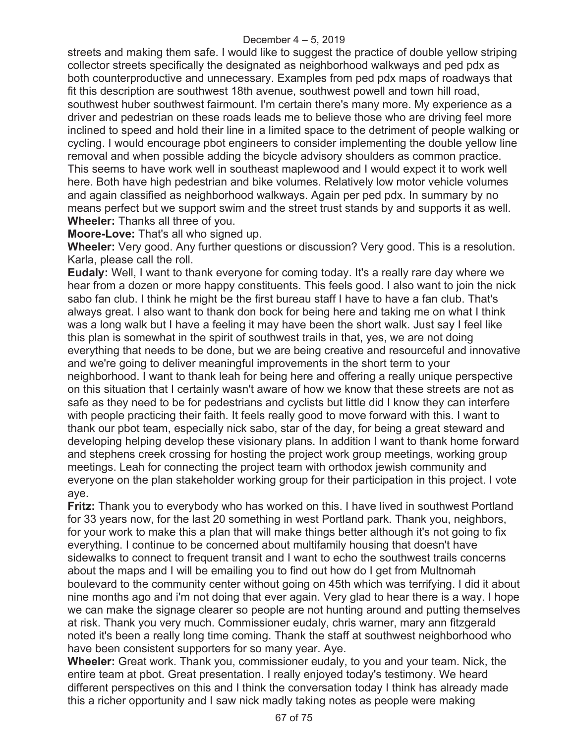streets and making them safe. I would like to suggest the practice of double yellow striping collector streets specifically the designated as neighborhood walkways and ped pdx as both counterproductive and unnecessary. Examples from ped pdx maps of roadways that fit this description are southwest 18th avenue, southwest powell and town hill road, southwest huber southwest fairmount. I'm certain there's many more. My experience as a driver and pedestrian on these roads leads me to believe those who are driving feel more inclined to speed and hold their line in a limited space to the detriment of people walking or cycling. I would encourage pbot engineers to consider implementing the double yellow line removal and when possible adding the bicycle advisory shoulders as common practice. This seems to have work well in southeast maplewood and I would expect it to work well here. Both have high pedestrian and bike volumes. Relatively low motor vehicle volumes and again classified as neighborhood walkways. Again per ped pdx. In summary by no means perfect but we support swim and the street trust stands by and supports it as well.

**Wheeler:** Thanks all three of you.

**Moore-Love:** That's all who signed up.

**Wheeler:** Very good. Any further questions or discussion? Very good. This is a resolution. Karla, please call the roll.

**Eudaly:** Well, I want to thank everyone for coming today. It's a really rare day where we hear from a dozen or more happy constituents. This feels good. I also want to join the nick sabo fan club. I think he might be the first bureau staff I have to have a fan club. That's always great. I also want to thank don bock for being here and taking me on what I think was a long walk but I have a feeling it may have been the short walk. Just say I feel like this plan is somewhat in the spirit of southwest trails in that, yes, we are not doing everything that needs to be done, but we are being creative and resourceful and innovative and we're going to deliver meaningful improvements in the short term to your neighborhood. I want to thank leah for being here and offering a really unique perspective on this situation that I certainly wasn't aware of how we know that these streets are not as safe as they need to be for pedestrians and cyclists but little did I know they can interfere with people practicing their faith. It feels really good to move forward with this. I want to thank our pbot team, especially nick sabo, star of the day, for being a great steward and developing helping develop these visionary plans. In addition I want to thank home forward and stephens creek crossing for hosting the project work group meetings, working group meetings. Leah for connecting the project team with orthodox jewish community and everyone on the plan stakeholder working group for their participation in this project. I vote aye.

**Fritz:** Thank you to everybody who has worked on this. I have lived in southwest Portland for 33 years now, for the last 20 something in west Portland park. Thank you, neighbors, for your work to make this a plan that will make things better although it's not going to fix everything. I continue to be concerned about multifamily housing that doesn't have sidewalks to connect to frequent transit and I want to echo the southwest trails concerns about the maps and I will be emailing you to find out how do I get from Multnomah boulevard to the community center without going on 45th which was terrifying. I did it about nine months ago and i'm not doing that ever again. Very glad to hear there is a way. I hope we can make the signage clearer so people are not hunting around and putting themselves at risk. Thank you very much. Commissioner eudaly, chris warner, mary ann fitzgerald noted it's been a really long time coming. Thank the staff at southwest neighborhood who have been consistent supporters for so many year. Aye.

**Wheeler:** Great work. Thank you, commissioner eudaly, to you and your team. Nick, the entire team at pbot. Great presentation. I really enjoyed today's testimony. We heard different perspectives on this and I think the conversation today I think has already made this a richer opportunity and I saw nick madly taking notes as people were making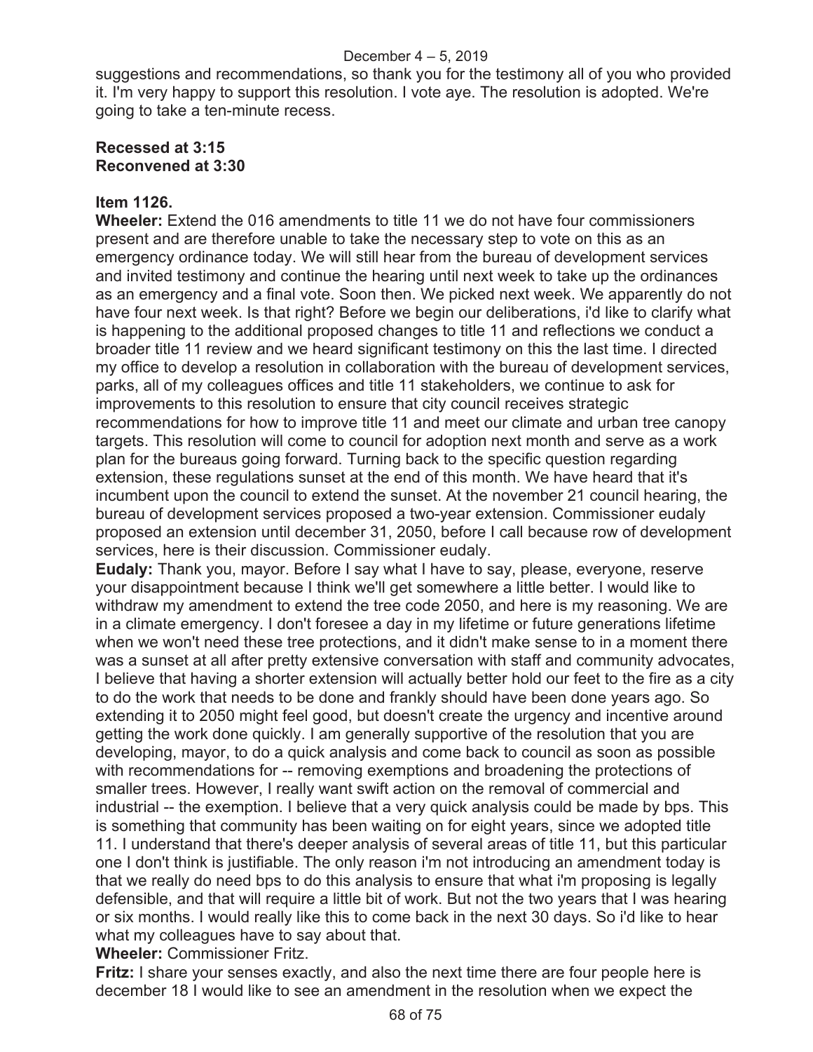suggestions and recommendations, so thank you for the testimony all of you who provided it. I'm very happy to support this resolution. I vote aye. The resolution is adopted. We're going to take a ten-minute recess.

**Recessed at 3:15**
**Reconvened at 3:30**

**Item 1126.**

**Wheeler:** Extend the 016 amendments to title 11 we do not have four commissioners present and are therefore unable to take the necessary step to vote on this as an emergency ordinance today. We will still hear from the bureau of development services and invited testimony and continue the hearing until next week to take up the ordinances as an emergency and a final vote. Soon then. We picked next week. We apparently do not have four next week. Is that right? Before we begin our deliberations, i'd like to clarify what is happening to the additional proposed changes to title 11 and reflections we conduct a broader title 11 review and we heard significant testimony on this the last time. I directed my office to develop a resolution in collaboration with the bureau of development services, parks, all of my colleagues offices and title 11 stakeholders, we continue to ask for improvements to this resolution to ensure that city council receives strategic recommendations for how to improve title 11 and meet our climate and urban tree canopy targets. This resolution will come to council for adoption next month and serve as a work plan for the bureaus going forward. Turning back to the specific question regarding extension, these regulations sunset at the end of this month. We have heard that it's incumbent upon the council to extend the sunset. At the november 21 council hearing, the bureau of development services proposed a two-year extension. Commissioner eudaly proposed an extension until december 31, 2050, before I call because row of development services, here is their discussion. Commissioner eudaly.

**Eudaly:** Thank you, mayor. Before I say what I have to say, please, everyone, reserve your disappointment because I think we'll get somewhere a little better. I would like to withdraw my amendment to extend the tree code 2050, and here is my reasoning. We are in a climate emergency. I don't foresee a day in my lifetime or future generations lifetime when we won't need these tree protections, and it didn't make sense to in a moment there was a sunset at all after pretty extensive conversation with staff and community advocates, I believe that having a shorter extension will actually better hold our feet to the fire as a city to do the work that needs to be done and frankly should have been done years ago. So extending it to 2050 might feel good, but doesn't create the urgency and incentive around getting the work done quickly. I am generally supportive of the resolution that you are developing, mayor, to do a quick analysis and come back to council as soon as possible with recommendations for -- removing exemptions and broadening the protections of smaller trees. However, I really want swift action on the removal of commercial and industrial -- the exemption. I believe that a very quick analysis could be made by bps. This is something that community has been waiting on for eight years, since we adopted title 11. I understand that there's deeper analysis of several areas of title 11, but this particular one I don't think is justifiable. The only reason i'm not introducing an amendment today is that we really do need bps to do this analysis to ensure that what i'm proposing is legally defensible, and that will require a little bit of work. But not the two years that I was hearing or six months. I would really like this to come back in the next 30 days. So i'd like to hear what my colleagues have to say about that.

**Wheeler:** Commissioner Fritz.

**Fritz:** I share your senses exactly, and also the next time there are four people here is december 18 I would like to see an amendment in the resolution when we expect the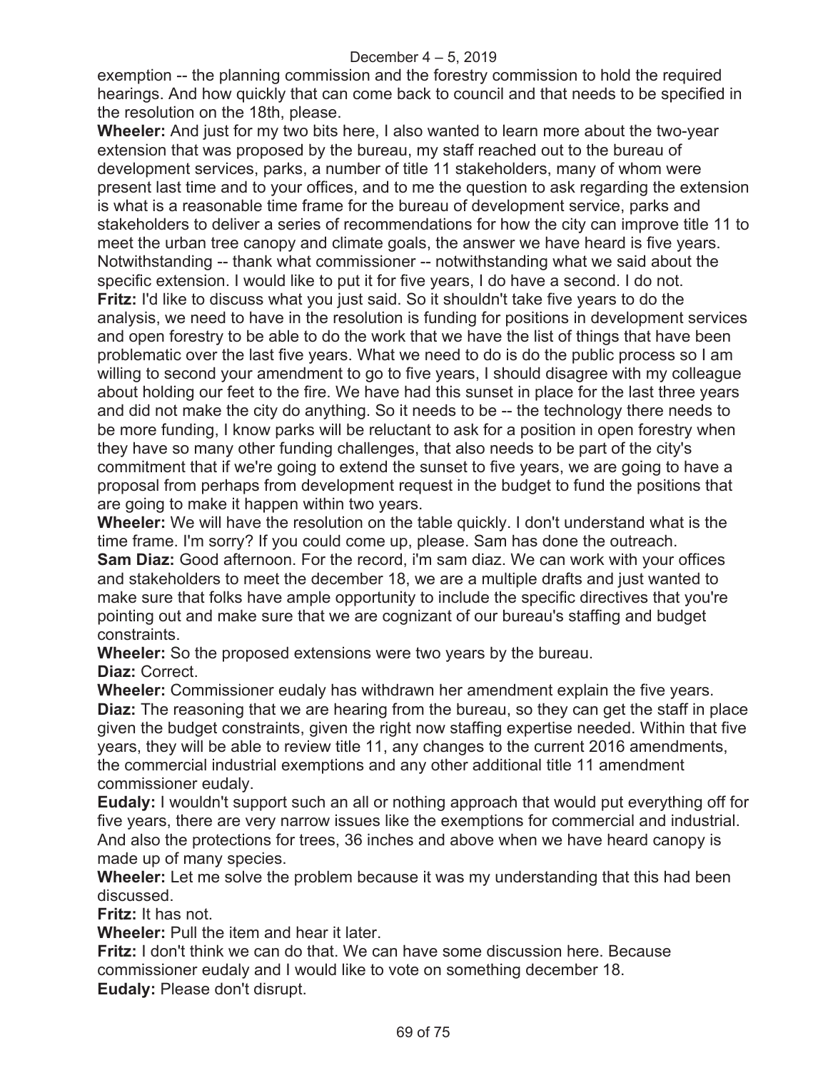exemption -- the planning commission and the forestry commission to hold the required hearings. And how quickly that can come back to council and that needs to be specified in the resolution on the 18th, please.

**Wheeler:** And just for my two bits here, I also wanted to learn more about the two-year extension that was proposed by the bureau, my staff reached out to the bureau of development services, parks, a number of title 11 stakeholders, many of whom were present last time and to your offices, and to me the question to ask regarding the extension is what is a reasonable time frame for the bureau of development service, parks and stakeholders to deliver a series of recommendations for how the city can improve title 11 to meet the urban tree canopy and climate goals, the answer we have heard is five years. Notwithstanding -- thank what commissioner -- notwithstanding what we said about the specific extension. I would like to put it for five years, I do have a second. I do not.

**Fritz:** I'd like to discuss what you just said. So it shouldn't take five years to do the analysis, we need to have in the resolution is funding for positions in development services and open forestry to be able to do the work that we have the list of things that have been problematic over the last five years. What we need to do is do the public process so I am willing to second your amendment to go to five years, I should disagree with my colleague about holding our feet to the fire. We have had this sunset in place for the last three years and did not make the city do anything. So it needs to be -- the technology there needs to be more funding, I know parks will be reluctant to ask for a position in open forestry when they have so many other funding challenges, that also needs to be part of the city's commitment that if we're going to extend the sunset to five years, we are going to have a proposal from perhaps from development request in the budget to fund the positions that are going to make it happen within two years.

**Wheeler:** We will have the resolution on the table quickly. I don't understand what is the time frame. I'm sorry? If you could come up, please. Sam has done the outreach.

**Sam Diaz:** Good afternoon. For the record, i'm sam diaz. We can work with your offices and stakeholders to meet the december 18, we are a multiple drafts and just wanted to make sure that folks have ample opportunity to include the specific directives that you're pointing out and make sure that we are cognizant of our bureau's staffing and budget constraints.

**Wheeler:** So the proposed extensions were two years by the bureau.

**Diaz:** Correct.

**Wheeler:** Commissioner eudaly has withdrawn her amendment explain the five years.

**Diaz:** The reasoning that we are hearing from the bureau, so they can get the staff in place given the budget constraints, given the right now staffing expertise needed. Within that five years, they will be able to review title 11, any changes to the current 2016 amendments, the commercial industrial exemptions and any other additional title 11 amendment commissioner eudaly.

**Eudaly:** I wouldn't support such an all or nothing approach that would put everything off for five years, there are very narrow issues like the exemptions for commercial and industrial. And also the protections for trees, 36 inches and above when we have heard canopy is made up of many species.

**Wheeler:** Let me solve the problem because it was my understanding that this had been discussed.

**Fritz:** It has not.

**Wheeler:** Pull the item and hear it later.

**Fritz:** I don't think we can do that. We can have some discussion here. Because commissioner eudaly and I would like to vote on something december 18.

**Eudaly:** Please don't disrupt.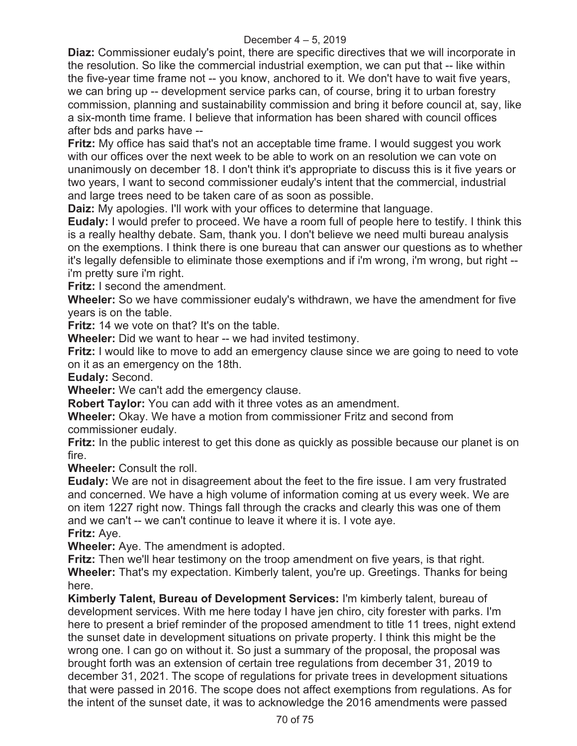**Diaz:** Commissioner eudaly's point, there are specific directives that we will incorporate in the resolution. So like the commercial industrial exemption, we can put that -- like within the five-year time frame not -- you know, anchored to it. We don't have to wait five years, we can bring up -- development service parks can, of course, bring it to urban forestry commission, planning and sustainability commission and bring it before council at, say, like a six-month time frame. I believe that information has been shared with council offices after bds and parks have --

**Fritz:** My office has said that's not an acceptable time frame. I would suggest you work with our offices over the next week to be able to work on an resolution we can vote on unanimously on december 18. I don't think it's appropriate to discuss this is it five years or two years, I want to second commissioner eudaly's intent that the commercial, industrial and large trees need to be taken care of as soon as possible.

**Daiz:** My apologies. I'll work with your offices to determine that language.

**Eudaly:** I would prefer to proceed. We have a room full of people here to testify. I think this is a really healthy debate. Sam, thank you. I don't believe we need multi bureau analysis on the exemptions. I think there is one bureau that can answer our questions as to whether it's legally defensible to eliminate those exemptions and if i'm wrong, i'm wrong, but right -- i'm pretty sure i'm right.

**Fritz:** I second the amendment.

**Wheeler:** So we have commissioner eudaly's withdrawn, we have the amendment for five years is on the table.

**Fritz:** 14 we vote on that? It's on the table.

**Wheeler:** Did we want to hear -- we had invited testimony.

**Fritz:** I would like to move to add an emergency clause since we are going to need to vote on it as an emergency on the 18th.

**Eudaly:** Second.

**Wheeler:** We can't add the emergency clause.

**Robert Taylor:** You can add with it three votes as an amendment.

**Wheeler:** Okay. We have a motion from commissioner Fritz and second from commissioner eudaly.

**Fritz:** In the public interest to get this done as quickly as possible because our planet is on fire.

**Wheeler:** Consult the roll.

**Eudaly:** We are not in disagreement about the feet to the fire issue. I am very frustrated and concerned. We have a high volume of information coming at us every week. We are on item 1227 right now. Things fall through the cracks and clearly this was one of them and we can't -- we can't continue to leave it where it is. I vote aye.

**Fritz:** Aye.

**Wheeler:** Aye. The amendment is adopted.

**Fritz:** Then we'll hear testimony on the troop amendment on five years, is that right.

**Wheeler:** That's my expectation. Kimberly talent, you're up. Greetings. Thanks for being here.

**Kimberly Talent, Bureau of Development Services:** I'm kimberly talent, bureau of development services. With me here today I have jen chiro, city forester with parks. I'm here to present a brief reminder of the proposed amendment to title 11 trees, night extend the sunset date in development situations on private property. I think this might be the wrong one. I can go on without it. So just a summary of the proposal, the proposal was brought forth was an extension of certain tree regulations from december 31, 2019 to december 31, 2021. The scope of regulations for private trees in development situations that were passed in 2016. The scope does not affect exemptions from regulations. As for the intent of the sunset date, it was to acknowledge the 2016 amendments were passed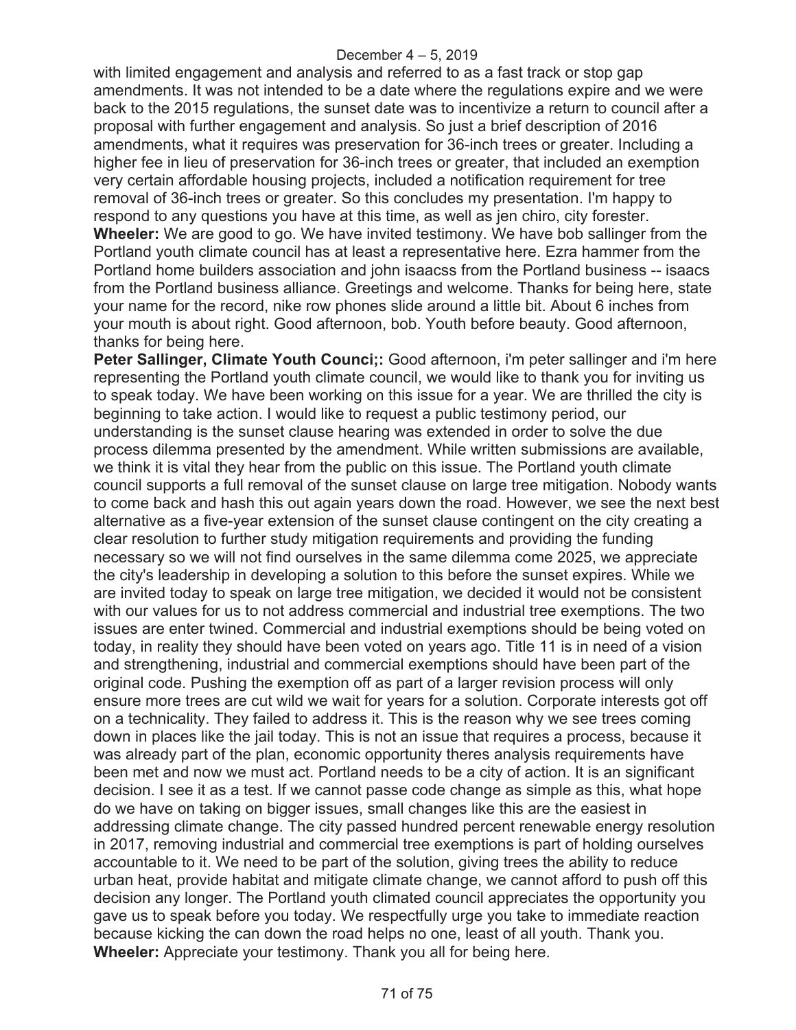with limited engagement and analysis and referred to as a fast track or stop gap amendments. It was not intended to be a date where the regulations expire and we were back to the 2015 regulations, the sunset date was to incentivize a return to council after a proposal with further engagement and analysis. So just a brief description of 2016 amendments, what it requires was preservation for 36-inch trees or greater. Including a higher fee in lieu of preservation for 36-inch trees or greater, that included an exemption very certain affordable housing projects, included a notification requirement for tree removal of 36-inch trees or greater. So this concludes my presentation. I'm happy to respond to any questions you have at this time, as well as jen chiro, city forester.

**Wheeler:** We are good to go. We have invited testimony. We have bob sallinger from the Portland youth climate council has at least a representative here. Ezra hammer from the Portland home builders association and john isaacss from the Portland business -- isaacs from the Portland business alliance. Greetings and welcome. Thanks for being here, state your name for the record, nike row phones slide around a little bit. About 6 inches from your mouth is about right. Good afternoon, bob. Youth before beauty. Good afternoon, thanks for being here.

**Peter Sallinger, Climate Youth Counci;:** Good afternoon, i'm peter sallinger and i'm here representing the Portland youth climate council, we would like to thank you for inviting us to speak today. We have been working on this issue for a year. We are thrilled the city is beginning to take action. I would like to request a public testimony period, our understanding is the sunset clause hearing was extended in order to solve the due process dilemma presented by the amendment. While written submissions are available, we think it is vital they hear from the public on this issue. The Portland youth climate council supports a full removal of the sunset clause on large tree mitigation. Nobody wants to come back and hash this out again years down the road. However, we see the next best alternative as a five-year extension of the sunset clause contingent on the city creating a clear resolution to further study mitigation requirements and providing the funding necessary so we will not find ourselves in the same dilemma come 2025, we appreciate the city's leadership in developing a solution to this before the sunset expires. While we are invited today to speak on large tree mitigation, we decided it would not be consistent with our values for us to not address commercial and industrial tree exemptions. The two issues are enter twined. Commercial and industrial exemptions should be being voted on today, in reality they should have been voted on years ago. Title 11 is in need of a vision and strengthening, industrial and commercial exemptions should have been part of the original code. Pushing the exemption off as part of a larger revision process will only ensure more trees are cut wild we wait for years for a solution. Corporate interests got off on a technicality. They failed to address it. This is the reason why we see trees coming down in places like the jail today. This is not an issue that requires a process, because it was already part of the plan, economic opportunity theres analysis requirements have been met and now we must act. Portland needs to be a city of action. It is an significant decision. I see it as a test. If we cannot passe code change as simple as this, what hope do we have on taking on bigger issues, small changes like this are the easiest in addressing climate change. The city passed hundred percent renewable energy resolution in 2017, removing industrial and commercial tree exemptions is part of holding ourselves accountable to it. We need to be part of the solution, giving trees the ability to reduce urban heat, provide habitat and mitigate climate change, we cannot afford to push off this decision any longer. The Portland youth climated council appreciates the opportunity you gave us to speak before you today. We respectfully urge you take to immediate reaction because kicking the can down the road helps no one, least of all youth. Thank you.

**Wheeler:** Appreciate your testimony. Thank you all for being here.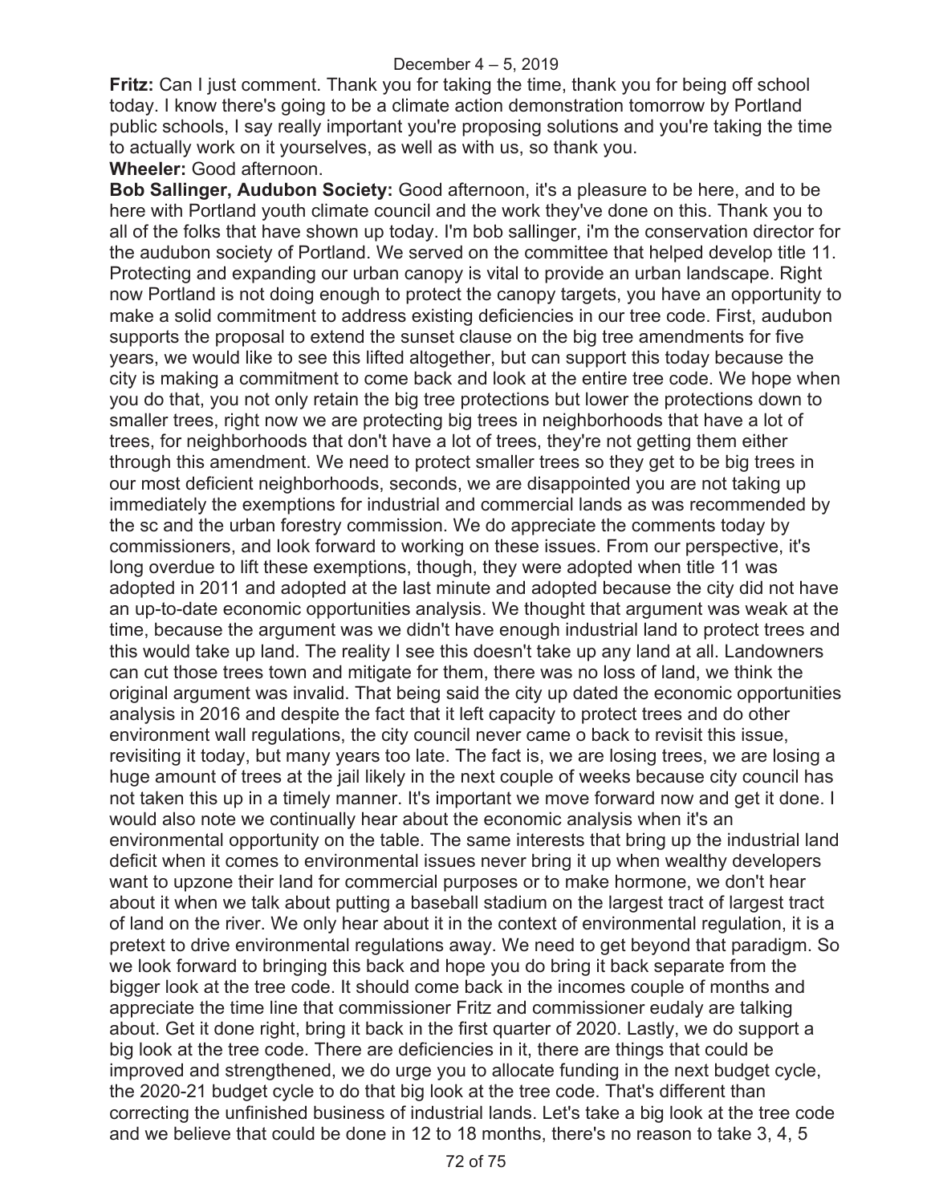**Fritz:** Can I just comment. Thank you for taking the time, thank you for being off school today. I know there's going to be a climate action demonstration tomorrow by Portland public schools, I say really important you're proposing solutions and you're taking the time to actually work on it yourselves, as well as with us, so thank you.

**Wheeler:** Good afternoon.

**Bob Sallinger, Audubon Society:** Good afternoon, it's a pleasure to be here, and to be here with Portland youth climate council and the work they've done on this. Thank you to all of the folks that have shown up today. I'm bob sallinger, i'm the conservation director for the audubon society of Portland. We served on the committee that helped develop title 11. Protecting and expanding our urban canopy is vital to provide an urban landscape. Right now Portland is not doing enough to protect the canopy targets, you have an opportunity to make a solid commitment to address existing deficiencies in our tree code. First, audubon supports the proposal to extend the sunset clause on the big tree amendments for five years, we would like to see this lifted altogether, but can support this today because the city is making a commitment to come back and look at the entire tree code. We hope when you do that, you not only retain the big tree protections but lower the protections down to smaller trees, right now we are protecting big trees in neighborhoods that have a lot of trees, for neighborhoods that don't have a lot of trees, they're not getting them either through this amendment. We need to protect smaller trees so they get to be big trees in our most deficient neighborhoods, seconds, we are disappointed you are not taking up immediately the exemptions for industrial and commercial lands as was recommended by the sc and the urban forestry commission. We do appreciate the comments today by commissioners, and look forward to working on these issues. From our perspective, it's long overdue to lift these exemptions, though, they were adopted when title 11 was adopted in 2011 and adopted at the last minute and adopted because the city did not have an up-to-date economic opportunities analysis. We thought that argument was weak at the time, because the argument was we didn't have enough industrial land to protect trees and this would take up land. The reality I see this doesn't take up any land at all. Landowners can cut those trees town and mitigate for them, there was no loss of land, we think the original argument was invalid. That being said the city up dated the economic opportunities analysis in 2016 and despite the fact that it left capacity to protect trees and do other environment wall regulations, the city council never came o back to revisit this issue, revisiting it today, but many years too late. The fact is, we are losing trees, we are losing a huge amount of trees at the jail likely in the next couple of weeks because city council has not taken this up in a timely manner. It's important we move forward now and get it done. I would also note we continually hear about the economic analysis when it's an environmental opportunity on the table. The same interests that bring up the industrial land deficit when it comes to environmental issues never bring it up when wealthy developers want to upzone their land for commercial purposes or to make hormone, we don't hear about it when we talk about putting a baseball stadium on the largest tract of largest tract of land on the river. We only hear about it in the context of environmental regulation, it is a pretext to drive environmental regulations away. We need to get beyond that paradigm. So we look forward to bringing this back and hope you do bring it back separate from the bigger look at the tree code. It should come back in the incomes couple of months and appreciate the time line that commissioner Fritz and commissioner eudaly are talking about. Get it done right, bring it back in the first quarter of 2020. Lastly, we do support a big look at the tree code. There are deficiencies in it, there are things that could be improved and strengthened, we do urge you to allocate funding in the next budget cycle, the 2020-21 budget cycle to do that big look at the tree code. That's different than correcting the unfinished business of industrial lands. Let's take a big look at the tree code and we believe that could be done in 12 to 18 months, there's no reason to take 3, 4, 5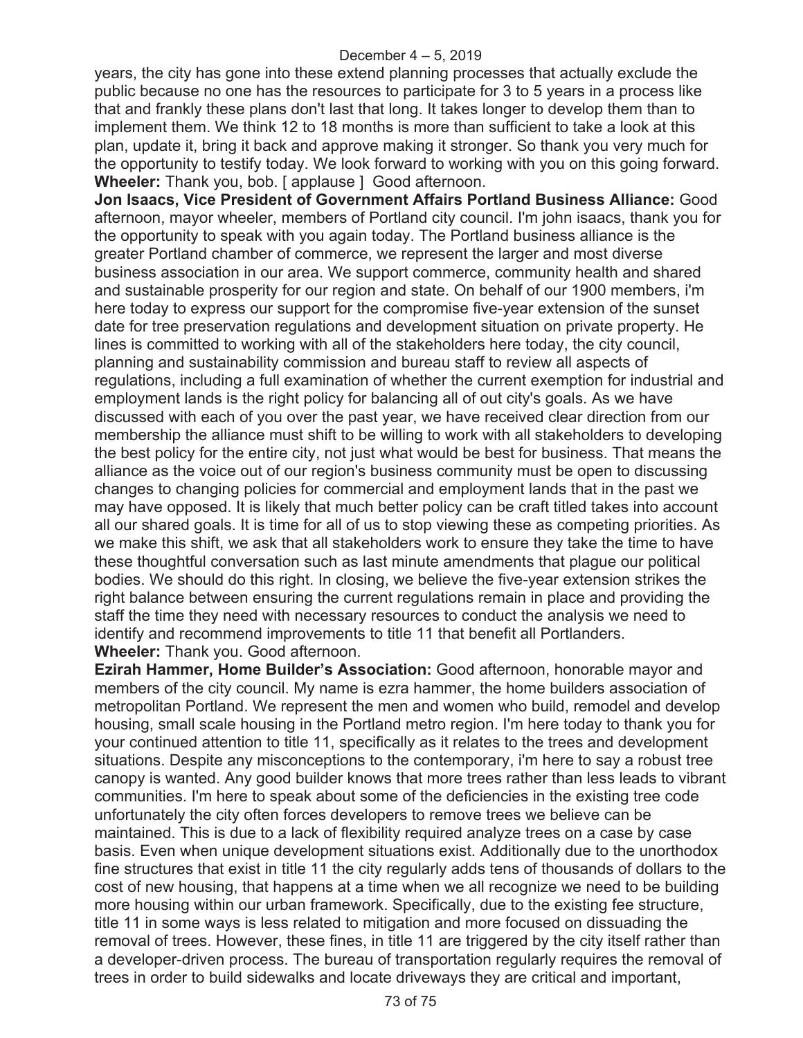years, the city has gone into these extend planning processes that actually exclude the public because no one has the resources to participate for 3 to 5 years in a process like that and frankly these plans don't last that long. It takes longer to develop them than to implement them. We think 12 to 18 months is more than sufficient to take a look at this plan, update it, bring it back and approve making it stronger. So thank you very much for the opportunity to testify today. We look forward to working with you on this going forward.
**Wheeler:** Thank you, bob. [ applause ] Good afternoon.
**Jon Isaacs, Vice President of Government Affairs Portland Business Alliance:** Good afternoon, mayor wheeler, members of Portland city council. I'm john isaacs, thank you for the opportunity to speak with you again today. The Portland business alliance is the greater Portland chamber of commerce, we represent the larger and most diverse business association in our area. We support commerce, community health and shared and sustainable prosperity for our region and state. On behalf of our 1900 members, i'm here today to express our support for the compromise five-year extension of the sunset date for tree preservation regulations and development situation on private property. He lines is committed to working with all of the stakeholders here today, the city council, planning and sustainability commission and bureau staff to review all aspects of regulations, including a full examination of whether the current exemption for industrial and employment lands is the right policy for balancing all of out city's goals. As we have discussed with each of you over the past year, we have received clear direction from our membership the alliance must shift to be willing to work with all stakeholders to developing the best policy for the entire city, not just what would be best for business. That means the alliance as the voice out of our region's business community must be open to discussing changes to changing policies for commercial and employment lands that in the past we may have opposed. It is likely that much better policy can be craft titled takes into account all our shared goals. It is time for all of us to stop viewing these as competing priorities. As we make this shift, we ask that all stakeholders work to ensure they take the time to have these thoughtful conversation such as last minute amendments that plague our political bodies. We should do this right. In closing, we believe the five-year extension strikes the right balance between ensuring the current regulations remain in place and providing the staff the time they need with necessary resources to conduct the analysis we need to identify and recommend improvements to title 11 that benefit all Portlanders.
**Wheeler:** Thank you. Good afternoon.
**Ezirah Hammer, Home Builder's Association:** Good afternoon, honorable mayor and members of the city council. My name is ezra hammer, the home builders association of metropolitan Portland. We represent the men and women who build, remodel and develop housing, small scale housing in the Portland metro region. I'm here today to thank you for your continued attention to title 11, specifically as it relates to the trees and development situations. Despite any misconceptions to the contemporary, i'm here to say a robust tree canopy is wanted. Any good builder knows that more trees rather than less leads to vibrant communities. I'm here to speak about some of the deficiencies in the existing tree code unfortunately the city often forces developers to remove trees we believe can be maintained. This is due to a lack of flexibility required analyze trees on a case by case basis. Even when unique development situations exist. Additionally due to the unorthodox fine structures that exist in title 11 the city regularly adds tens of thousands of dollars to the cost of new housing, that happens at a time when we all recognize we need to be building more housing within our urban framework. Specifically, due to the existing fee structure, title 11 in some ways is less related to mitigation and more focused on dissuading the removal of trees. However, these fines, in title 11 are triggered by the city itself rather than a developer-driven process. The bureau of transportation regularly requires the removal of trees in order to build sidewalks and locate driveways they are critical and important,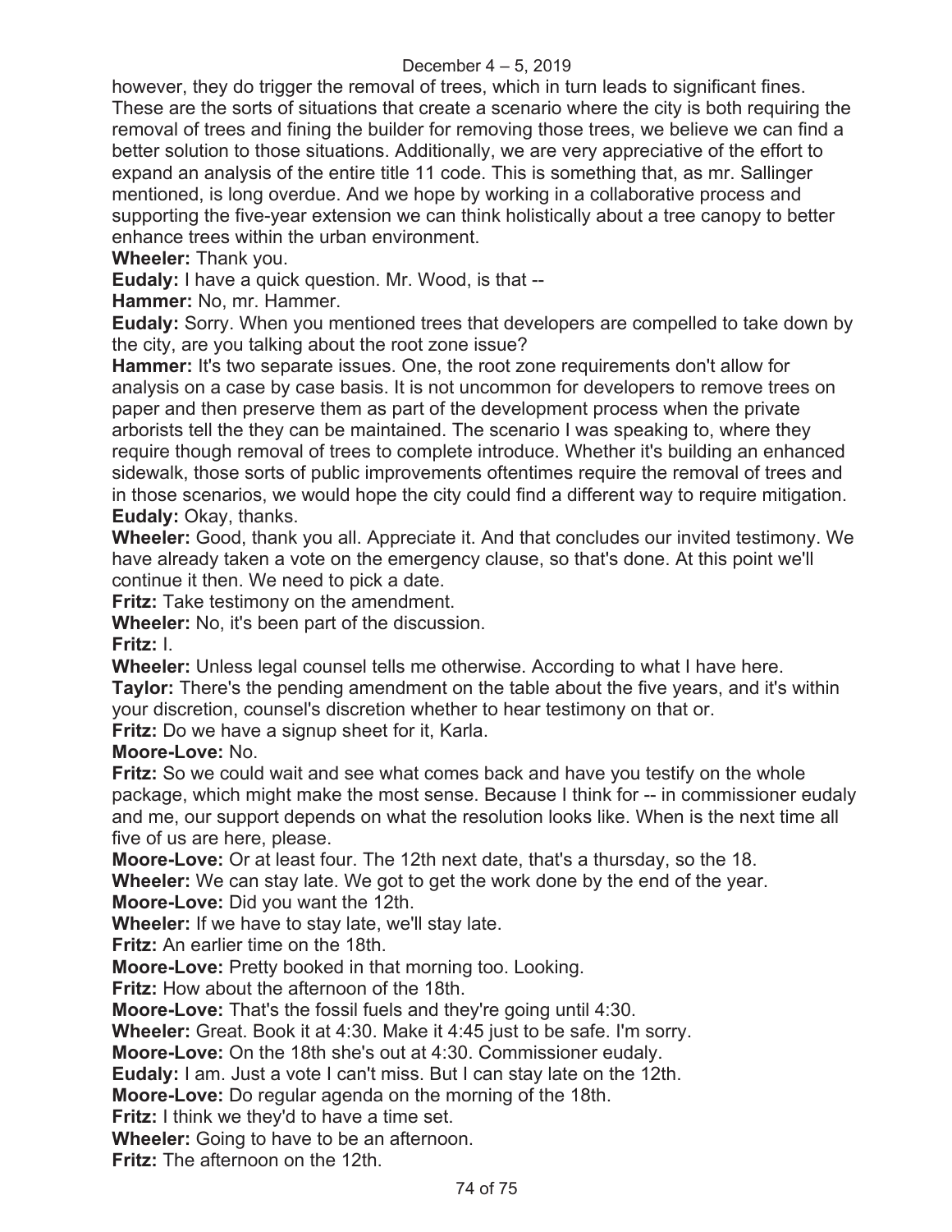however, they do trigger the removal of trees, which in turn leads to significant fines. These are the sorts of situations that create a scenario where the city is both requiring the removal of trees and fining the builder for removing those trees, we believe we can find a better solution to those situations. Additionally, we are very appreciative of the effort to expand an analysis of the entire title 11 code. This is something that, as mr. Sallinger mentioned, is long overdue. And we hope by working in a collaborative process and supporting the five-year extension we can think holistically about a tree canopy to better enhance trees within the urban environment.

**Wheeler:** Thank you.

**Eudaly:** I have a quick question. Mr. Wood, is that --

**Hammer:** No, mr. Hammer.

**Eudaly:** Sorry. When you mentioned trees that developers are compelled to take down by the city, are you talking about the root zone issue?

**Hammer:** It's two separate issues. One, the root zone requirements don't allow for analysis on a case by case basis. It is not uncommon for developers to remove trees on paper and then preserve them as part of the development process when the private arborists tell the they can be maintained. The scenario I was speaking to, where they require though removal of trees to complete introduce. Whether it's building an enhanced sidewalk, those sorts of public improvements oftentimes require the removal of trees and in those scenarios, we would hope the city could find a different way to require mitigation.

**Eudaly:** Okay, thanks.

**Wheeler:** Good, thank you all. Appreciate it. And that concludes our invited testimony. We have already taken a vote on the emergency clause, so that's done. At this point we'll continue it then. We need to pick a date.

**Fritz:** Take testimony on the amendment.

**Wheeler:** No, it's been part of the discussion.

**Fritz:** I.

**Wheeler:** Unless legal counsel tells me otherwise. According to what I have here.

**Taylor:** There's the pending amendment on the table about the five years, and it's within your discretion, counsel's discretion whether to hear testimony on that or.

**Fritz:** Do we have a signup sheet for it, Karla.

**Moore-Love:** No.

**Fritz:** So we could wait and see what comes back and have you testify on the whole package, which might make the most sense. Because I think for -- in commissioner eudaly and me, our support depends on what the resolution looks like. When is the next time all five of us are here, please.

**Moore-Love:** Or at least four. The 12th next date, that's a thursday, so the 18.

**Wheeler:** We can stay late. We got to get the work done by the end of the year.

**Moore-Love:** Did you want the 12th.

**Wheeler:** If we have to stay late, we'll stay late.

**Fritz:** An earlier time on the 18th.

**Moore-Love:** Pretty booked in that morning too. Looking.

**Fritz:** How about the afternoon of the 18th.

**Moore-Love:** That's the fossil fuels and they're going until 4:30.

**Wheeler:** Great. Book it at 4:30. Make it 4:45 just to be safe. I'm sorry.

**Moore-Love:** On the 18th she's out at 4:30. Commissioner eudaly.

**Eudaly:** I am. Just a vote I can't miss. But I can stay late on the 12th.

**Moore-Love:** Do regular agenda on the morning of the 18th.

**Fritz:** I think we they'd to have a time set.

**Wheeler:** Going to have to be an afternoon.

**Fritz:** The afternoon on the 12th.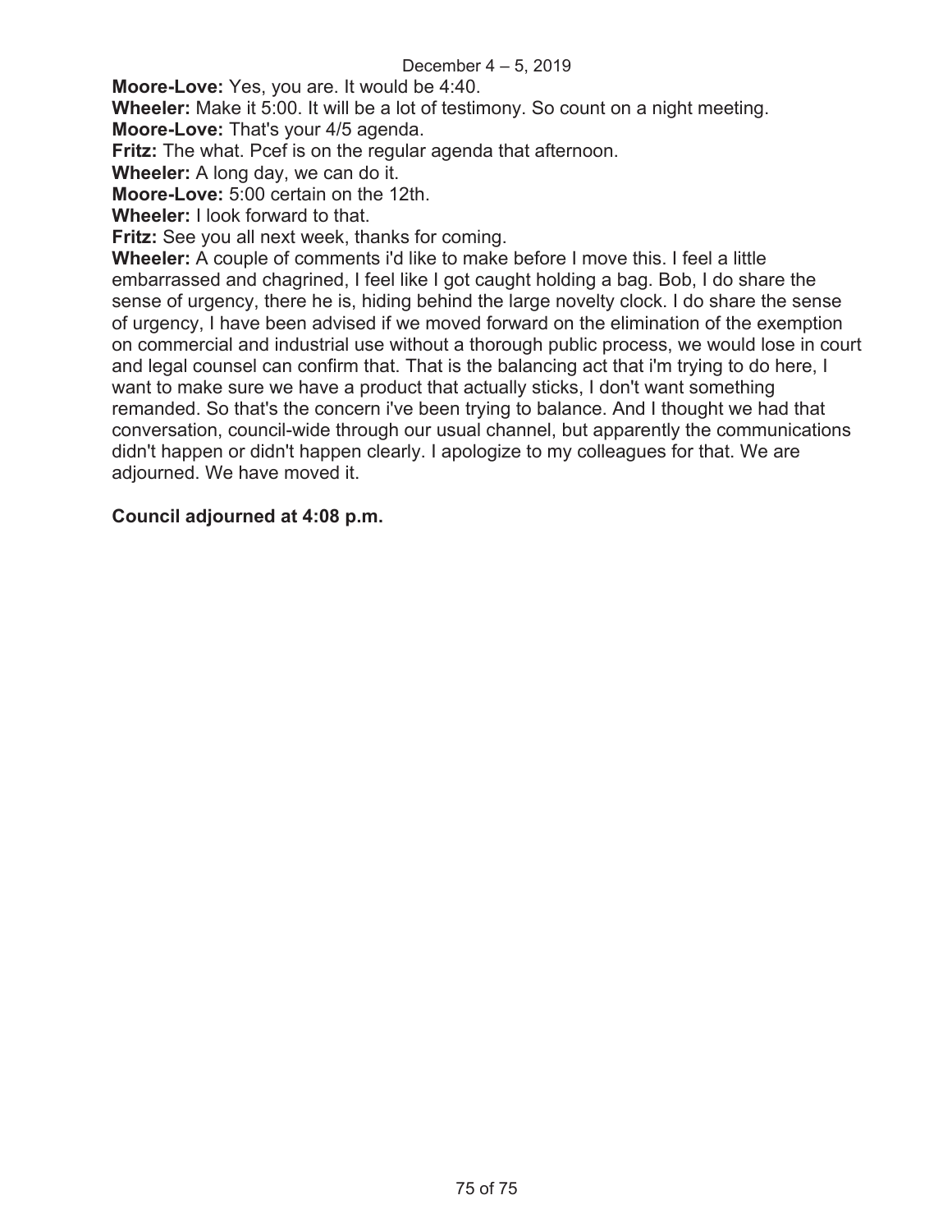**Moore-Love:** Yes, you are. It would be 4:40.

**Wheeler:** Make it 5:00. It will be a lot of testimony. So count on a night meeting.

**Moore-Love:** That's your 4/5 agenda.

**Fritz:** The what. Pcef is on the regular agenda that afternoon.

**Wheeler:** A long day, we can do it.

**Moore-Love:** 5:00 certain on the 12th.

**Wheeler:** I look forward to that.

**Fritz:** See you all next week, thanks for coming.

**Wheeler:** A couple of comments i'd like to make before I move this. I feel a little embarrassed and chagrined, I feel like I got caught holding a bag. Bob, I do share the sense of urgency, there he is, hiding behind the large novelty clock. I do share the sense of urgency, I have been advised if we moved forward on the elimination of the exemption on commercial and industrial use without a thorough public process, we would lose in court and legal counsel can confirm that. That is the balancing act that i'm trying to do here, I want to make sure we have a product that actually sticks, I don't want something remanded. So that's the concern i've been trying to balance. And I thought we had that conversation, council-wide through our usual channel, but apparently the communications didn't happen or didn't happen clearly. I apologize to my colleagues for that. We are adjourned. We have moved it.

**Council adjourned at 4:08 p.m.**